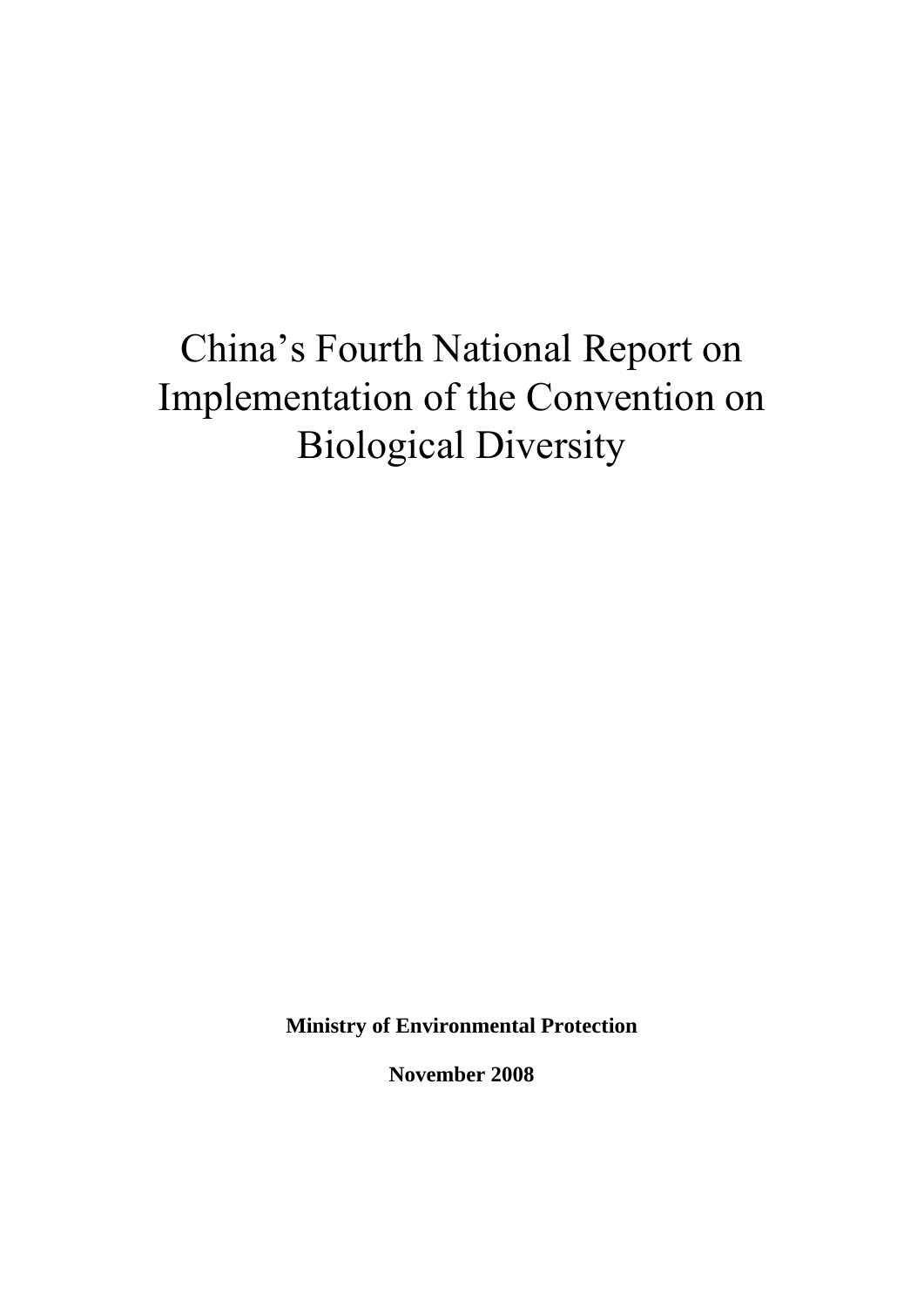# China's Fourth National Report on Implementation of the Convention on Biological Diversity

**Ministry of Environmental Protection**

**November 2008**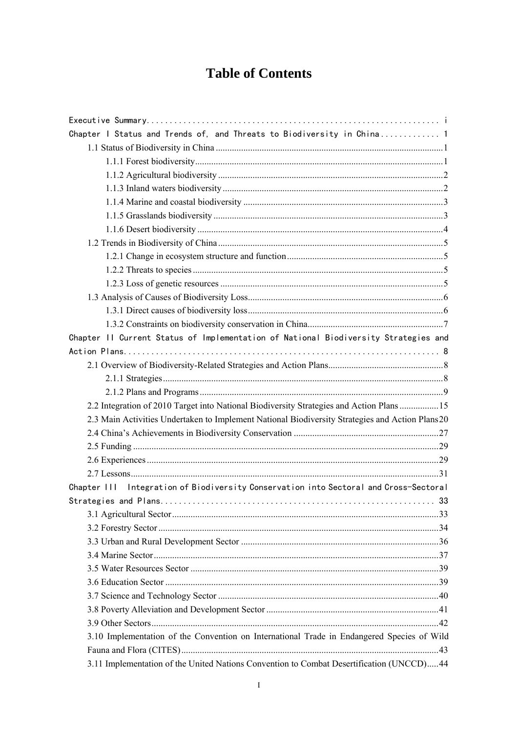# Table of Contents

Executive Summary ..... i

Chapter I Status and Trends of, and Threats to Biodiversity in China ..... 1

- 1.1 Status of Biodiversity in China ..... 1
  - 1.1.1 Forest biodiversity ..... 1
  - 1.1.2 Agricultural biodiversity ..... 2
  - 1.1.3 Inland waters biodiversity ..... 2
  - 1.1.4 Marine and coastal biodiversity ..... 3
  - 1.1.5 Grasslands biodiversity ..... 3
  - 1.1.6 Desert biodiversity ..... 4
- 1.2 Trends in Biodiversity of China ..... 5
  - 1.2.1 Change in ecosystem structure and function ..... 5
  - 1.2.2 Threats to species ..... 5
  - 1.2.3 Loss of genetic resources ..... 5
- 1.3 Analysis of Causes of Biodiversity Loss ..... 6
  - 1.3.1 Direct causes of biodiversity loss ..... 6
  - 1.3.2 Constraints on biodiversity conservation in China ..... 7

Chapter II Current Status of Implementation of National Biodiversity Strategies and Action Plans ..... 8

- 2.1 Overview of Biodiversity-Related Strategies and Action Plans ..... 8
  - 2.1.1 Strategies ..... 8
  - 2.1.2 Plans and Programs ..... 9
- 2.2 Integration of 2010 Target into National Biodiversity Strategies and Action Plans ..... 15
- 2.3 Main Activities Undertaken to Implement National Biodiversity Strategies and Action Plans ..... 20
- 2.4 China's Achievements in Biodiversity Conservation ..... 27
- 2.5 Funding ..... 29
- 2.6 Experiences ..... 29
- 2.7 Lessons ..... 31

Chapter III Integration of Biodiversity Conservation into Sectoral and Cross-Sectoral Strategies and Plans ..... 33

- 3.1 Agricultural Sector ..... 33
- 3.2 Forestry Sector ..... 34
- 3.3 Urban and Rural Development Sector ..... 36
- 3.4 Marine Sector ..... 37
- 3.5 Water Resources Sector ..... 39
- 3.6 Education Sector ..... 39
- 3.7 Science and Technology Sector ..... 40
- 3.8 Poverty Alleviation and Development Sector ..... 41
- 3.9 Other Sectors ..... 42
- 3.10 Implementation of the Convention on International Trade in Endangered Species of Wild Fauna and Flora (CITES) ..... 43
- 3.11 Implementation of the United Nations Convention to Combat Desertification (UNCCD) ..... 44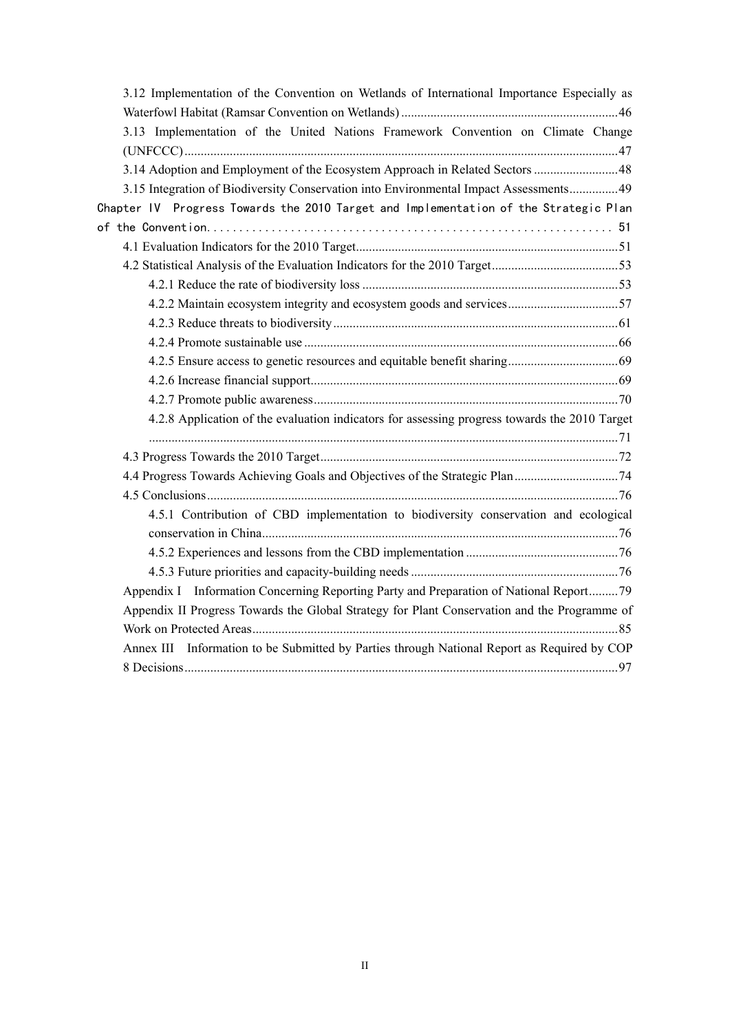3.12 Implementation of the Convention on Wetlands of International Importance Especially as Waterfowl Habitat (Ramsar Convention on Wetlands)....46

3.13 Implementation of the United Nations Framework Convention on Climate Change (UNFCCC)....47

3.14 Adoption and Employment of the Ecosystem Approach in Related Sectors....48

3.15 Integration of Biodiversity Conservation into Environmental Impact Assessments....49

Chapter IV Progress Towards the 2010 Target and Implementation of the Strategic Plan of the Convention....51

4.1 Evaluation Indicators for the 2010 Target....51

4.2 Statistical Analysis of the Evaluation Indicators for the 2010 Target....53

4.2.1 Reduce the rate of biodiversity loss....53

4.2.2 Maintain ecosystem integrity and ecosystem goods and services....57

4.2.3 Reduce threats to biodiversity....61

4.2.4 Promote sustainable use....66

4.2.5 Ensure access to genetic resources and equitable benefit sharing....69

4.2.6 Increase financial support....69

4.2.7 Promote public awareness....70

4.2.8 Application of the evaluation indicators for assessing progress towards the 2010 Target....71

4.3 Progress Towards the 2010 Target....72

4.4 Progress Towards Achieving Goals and Objectives of the Strategic Plan....74

4.5 Conclusions....76

4.5.1 Contribution of CBD implementation to biodiversity conservation and ecological conservation in China....76

4.5.2 Experiences and lessons from the CBD implementation....76

4.5.3 Future priorities and capacity-building needs....76

Appendix I Information Concerning Reporting Party and Preparation of National Report....79

Appendix II Progress Towards the Global Strategy for Plant Conservation and the Programme of Work on Protected Areas....85

Annex III Information to be Submitted by Parties through National Report as Required by COP 8 Decisions....97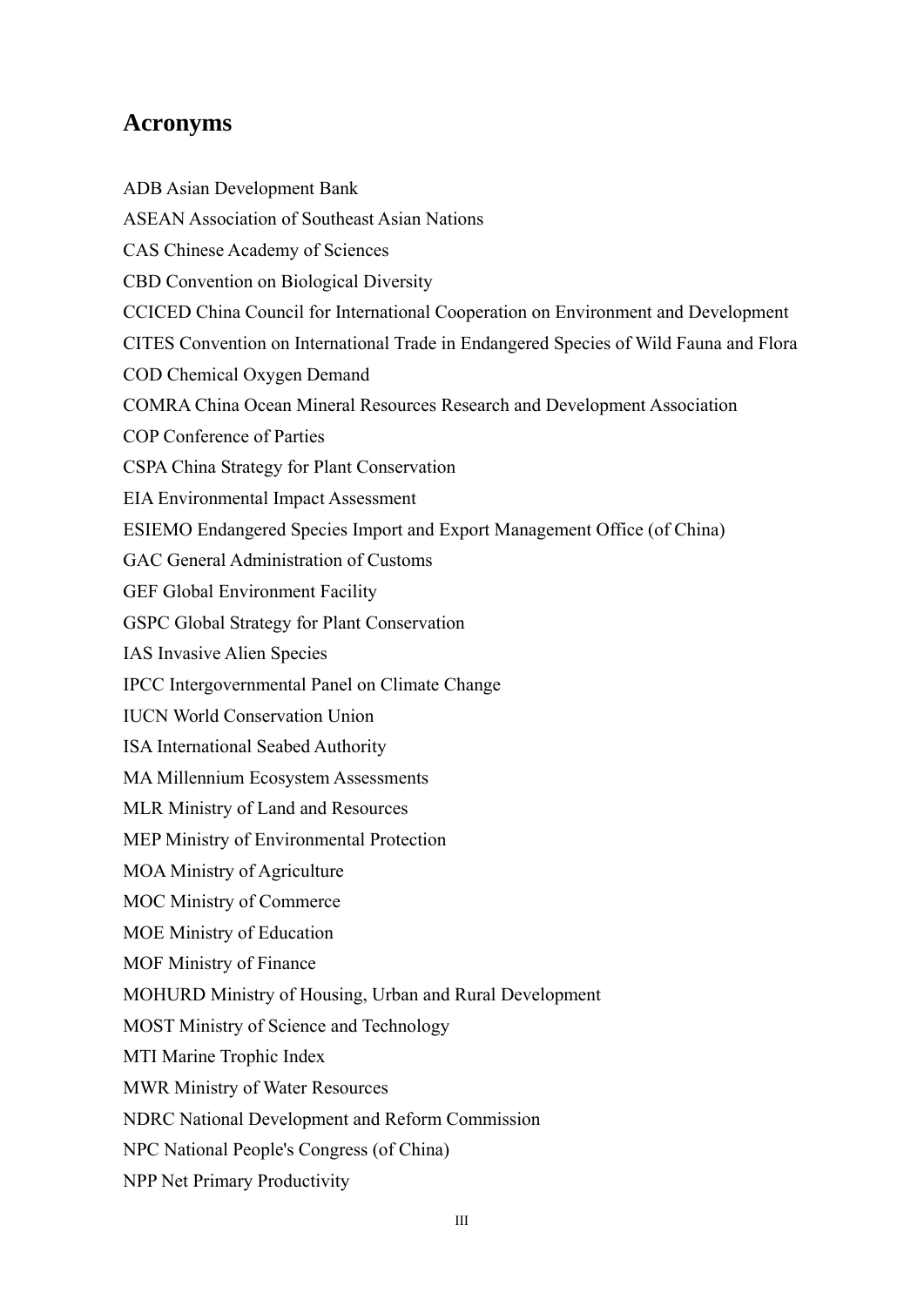## Acronyms

ADB Asian Development Bank

ASEAN Association of Southeast Asian Nations

CAS Chinese Academy of Sciences

CBD Convention on Biological Diversity

CCICED China Council for International Cooperation on Environment and Development

CITES Convention on International Trade in Endangered Species of Wild Fauna and Flora

COD Chemical Oxygen Demand

COMRA China Ocean Mineral Resources Research and Development Association

COP Conference of Parties

CSPA China Strategy for Plant Conservation

EIA Environmental Impact Assessment

ESIEMO Endangered Species Import and Export Management Office (of China)

GAC General Administration of Customs

GEF Global Environment Facility

GSPC Global Strategy for Plant Conservation

IAS Invasive Alien Species

IPCC Intergovernmental Panel on Climate Change

IUCN World Conservation Union

ISA International Seabed Authority

MA Millennium Ecosystem Assessments

MLR Ministry of Land and Resources

MEP Ministry of Environmental Protection

MOA Ministry of Agriculture

MOC Ministry of Commerce

MOE Ministry of Education

MOF Ministry of Finance

MOHURD Ministry of Housing, Urban and Rural Development

MOST Ministry of Science and Technology

MTI Marine Trophic Index

MWR Ministry of Water Resources

NDRC National Development and Reform Commission

NPC National People's Congress (of China)

NPP Net Primary Productivity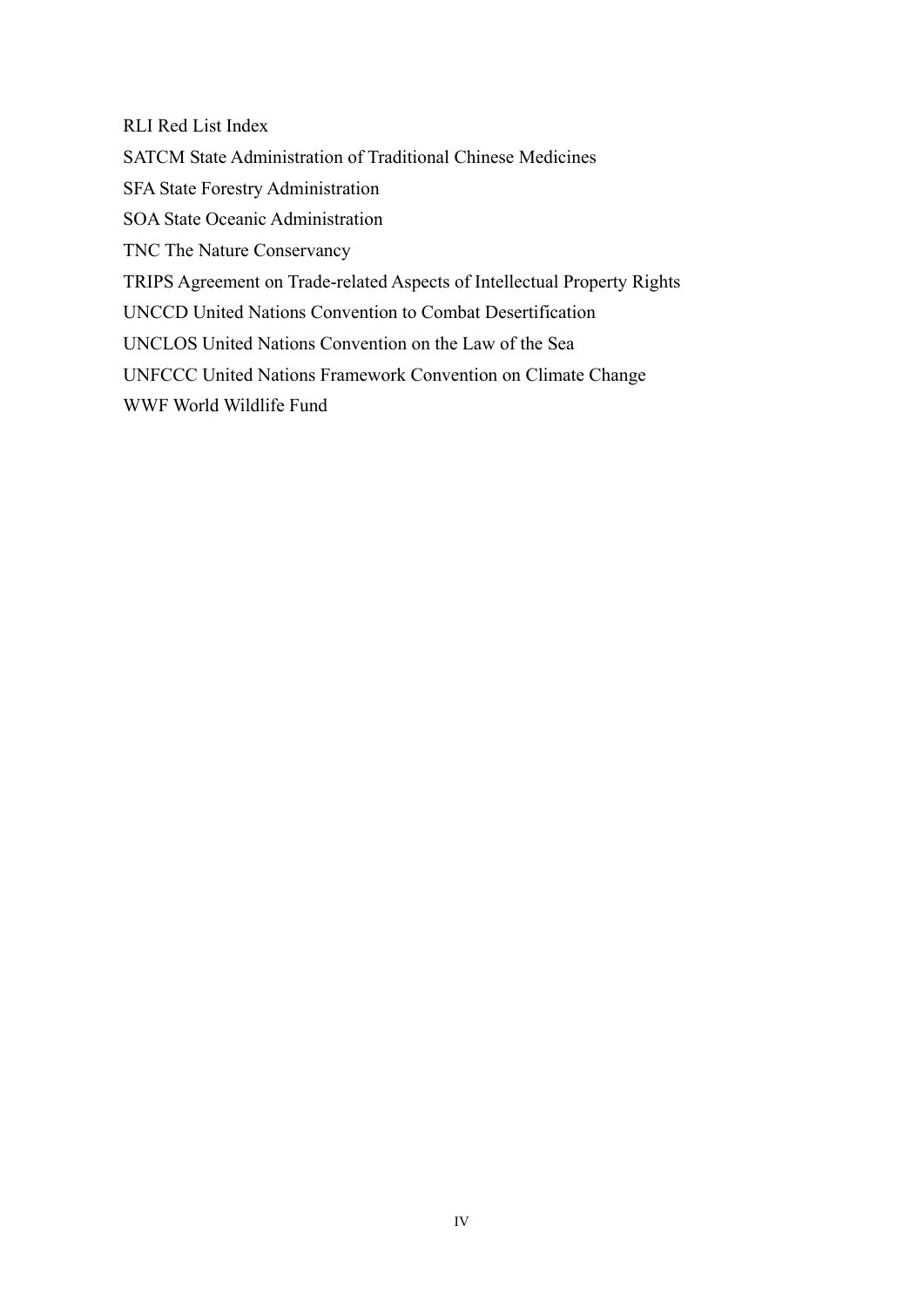RLI Red List Index

SATCM State Administration of Traditional Chinese Medicines

SFA State Forestry Administration

SOA State Oceanic Administration

TNC The Nature Conservancy

TRIPS Agreement on Trade-related Aspects of Intellectual Property Rights

UNCCD United Nations Convention to Combat Desertification

UNCLOS United Nations Convention on the Law of the Sea

UNFCCC United Nations Framework Convention on Climate Change

WWF World Wildlife Fund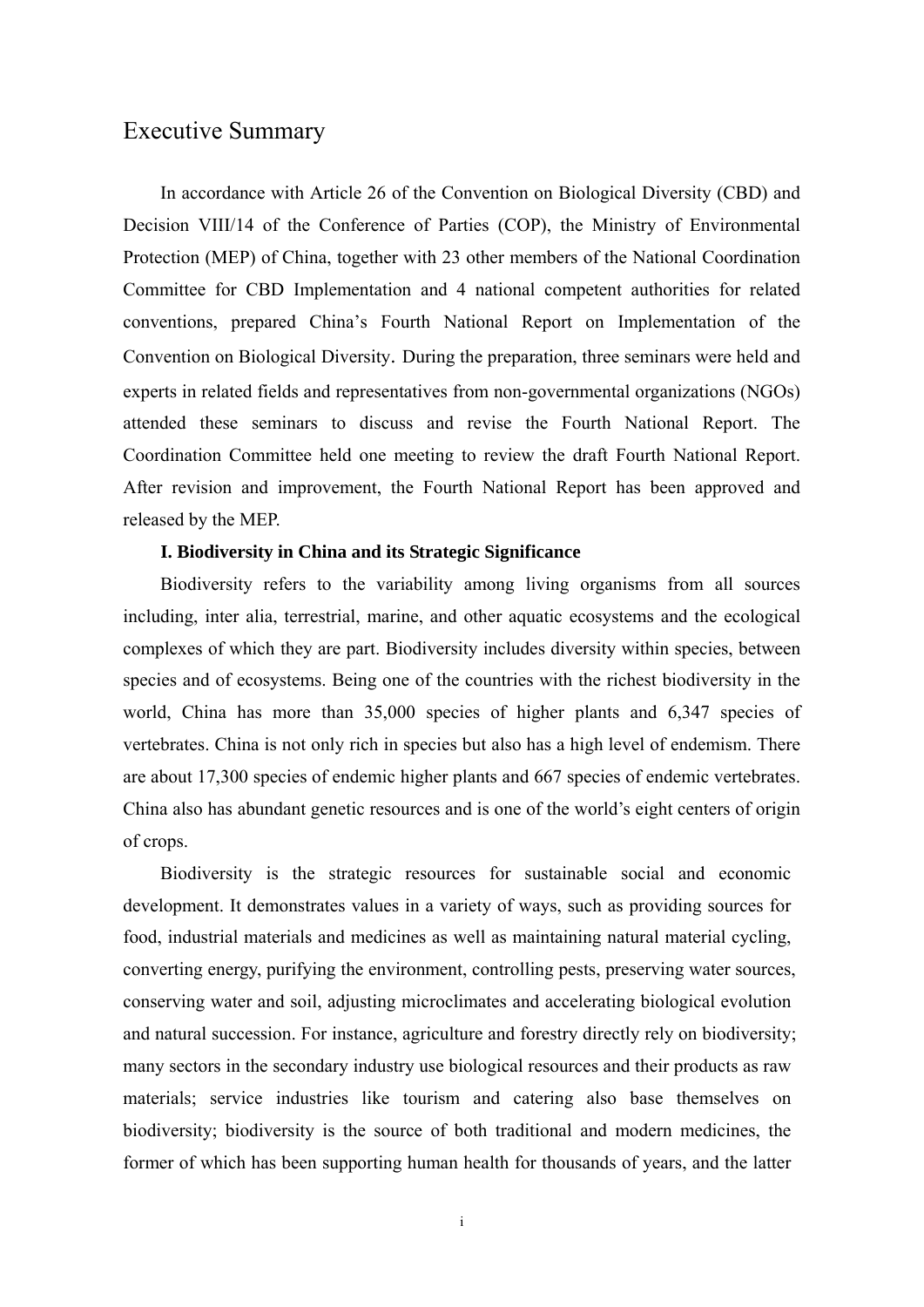# Executive Summary

In accordance with Article 26 of the Convention on Biological Diversity (CBD) and Decision VIII/14 of the Conference of Parties (COP), the Ministry of Environmental Protection (MEP) of China, together with 23 other members of the National Coordination Committee for CBD Implementation and 4 national competent authorities for related conventions, prepared China's Fourth National Report on Implementation of the Convention on Biological Diversity. During the preparation, three seminars were held and experts in related fields and representatives from non-governmental organizations (NGOs) attended these seminars to discuss and revise the Fourth National Report. The Coordination Committee held one meeting to review the draft Fourth National Report. After revision and improvement, the Fourth National Report has been approved and released by the MEP.

**I. Biodiversity in China and its Strategic Significance**

Biodiversity refers to the variability among living organisms from all sources including, inter alia, terrestrial, marine, and other aquatic ecosystems and the ecological complexes of which they are part. Biodiversity includes diversity within species, between species and of ecosystems. Being one of the countries with the richest biodiversity in the world, China has more than 35,000 species of higher plants and 6,347 species of vertebrates. China is not only rich in species but also has a high level of endemism. There are about 17,300 species of endemic higher plants and 667 species of endemic vertebrates. China also has abundant genetic resources and is one of the world's eight centers of origin of crops.

Biodiversity is the strategic resources for sustainable social and economic development. It demonstrates values in a variety of ways, such as providing sources for food, industrial materials and medicines as well as maintaining natural material cycling, converting energy, purifying the environment, controlling pests, preserving water sources, conserving water and soil, adjusting microclimates and accelerating biological evolution and natural succession. For instance, agriculture and forestry directly rely on biodiversity; many sectors in the secondary industry use biological resources and their products as raw materials; service industries like tourism and catering also base themselves on biodiversity; biodiversity is the source of both traditional and modern medicines, the former of which has been supporting human health for thousands of years, and the latter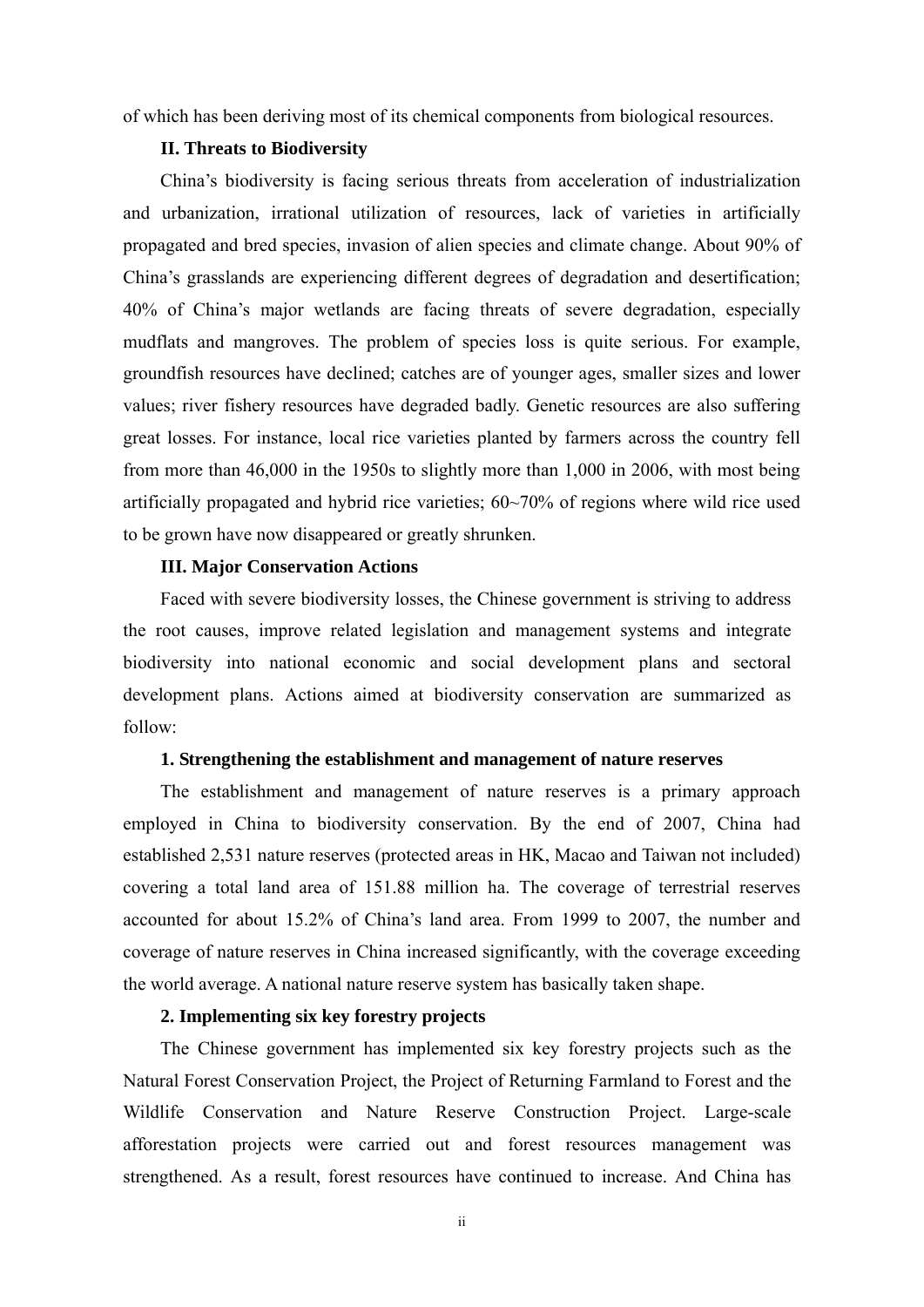of which has been deriving most of its chemical components from biological resources.

## II. Threats to Biodiversity

China's biodiversity is facing serious threats from acceleration of industrialization and urbanization, irrational utilization of resources, lack of varieties in artificially propagated and bred species, invasion of alien species and climate change. About 90% of China's grasslands are experiencing different degrees of degradation and desertification; 40% of China's major wetlands are facing threats of severe degradation, especially mudflats and mangroves. The problem of species loss is quite serious. For example, groundfish resources have declined; catches are of younger ages, smaller sizes and lower values; river fishery resources have degraded badly. Genetic resources are also suffering great losses. For instance, local rice varieties planted by farmers across the country fell from more than 46,000 in the 1950s to slightly more than 1,000 in 2006, with most being artificially propagated and hybrid rice varieties; 60~70% of regions where wild rice used to be grown have now disappeared or greatly shrunken.

## III. Major Conservation Actions

Faced with severe biodiversity losses, the Chinese government is striving to address the root causes, improve related legislation and management systems and integrate biodiversity into national economic and social development plans and sectoral development plans. Actions aimed at biodiversity conservation are summarized as follow:

### 1. Strengthening the establishment and management of nature reserves

The establishment and management of nature reserves is a primary approach employed in China to biodiversity conservation. By the end of 2007, China had established 2,531 nature reserves (protected areas in HK, Macao and Taiwan not included) covering a total land area of 151.88 million ha. The coverage of terrestrial reserves accounted for about 15.2% of China's land area. From 1999 to 2007, the number and coverage of nature reserves in China increased significantly, with the coverage exceeding the world average. A national nature reserve system has basically taken shape.

### 2. Implementing six key forestry projects

The Chinese government has implemented six key forestry projects such as the Natural Forest Conservation Project, the Project of Returning Farmland to Forest and the Wildlife Conservation and Nature Reserve Construction Project. Large-scale afforestation projects were carried out and forest resources management was strengthened. As a result, forest resources have continued to increase. And China has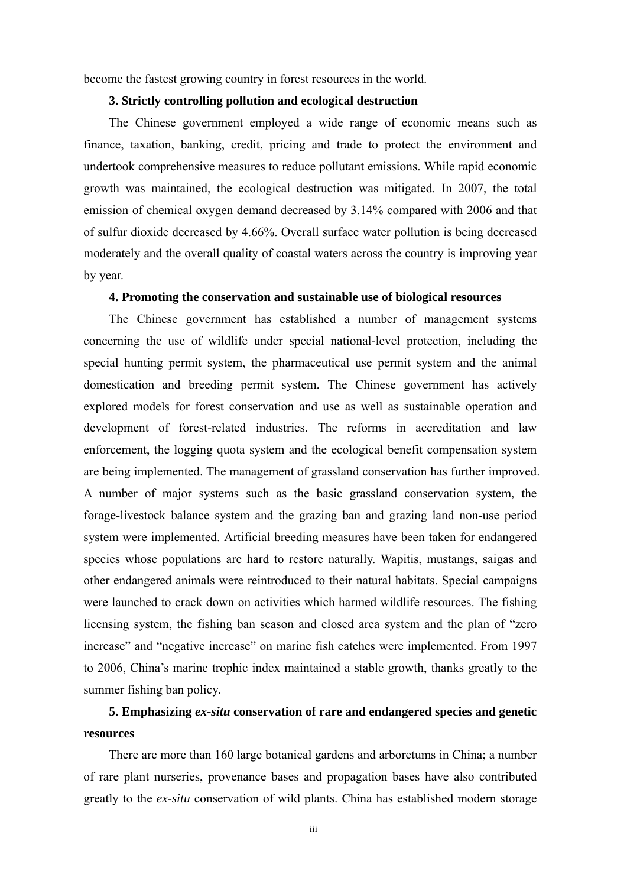become the fastest growing country in forest resources in the world.

**3. Strictly controlling pollution and ecological destruction**

The Chinese government employed a wide range of economic means such as finance, taxation, banking, credit, pricing and trade to protect the environment and undertook comprehensive measures to reduce pollutant emissions. While rapid economic growth was maintained, the ecological destruction was mitigated. In 2007, the total emission of chemical oxygen demand decreased by 3.14% compared with 2006 and that of sulfur dioxide decreased by 4.66%. Overall surface water pollution is being decreased moderately and the overall quality of coastal waters across the country is improving year by year.

**4. Promoting the conservation and sustainable use of biological resources**

The Chinese government has established a number of management systems concerning the use of wildlife under special national-level protection, including the special hunting permit system, the pharmaceutical use permit system and the animal domestication and breeding permit system. The Chinese government has actively explored models for forest conservation and use as well as sustainable operation and development of forest-related industries. The reforms in accreditation and law enforcement, the logging quota system and the ecological benefit compensation system are being implemented. The management of grassland conservation has further improved. A number of major systems such as the basic grassland conservation system, the forage-livestock balance system and the grazing ban and grazing land non-use period system were implemented. Artificial breeding measures have been taken for endangered species whose populations are hard to restore naturally. Wapitis, mustangs, saigas and other endangered animals were reintroduced to their natural habitats. Special campaigns were launched to crack down on activities which harmed wildlife resources. The fishing licensing system, the fishing ban season and closed area system and the plan of "zero increase" and "negative increase" on marine fish catches were implemented. From 1997 to 2006, China's marine trophic index maintained a stable growth, thanks greatly to the summer fishing ban policy.

**5. Emphasizing *ex-situ* conservation of rare and endangered species and genetic resources**

There are more than 160 large botanical gardens and arboretums in China; a number of rare plant nurseries, provenance bases and propagation bases have also contributed greatly to the *ex-situ* conservation of wild plants. China has established modern storage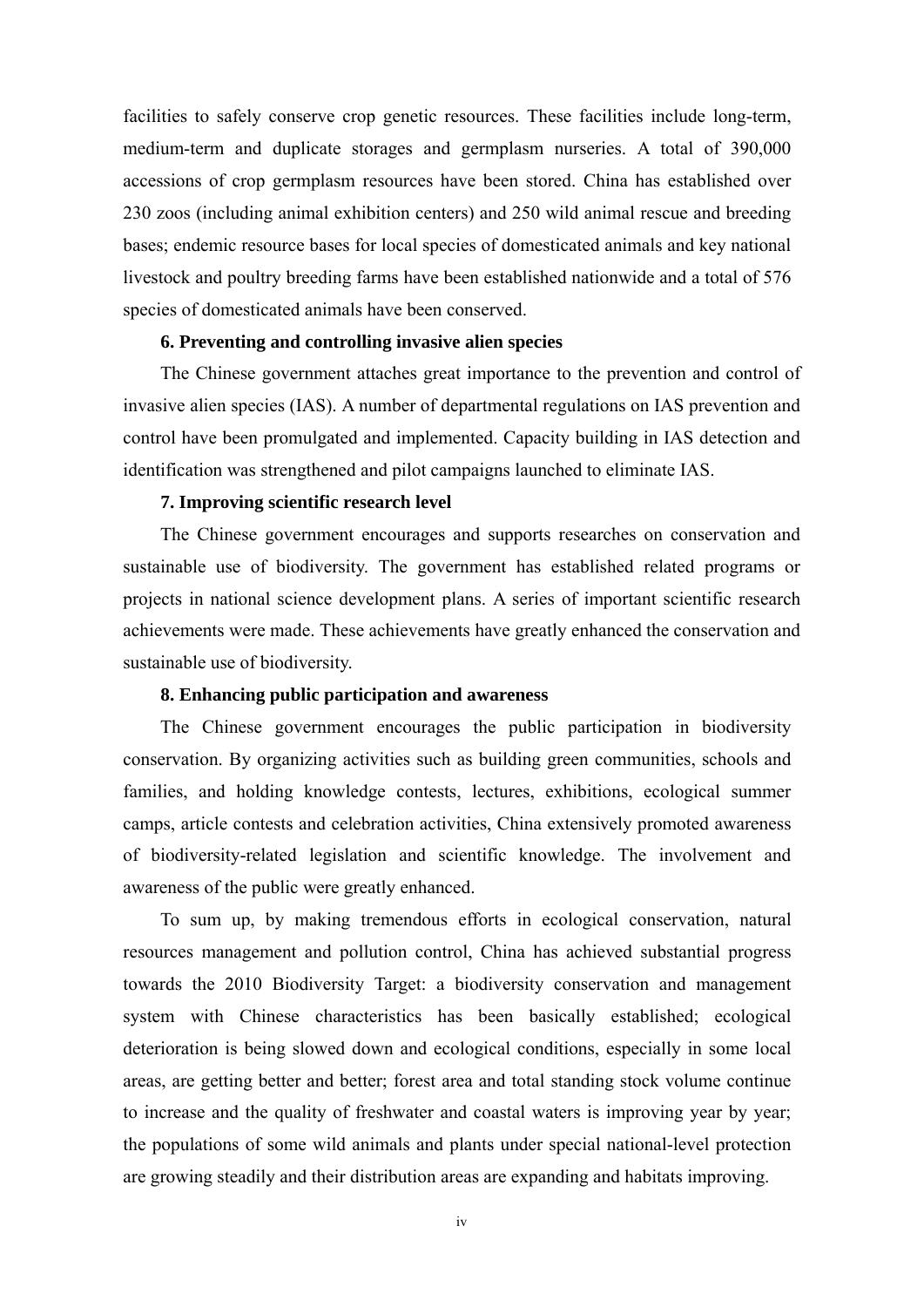facilities to safely conserve crop genetic resources. These facilities include long-term, medium-term and duplicate storages and germplasm nurseries. A total of 390,000 accessions of crop germplasm resources have been stored. China has established over 230 zoos (including animal exhibition centers) and 250 wild animal rescue and breeding bases; endemic resource bases for local species of domesticated animals and key national livestock and poultry breeding farms have been established nationwide and a total of 576 species of domesticated animals have been conserved.

**6. Preventing and controlling invasive alien species**

The Chinese government attaches great importance to the prevention and control of invasive alien species (IAS). A number of departmental regulations on IAS prevention and control have been promulgated and implemented. Capacity building in IAS detection and identification was strengthened and pilot campaigns launched to eliminate IAS.

**7. Improving scientific research level**

The Chinese government encourages and supports researches on conservation and sustainable use of biodiversity. The government has established related programs or projects in national science development plans. A series of important scientific research achievements were made. These achievements have greatly enhanced the conservation and sustainable use of biodiversity.

**8. Enhancing public participation and awareness**

The Chinese government encourages the public participation in biodiversity conservation. By organizing activities such as building green communities, schools and families, and holding knowledge contests, lectures, exhibitions, ecological summer camps, article contests and celebration activities, China extensively promoted awareness of biodiversity-related legislation and scientific knowledge. The involvement and awareness of the public were greatly enhanced.

To sum up, by making tremendous efforts in ecological conservation, natural resources management and pollution control, China has achieved substantial progress towards the 2010 Biodiversity Target: a biodiversity conservation and management system with Chinese characteristics has been basically established; ecological deterioration is being slowed down and ecological conditions, especially in some local areas, are getting better and better; forest area and total standing stock volume continue to increase and the quality of freshwater and coastal waters is improving year by year; the populations of some wild animals and plants under special national-level protection are growing steadily and their distribution areas are expanding and habitats improving.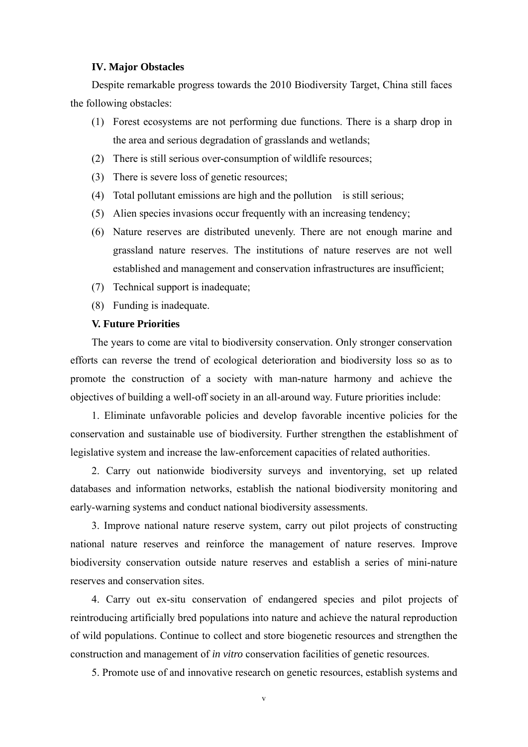**IV. Major Obstacles**

Despite remarkable progress towards the 2010 Biodiversity Target, China still faces the following obstacles:

(1) Forest ecosystems are not performing due functions. There is a sharp drop in the area and serious degradation of grasslands and wetlands;
(2) There is still serious over-consumption of wildlife resources;
(3) There is severe loss of genetic resources;
(4) Total pollutant emissions are high and the pollution is still serious;
(5) Alien species invasions occur frequently with an increasing tendency;
(6) Nature reserves are distributed unevenly. There are not enough marine and grassland nature reserves. The institutions of nature reserves are not well established and management and conservation infrastructures are insufficient;
(7) Technical support is inadequate;
(8) Funding is inadequate.

**V. Future Priorities**

The years to come are vital to biodiversity conservation. Only stronger conservation efforts can reverse the trend of ecological deterioration and biodiversity loss so as to promote the construction of a society with man-nature harmony and achieve the objectives of building a well-off society in an all-around way. Future priorities include:

1. Eliminate unfavorable policies and develop favorable incentive policies for the conservation and sustainable use of biodiversity. Further strengthen the establishment of legislative system and increase the law-enforcement capacities of related authorities.

2. Carry out nationwide biodiversity surveys and inventorying, set up related databases and information networks, establish the national biodiversity monitoring and early-warning systems and conduct national biodiversity assessments.

3. Improve national nature reserve system, carry out pilot projects of constructing national nature reserves and reinforce the management of nature reserves. Improve biodiversity conservation outside nature reserves and establish a series of mini-nature reserves and conservation sites.

4. Carry out ex-situ conservation of endangered species and pilot projects of reintroducing artificially bred populations into nature and achieve the natural reproduction of wild populations. Continue to collect and store biogenetic resources and strengthen the construction and management of *in vitro* conservation facilities of genetic resources.

5. Promote use of and innovative research on genetic resources, establish systems and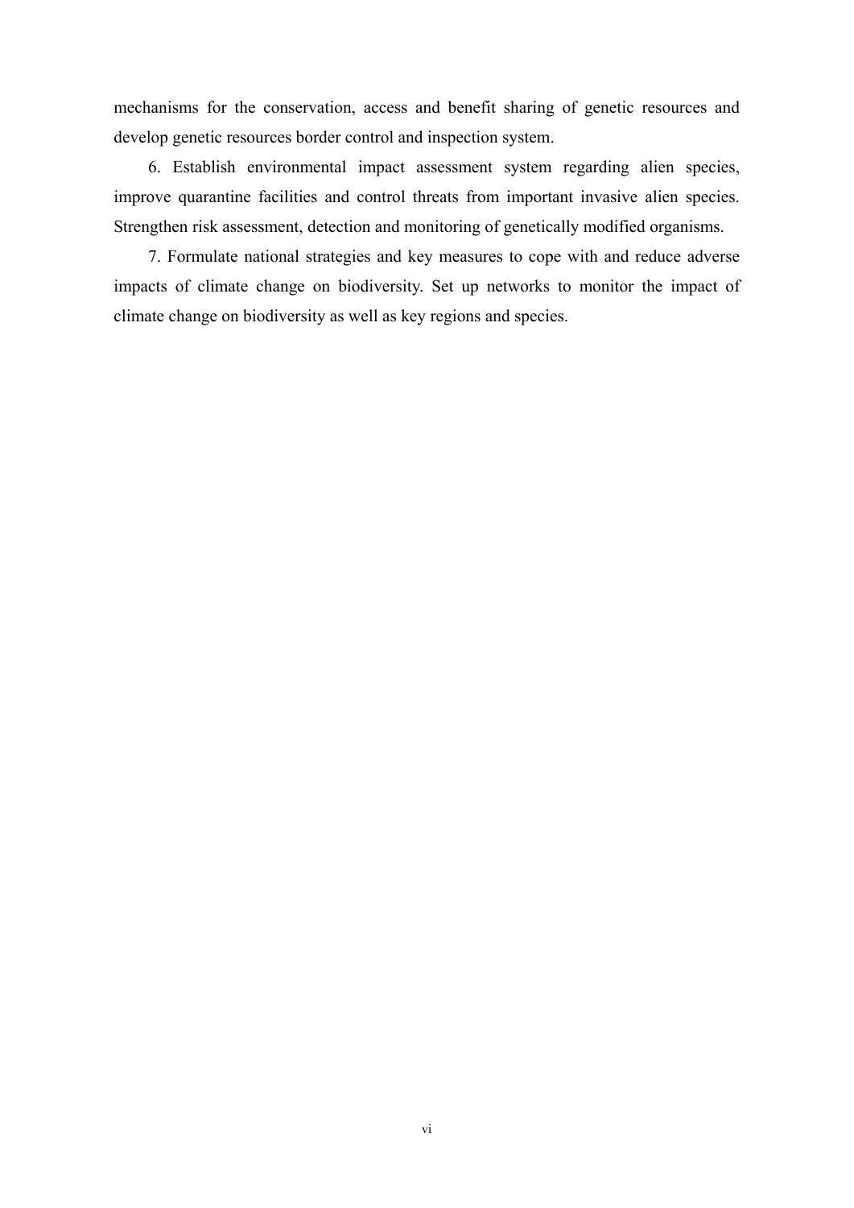mechanisms for the conservation, access and benefit sharing of genetic resources and develop genetic resources border control and inspection system.

6. Establish environmental impact assessment system regarding alien species, improve quarantine facilities and control threats from important invasive alien species. Strengthen risk assessment, detection and monitoring of genetically modified organisms.

7. Formulate national strategies and key measures to cope with and reduce adverse impacts of climate change on biodiversity. Set up networks to monitor the impact of climate change on biodiversity as well as key regions and species.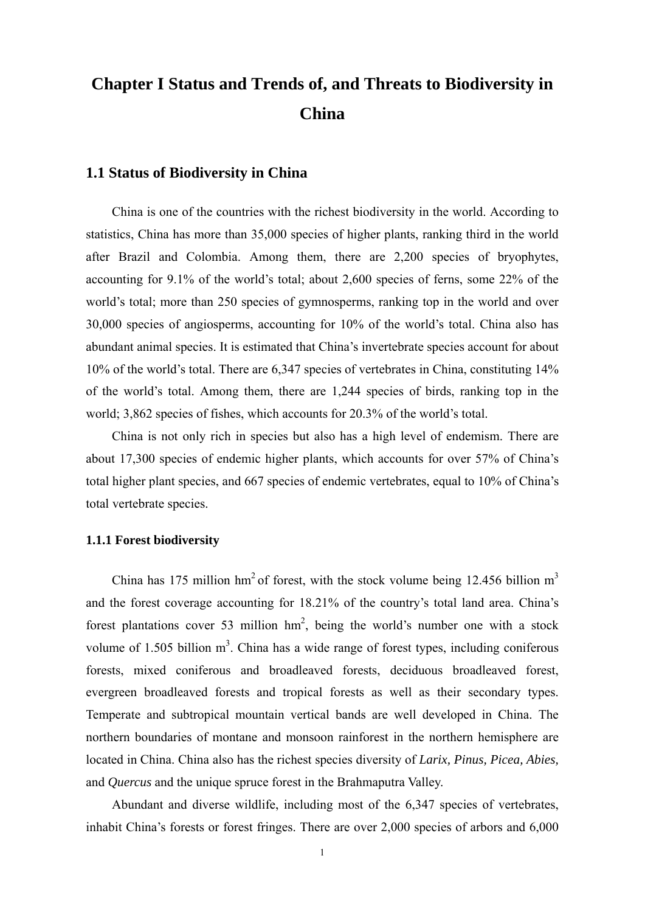# Chapter I Status and Trends of, and Threats to Biodiversity in China

## 1.1 Status of Biodiversity in China

China is one of the countries with the richest biodiversity in the world. According to statistics, China has more than 35,000 species of higher plants, ranking third in the world after Brazil and Colombia. Among them, there are 2,200 species of bryophytes, accounting for 9.1% of the world's total; about 2,600 species of ferns, some 22% of the world's total; more than 250 species of gymnosperms, ranking top in the world and over 30,000 species of angiosperms, accounting for 10% of the world's total. China also has abundant animal species. It is estimated that China's invertebrate species account for about 10% of the world's total. There are 6,347 species of vertebrates in China, constituting 14% of the world's total. Among them, there are 1,244 species of birds, ranking top in the world; 3,862 species of fishes, which accounts for 20.3% of the world's total.

China is not only rich in species but also has a high level of endemism. There are about 17,300 species of endemic higher plants, which accounts for over 57% of China's total higher plant species, and 667 species of endemic vertebrates, equal to 10% of China's total vertebrate species.

### 1.1.1 Forest biodiversity

China has 175 million $hm^2$ of forest, with the stock volume being 12.456 billion $m^3$ and the forest coverage accounting for 18.21% of the country's total land area. China's forest plantations cover 53 million $hm^2$, being the world's number one with a stock volume of 1.505 billion $m^3$. China has a wide range of forest types, including coniferous forests, mixed coniferous and broadleaved forests, deciduous broadleaved forest, evergreen broadleaved forests and tropical forests as well as their secondary types. Temperate and subtropical mountain vertical bands are well developed in China. The northern boundaries of montane and monsoon rainforest in the northern hemisphere are located in China. China also has the richest species diversity of *Larix, Pinus, Picea, Abies*, and *Quercus* and the unique spruce forest in the Brahmaputra Valley.

Abundant and diverse wildlife, including most of the 6,347 species of vertebrates, inhabit China's forests or forest fringes. There are over 2,000 species of arbors and 6,000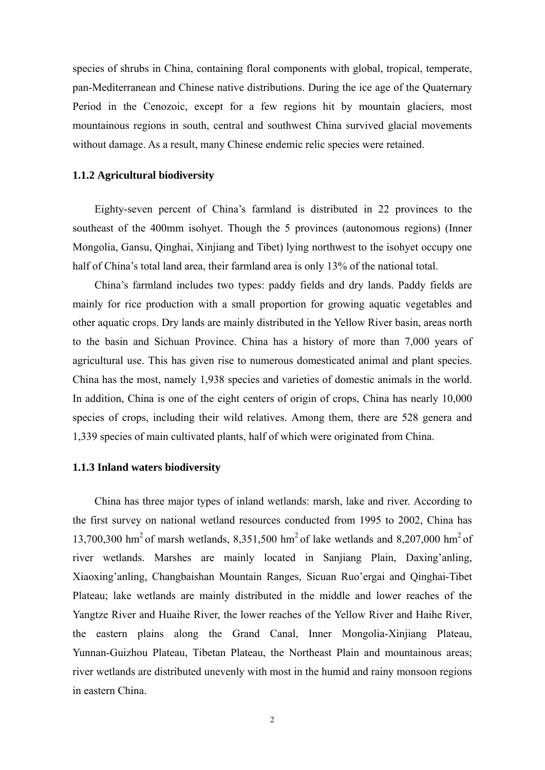species of shrubs in China, containing floral components with global, tropical, temperate, pan-Mediterranean and Chinese native distributions. During the ice age of the Quaternary Period in the Cenozoic, except for a few regions hit by mountain glaciers, most mountainous regions in south, central and southwest China survived glacial movements without damage. As a result, many Chinese endemic relic species were retained.

### 1.1.2 Agricultural biodiversity

Eighty-seven percent of China's farmland is distributed in 22 provinces to the southeast of the 400mm isohyet. Though the 5 provinces (autonomous regions) (Inner Mongolia, Gansu, Qinghai, Xinjiang and Tibet) lying northwest to the isohyet occupy one half of China's total land area, their farmland area is only 13% of the national total.

China's farmland includes two types: paddy fields and dry lands. Paddy fields are mainly for rice production with a small proportion for growing aquatic vegetables and other aquatic crops. Dry lands are mainly distributed in the Yellow River basin, areas north to the basin and Sichuan Province. China has a history of more than 7,000 years of agricultural use. This has given rise to numerous domesticated animal and plant species. China has the most, namely 1,938 species and varieties of domestic animals in the world. In addition, China is one of the eight centers of origin of crops, China has nearly 10,000 species of crops, including their wild relatives. Among them, there are 528 genera and 1,339 species of main cultivated plants, half of which were originated from China.

### 1.1.3 Inland waters biodiversity

China has three major types of inland wetlands: marsh, lake and river. According to the first survey on national wetland resources conducted from 1995 to 2002, China has 13,700,300 $hm^2$ of marsh wetlands, 8,351,500 $hm^2$ of lake wetlands and 8,207,000 $hm^2$ of river wetlands. Marshes are mainly located in Sanjiang Plain, Daxing'anling, Xiaoxing'anling, Changbaishan Mountain Ranges, Sicuan Ruo'ergai and Qinghai-Tibet Plateau; lake wetlands are mainly distributed in the middle and lower reaches of the Yangtze River and Huaihe River, the lower reaches of the Yellow River and Haihe River, the eastern plains along the Grand Canal, Inner Mongolia-Xinjiang Plateau, Yunnan-Guizhou Plateau, Tibetan Plateau, the Northeast Plain and mountainous areas; river wetlands are distributed unevenly with most in the humid and rainy monsoon regions in eastern China.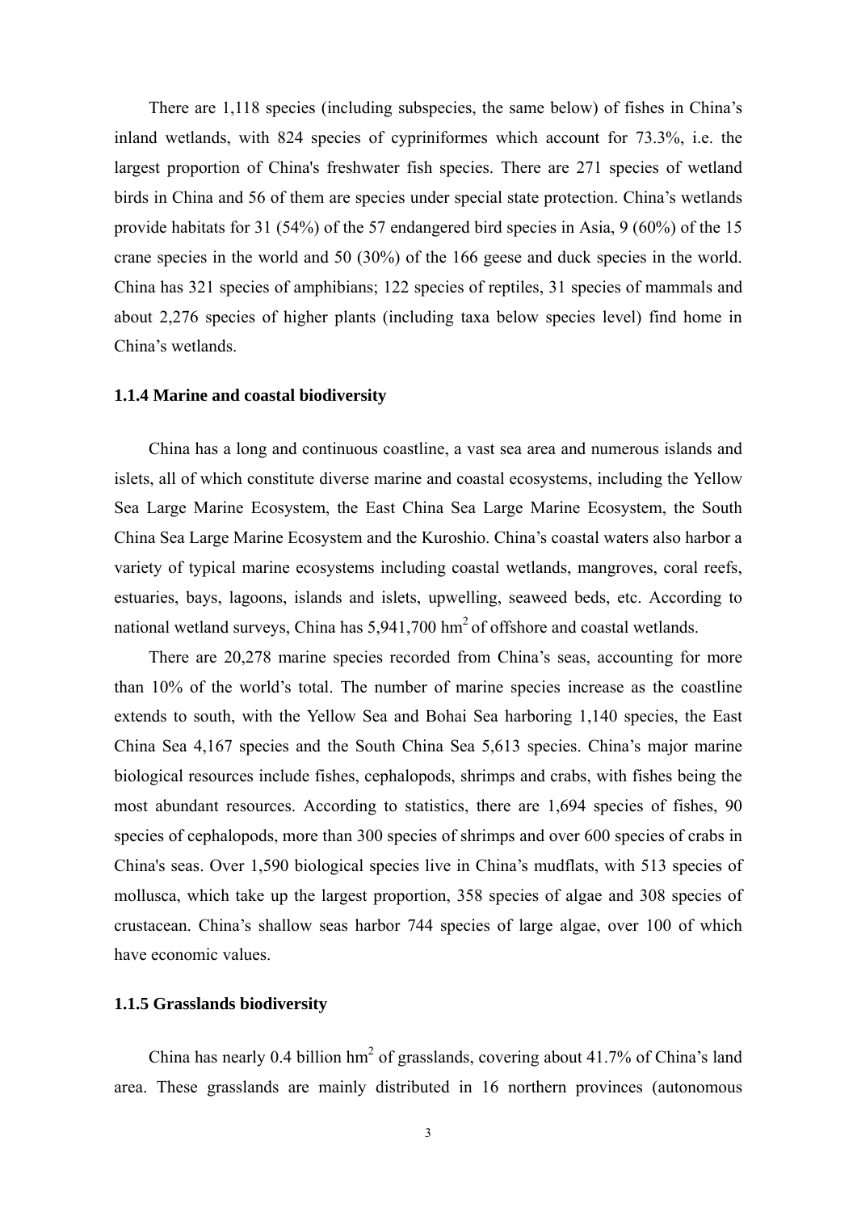There are 1,118 species (including subspecies, the same below) of fishes in China's inland wetlands, with 824 species of cypriniformes which account for 73.3%, i.e. the largest proportion of China's freshwater fish species. There are 271 species of wetland birds in China and 56 of them are species under special state protection. China's wetlands provide habitats for 31 (54%) of the 57 endangered bird species in Asia, 9 (60%) of the 15 crane species in the world and 50 (30%) of the 166 geese and duck species in the world. China has 321 species of amphibians; 122 species of reptiles, 31 species of mammals and about 2,276 species of higher plants (including taxa below species level) find home in China's wetlands.

### 1.1.4 Marine and coastal biodiversity

China has a long and continuous coastline, a vast sea area and numerous islands and islets, all of which constitute diverse marine and coastal ecosystems, including the Yellow Sea Large Marine Ecosystem, the East China Sea Large Marine Ecosystem, the South China Sea Large Marine Ecosystem and the Kuroshio. China's coastal waters also harbor a variety of typical marine ecosystems including coastal wetlands, mangroves, coral reefs, estuaries, bays, lagoons, islands and islets, upwelling, seaweed beds, etc. According to national wetland surveys, China has 5,941,700 $hm^2$ of offshore and coastal wetlands.

There are 20,278 marine species recorded from China's seas, accounting for more than 10% of the world's total. The number of marine species increase as the coastline extends to south, with the Yellow Sea and Bohai Sea harboring 1,140 species, the East China Sea 4,167 species and the South China Sea 5,613 species. China's major marine biological resources include fishes, cephalopods, shrimps and crabs, with fishes being the most abundant resources. According to statistics, there are 1,694 species of fishes, 90 species of cephalopods, more than 300 species of shrimps and over 600 species of crabs in China's seas. Over 1,590 biological species live in China's mudflats, with 513 species of mollusca, which take up the largest proportion, 358 species of algae and 308 species of crustacean. China's shallow seas harbor 744 species of large algae, over 100 of which have economic values.

### 1.1.5 Grasslands biodiversity

China has nearly 0.4 billion $hm^2$ of grasslands, covering about 41.7% of China's land area. These grasslands are mainly distributed in 16 northern provinces (autonomous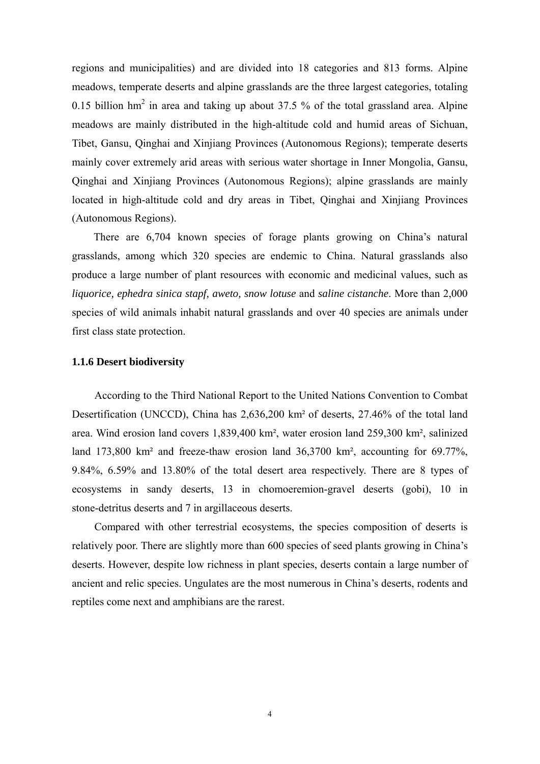regions and municipalities) and are divided into 18 categories and 813 forms. Alpine meadows, temperate deserts and alpine grasslands are the three largest categories, totaling 0.15 billion $hm^2$ in area and taking up about 37.5 % of the total grassland area. Alpine meadows are mainly distributed in the high-altitude cold and humid areas of Sichuan, Tibet, Gansu, Qinghai and Xinjiang Provinces (Autonomous Regions); temperate deserts mainly cover extremely arid areas with serious water shortage in Inner Mongolia, Gansu, Qinghai and Xinjiang Provinces (Autonomous Regions); alpine grasslands are mainly located in high-altitude cold and dry areas in Tibet, Qinghai and Xinjiang Provinces (Autonomous Regions).

There are 6,704 known species of forage plants growing on China's natural grasslands, among which 320 species are endemic to China. Natural grasslands also produce a large number of plant resources with economic and medicinal values, such as *liquorice, ephedra sinica stapf, aweto, snow lotuse* and *saline cistanche*. More than 2,000 species of wild animals inhabit natural grasslands and over 40 species are animals under first class state protection.

### 1.1.6 Desert biodiversity

According to the Third National Report to the United Nations Convention to Combat Desertification (UNCCD), China has 2,636,200 $km^2$ of deserts, 27.46% of the total land area. Wind erosion land covers 1,839,400 $km^2$, water erosion land 259,300 $km^2$, salinized land 173,800 $km^2$ and freeze-thaw erosion land 36,3700 $km^2$, accounting for 69.77%, 9.84%, 6.59% and 13.80% of the total desert area respectively. There are 8 types of ecosystems in sandy deserts, 13 in chomoeremion-gravel deserts (gobi), 10 in stone-detritus deserts and 7 in argillaceous deserts.

Compared with other terrestrial ecosystems, the species composition of deserts is relatively poor. There are slightly more than 600 species of seed plants growing in China's deserts. However, despite low richness in plant species, deserts contain a large number of ancient and relic species. Ungulates are the most numerous in China's deserts, rodents and reptiles come next and amphibians are the rarest.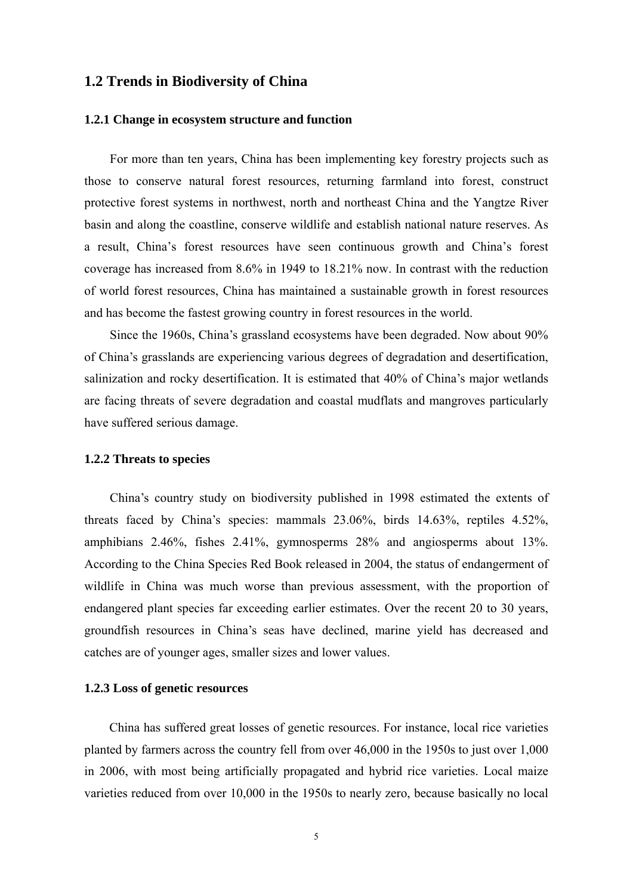## 1.2 Trends in Biodiversity of China

### 1.2.1 Change in ecosystem structure and function

For more than ten years, China has been implementing key forestry projects such as those to conserve natural forest resources, returning farmland into forest, construct protective forest systems in northwest, north and northeast China and the Yangtze River basin and along the coastline, conserve wildlife and establish national nature reserves. As a result, China's forest resources have seen continuous growth and China's forest coverage has increased from 8.6% in 1949 to 18.21% now. In contrast with the reduction of world forest resources, China has maintained a sustainable growth in forest resources and has become the fastest growing country in forest resources in the world.

Since the 1960s, China's grassland ecosystems have been degraded. Now about 90% of China's grasslands are experiencing various degrees of degradation and desertification, salinization and rocky desertification. It is estimated that 40% of China's major wetlands are facing threats of severe degradation and coastal mudflats and mangroves particularly have suffered serious damage.

### 1.2.2 Threats to species

China's country study on biodiversity published in 1998 estimated the extents of threats faced by China's species: mammals 23.06%, birds 14.63%, reptiles 4.52%, amphibians 2.46%, fishes 2.41%, gymnosperms 28% and angiosperms about 13%. According to the China Species Red Book released in 2004, the status of endangerment of wildlife in China was much worse than previous assessment, with the proportion of endangered plant species far exceeding earlier estimates. Over the recent 20 to 30 years, groundfish resources in China's seas have declined, marine yield has decreased and catches are of younger ages, smaller sizes and lower values.

### 1.2.3 Loss of genetic resources

China has suffered great losses of genetic resources. For instance, local rice varieties planted by farmers across the country fell from over 46,000 in the 1950s to just over 1,000 in 2006, with most being artificially propagated and hybrid rice varieties. Local maize varieties reduced from over 10,000 in the 1950s to nearly zero, because basically no local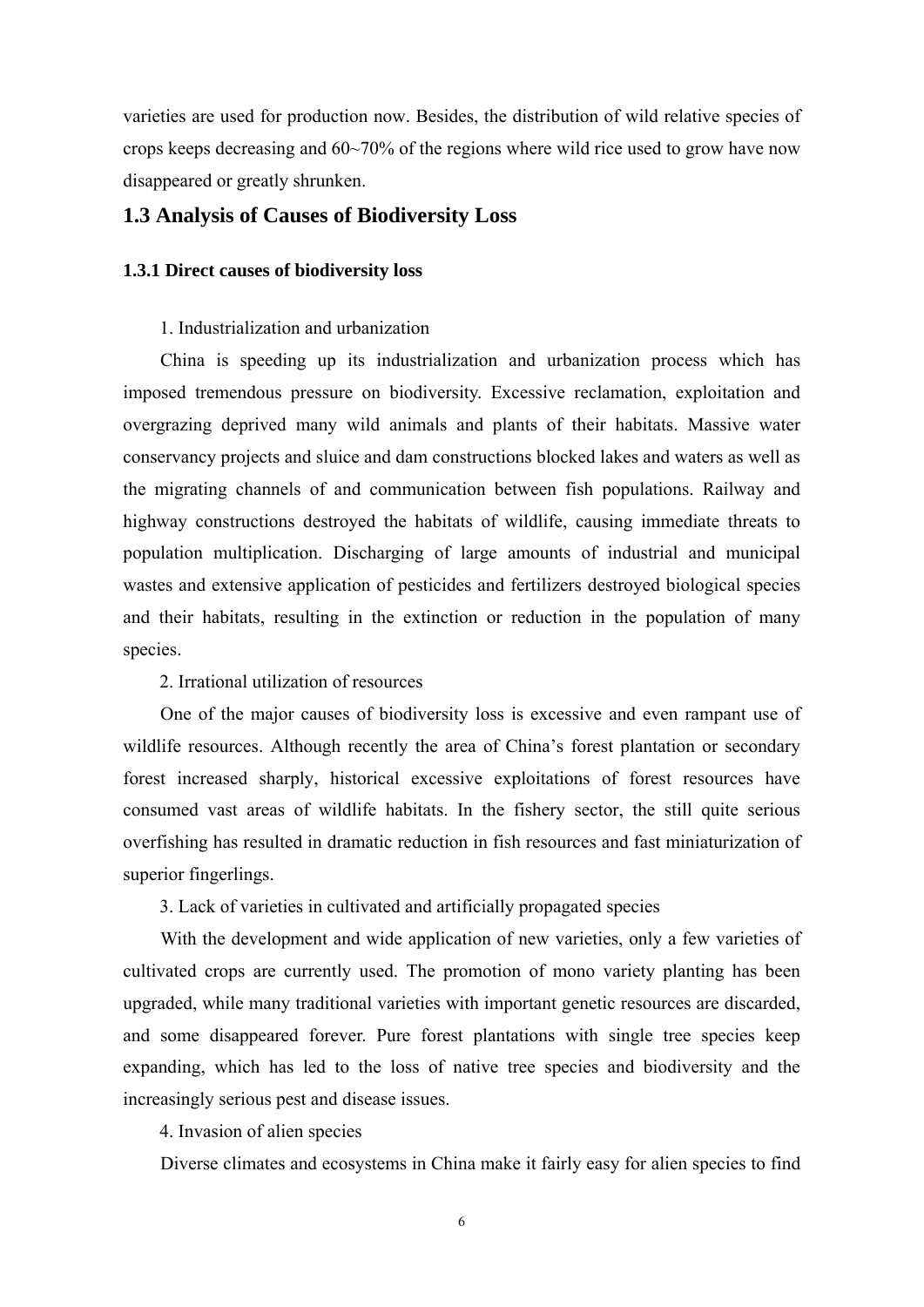varieties are used for production now. Besides, the distribution of wild relative species of crops keeps decreasing and 60~70% of the regions where wild rice used to grow have now disappeared or greatly shrunken.

## 1.3 Analysis of Causes of Biodiversity Loss

### 1.3.1 Direct causes of biodiversity loss

1. Industrialization and urbanization

China is speeding up its industrialization and urbanization process which has imposed tremendous pressure on biodiversity. Excessive reclamation, exploitation and overgrazing deprived many wild animals and plants of their habitats. Massive water conservancy projects and sluice and dam constructions blocked lakes and waters as well as the migrating channels of and communication between fish populations. Railway and highway constructions destroyed the habitats of wildlife, causing immediate threats to population multiplication. Discharging of large amounts of industrial and municipal wastes and extensive application of pesticides and fertilizers destroyed biological species and their habitats, resulting in the extinction or reduction in the population of many species.

2. Irrational utilization of resources

One of the major causes of biodiversity loss is excessive and even rampant use of wildlife resources. Although recently the area of China's forest plantation or secondary forest increased sharply, historical excessive exploitations of forest resources have consumed vast areas of wildlife habitats. In the fishery sector, the still quite serious overfishing has resulted in dramatic reduction in fish resources and fast miniaturization of superior fingerlings.

3. Lack of varieties in cultivated and artificially propagated species

With the development and wide application of new varieties, only a few varieties of cultivated crops are currently used. The promotion of mono variety planting has been upgraded, while many traditional varieties with important genetic resources are discarded, and some disappeared forever. Pure forest plantations with single tree species keep expanding, which has led to the loss of native tree species and biodiversity and the increasingly serious pest and disease issues.

4. Invasion of alien species

Diverse climates and ecosystems in China make it fairly easy for alien species to find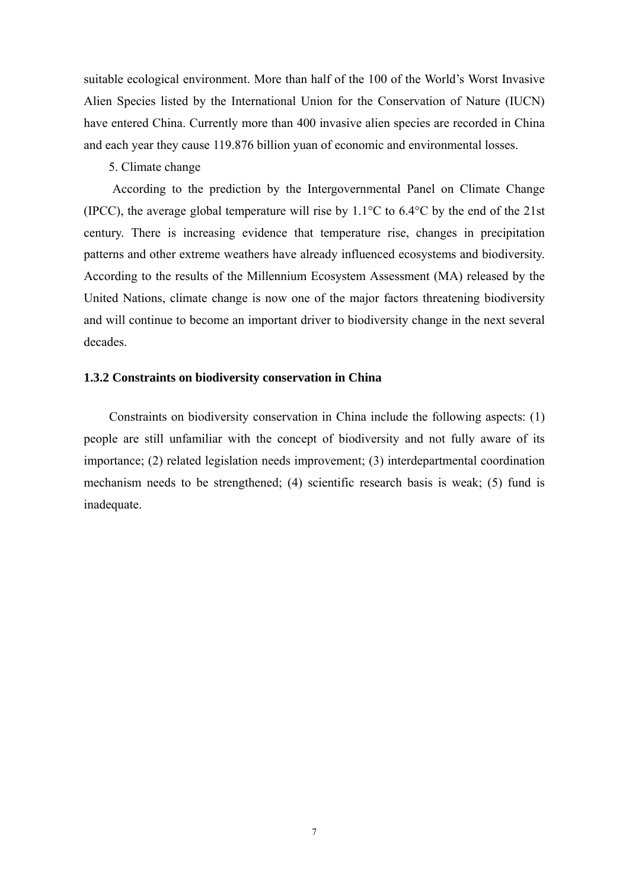suitable ecological environment. More than half of the 100 of the World's Worst Invasive Alien Species listed by the International Union for the Conservation of Nature (IUCN) have entered China. Currently more than 400 invasive alien species are recorded in China and each year they cause 119.876 billion yuan of economic and environmental losses.

5. Climate change

According to the prediction by the Intergovernmental Panel on Climate Change (IPCC), the average global temperature will rise by 1.1°C to 6.4°C by the end of the 21st century. There is increasing evidence that temperature rise, changes in precipitation patterns and other extreme weathers have already influenced ecosystems and biodiversity. According to the results of the Millennium Ecosystem Assessment (MA) released by the United Nations, climate change is now one of the major factors threatening biodiversity and will continue to become an important driver to biodiversity change in the next several decades.

### 1.3.2 Constraints on biodiversity conservation in China

Constraints on biodiversity conservation in China include the following aspects: (1) people are still unfamiliar with the concept of biodiversity and not fully aware of its importance; (2) related legislation needs improvement; (3) interdepartmental coordination mechanism needs to be strengthened; (4) scientific research basis is weak; (5) fund is inadequate.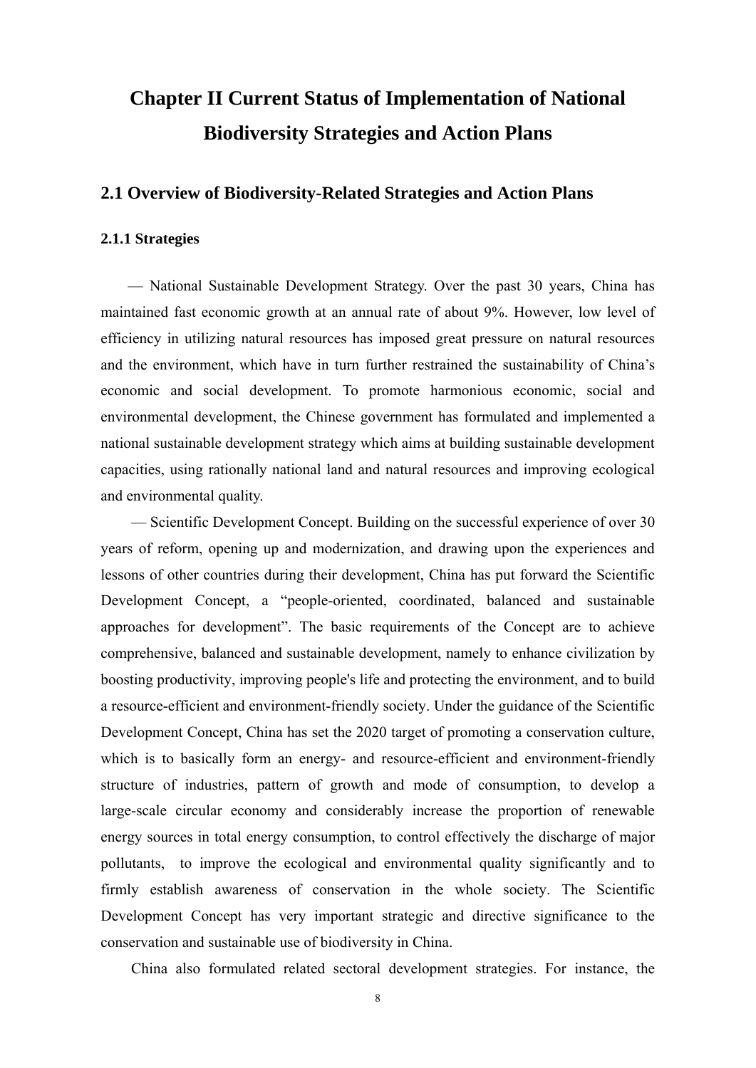# Chapter II Current Status of Implementation of National Biodiversity Strategies and Action Plans

## 2.1 Overview of Biodiversity-Related Strategies and Action Plans

### 2.1.1 Strategies

— National Sustainable Development Strategy. Over the past 30 years, China has maintained fast economic growth at an annual rate of about 9%. However, low level of efficiency in utilizing natural resources has imposed great pressure on natural resources and the environment, which have in turn further restrained the sustainability of China's economic and social development. To promote harmonious economic, social and environmental development, the Chinese government has formulated and implemented a national sustainable development strategy which aims at building sustainable development capacities, using rationally national land and natural resources and improving ecological and environmental quality.

— Scientific Development Concept. Building on the successful experience of over 30 years of reform, opening up and modernization, and drawing upon the experiences and lessons of other countries during their development, China has put forward the Scientific Development Concept, a "people-oriented, coordinated, balanced and sustainable approaches for development". The basic requirements of the Concept are to achieve comprehensive, balanced and sustainable development, namely to enhance civilization by boosting productivity, improving people's life and protecting the environment, and to build a resource-efficient and environment-friendly society. Under the guidance of the Scientific Development Concept, China has set the 2020 target of promoting a conservation culture, which is to basically form an energy- and resource-efficient and environment-friendly structure of industries, pattern of growth and mode of consumption, to develop a large-scale circular economy and considerably increase the proportion of renewable energy sources in total energy consumption, to control effectively the discharge of major pollutants, to improve the ecological and environmental quality significantly and to firmly establish awareness of conservation in the whole society. The Scientific Development Concept has very important strategic and directive significance to the conservation and sustainable use of biodiversity in China.

China also formulated related sectoral development strategies. For instance, the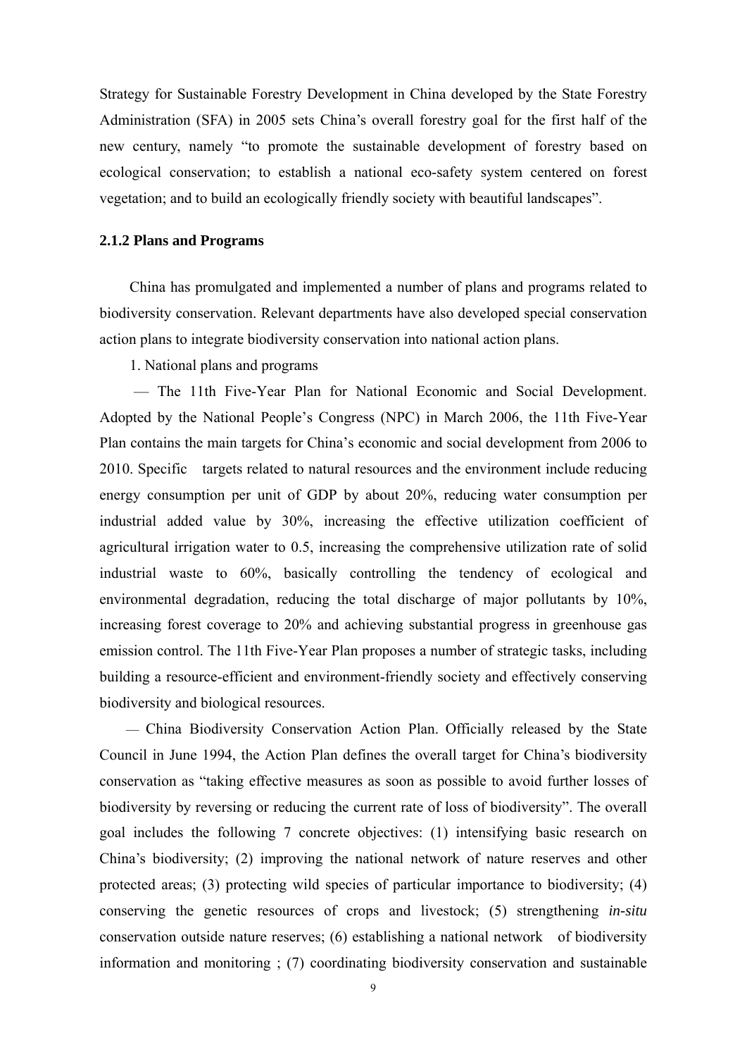Strategy for Sustainable Forestry Development in China developed by the State Forestry Administration (SFA) in 2005 sets China's overall forestry goal for the first half of the new century, namely "to promote the sustainable development of forestry based on ecological conservation; to establish a national eco-safety system centered on forest vegetation; and to build an ecologically friendly society with beautiful landscapes".

### 2.1.2 Plans and Programs

China has promulgated and implemented a number of plans and programs related to biodiversity conservation. Relevant departments have also developed special conservation action plans to integrate biodiversity conservation into national action plans.

1. National plans and programs

— The 11th Five-Year Plan for National Economic and Social Development. Adopted by the National People's Congress (NPC) in March 2006, the 11th Five-Year Plan contains the main targets for China's economic and social development from 2006 to 2010. Specific targets related to natural resources and the environment include reducing energy consumption per unit of GDP by about 20%, reducing water consumption per industrial added value by 30%, increasing the effective utilization coefficient of agricultural irrigation water to 0.5, increasing the comprehensive utilization rate of solid industrial waste to 60%, basically controlling the tendency of ecological and environmental degradation, reducing the total discharge of major pollutants by 10%, increasing forest coverage to 20% and achieving substantial progress in greenhouse gas emission control. The 11th Five-Year Plan proposes a number of strategic tasks, including building a resource-efficient and environment-friendly society and effectively conserving biodiversity and biological resources.

— China Biodiversity Conservation Action Plan. Officially released by the State Council in June 1994, the Action Plan defines the overall target for China's biodiversity conservation as "taking effective measures as soon as possible to avoid further losses of biodiversity by reversing or reducing the current rate of loss of biodiversity". The overall goal includes the following 7 concrete objectives: (1) intensifying basic research on China's biodiversity; (2) improving the national network of nature reserves and other protected areas; (3) protecting wild species of particular importance to biodiversity; (4) conserving the genetic resources of crops and livestock; (5) strengthening *in-situ* conservation outside nature reserves; (6) establishing a national network of biodiversity information and monitoring ; (7) coordinating biodiversity conservation and sustainable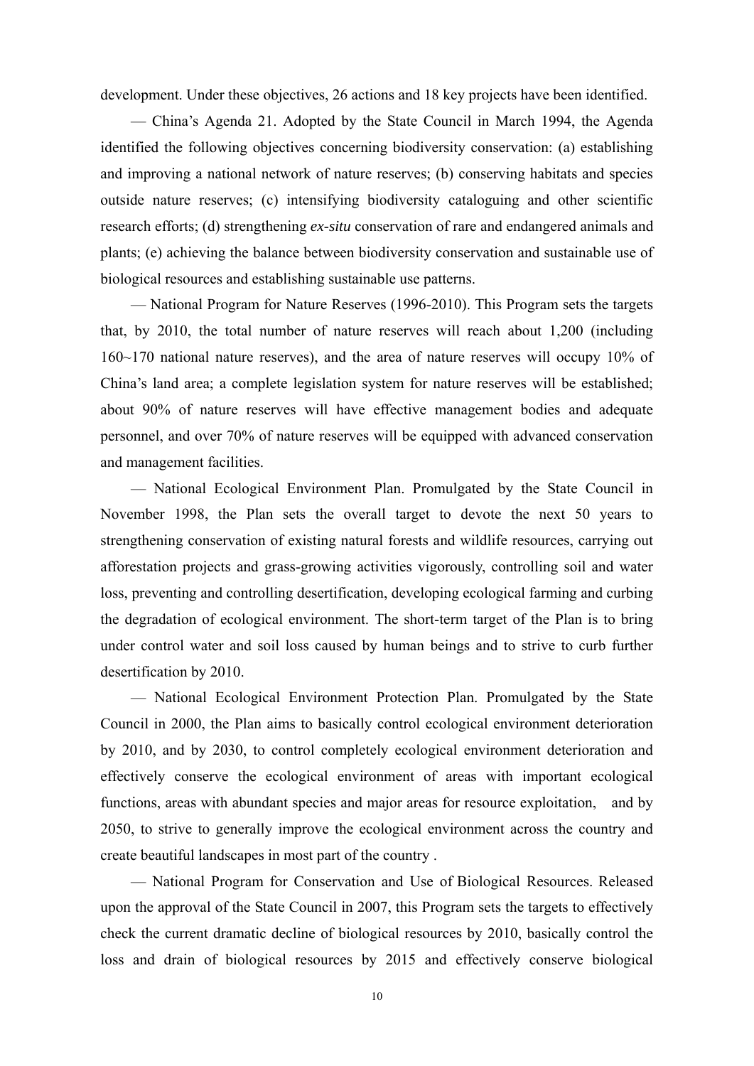development. Under these objectives, 26 actions and 18 key projects have been identified.

— China's Agenda 21. Adopted by the State Council in March 1994, the Agenda identified the following objectives concerning biodiversity conservation: (a) establishing and improving a national network of nature reserves; (b) conserving habitats and species outside nature reserves; (c) intensifying biodiversity cataloguing and other scientific research efforts; (d) strengthening *ex-situ* conservation of rare and endangered animals and plants; (e) achieving the balance between biodiversity conservation and sustainable use of biological resources and establishing sustainable use patterns.

— National Program for Nature Reserves (1996-2010). This Program sets the targets that, by 2010, the total number of nature reserves will reach about 1,200 (including 160~170 national nature reserves), and the area of nature reserves will occupy 10% of China's land area; a complete legislation system for nature reserves will be established; about 90% of nature reserves will have effective management bodies and adequate personnel, and over 70% of nature reserves will be equipped with advanced conservation and management facilities.

— National Ecological Environment Plan. Promulgated by the State Council in November 1998, the Plan sets the overall target to devote the next 50 years to strengthening conservation of existing natural forests and wildlife resources, carrying out afforestation projects and grass-growing activities vigorously, controlling soil and water loss, preventing and controlling desertification, developing ecological farming and curbing the degradation of ecological environment. The short-term target of the Plan is to bring under control water and soil loss caused by human beings and to strive to curb further desertification by 2010.

— National Ecological Environment Protection Plan. Promulgated by the State Council in 2000, the Plan aims to basically control ecological environment deterioration by 2010, and by 2030, to control completely ecological environment deterioration and effectively conserve the ecological environment of areas with important ecological functions, areas with abundant species and major areas for resource exploitation, and by 2050, to strive to generally improve the ecological environment across the country and create beautiful landscapes in most part of the country .

— National Program for Conservation and Use of Biological Resources. Released upon the approval of the State Council in 2007, this Program sets the targets to effectively check the current dramatic decline of biological resources by 2010, basically control the loss and drain of biological resources by 2015 and effectively conserve biological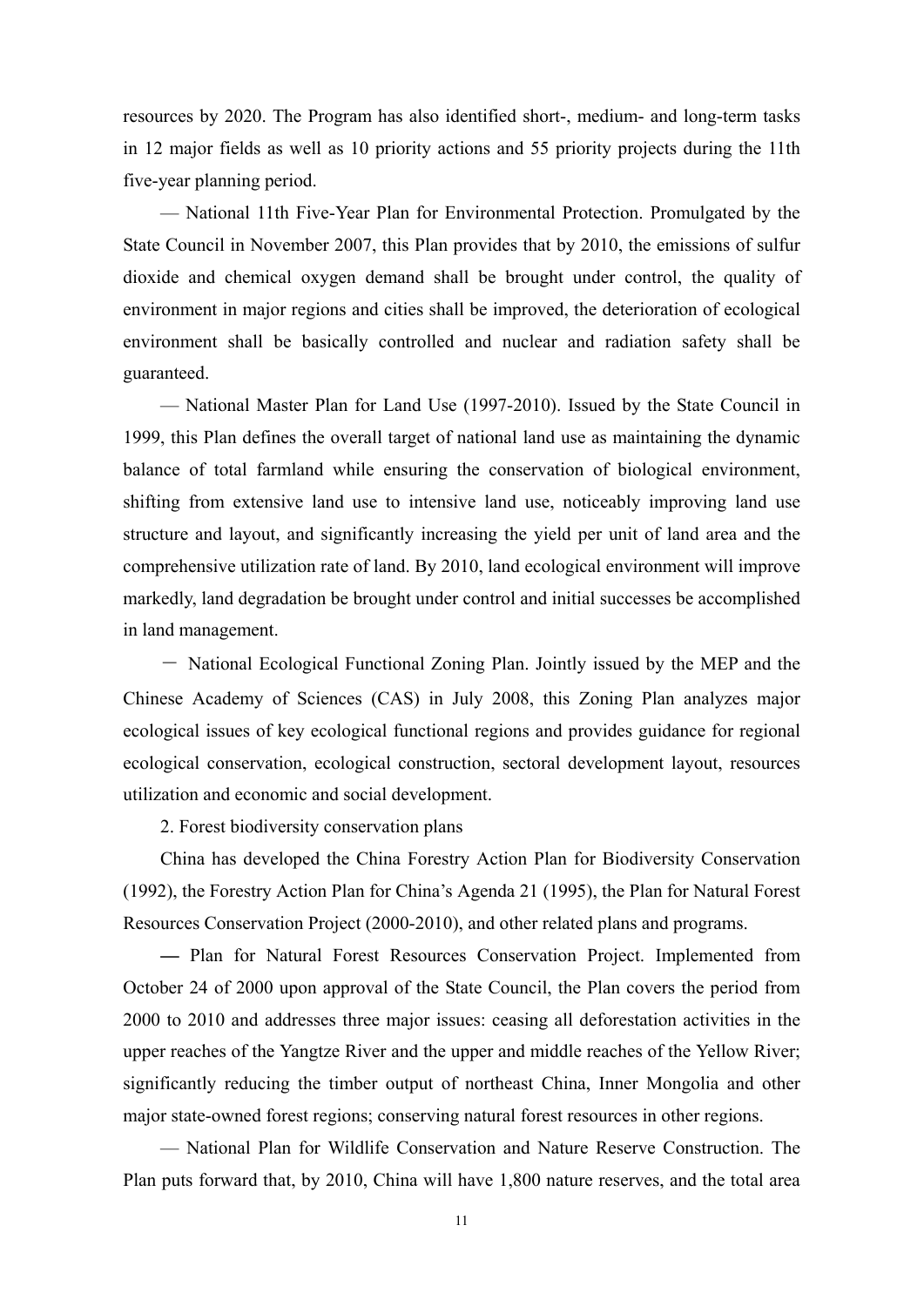resources by 2020. The Program has also identified short-, medium- and long-term tasks in 12 major fields as well as 10 priority actions and 55 priority projects during the 11th five-year planning period.

— National 11th Five-Year Plan for Environmental Protection. Promulgated by the State Council in November 2007, this Plan provides that by 2010, the emissions of sulfur dioxide and chemical oxygen demand shall be brought under control, the quality of environment in major regions and cities shall be improved, the deterioration of ecological environment shall be basically controlled and nuclear and radiation safety shall be guaranteed.

— National Master Plan for Land Use (1997-2010). Issued by the State Council in 1999, this Plan defines the overall target of national land use as maintaining the dynamic balance of total farmland while ensuring the conservation of biological environment, shifting from extensive land use to intensive land use, noticeably improving land use structure and layout, and significantly increasing the yield per unit of land area and the comprehensive utilization rate of land. By 2010, land ecological environment will improve markedly, land degradation be brought under control and initial successes be accomplished in land management.

－ National Ecological Functional Zoning Plan. Jointly issued by the MEP and the Chinese Academy of Sciences (CAS) in July 2008, this Zoning Plan analyzes major ecological issues of key ecological functional regions and provides guidance for regional ecological conservation, ecological construction, sectoral development layout, resources utilization and economic and social development.

2. Forest biodiversity conservation plans

China has developed the China Forestry Action Plan for Biodiversity Conservation (1992), the Forestry Action Plan for China's Agenda 21 (1995), the Plan for Natural Forest Resources Conservation Project (2000-2010), and other related plans and programs.

— Plan for Natural Forest Resources Conservation Project. Implemented from October 24 of 2000 upon approval of the State Council, the Plan covers the period from 2000 to 2010 and addresses three major issues: ceasing all deforestation activities in the upper reaches of the Yangtze River and the upper and middle reaches of the Yellow River; significantly reducing the timber output of northeast China, Inner Mongolia and other major state-owned forest regions; conserving natural forest resources in other regions.

— National Plan for Wildlife Conservation and Nature Reserve Construction. The Plan puts forward that, by 2010, China will have 1,800 nature reserves, and the total area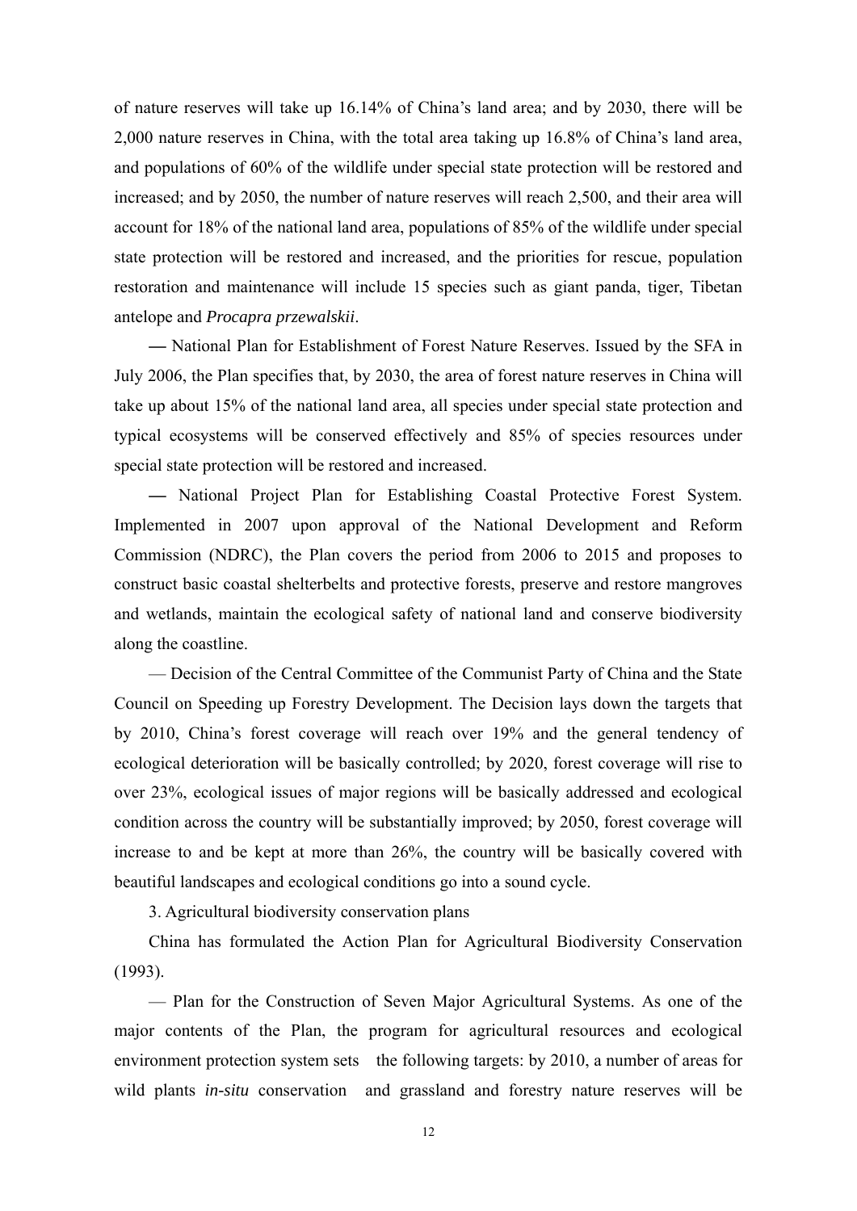of nature reserves will take up 16.14% of China's land area; and by 2030, there will be 2,000 nature reserves in China, with the total area taking up 16.8% of China's land area, and populations of 60% of the wildlife under special state protection will be restored and increased; and by 2050, the number of nature reserves will reach 2,500, and their area will account for 18% of the national land area, populations of 85% of the wildlife under special state protection will be restored and increased, and the priorities for rescue, population restoration and maintenance will include 15 species such as giant panda, tiger, Tibetan antelope and *Procapra przewalskii*.

— National Plan for Establishment of Forest Nature Reserves. Issued by the SFA in July 2006, the Plan specifies that, by 2030, the area of forest nature reserves in China will take up about 15% of the national land area, all species under special state protection and typical ecosystems will be conserved effectively and 85% of species resources under special state protection will be restored and increased.

— National Project Plan for Establishing Coastal Protective Forest System. Implemented in 2007 upon approval of the National Development and Reform Commission (NDRC), the Plan covers the period from 2006 to 2015 and proposes to construct basic coastal shelterbelts and protective forests, preserve and restore mangroves and wetlands, maintain the ecological safety of national land and conserve biodiversity along the coastline.

— Decision of the Central Committee of the Communist Party of China and the State Council on Speeding up Forestry Development. The Decision lays down the targets that by 2010, China's forest coverage will reach over 19% and the general tendency of ecological deterioration will be basically controlled; by 2020, forest coverage will rise to over 23%, ecological issues of major regions will be basically addressed and ecological condition across the country will be substantially improved; by 2050, forest coverage will increase to and be kept at more than 26%, the country will be basically covered with beautiful landscapes and ecological conditions go into a sound cycle.

3. Agricultural biodiversity conservation plans

China has formulated the Action Plan for Agricultural Biodiversity Conservation (1993).

— Plan for the Construction of Seven Major Agricultural Systems. As one of the major contents of the Plan, the program for agricultural resources and ecological environment protection system sets the following targets: by 2010, a number of areas for wild plants *in-situ* conservation and grassland and forestry nature reserves will be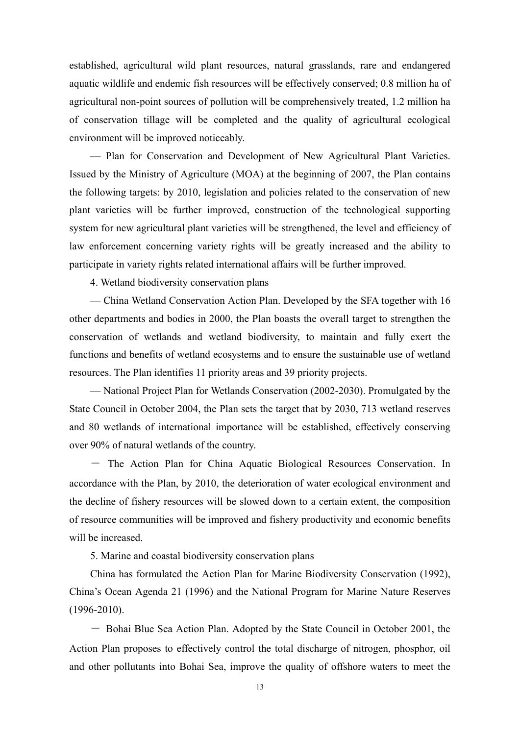established, agricultural wild plant resources, natural grasslands, rare and endangered aquatic wildlife and endemic fish resources will be effectively conserved; 0.8 million ha of agricultural non-point sources of pollution will be comprehensively treated, 1.2 million ha of conservation tillage will be completed and the quality of agricultural ecological environment will be improved noticeably.

— Plan for Conservation and Development of New Agricultural Plant Varieties. Issued by the Ministry of Agriculture (MOA) at the beginning of 2007, the Plan contains the following targets: by 2010, legislation and policies related to the conservation of new plant varieties will be further improved, construction of the technological supporting system for new agricultural plant varieties will be strengthened, the level and efficiency of law enforcement concerning variety rights will be greatly increased and the ability to participate in variety rights related international affairs will be further improved.

4. Wetland biodiversity conservation plans

— China Wetland Conservation Action Plan. Developed by the SFA together with 16 other departments and bodies in 2000, the Plan boasts the overall target to strengthen the conservation of wetlands and wetland biodiversity, to maintain and fully exert the functions and benefits of wetland ecosystems and to ensure the sustainable use of wetland resources. The Plan identifies 11 priority areas and 39 priority projects.

— National Project Plan for Wetlands Conservation (2002-2030). Promulgated by the State Council in October 2004, the Plan sets the target that by 2030, 713 wetland reserves and 80 wetlands of international importance will be established, effectively conserving over 90% of natural wetlands of the country.

— The Action Plan for China Aquatic Biological Resources Conservation. In accordance with the Plan, by 2010, the deterioration of water ecological environment and the decline of fishery resources will be slowed down to a certain extent, the composition of resource communities will be improved and fishery productivity and economic benefits will be increased.

5. Marine and coastal biodiversity conservation plans

China has formulated the Action Plan for Marine Biodiversity Conservation (1992), China's Ocean Agenda 21 (1996) and the National Program for Marine Nature Reserves (1996-2010).

— Bohai Blue Sea Action Plan. Adopted by the State Council in October 2001, the Action Plan proposes to effectively control the total discharge of nitrogen, phosphor, oil and other pollutants into Bohai Sea, improve the quality of offshore waters to meet the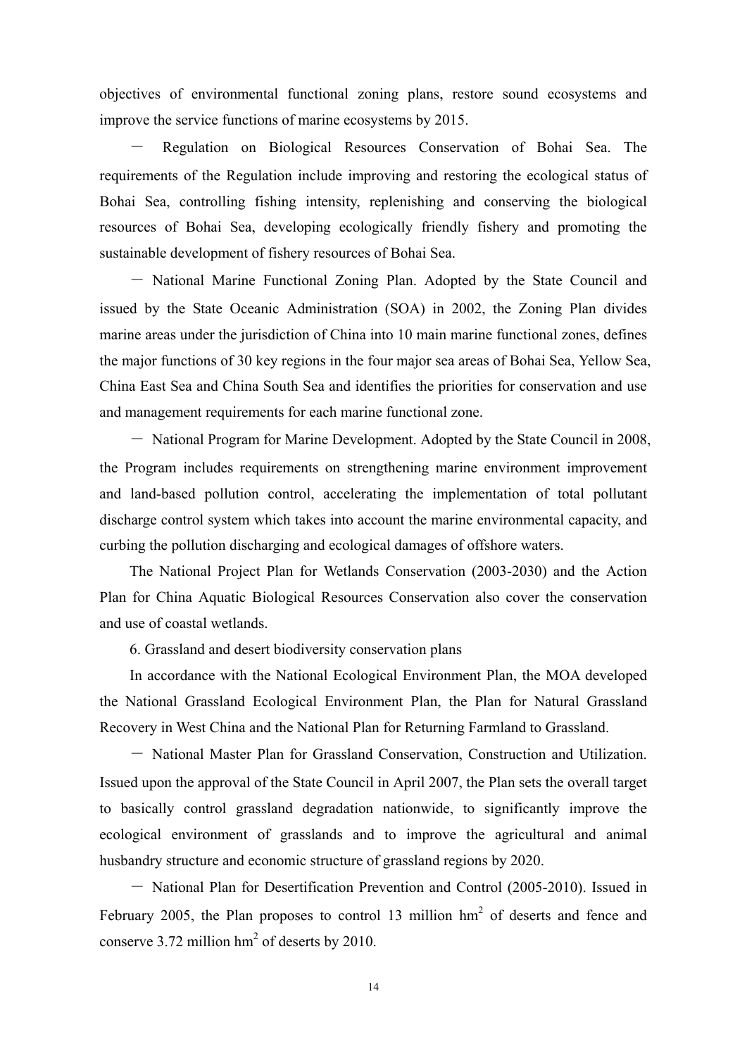objectives of environmental functional zoning plans, restore sound ecosystems and improve the service functions of marine ecosystems by 2015.

－ Regulation on Biological Resources Conservation of Bohai Sea. The requirements of the Regulation include improving and restoring the ecological status of Bohai Sea, controlling fishing intensity, replenishing and conserving the biological resources of Bohai Sea, developing ecologically friendly fishery and promoting the sustainable development of fishery resources of Bohai Sea.

－ National Marine Functional Zoning Plan. Adopted by the State Council and issued by the State Oceanic Administration (SOA) in 2002, the Zoning Plan divides marine areas under the jurisdiction of China into 10 main marine functional zones, defines the major functions of 30 key regions in the four major sea areas of Bohai Sea, Yellow Sea, China East Sea and China South Sea and identifies the priorities for conservation and use and management requirements for each marine functional zone.

－ National Program for Marine Development. Adopted by the State Council in 2008, the Program includes requirements on strengthening marine environment improvement and land-based pollution control, accelerating the implementation of total pollutant discharge control system which takes into account the marine environmental capacity, and curbing the pollution discharging and ecological damages of offshore waters.

The National Project Plan for Wetlands Conservation (2003-2030) and the Action Plan for China Aquatic Biological Resources Conservation also cover the conservation and use of coastal wetlands.

6. Grassland and desert biodiversity conservation plans

In accordance with the National Ecological Environment Plan, the MOA developed the National Grassland Ecological Environment Plan, the Plan for Natural Grassland Recovery in West China and the National Plan for Returning Farmland to Grassland.

－ National Master Plan for Grassland Conservation, Construction and Utilization. Issued upon the approval of the State Council in April 2007, the Plan sets the overall target to basically control grassland degradation nationwide, to significantly improve the ecological environment of grasslands and to improve the agricultural and animal husbandry structure and economic structure of grassland regions by 2020.

－ National Plan for Desertification Prevention and Control (2005-2010). Issued in February 2005, the Plan proposes to control 13 million $hm^2$ of deserts and fence and conserve 3.72 million $hm^2$ of deserts by 2010.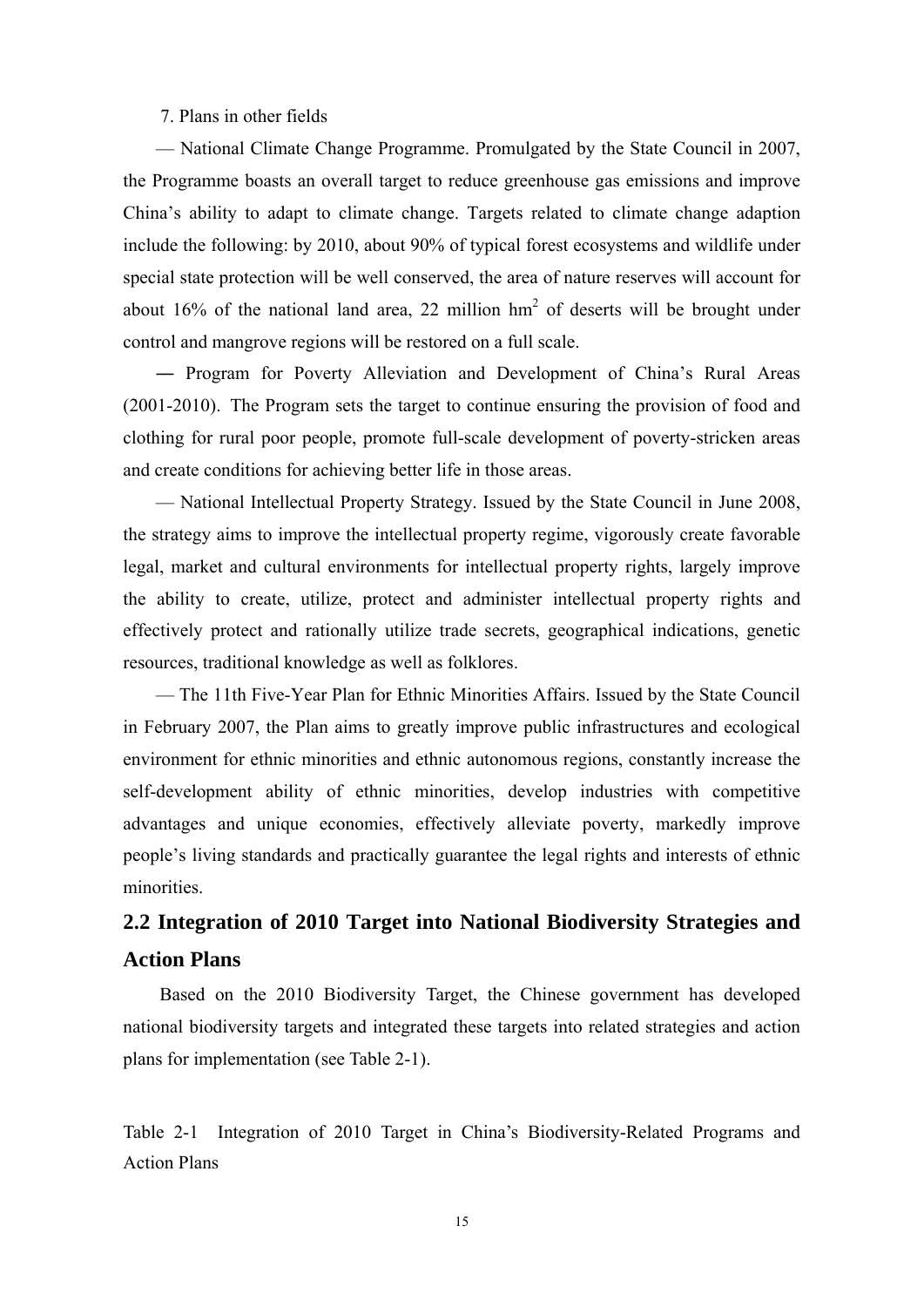7. Plans in other fields

— National Climate Change Programme. Promulgated by the State Council in 2007, the Programme boasts an overall target to reduce greenhouse gas emissions and improve China's ability to adapt to climate change. Targets related to climate change adaption include the following: by 2010, about 90% of typical forest ecosystems and wildlife under special state protection will be well conserved, the area of nature reserves will account for about 16% of the national land area, 22 million $hm^2$ of deserts will be brought under control and mangrove regions will be restored on a full scale.

― Program for Poverty Alleviation and Development of China's Rural Areas (2001-2010). The Program sets the target to continue ensuring the provision of food and clothing for rural poor people, promote full-scale development of poverty-stricken areas and create conditions for achieving better life in those areas.

— National Intellectual Property Strategy. Issued by the State Council in June 2008, the strategy aims to improve the intellectual property regime, vigorously create favorable legal, market and cultural environments for intellectual property rights, largely improve the ability to create, utilize, protect and administer intellectual property rights and effectively protect and rationally utilize trade secrets, geographical indications, genetic resources, traditional knowledge as well as folklores.

— The 11th Five-Year Plan for Ethnic Minorities Affairs. Issued by the State Council in February 2007, the Plan aims to greatly improve public infrastructures and ecological environment for ethnic minorities and ethnic autonomous regions, constantly increase the self-development ability of ethnic minorities, develop industries with competitive advantages and unique economies, effectively alleviate poverty, markedly improve people's living standards and practically guarantee the legal rights and interests of ethnic minorities.

## 2.2 Integration of 2010 Target into National Biodiversity Strategies and Action Plans

Based on the 2010 Biodiversity Target, the Chinese government has developed national biodiversity targets and integrated these targets into related strategies and action plans for implementation (see Table 2-1).

Table 2-1 Integration of 2010 Target in China's Biodiversity-Related Programs and Action Plans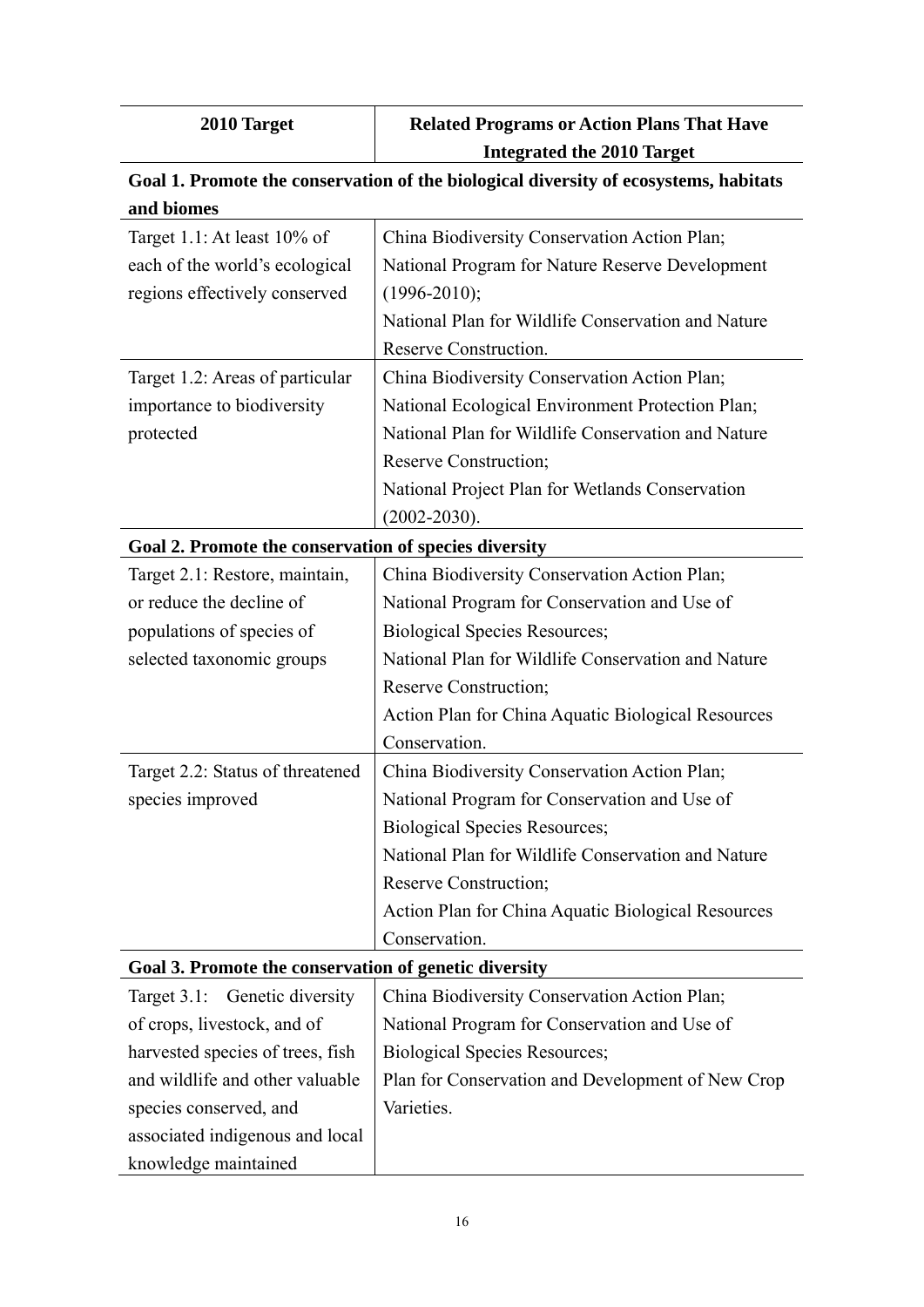| 2010 Target | Related Programs or Action Plans That Have Integrated the 2010 Target |
|---|---|
| **Goal 1. Promote the conservation of the biological diversity of ecosystems, habitats and biomes** | |
| Target 1.1: At least 10% of each of the world's ecological regions effectively conserved | China Biodiversity Conservation Action Plan; National Program for Nature Reserve Development (1996-2010); National Plan for Wildlife Conservation and Nature Reserve Construction. |
| Target 1.2: Areas of particular importance to biodiversity protected | China Biodiversity Conservation Action Plan; National Ecological Environment Protection Plan; National Plan for Wildlife Conservation and Nature Reserve Construction; National Project Plan for Wetlands Conservation (2002-2030). |
| **Goal 2. Promote the conservation of species diversity** | |
| Target 2.1: Restore, maintain, or reduce the decline of populations of species of selected taxonomic groups | China Biodiversity Conservation Action Plan; National Program for Conservation and Use of Biological Species Resources; National Plan for Wildlife Conservation and Nature Reserve Construction; Action Plan for China Aquatic Biological Resources Conservation. |
| Target 2.2: Status of threatened species improved | China Biodiversity Conservation Action Plan; National Program for Conservation and Use of Biological Species Resources; National Plan for Wildlife Conservation and Nature Reserve Construction; Action Plan for China Aquatic Biological Resources Conservation. |
| **Goal 3. Promote the conservation of genetic diversity** | |
| Target 3.1: Genetic diversity of crops, livestock, and of harvested species of trees, fish and wildlife and other valuable species conserved, and associated indigenous and local knowledge maintained | China Biodiversity Conservation Action Plan; National Program for Conservation and Use of Biological Species Resources; Plan for Conservation and Development of New Crop Varieties. |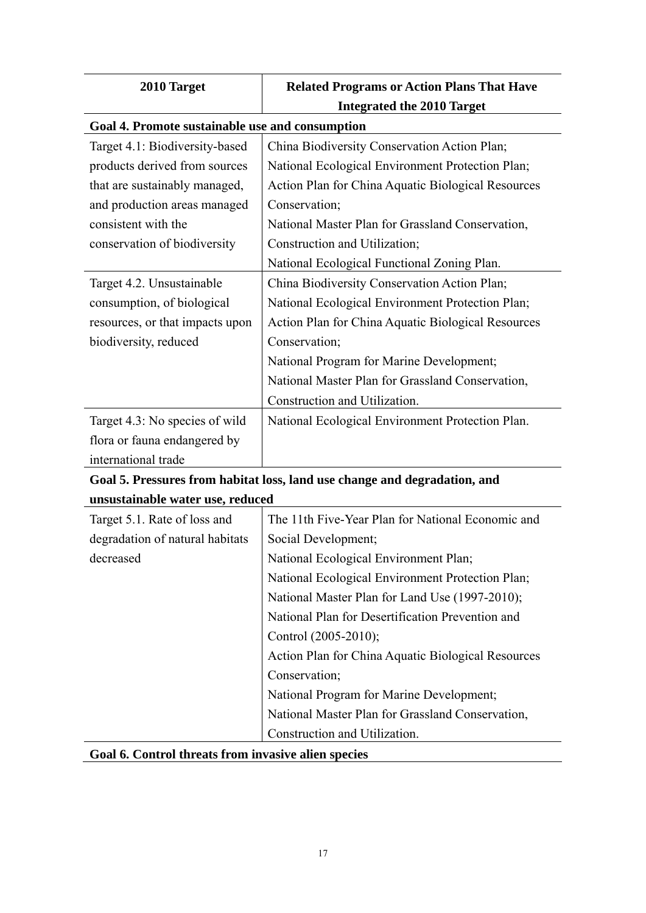| 2010 Target | Related Programs or Action Plans That Have Integrated the 2010 Target |
|---|---|
| **Goal 4. Promote sustainable use and consumption** | |
| Target 4.1: Biodiversity-based products derived from sources that are sustainably managed, and production areas managed consistent with the conservation of biodiversity | China Biodiversity Conservation Action Plan; National Ecological Environment Protection Plan; Action Plan for China Aquatic Biological Resources Conservation; National Master Plan for Grassland Conservation, Construction and Utilization; National Ecological Functional Zoning Plan. |
| Target 4.2. Unsustainable consumption, of biological resources, or that impacts upon biodiversity, reduced | China Biodiversity Conservation Action Plan; National Ecological Environment Protection Plan; Action Plan for China Aquatic Biological Resources Conservation; National Program for Marine Development; National Master Plan for Grassland Conservation, Construction and Utilization. |
| Target 4.3: No species of wild flora or fauna endangered by international trade | National Ecological Environment Protection Plan. |
| **Goal 5. Pressures from habitat loss, land use change and degradation, and unsustainable water use, reduced** | |
| Target 5.1. Rate of loss and degradation of natural habitats decreased | The 11th Five-Year Plan for National Economic and Social Development; National Ecological Environment Plan; National Ecological Environment Protection Plan; National Master Plan for Land Use (1997-2010); National Plan for Desertification Prevention and Control (2005-2010); Action Plan for China Aquatic Biological Resources Conservation; National Program for Marine Development; National Master Plan for Grassland Conservation, Construction and Utilization. |
| **Goal 6. Control threats from invasive alien species** | |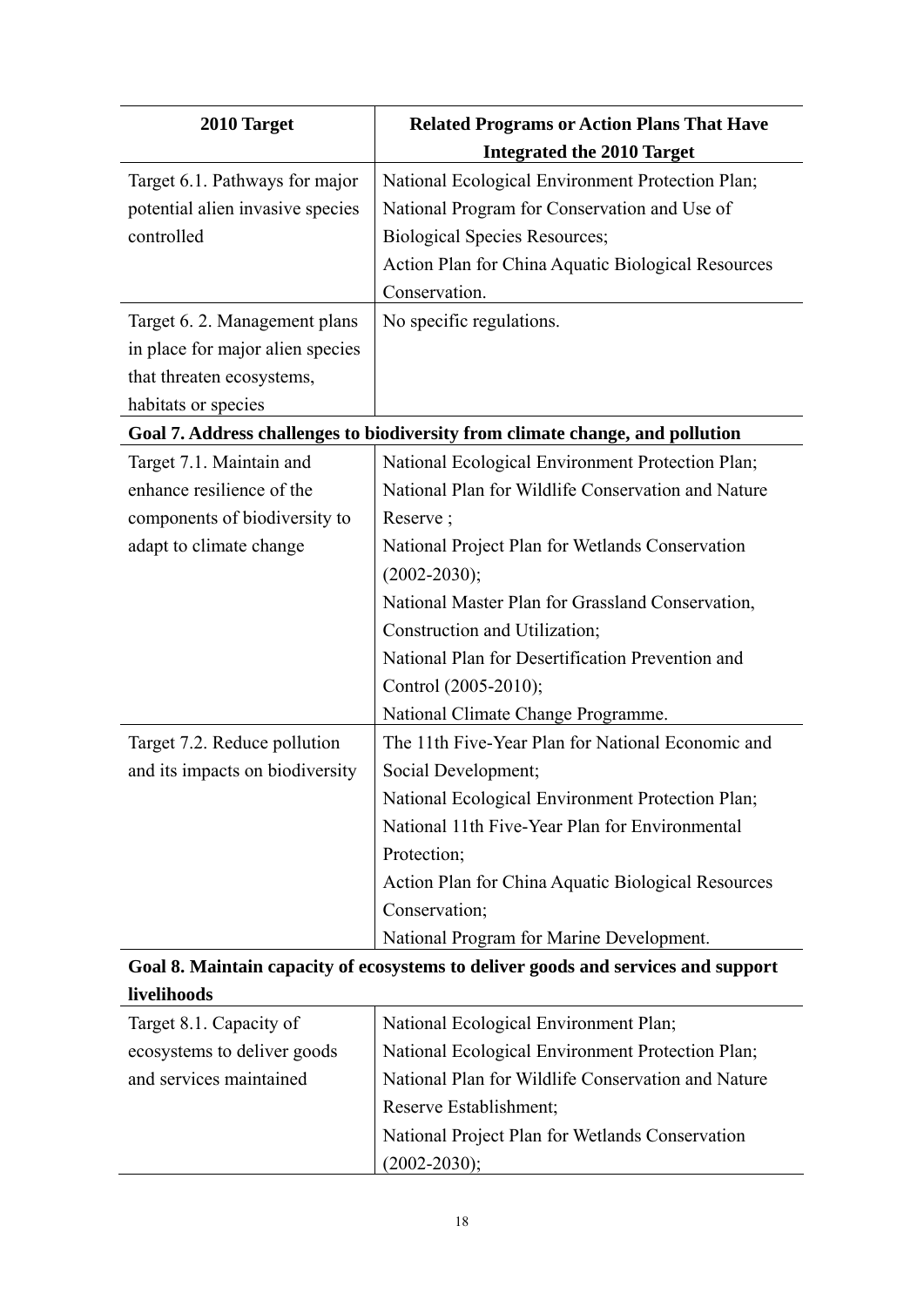| 2010 Target | Related Programs or Action Plans That Have Integrated the 2010 Target |
|---|---|
| Target 6.1. Pathways for major potential alien invasive species controlled | National Ecological Environment Protection Plan;<br>National Program for Conservation and Use of Biological Species Resources;<br>Action Plan for China Aquatic Biological Resources Conservation. |
| Target 6. 2. Management plans in place for major alien species that threaten ecosystems, habitats or species | No specific regulations. |
| **Goal 7. Address challenges to biodiversity from climate change, and pollution** | |
| Target 7.1. Maintain and enhance resilience of the components of biodiversity to adapt to climate change | National Ecological Environment Protection Plan;<br>National Plan for Wildlife Conservation and Nature Reserve ;<br>National Project Plan for Wetlands Conservation (2002-2030);<br>National Master Plan for Grassland Conservation, Construction and Utilization;<br>National Plan for Desertification Prevention and Control (2005-2010);<br>National Climate Change Programme. |
| Target 7.2. Reduce pollution and its impacts on biodiversity | The 11th Five-Year Plan for National Economic and Social Development;<br>National Ecological Environment Protection Plan;<br>National 11th Five-Year Plan for Environmental Protection;<br>Action Plan for China Aquatic Biological Resources Conservation;<br>National Program for Marine Development. |
| **Goal 8. Maintain capacity of ecosystems to deliver goods and services and support livelihoods** | |
| Target 8.1. Capacity of ecosystems to deliver goods and services maintained | National Ecological Environment Plan;<br>National Ecological Environment Protection Plan;<br>National Plan for Wildlife Conservation and Nature Reserve Establishment;<br>National Project Plan for Wetlands Conservation (2002-2030); |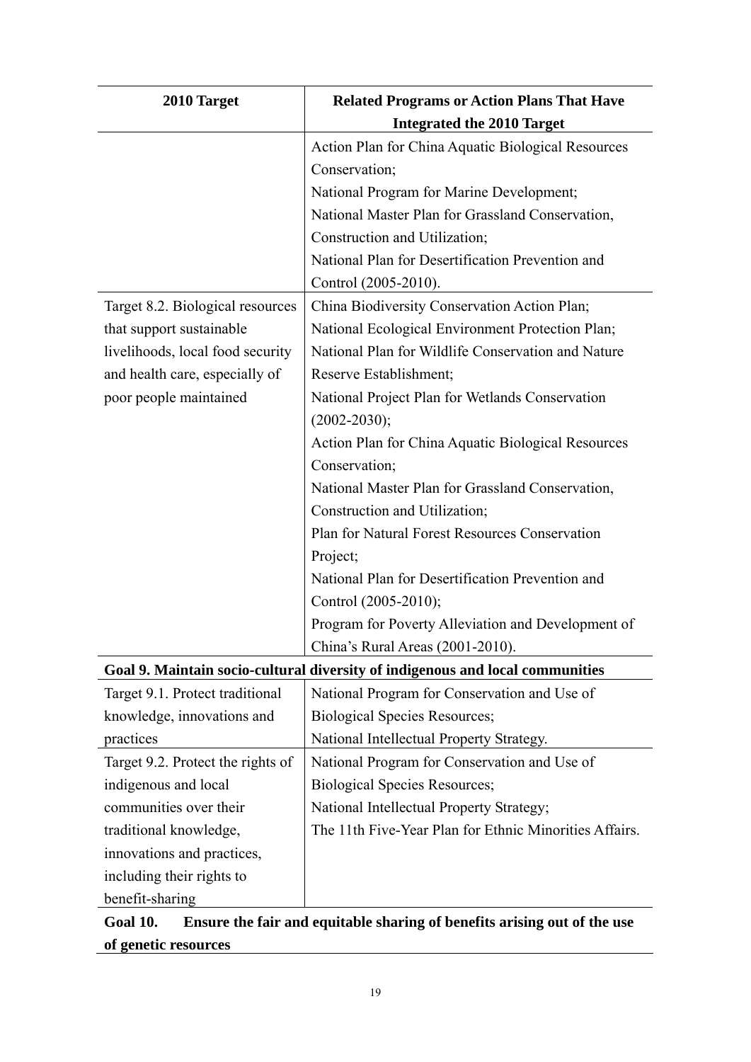| 2010 Target | Related Programs or Action Plans That Have Integrated the 2010 Target |
|---|---|
| | Action Plan for China Aquatic Biological Resources Conservation;<br>National Program for Marine Development;<br>National Master Plan for Grassland Conservation, Construction and Utilization;<br>National Plan for Desertification Prevention and Control (2005-2010). |
| Target 8.2. Biological resources that support sustainable livelihoods, local food security and health care, especially of poor people maintained | China Biodiversity Conservation Action Plan;<br>National Ecological Environment Protection Plan;<br>National Plan for Wildlife Conservation and Nature Reserve Establishment;<br>National Project Plan for Wetlands Conservation (2002-2030);<br>Action Plan for China Aquatic Biological Resources Conservation;<br>National Master Plan for Grassland Conservation, Construction and Utilization;<br>Plan for Natural Forest Resources Conservation Project;<br>National Plan for Desertification Prevention and Control (2005-2010);<br>Program for Poverty Alleviation and Development of China's Rural Areas (2001-2010). |
| **Goal 9. Maintain socio-cultural diversity of indigenous and local communities** | |
| Target 9.1. Protect traditional knowledge, innovations and practices | National Program for Conservation and Use of Biological Species Resources;<br>National Intellectual Property Strategy. |
| Target 9.2. Protect the rights of indigenous and local communities over their traditional knowledge, innovations and practices, including their rights to benefit-sharing | National Program for Conservation and Use of Biological Species Resources;<br>National Intellectual Property Strategy;<br>The 11th Five-Year Plan for Ethnic Minorities Affairs. |
| **Goal 10. Ensure the fair and equitable sharing of benefits arising out of the use of genetic resources** | |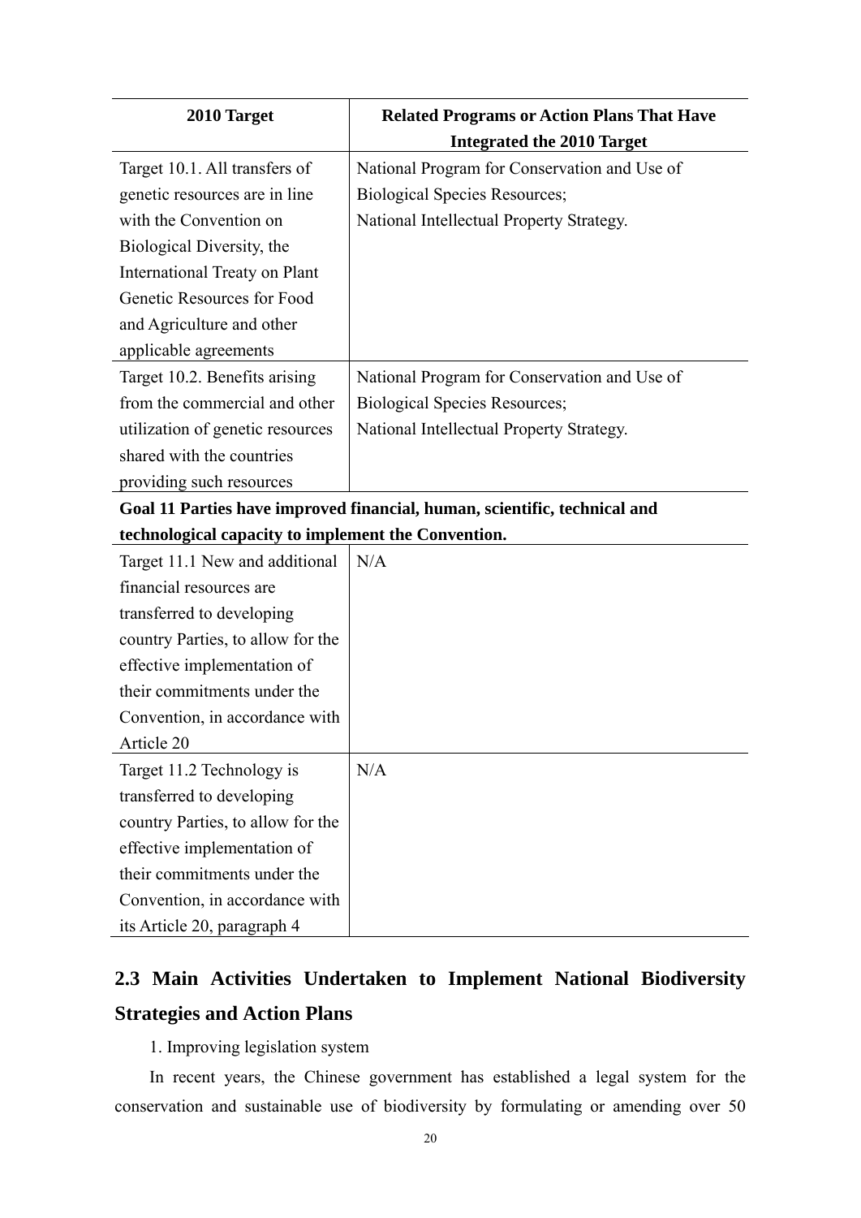| 2010 Target | Related Programs or Action Plans That Have Integrated the 2010 Target |
|---|---|
| Target 10.1. All transfers of genetic resources are in line with the Convention on Biological Diversity, the International Treaty on Plant Genetic Resources for Food and Agriculture and other applicable agreements | National Program for Conservation and Use of Biological Species Resources; National Intellectual Property Strategy. |
| Target 10.2. Benefits arising from the commercial and other utilization of genetic resources shared with the countries providing such resources | National Program for Conservation and Use of Biological Species Resources; National Intellectual Property Strategy. |
| **Goal 11 Parties have improved financial, human, scientific, technical and technological capacity to implement the Convention.** | |
| Target 11.1 New and additional financial resources are transferred to developing country Parties, to allow for the effective implementation of their commitments under the Convention, in accordance with Article 20 | N/A |
| Target 11.2 Technology is transferred to developing country Parties, to allow for the effective implementation of their commitments under the Convention, in accordance with its Article 20, paragraph 4 | N/A |

## 2.3 Main Activities Undertaken to Implement National Biodiversity Strategies and Action Plans

1. Improving legislation system

In recent years, the Chinese government has established a legal system for the conservation and sustainable use of biodiversity by formulating or amending over 50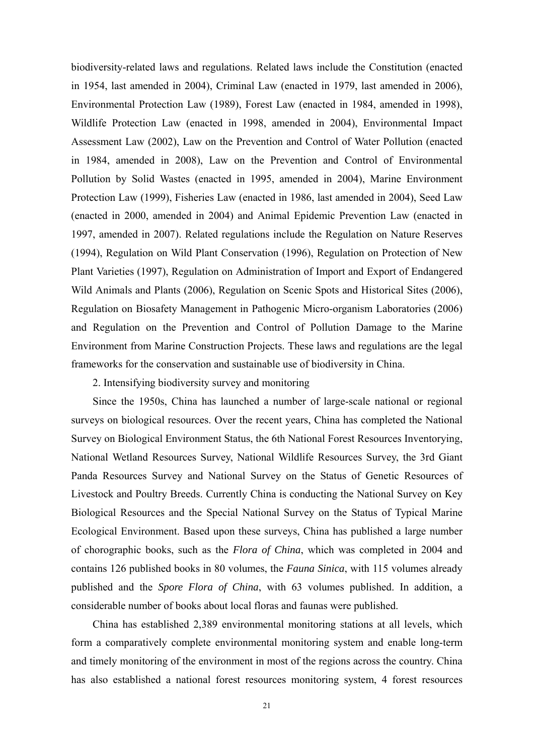biodiversity-related laws and regulations. Related laws include the Constitution (enacted in 1954, last amended in 2004), Criminal Law (enacted in 1979, last amended in 2006), Environmental Protection Law (1989), Forest Law (enacted in 1984, amended in 1998), Wildlife Protection Law (enacted in 1998, amended in 2004), Environmental Impact Assessment Law (2002), Law on the Prevention and Control of Water Pollution (enacted in 1984, amended in 2008), Law on the Prevention and Control of Environmental Pollution by Solid Wastes (enacted in 1995, amended in 2004), Marine Environment Protection Law (1999), Fisheries Law (enacted in 1986, last amended in 2004), Seed Law (enacted in 2000, amended in 2004) and Animal Epidemic Prevention Law (enacted in 1997, amended in 2007). Related regulations include the Regulation on Nature Reserves (1994), Regulation on Wild Plant Conservation (1996), Regulation on Protection of New Plant Varieties (1997), Regulation on Administration of Import and Export of Endangered Wild Animals and Plants (2006), Regulation on Scenic Spots and Historical Sites (2006), Regulation on Biosafety Management in Pathogenic Micro-organism Laboratories (2006) and Regulation on the Prevention and Control of Pollution Damage to the Marine Environment from Marine Construction Projects. These laws and regulations are the legal frameworks for the conservation and sustainable use of biodiversity in China.

2. Intensifying biodiversity survey and monitoring

Since the 1950s, China has launched a number of large-scale national or regional surveys on biological resources. Over the recent years, China has completed the National Survey on Biological Environment Status, the 6th National Forest Resources Inventorying, National Wetland Resources Survey, National Wildlife Resources Survey, the 3rd Giant Panda Resources Survey and National Survey on the Status of Genetic Resources of Livestock and Poultry Breeds. Currently China is conducting the National Survey on Key Biological Resources and the Special National Survey on the Status of Typical Marine Ecological Environment. Based upon these surveys, China has published a large number of chorographic books, such as the *Flora of China*, which was completed in 2004 and contains 126 published books in 80 volumes, the *Fauna Sinica*, with 115 volumes already published and the *Spore Flora of China*, with 63 volumes published. In addition, a considerable number of books about local floras and faunas were published.

China has established 2,389 environmental monitoring stations at all levels, which form a comparatively complete environmental monitoring system and enable long-term and timely monitoring of the environment in most of the regions across the country. China has also established a national forest resources monitoring system, 4 forest resources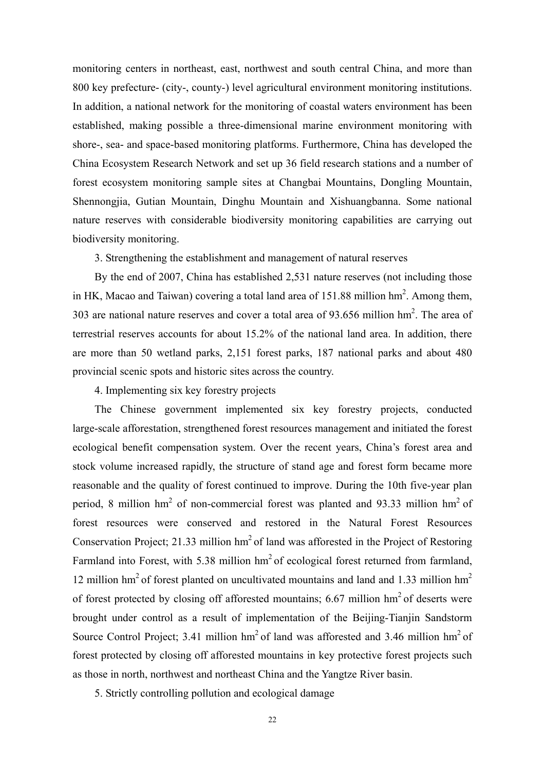monitoring centers in northeast, east, northwest and south central China, and more than 800 key prefecture- (city-, county-) level agricultural environment monitoring institutions. In addition, a national network for the monitoring of coastal waters environment has been established, making possible a three-dimensional marine environment monitoring with shore-, sea- and space-based monitoring platforms. Furthermore, China has developed the China Ecosystem Research Network and set up 36 field research stations and a number of forest ecosystem monitoring sample sites at Changbai Mountains, Dongling Mountain, Shennongjia, Gutian Mountain, Dinghu Mountain and Xishuangbanna. Some national nature reserves with considerable biodiversity monitoring capabilities are carrying out biodiversity monitoring.

3. Strengthening the establishment and management of natural reserves

By the end of 2007, China has established 2,531 nature reserves (not including those in HK, Macao and Taiwan) covering a total land area of 151.88 million hm$^2$. Among them, 303 are national nature reserves and cover a total area of 93.656 million hm$^2$. The area of terrestrial reserves accounts for about 15.2% of the national land area. In addition, there are more than 50 wetland parks, 2,151 forest parks, 187 national parks and about 480 provincial scenic spots and historic sites across the country.

4. Implementing six key forestry projects

The Chinese government implemented six key forestry projects, conducted large-scale afforestation, strengthened forest resources management and initiated the forest ecological benefit compensation system. Over the recent years, China's forest area and stock volume increased rapidly, the structure of stand age and forest form became more reasonable and the quality of forest continued to improve. During the 10th five-year plan period, 8 million hm$^2$ of non-commercial forest was planted and 93.33 million hm$^2$ of forest resources were conserved and restored in the Natural Forest Resources Conservation Project; 21.33 million hm$^2$ of land was afforested in the Project of Restoring Farmland into Forest, with 5.38 million hm$^2$ of ecological forest returned from farmland, 12 million hm$^2$ of forest planted on uncultivated mountains and land and 1.33 million hm$^2$ of forest protected by closing off afforested mountains; 6.67 million hm$^2$ of deserts were brought under control as a result of implementation of the Beijing-Tianjin Sandstorm Source Control Project; 3.41 million hm$^2$ of land was afforested and 3.46 million hm$^2$ of forest protected by closing off afforested mountains in key protective forest projects such as those in north, northwest and northeast China and the Yangtze River basin.

5. Strictly controlling pollution and ecological damage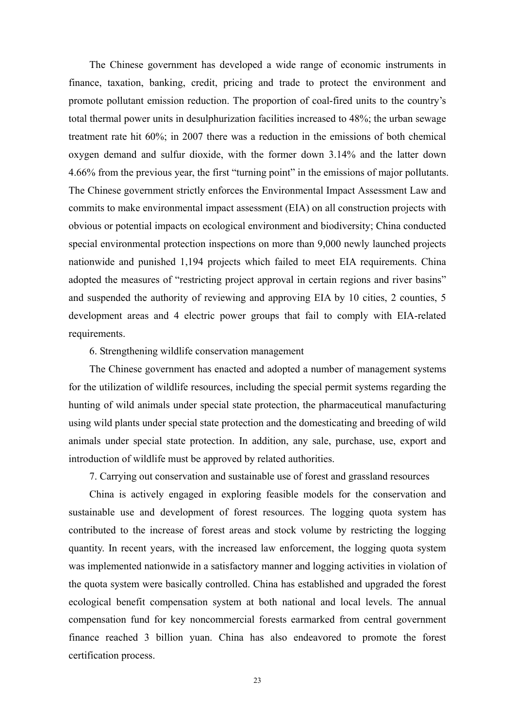The Chinese government has developed a wide range of economic instruments in finance, taxation, banking, credit, pricing and trade to protect the environment and promote pollutant emission reduction. The proportion of coal-fired units to the country's total thermal power units in desulphurization facilities increased to 48%; the urban sewage treatment rate hit 60%; in 2007 there was a reduction in the emissions of both chemical oxygen demand and sulfur dioxide, with the former down 3.14% and the latter down 4.66% from the previous year, the first "turning point" in the emissions of major pollutants. The Chinese government strictly enforces the Environmental Impact Assessment Law and commits to make environmental impact assessment (EIA) on all construction projects with obvious or potential impacts on ecological environment and biodiversity; China conducted special environmental protection inspections on more than 9,000 newly launched projects nationwide and punished 1,194 projects which failed to meet EIA requirements. China adopted the measures of "restricting project approval in certain regions and river basins" and suspended the authority of reviewing and approving EIA by 10 cities, 2 counties, 5 development areas and 4 electric power groups that fail to comply with EIA-related requirements.

### 6. Strengthening wildlife conservation management

The Chinese government has enacted and adopted a number of management systems for the utilization of wildlife resources, including the special permit systems regarding the hunting of wild animals under special state protection, the pharmaceutical manufacturing using wild plants under special state protection and the domesticating and breeding of wild animals under special state protection. In addition, any sale, purchase, use, export and introduction of wildlife must be approved by related authorities.

### 7. Carrying out conservation and sustainable use of forest and grassland resources

China is actively engaged in exploring feasible models for the conservation and sustainable use and development of forest resources. The logging quota system has contributed to the increase of forest areas and stock volume by restricting the logging quantity. In recent years, with the increased law enforcement, the logging quota system was implemented nationwide in a satisfactory manner and logging activities in violation of the quota system were basically controlled. China has established and upgraded the forest ecological benefit compensation system at both national and local levels. The annual compensation fund for key noncommercial forests earmarked from central government finance reached 3 billion yuan. China has also endeavored to promote the forest certification process.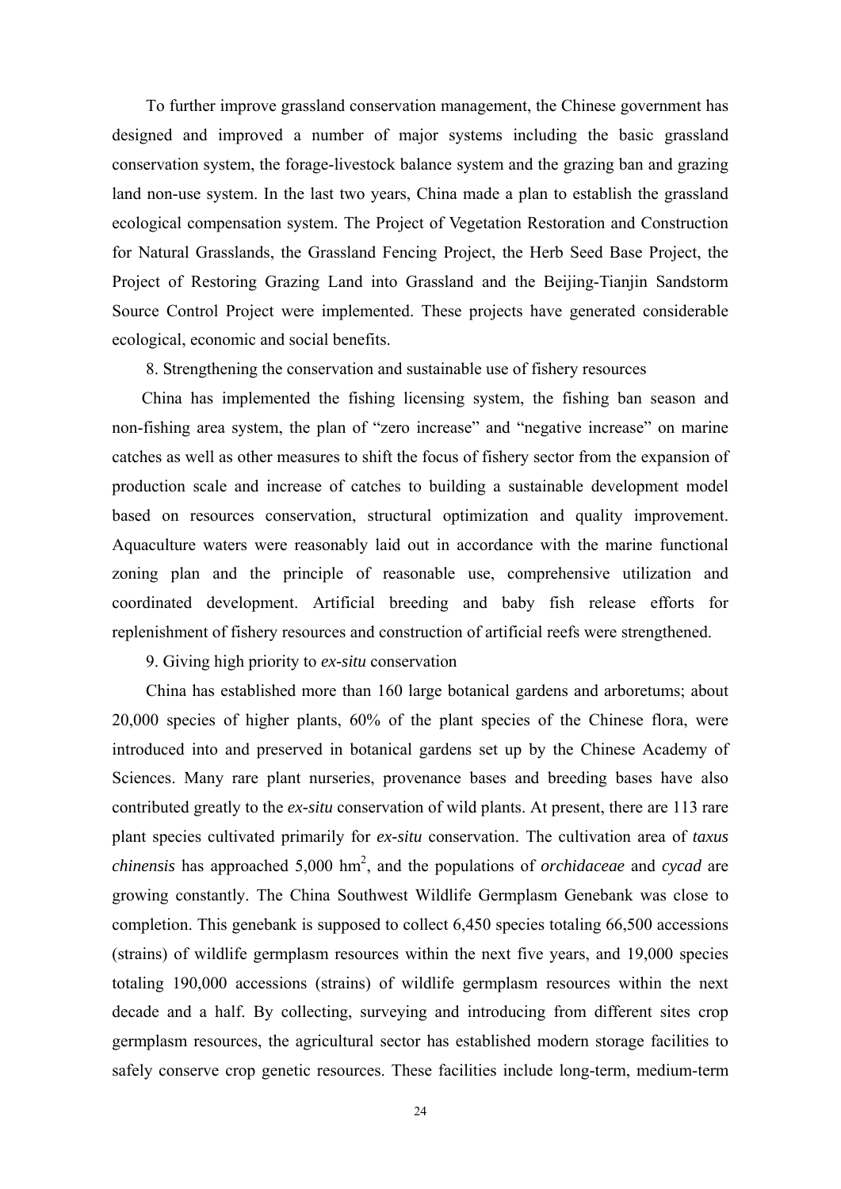To further improve grassland conservation management, the Chinese government has designed and improved a number of major systems including the basic grassland conservation system, the forage-livestock balance system and the grazing ban and grazing land non-use system. In the last two years, China made a plan to establish the grassland ecological compensation system. The Project of Vegetation Restoration and Construction for Natural Grasslands, the Grassland Fencing Project, the Herb Seed Base Project, the Project of Restoring Grazing Land into Grassland and the Beijing-Tianjin Sandstorm Source Control Project were implemented. These projects have generated considerable ecological, economic and social benefits.

8. Strengthening the conservation and sustainable use of fishery resources

China has implemented the fishing licensing system, the fishing ban season and non-fishing area system, the plan of "zero increase" and "negative increase" on marine catches as well as other measures to shift the focus of fishery sector from the expansion of production scale and increase of catches to building a sustainable development model based on resources conservation, structural optimization and quality improvement. Aquaculture waters were reasonably laid out in accordance with the marine functional zoning plan and the principle of reasonable use, comprehensive utilization and coordinated development. Artificial breeding and baby fish release efforts for replenishment of fishery resources and construction of artificial reefs were strengthened.

9. Giving high priority to *ex-situ* conservation

China has established more than 160 large botanical gardens and arboretums; about 20,000 species of higher plants, 60% of the plant species of the Chinese flora, were introduced into and preserved in botanical gardens set up by the Chinese Academy of Sciences. Many rare plant nurseries, provenance bases and breeding bases have also contributed greatly to the *ex-situ* conservation of wild plants. At present, there are 113 rare plant species cultivated primarily for *ex-situ* conservation. The cultivation area of *taxus chinensis* has approached 5,000 $hm^2$, and the populations of *orchidaceae* and *cycad* are growing constantly. The China Southwest Wildlife Germplasm Genebank was close to completion. This genebank is supposed to collect 6,450 species totaling 66,500 accessions (strains) of wildlife germplasm resources within the next five years, and 19,000 species totaling 190,000 accessions (strains) of wildlife germplasm resources within the next decade and a half. By collecting, surveying and introducing from different sites crop germplasm resources, the agricultural sector has established modern storage facilities to safely conserve crop genetic resources. These facilities include long-term, medium-term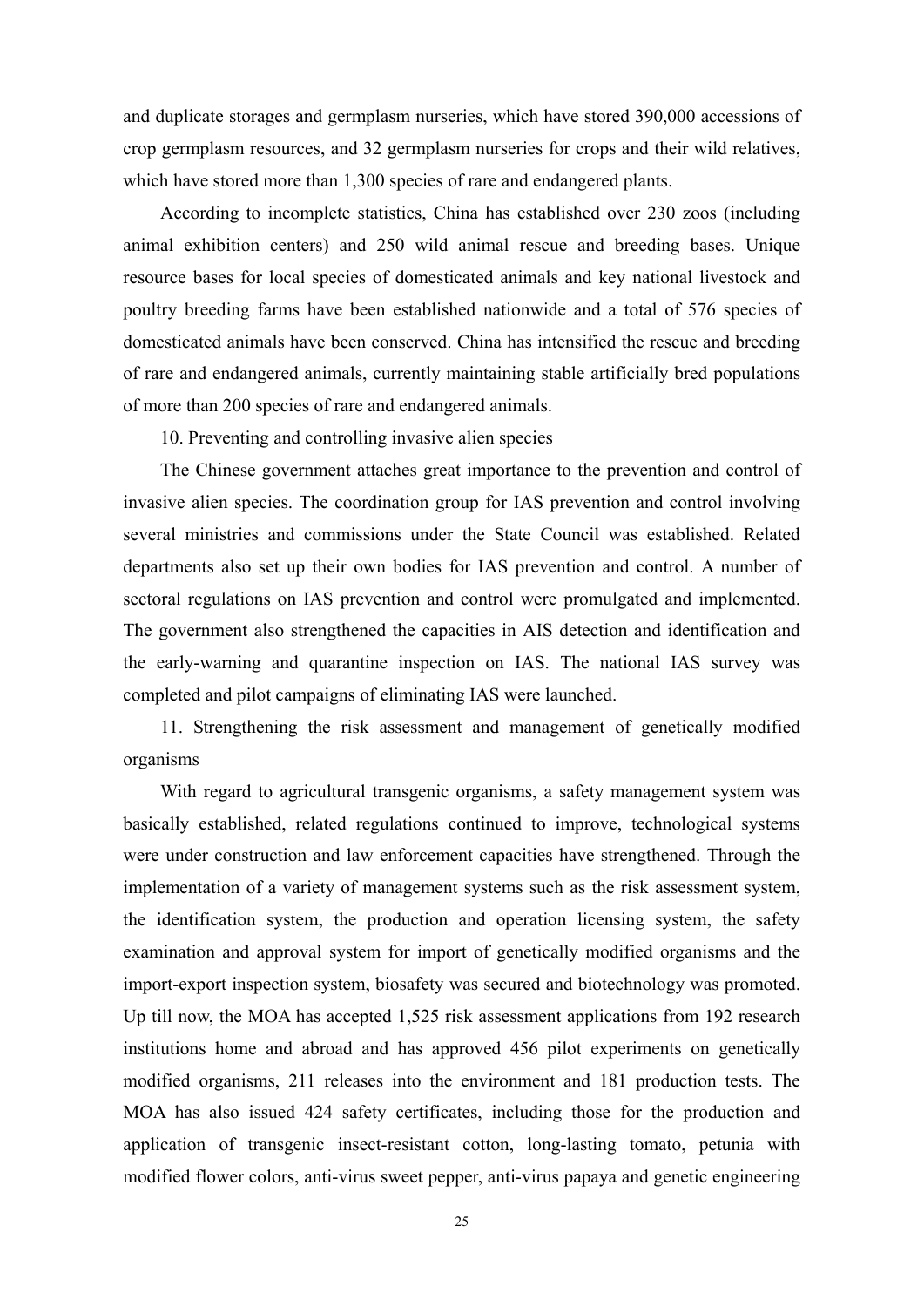and duplicate storages and germplasm nurseries, which have stored 390,000 accessions of crop germplasm resources, and 32 germplasm nurseries for crops and their wild relatives, which have stored more than 1,300 species of rare and endangered plants.

According to incomplete statistics, China has established over 230 zoos (including animal exhibition centers) and 250 wild animal rescue and breeding bases. Unique resource bases for local species of domesticated animals and key national livestock and poultry breeding farms have been established nationwide and a total of 576 species of domesticated animals have been conserved. China has intensified the rescue and breeding of rare and endangered animals, currently maintaining stable artificially bred populations of more than 200 species of rare and endangered animals.

10. Preventing and controlling invasive alien species

The Chinese government attaches great importance to the prevention and control of invasive alien species. The coordination group for IAS prevention and control involving several ministries and commissions under the State Council was established. Related departments also set up their own bodies for IAS prevention and control. A number of sectoral regulations on IAS prevention and control were promulgated and implemented. The government also strengthened the capacities in AIS detection and identification and the early-warning and quarantine inspection on IAS. The national IAS survey was completed and pilot campaigns of eliminating IAS were launched.

11. Strengthening the risk assessment and management of genetically modified organisms

With regard to agricultural transgenic organisms, a safety management system was basically established, related regulations continued to improve, technological systems were under construction and law enforcement capacities have strengthened. Through the implementation of a variety of management systems such as the risk assessment system, the identification system, the production and operation licensing system, the safety examination and approval system for import of genetically modified organisms and the import-export inspection system, biosafety was secured and biotechnology was promoted. Up till now, the MOA has accepted 1,525 risk assessment applications from 192 research institutions home and abroad and has approved 456 pilot experiments on genetically modified organisms, 211 releases into the environment and 181 production tests. The MOA has also issued 424 safety certificates, including those for the production and application of transgenic insect-resistant cotton, long-lasting tomato, petunia with modified flower colors, anti-virus sweet pepper, anti-virus papaya and genetic engineering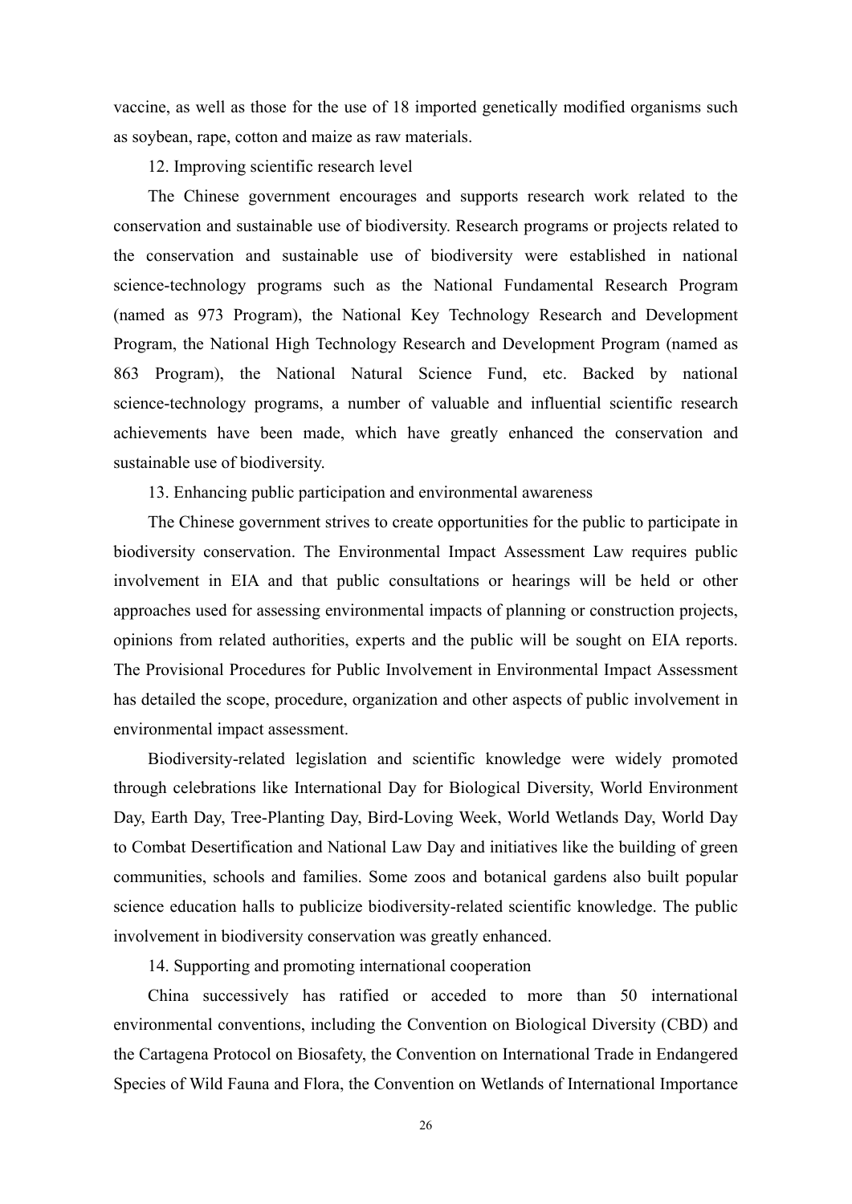vaccine, as well as those for the use of 18 imported genetically modified organisms such as soybean, rape, cotton and maize as raw materials.

12. Improving scientific research level

The Chinese government encourages and supports research work related to the conservation and sustainable use of biodiversity. Research programs or projects related to the conservation and sustainable use of biodiversity were established in national science-technology programs such as the National Fundamental Research Program (named as 973 Program), the National Key Technology Research and Development Program, the National High Technology Research and Development Program (named as 863 Program), the National Natural Science Fund, etc. Backed by national science-technology programs, a number of valuable and influential scientific research achievements have been made, which have greatly enhanced the conservation and sustainable use of biodiversity.

13. Enhancing public participation and environmental awareness

The Chinese government strives to create opportunities for the public to participate in biodiversity conservation. The Environmental Impact Assessment Law requires public involvement in EIA and that public consultations or hearings will be held or other approaches used for assessing environmental impacts of planning or construction projects, opinions from related authorities, experts and the public will be sought on EIA reports. The Provisional Procedures for Public Involvement in Environmental Impact Assessment has detailed the scope, procedure, organization and other aspects of public involvement in environmental impact assessment.

Biodiversity-related legislation and scientific knowledge were widely promoted through celebrations like International Day for Biological Diversity, World Environment Day, Earth Day, Tree-Planting Day, Bird-Loving Week, World Wetlands Day, World Day to Combat Desertification and National Law Day and initiatives like the building of green communities, schools and families. Some zoos and botanical gardens also built popular science education halls to publicize biodiversity-related scientific knowledge. The public involvement in biodiversity conservation was greatly enhanced.

14. Supporting and promoting international cooperation

China successively has ratified or acceded to more than 50 international environmental conventions, including the Convention on Biological Diversity (CBD) and the Cartagena Protocol on Biosafety, the Convention on International Trade in Endangered Species of Wild Fauna and Flora, the Convention on Wetlands of International Importance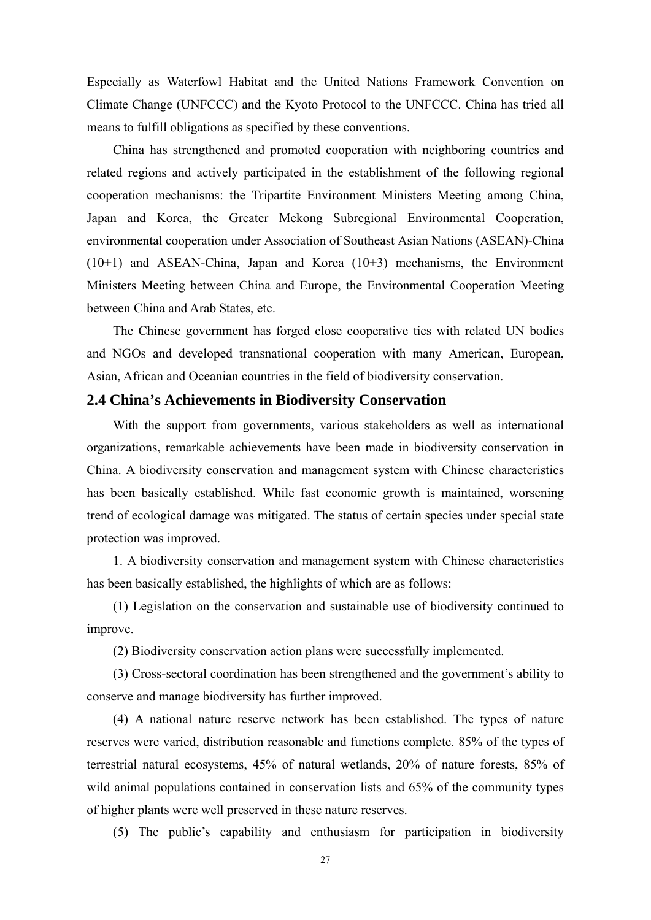Especially as Waterfowl Habitat and the United Nations Framework Convention on Climate Change (UNFCCC) and the Kyoto Protocol to the UNFCCC. China has tried all means to fulfill obligations as specified by these conventions.

China has strengthened and promoted cooperation with neighboring countries and related regions and actively participated in the establishment of the following regional cooperation mechanisms: the Tripartite Environment Ministers Meeting among China, Japan and Korea, the Greater Mekong Subregional Environmental Cooperation, environmental cooperation under Association of Southeast Asian Nations (ASEAN)-China (10+1) and ASEAN-China, Japan and Korea (10+3) mechanisms, the Environment Ministers Meeting between China and Europe, the Environmental Cooperation Meeting between China and Arab States, etc.

The Chinese government has forged close cooperative ties with related UN bodies and NGOs and developed transnational cooperation with many American, European, Asian, African and Oceanian countries in the field of biodiversity conservation.

## 2.4 China's Achievements in Biodiversity Conservation

With the support from governments, various stakeholders as well as international organizations, remarkable achievements have been made in biodiversity conservation in China. A biodiversity conservation and management system with Chinese characteristics has been basically established. While fast economic growth is maintained, worsening trend of ecological damage was mitigated. The status of certain species under special state protection was improved.

1. A biodiversity conservation and management system with Chinese characteristics has been basically established, the highlights of which are as follows:

(1) Legislation on the conservation and sustainable use of biodiversity continued to improve.

(2) Biodiversity conservation action plans were successfully implemented.

(3) Cross-sectoral coordination has been strengthened and the government's ability to conserve and manage biodiversity has further improved.

(4) A national nature reserve network has been established. The types of nature reserves were varied, distribution reasonable and functions complete. 85% of the types of terrestrial natural ecosystems, 45% of natural wetlands, 20% of nature forests, 85% of wild animal populations contained in conservation lists and 65% of the community types of higher plants were well preserved in these nature reserves.

(5) The public's capability and enthusiasm for participation in biodiversity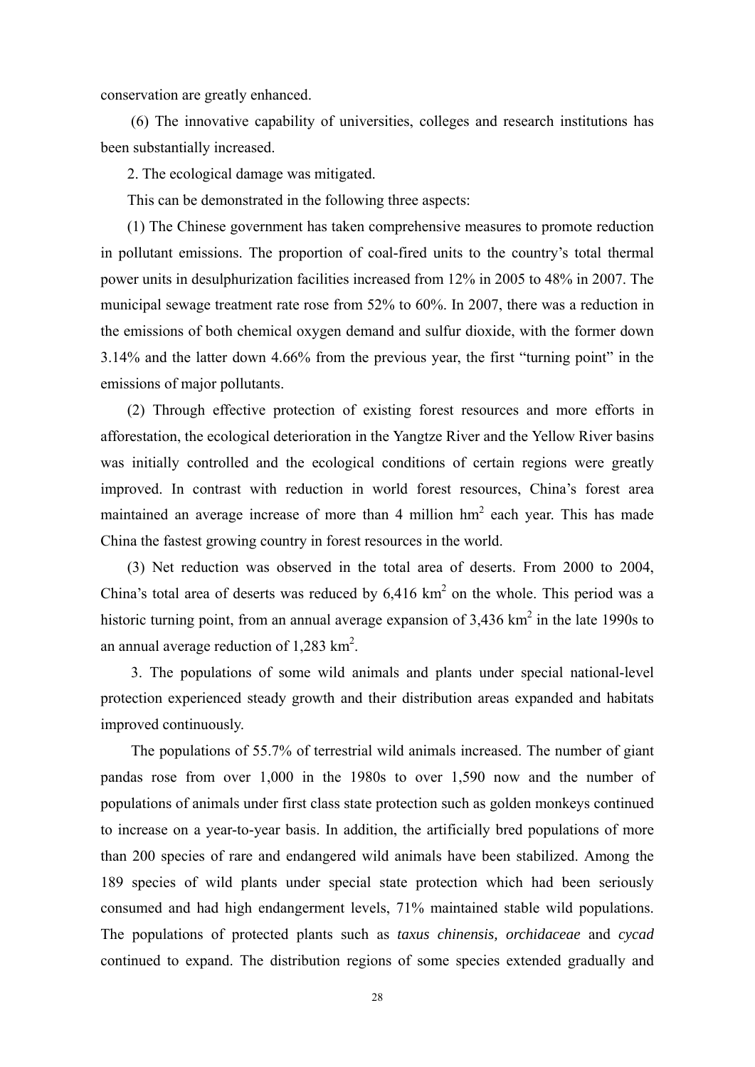conservation are greatly enhanced.

(6) The innovative capability of universities, colleges and research institutions has been substantially increased.

2. The ecological damage was mitigated.

This can be demonstrated in the following three aspects:

(1) The Chinese government has taken comprehensive measures to promote reduction in pollutant emissions. The proportion of coal-fired units to the country's total thermal power units in desulphurization facilities increased from 12% in 2005 to 48% in 2007. The municipal sewage treatment rate rose from 52% to 60%. In 2007, there was a reduction in the emissions of both chemical oxygen demand and sulfur dioxide, with the former down 3.14% and the latter down 4.66% from the previous year, the first "turning point" in the emissions of major pollutants.

(2) Through effective protection of existing forest resources and more efforts in afforestation, the ecological deterioration in the Yangtze River and the Yellow River basins was initially controlled and the ecological conditions of certain regions were greatly improved. In contrast with reduction in world forest resources, China's forest area maintained an average increase of more than 4 million $hm^2$ each year. This has made China the fastest growing country in forest resources in the world.

(3) Net reduction was observed in the total area of deserts. From 2000 to 2004, China's total area of deserts was reduced by 6,416 $km^2$ on the whole. This period was a historic turning point, from an annual average expansion of 3,436 $km^2$ in the late 1990s to an annual average reduction of 1,283 $km^2$.

3. The populations of some wild animals and plants under special national-level protection experienced steady growth and their distribution areas expanded and habitats improved continuously.

The populations of 55.7% of terrestrial wild animals increased. The number of giant pandas rose from over 1,000 in the 1980s to over 1,590 now and the number of populations of animals under first class state protection such as golden monkeys continued to increase on a year-to-year basis. In addition, the artificially bred populations of more than 200 species of rare and endangered wild animals have been stabilized. Among the 189 species of wild plants under special state protection which had been seriously consumed and had high endangerment levels, 71% maintained stable wild populations. The populations of protected plants such as *taxus chinensis, orchidaceae* and *cycad* continued to expand. The distribution regions of some species extended gradually and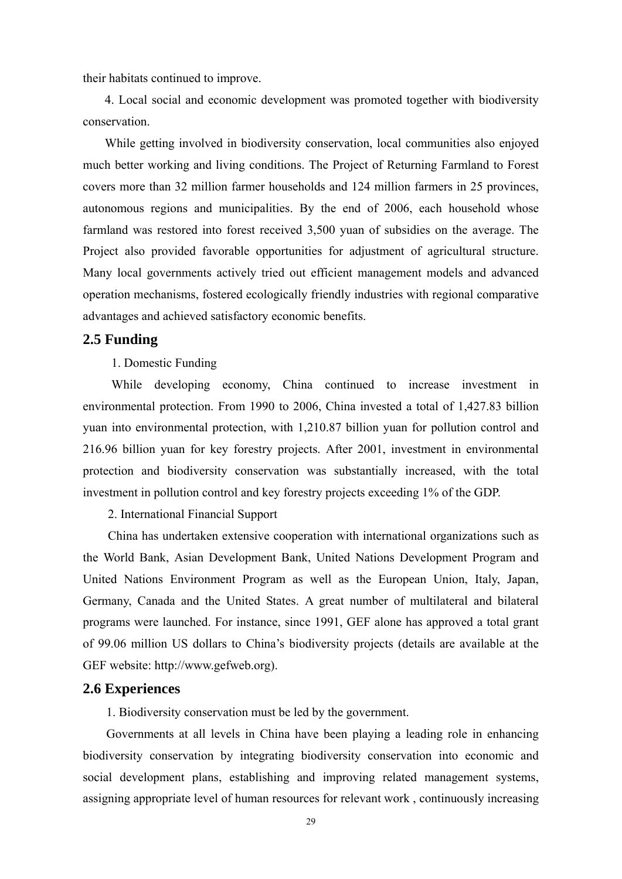their habitats continued to improve.

4. Local social and economic development was promoted together with biodiversity conservation.

While getting involved in biodiversity conservation, local communities also enjoyed much better working and living conditions. The Project of Returning Farmland to Forest covers more than 32 million farmer households and 124 million farmers in 25 provinces, autonomous regions and municipalities. By the end of 2006, each household whose farmland was restored into forest received 3,500 yuan of subsidies on the average. The Project also provided favorable opportunities for adjustment of agricultural structure. Many local governments actively tried out efficient management models and advanced operation mechanisms, fostered ecologically friendly industries with regional comparative advantages and achieved satisfactory economic benefits.

## 2.5 Funding

1. Domestic Funding

While developing economy, China continued to increase investment in environmental protection. From 1990 to 2006, China invested a total of 1,427.83 billion yuan into environmental protection, with 1,210.87 billion yuan for pollution control and 216.96 billion yuan for key forestry projects. After 2001, investment in environmental protection and biodiversity conservation was substantially increased, with the total investment in pollution control and key forestry projects exceeding 1% of the GDP.

2. International Financial Support

China has undertaken extensive cooperation with international organizations such as the World Bank, Asian Development Bank, United Nations Development Program and United Nations Environment Program as well as the European Union, Italy, Japan, Germany, Canada and the United States. A great number of multilateral and bilateral programs were launched. For instance, since 1991, GEF alone has approved a total grant of 99.06 million US dollars to China's biodiversity projects (details are available at the GEF website: http://www.gefweb.org).

## 2.6 Experiences

1. Biodiversity conservation must be led by the government.

Governments at all levels in China have been playing a leading role in enhancing biodiversity conservation by integrating biodiversity conservation into economic and social development plans, establishing and improving related management systems, assigning appropriate level of human resources for relevant work , continuously increasing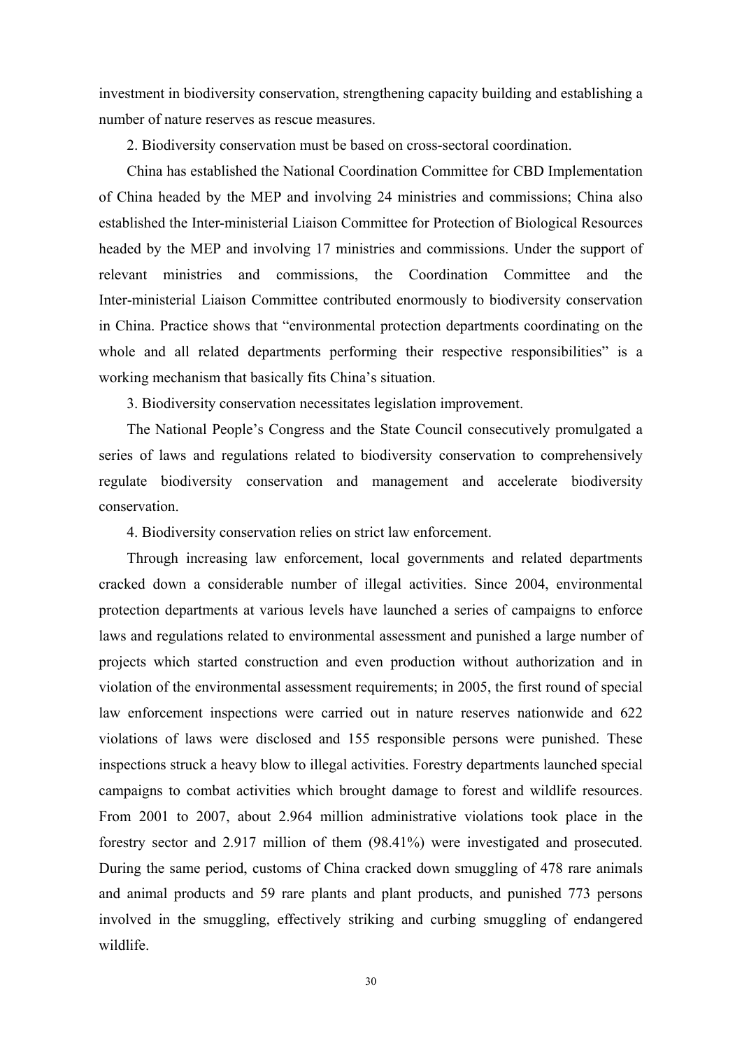investment in biodiversity conservation, strengthening capacity building and establishing a number of nature reserves as rescue measures.

2. Biodiversity conservation must be based on cross-sectoral coordination.

China has established the National Coordination Committee for CBD Implementation of China headed by the MEP and involving 24 ministries and commissions; China also established the Inter-ministerial Liaison Committee for Protection of Biological Resources headed by the MEP and involving 17 ministries and commissions. Under the support of relevant ministries and commissions, the Coordination Committee and the Inter-ministerial Liaison Committee contributed enormously to biodiversity conservation in China. Practice shows that "environmental protection departments coordinating on the whole and all related departments performing their respective responsibilities" is a working mechanism that basically fits China's situation.

3. Biodiversity conservation necessitates legislation improvement.

The National People's Congress and the State Council consecutively promulgated a series of laws and regulations related to biodiversity conservation to comprehensively regulate biodiversity conservation and management and accelerate biodiversity conservation.

4. Biodiversity conservation relies on strict law enforcement.

Through increasing law enforcement, local governments and related departments cracked down a considerable number of illegal activities. Since 2004, environmental protection departments at various levels have launched a series of campaigns to enforce laws and regulations related to environmental assessment and punished a large number of projects which started construction and even production without authorization and in violation of the environmental assessment requirements; in 2005, the first round of special law enforcement inspections were carried out in nature reserves nationwide and 622 violations of laws were disclosed and 155 responsible persons were punished. These inspections struck a heavy blow to illegal activities. Forestry departments launched special campaigns to combat activities which brought damage to forest and wildlife resources. From 2001 to 2007, about 2.964 million administrative violations took place in the forestry sector and 2.917 million of them (98.41%) were investigated and prosecuted. During the same period, customs of China cracked down smuggling of 478 rare animals and animal products and 59 rare plants and plant products, and punished 773 persons involved in the smuggling, effectively striking and curbing smuggling of endangered wildlife.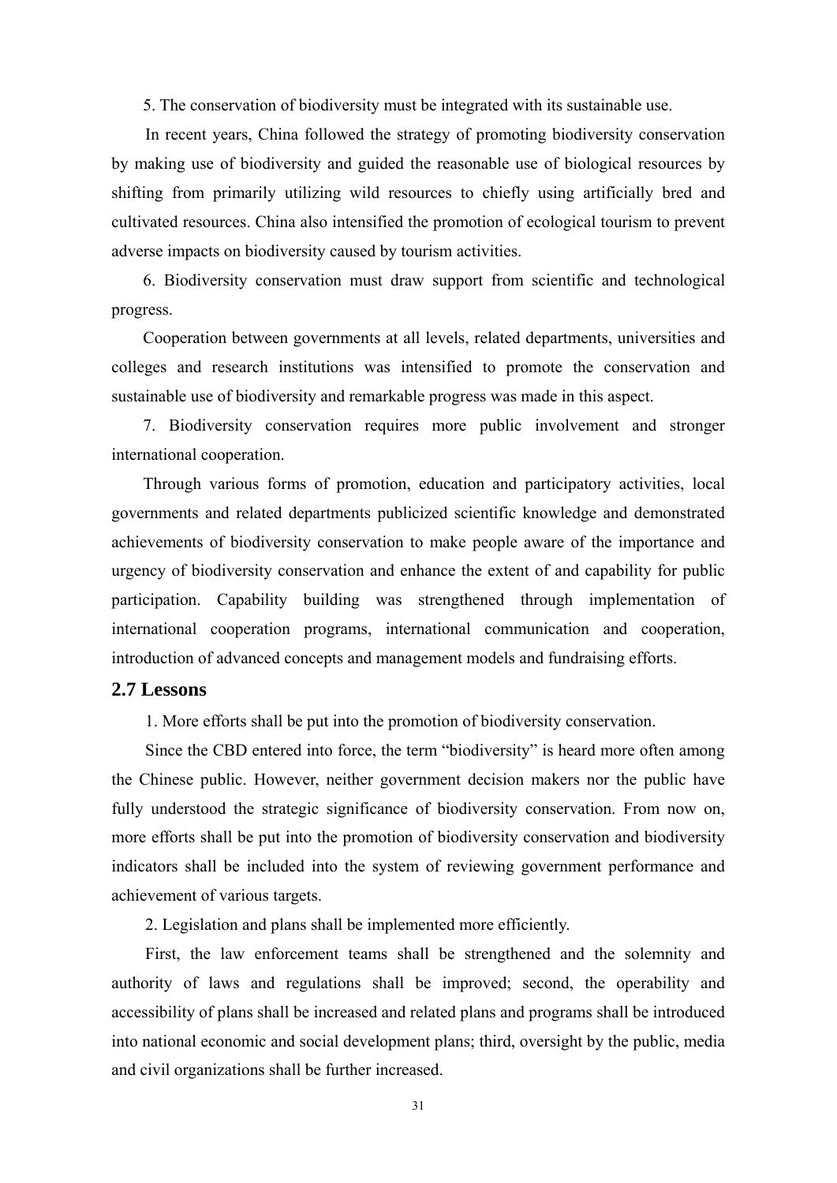5. The conservation of biodiversity must be integrated with its sustainable use.

In recent years, China followed the strategy of promoting biodiversity conservation by making use of biodiversity and guided the reasonable use of biological resources by shifting from primarily utilizing wild resources to chiefly using artificially bred and cultivated resources. China also intensified the promotion of ecological tourism to prevent adverse impacts on biodiversity caused by tourism activities.

6. Biodiversity conservation must draw support from scientific and technological progress.

Cooperation between governments at all levels, related departments, universities and colleges and research institutions was intensified to promote the conservation and sustainable use of biodiversity and remarkable progress was made in this aspect.

7. Biodiversity conservation requires more public involvement and stronger international cooperation.

Through various forms of promotion, education and participatory activities, local governments and related departments publicized scientific knowledge and demonstrated achievements of biodiversity conservation to make people aware of the importance and urgency of biodiversity conservation and enhance the extent of and capability for public participation. Capability building was strengthened through implementation of international cooperation programs, international communication and cooperation, introduction of advanced concepts and management models and fundraising efforts.

## 2.7 Lessons

1. More efforts shall be put into the promotion of biodiversity conservation.

Since the CBD entered into force, the term "biodiversity" is heard more often among the Chinese public. However, neither government decision makers nor the public have fully understood the strategic significance of biodiversity conservation. From now on, more efforts shall be put into the promotion of biodiversity conservation and biodiversity indicators shall be included into the system of reviewing government performance and achievement of various targets.

2. Legislation and plans shall be implemented more efficiently.

First, the law enforcement teams shall be strengthened and the solemnity and authority of laws and regulations shall be improved; second, the operability and accessibility of plans shall be increased and related plans and programs shall be introduced into national economic and social development plans; third, oversight by the public, media and civil organizations shall be further increased.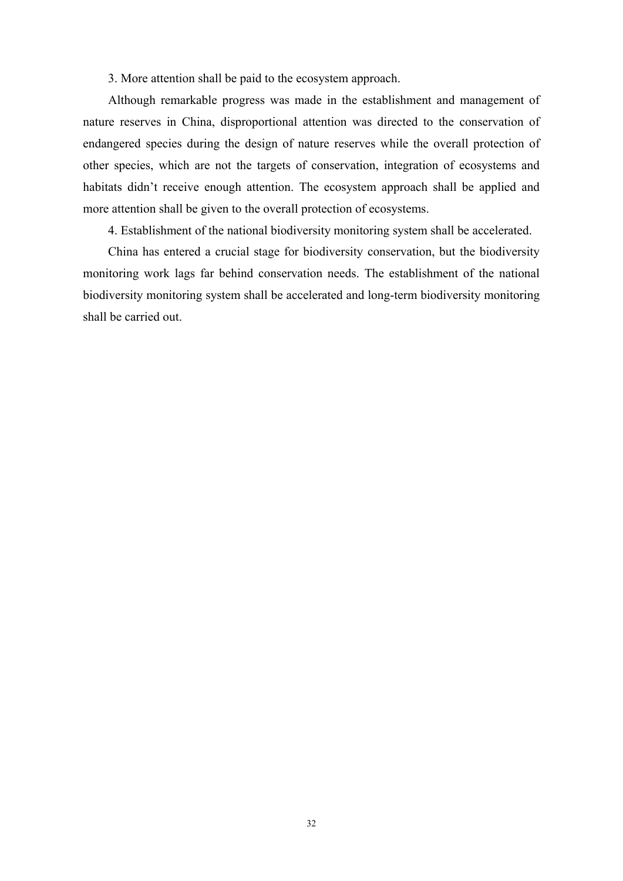3. More attention shall be paid to the ecosystem approach.

Although remarkable progress was made in the establishment and management of nature reserves in China, disproportional attention was directed to the conservation of endangered species during the design of nature reserves while the overall protection of other species, which are not the targets of conservation, integration of ecosystems and habitats didn't receive enough attention. The ecosystem approach shall be applied and more attention shall be given to the overall protection of ecosystems.

4. Establishment of the national biodiversity monitoring system shall be accelerated.

China has entered a crucial stage for biodiversity conservation, but the biodiversity monitoring work lags far behind conservation needs. The establishment of the national biodiversity monitoring system shall be accelerated and long-term biodiversity monitoring shall be carried out.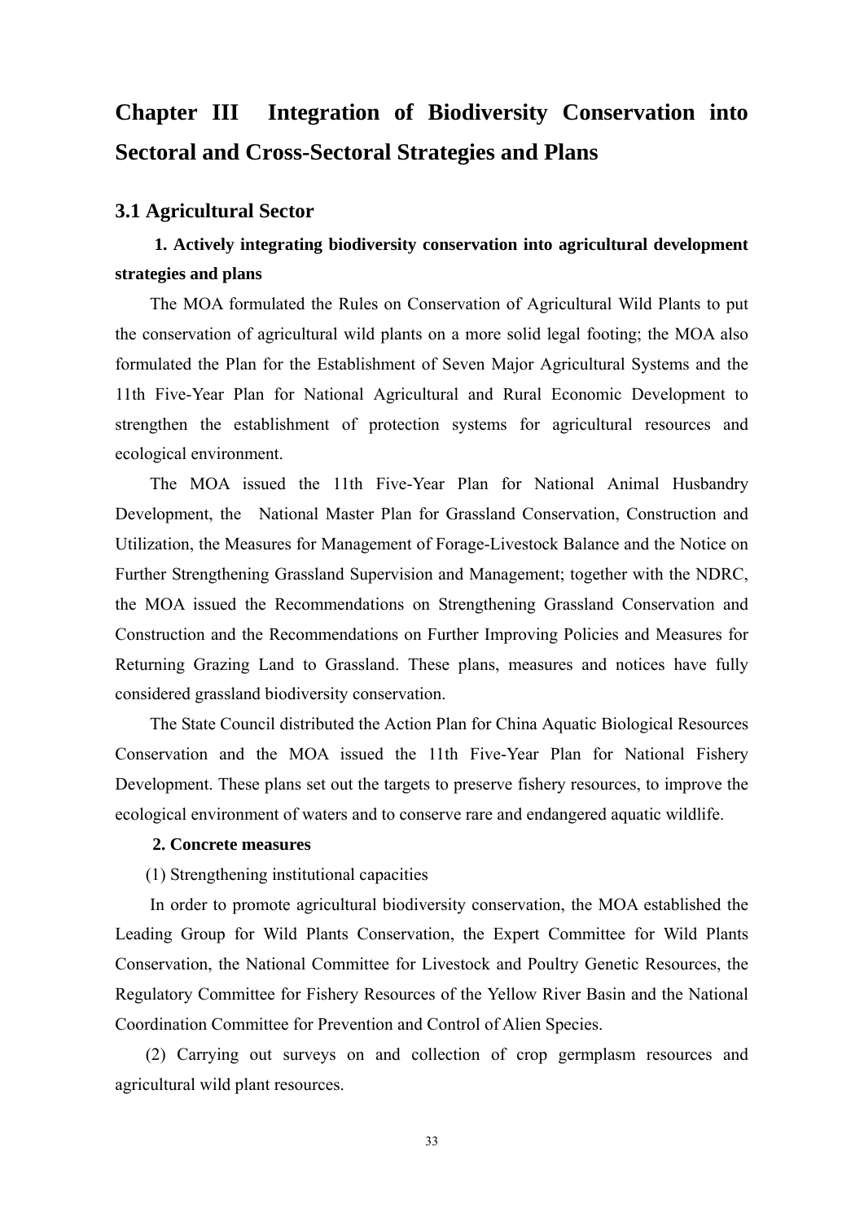# Chapter III Integration of Biodiversity Conservation into Sectoral and Cross-Sectoral Strategies and Plans

## 3.1 Agricultural Sector

**1. Actively integrating biodiversity conservation into agricultural development strategies and plans**

The MOA formulated the Rules on Conservation of Agricultural Wild Plants to put the conservation of agricultural wild plants on a more solid legal footing; the MOA also formulated the Plan for the Establishment of Seven Major Agricultural Systems and the 11th Five-Year Plan for National Agricultural and Rural Economic Development to strengthen the establishment of protection systems for agricultural resources and ecological environment.

The MOA issued the 11th Five-Year Plan for National Animal Husbandry Development, the National Master Plan for Grassland Conservation, Construction and Utilization, the Measures for Management of Forage-Livestock Balance and the Notice on Further Strengthening Grassland Supervision and Management; together with the NDRC, the MOA issued the Recommendations on Strengthening Grassland Conservation and Construction and the Recommendations on Further Improving Policies and Measures for Returning Grazing Land to Grassland. These plans, measures and notices have fully considered grassland biodiversity conservation.

The State Council distributed the Action Plan for China Aquatic Biological Resources Conservation and the MOA issued the 11th Five-Year Plan for National Fishery Development. These plans set out the targets to preserve fishery resources, to improve the ecological environment of waters and to conserve rare and endangered aquatic wildlife.

**2. Concrete measures**

(1) Strengthening institutional capacities

In order to promote agricultural biodiversity conservation, the MOA established the Leading Group for Wild Plants Conservation, the Expert Committee for Wild Plants Conservation, the National Committee for Livestock and Poultry Genetic Resources, the Regulatory Committee for Fishery Resources of the Yellow River Basin and the National Coordination Committee for Prevention and Control of Alien Species.

(2) Carrying out surveys on and collection of crop germplasm resources and agricultural wild plant resources.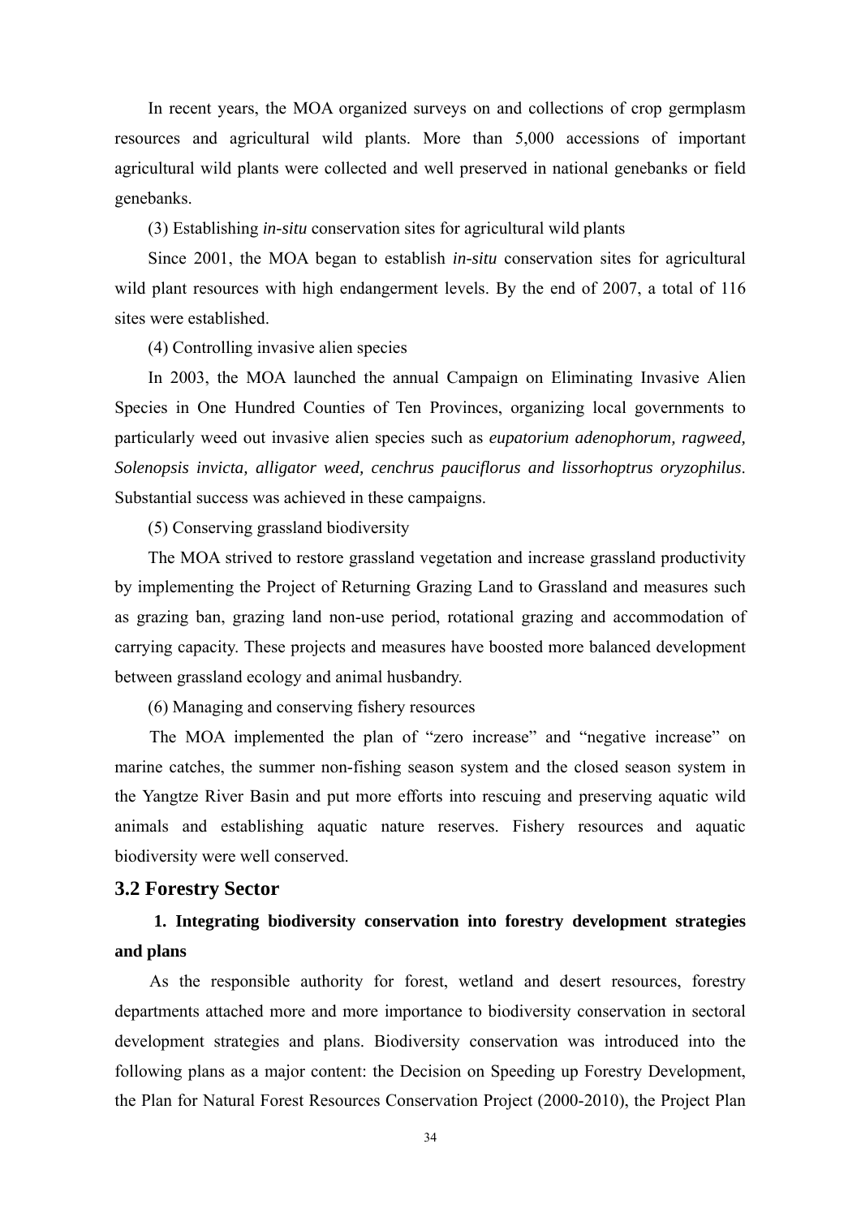In recent years, the MOA organized surveys on and collections of crop germplasm resources and agricultural wild plants. More than 5,000 accessions of important agricultural wild plants were collected and well preserved in national genebanks or field genebanks.

(3) Establishing *in-situ* conservation sites for agricultural wild plants

Since 2001, the MOA began to establish *in-situ* conservation sites for agricultural wild plant resources with high endangerment levels. By the end of 2007, a total of 116 sites were established.

(4) Controlling invasive alien species

In 2003, the MOA launched the annual Campaign on Eliminating Invasive Alien Species in One Hundred Counties of Ten Provinces, organizing local governments to particularly weed out invasive alien species such as *eupatorium adenophorum, ragweed, Solenopsis invicta, alligator weed, cenchrus pauciflorus and lissorhoptrus oryzophilus*. Substantial success was achieved in these campaigns.

(5) Conserving grassland biodiversity

The MOA strived to restore grassland vegetation and increase grassland productivity by implementing the Project of Returning Grazing Land to Grassland and measures such as grazing ban, grazing land non-use period, rotational grazing and accommodation of carrying capacity. These projects and measures have boosted more balanced development between grassland ecology and animal husbandry.

(6) Managing and conserving fishery resources

The MOA implemented the plan of "zero increase" and "negative increase" on marine catches, the summer non-fishing season system and the closed season system in the Yangtze River Basin and put more efforts into rescuing and preserving aquatic wild animals and establishing aquatic nature reserves. Fishery resources and aquatic biodiversity were well conserved.

## 3.2 Forestry Sector

**1. Integrating biodiversity conservation into forestry development strategies and plans**

As the responsible authority for forest, wetland and desert resources, forestry departments attached more and more importance to biodiversity conservation in sectoral development strategies and plans. Biodiversity conservation was introduced into the following plans as a major content: the Decision on Speeding up Forestry Development, the Plan for Natural Forest Resources Conservation Project (2000-2010), the Project Plan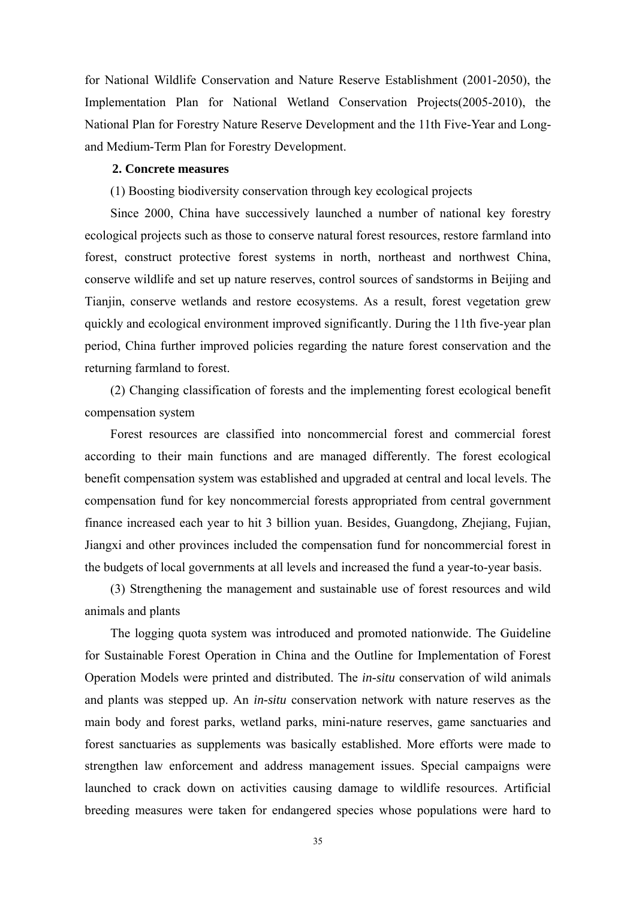for National Wildlife Conservation and Nature Reserve Establishment (2001-2050), the Implementation Plan for National Wetland Conservation Projects(2005-2010), the National Plan for Forestry Nature Reserve Development and the 11th Five-Year and Long- and Medium-Term Plan for Forestry Development.

**2. Concrete measures**

(1) Boosting biodiversity conservation through key ecological projects

Since 2000, China have successively launched a number of national key forestry ecological projects such as those to conserve natural forest resources, restore farmland into forest, construct protective forest systems in north, northeast and northwest China, conserve wildlife and set up nature reserves, control sources of sandstorms in Beijing and Tianjin, conserve wetlands and restore ecosystems. As a result, forest vegetation grew quickly and ecological environment improved significantly. During the 11th five-year plan period, China further improved policies regarding the nature forest conservation and the returning farmland to forest.

(2) Changing classification of forests and the implementing forest ecological benefit compensation system

Forest resources are classified into noncommercial forest and commercial forest according to their main functions and are managed differently. The forest ecological benefit compensation system was established and upgraded at central and local levels. The compensation fund for key noncommercial forests appropriated from central government finance increased each year to hit 3 billion yuan. Besides, Guangdong, Zhejiang, Fujian, Jiangxi and other provinces included the compensation fund for noncommercial forest in the budgets of local governments at all levels and increased the fund a year-to-year basis.

(3) Strengthening the management and sustainable use of forest resources and wild animals and plants

The logging quota system was introduced and promoted nationwide. The Guideline for Sustainable Forest Operation in China and the Outline for Implementation of Forest Operation Models were printed and distributed. The *in-situ* conservation of wild animals and plants was stepped up. An *in-situ* conservation network with nature reserves as the main body and forest parks, wetland parks, mini-nature reserves, game sanctuaries and forest sanctuaries as supplements was basically established. More efforts were made to strengthen law enforcement and address management issues. Special campaigns were launched to crack down on activities causing damage to wildlife resources. Artificial breeding measures were taken for endangered species whose populations were hard to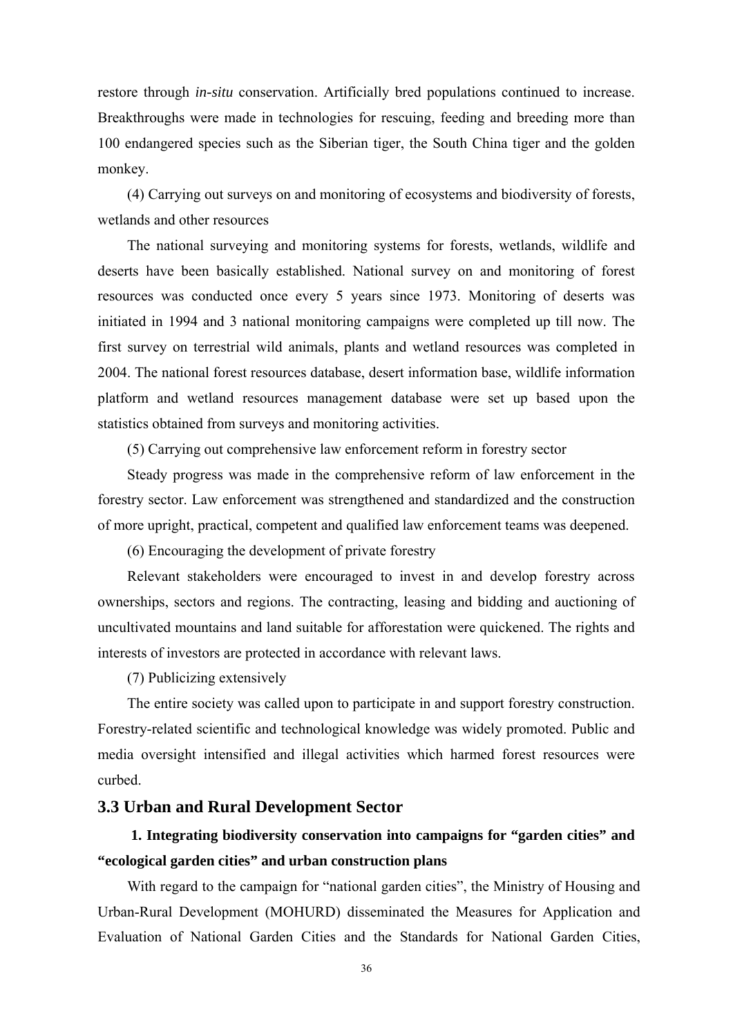restore through *in-situ* conservation. Artificially bred populations continued to increase. Breakthroughs were made in technologies for rescuing, feeding and breeding more than 100 endangered species such as the Siberian tiger, the South China tiger and the golden monkey.

(4) Carrying out surveys on and monitoring of ecosystems and biodiversity of forests, wetlands and other resources

The national surveying and monitoring systems for forests, wetlands, wildlife and deserts have been basically established. National survey on and monitoring of forest resources was conducted once every 5 years since 1973. Monitoring of deserts was initiated in 1994 and 3 national monitoring campaigns were completed up till now. The first survey on terrestrial wild animals, plants and wetland resources was completed in 2004. The national forest resources database, desert information base, wildlife information platform and wetland resources management database were set up based upon the statistics obtained from surveys and monitoring activities.

(5) Carrying out comprehensive law enforcement reform in forestry sector

Steady progress was made in the comprehensive reform of law enforcement in the forestry sector. Law enforcement was strengthened and standardized and the construction of more upright, practical, competent and qualified law enforcement teams was deepened.

(6) Encouraging the development of private forestry

Relevant stakeholders were encouraged to invest in and develop forestry across ownerships, sectors and regions. The contracting, leasing and bidding and auctioning of uncultivated mountains and land suitable for afforestation were quickened. The rights and interests of investors are protected in accordance with relevant laws.

(7) Publicizing extensively

The entire society was called upon to participate in and support forestry construction. Forestry-related scientific and technological knowledge was widely promoted. Public and media oversight intensified and illegal activities which harmed forest resources were curbed.

## 3.3 Urban and Rural Development Sector

**1. Integrating biodiversity conservation into campaigns for "garden cities" and "ecological garden cities" and urban construction plans**

With regard to the campaign for "national garden cities", the Ministry of Housing and Urban-Rural Development (MOHURD) disseminated the Measures for Application and Evaluation of National Garden Cities and the Standards for National Garden Cities,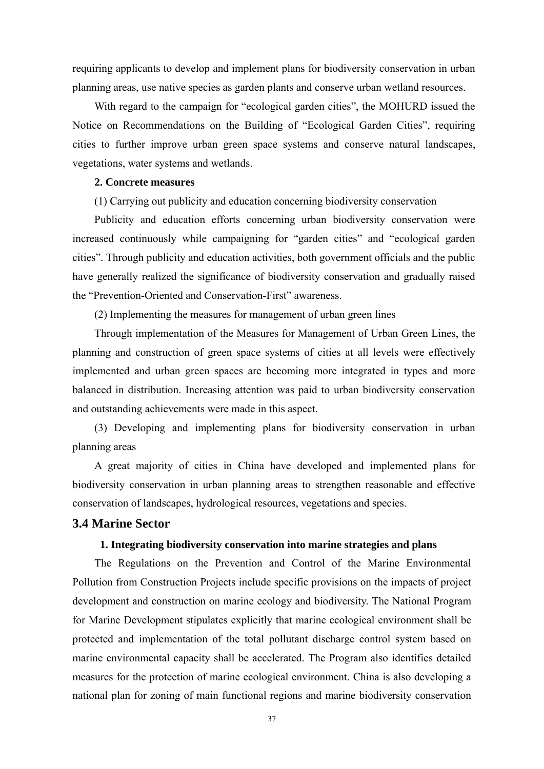requiring applicants to develop and implement plans for biodiversity conservation in urban planning areas, use native species as garden plants and conserve urban wetland resources.

With regard to the campaign for “ecological garden cities”, the MOHURD issued the Notice on Recommendations on the Building of “Ecological Garden Cities”, requiring cities to further improve urban green space systems and conserve natural landscapes, vegetations, water systems and wetlands.

**2. Concrete measures**

(1) Carrying out publicity and education concerning biodiversity conservation

Publicity and education efforts concerning urban biodiversity conservation were increased continuously while campaigning for “garden cities” and “ecological garden cities”. Through publicity and education activities, both government officials and the public have generally realized the significance of biodiversity conservation and gradually raised the “Prevention-Oriented and Conservation-First” awareness.

(2) Implementing the measures for management of urban green lines

Through implementation of the Measures for Management of Urban Green Lines, the planning and construction of green space systems of cities at all levels were effectively implemented and urban green spaces are becoming more integrated in types and more balanced in distribution. Increasing attention was paid to urban biodiversity conservation and outstanding achievements were made in this aspect.

(3) Developing and implementing plans for biodiversity conservation in urban planning areas

A great majority of cities in China have developed and implemented plans for biodiversity conservation in urban planning areas to strengthen reasonable and effective conservation of landscapes, hydrological resources, vegetations and species.

## 3.4 Marine Sector

**1. Integrating biodiversity conservation into marine strategies and plans**

The Regulations on the Prevention and Control of the Marine Environmental Pollution from Construction Projects include specific provisions on the impacts of project development and construction on marine ecology and biodiversity. The National Program for Marine Development stipulates explicitly that marine ecological environment shall be protected and implementation of the total pollutant discharge control system based on marine environmental capacity shall be accelerated. The Program also identifies detailed measures for the protection of marine ecological environment. China is also developing a national plan for zoning of main functional regions and marine biodiversity conservation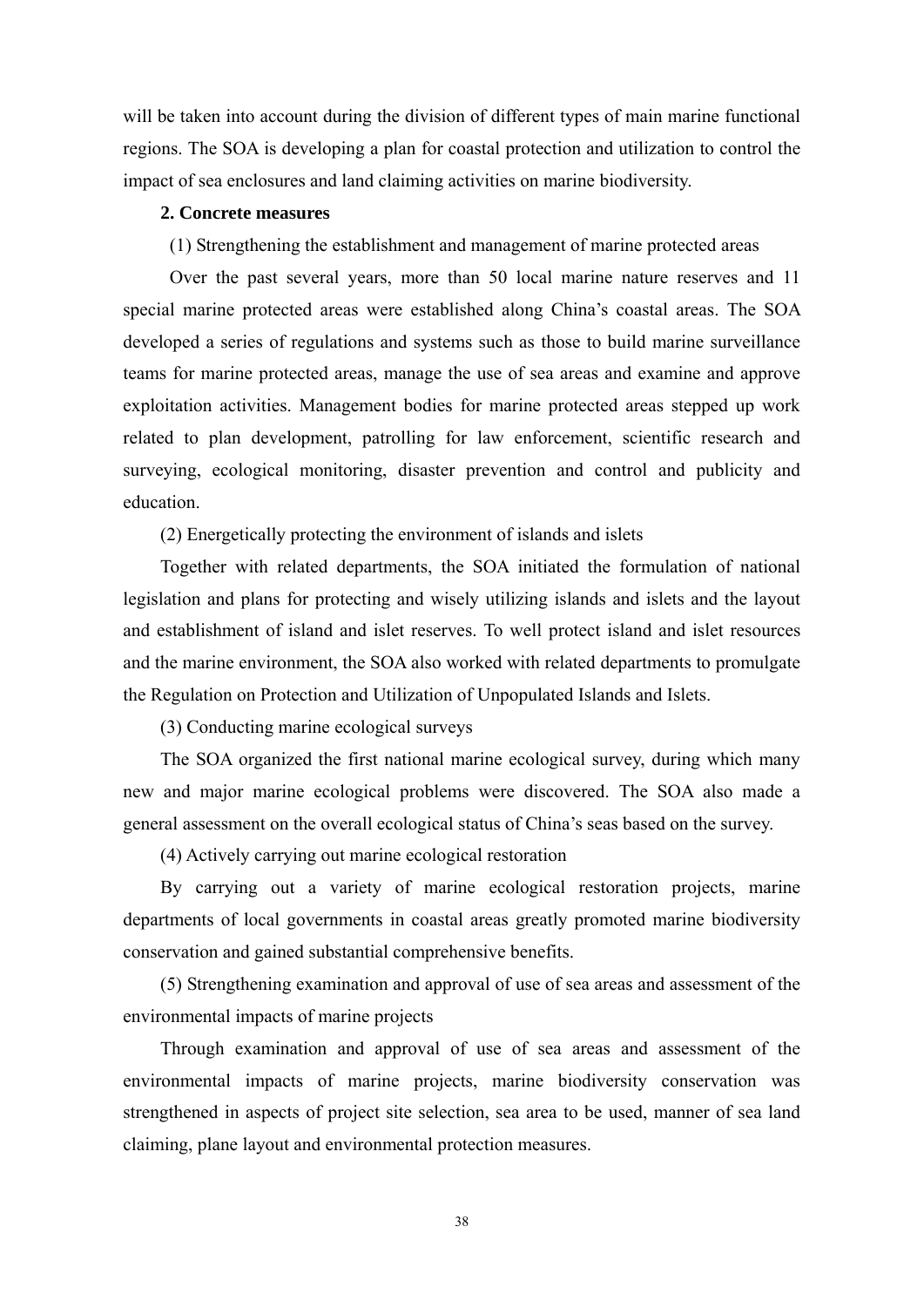will be taken into account during the division of different types of main marine functional regions. The SOA is developing a plan for coastal protection and utilization to control the impact of sea enclosures and land claiming activities on marine biodiversity.

**2. Concrete measures**

(1) Strengthening the establishment and management of marine protected areas

Over the past several years, more than 50 local marine nature reserves and 11 special marine protected areas were established along China's coastal areas. The SOA developed a series of regulations and systems such as those to build marine surveillance teams for marine protected areas, manage the use of sea areas and examine and approve exploitation activities. Management bodies for marine protected areas stepped up work related to plan development, patrolling for law enforcement, scientific research and surveying, ecological monitoring, disaster prevention and control and publicity and education.

(2) Energetically protecting the environment of islands and islets

Together with related departments, the SOA initiated the formulation of national legislation and plans for protecting and wisely utilizing islands and islets and the layout and establishment of island and islet reserves. To well protect island and islet resources and the marine environment, the SOA also worked with related departments to promulgate the Regulation on Protection and Utilization of Unpopulated Islands and Islets.

(3) Conducting marine ecological surveys

The SOA organized the first national marine ecological survey, during which many new and major marine ecological problems were discovered. The SOA also made a general assessment on the overall ecological status of China's seas based on the survey.

(4) Actively carrying out marine ecological restoration

By carrying out a variety of marine ecological restoration projects, marine departments of local governments in coastal areas greatly promoted marine biodiversity conservation and gained substantial comprehensive benefits.

(5) Strengthening examination and approval of use of sea areas and assessment of the environmental impacts of marine projects

Through examination and approval of use of sea areas and assessment of the environmental impacts of marine projects, marine biodiversity conservation was strengthened in aspects of project site selection, sea area to be used, manner of sea land claiming, plane layout and environmental protection measures.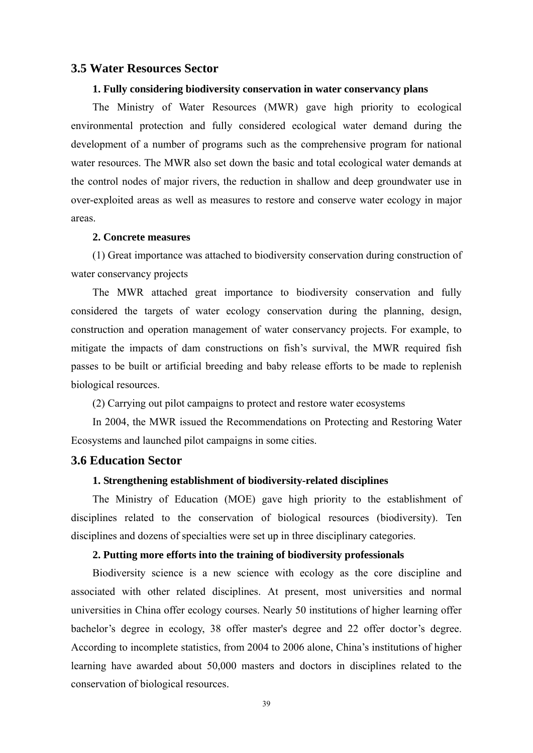## 3.5 Water Resources Sector

**1. Fully considering biodiversity conservation in water conservancy plans**

The Ministry of Water Resources (MWR) gave high priority to ecological environmental protection and fully considered ecological water demand during the development of a number of programs such as the comprehensive program for national water resources. The MWR also set down the basic and total ecological water demands at the control nodes of major rivers, the reduction in shallow and deep groundwater use in over-exploited areas as well as measures to restore and conserve water ecology in major areas.

**2. Concrete measures**

(1) Great importance was attached to biodiversity conservation during construction of water conservancy projects

The MWR attached great importance to biodiversity conservation and fully considered the targets of water ecology conservation during the planning, design, construction and operation management of water conservancy projects. For example, to mitigate the impacts of dam constructions on fish's survival, the MWR required fish passes to be built or artificial breeding and baby release efforts to be made to replenish biological resources.

(2) Carrying out pilot campaigns to protect and restore water ecosystems

In 2004, the MWR issued the Recommendations on Protecting and Restoring Water Ecosystems and launched pilot campaigns in some cities.

## 3.6 Education Sector

**1. Strengthening establishment of biodiversity-related disciplines**

The Ministry of Education (MOE) gave high priority to the establishment of disciplines related to the conservation of biological resources (biodiversity). Ten disciplines and dozens of specialties were set up in three disciplinary categories.

**2. Putting more efforts into the training of biodiversity professionals**

Biodiversity science is a new science with ecology as the core discipline and associated with other related disciplines. At present, most universities and normal universities in China offer ecology courses. Nearly 50 institutions of higher learning offer bachelor's degree in ecology, 38 offer master's degree and 22 offer doctor's degree. According to incomplete statistics, from 2004 to 2006 alone, China's institutions of higher learning have awarded about 50,000 masters and doctors in disciplines related to the conservation of biological resources.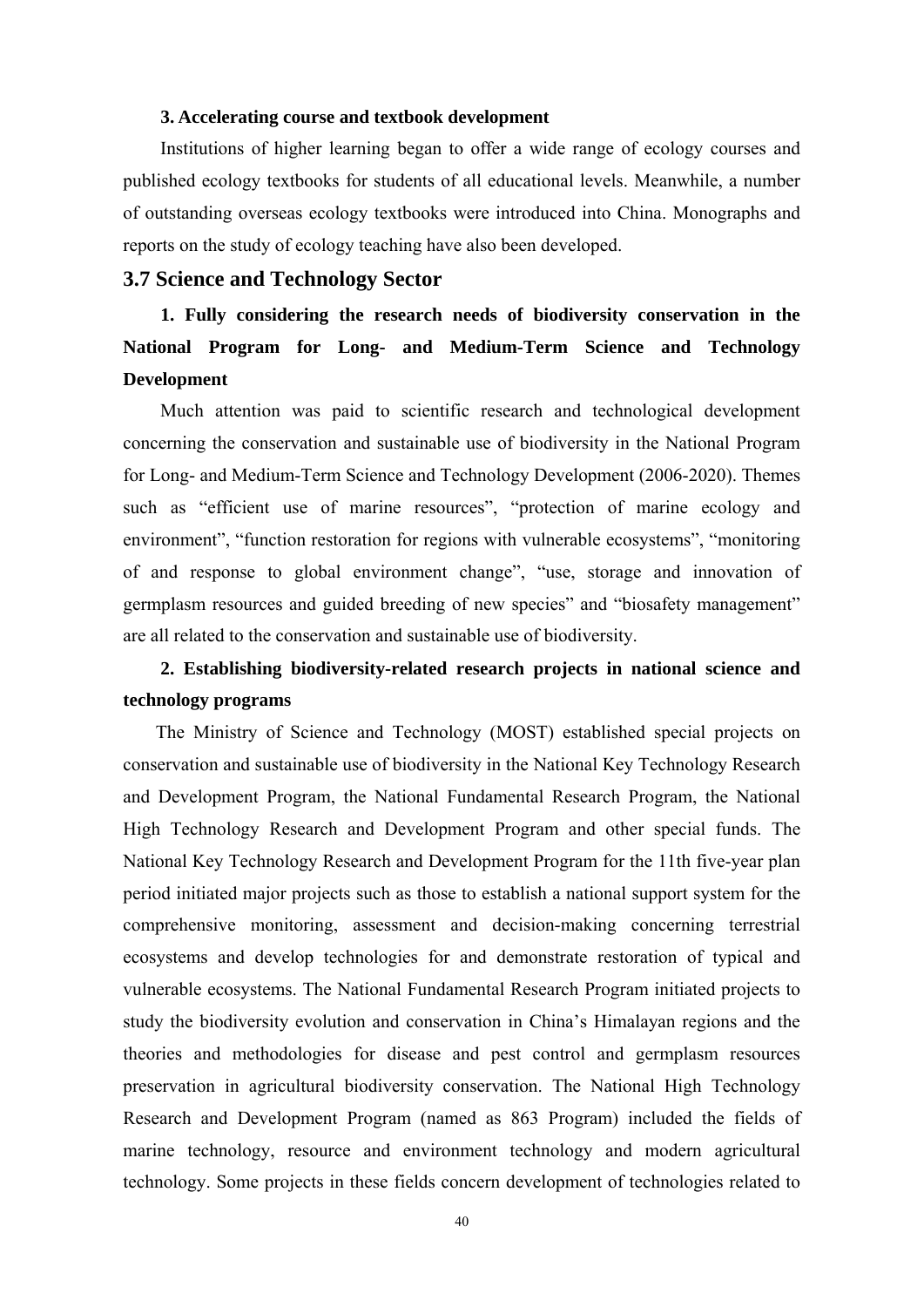**3. Accelerating course and textbook development**

Institutions of higher learning began to offer a wide range of ecology courses and published ecology textbooks for students of all educational levels. Meanwhile, a number of outstanding overseas ecology textbooks were introduced into China. Monographs and reports on the study of ecology teaching have also been developed.

## 3.7 Science and Technology Sector

**1. Fully considering the research needs of biodiversity conservation in the National Program for Long- and Medium-Term Science and Technology Development**

Much attention was paid to scientific research and technological development concerning the conservation and sustainable use of biodiversity in the National Program for Long- and Medium-Term Science and Technology Development (2006-2020). Themes such as "efficient use of marine resources", "protection of marine ecology and environment", "function restoration for regions with vulnerable ecosystems", "monitoring of and response to global environment change", "use, storage and innovation of germplasm resources and guided breeding of new species" and "biosafety management" are all related to the conservation and sustainable use of biodiversity.

**2. Establishing biodiversity-related research projects in national science and technology programs**

The Ministry of Science and Technology (MOST) established special projects on conservation and sustainable use of biodiversity in the National Key Technology Research and Development Program, the National Fundamental Research Program, the National High Technology Research and Development Program and other special funds. The National Key Technology Research and Development Program for the 11th five-year plan period initiated major projects such as those to establish a national support system for the comprehensive monitoring, assessment and decision-making concerning terrestrial ecosystems and develop technologies for and demonstrate restoration of typical and vulnerable ecosystems. The National Fundamental Research Program initiated projects to study the biodiversity evolution and conservation in China's Himalayan regions and the theories and methodologies for disease and pest control and germplasm resources preservation in agricultural biodiversity conservation. The National High Technology Research and Development Program (named as 863 Program) included the fields of marine technology, resource and environment technology and modern agricultural technology. Some projects in these fields concern development of technologies related to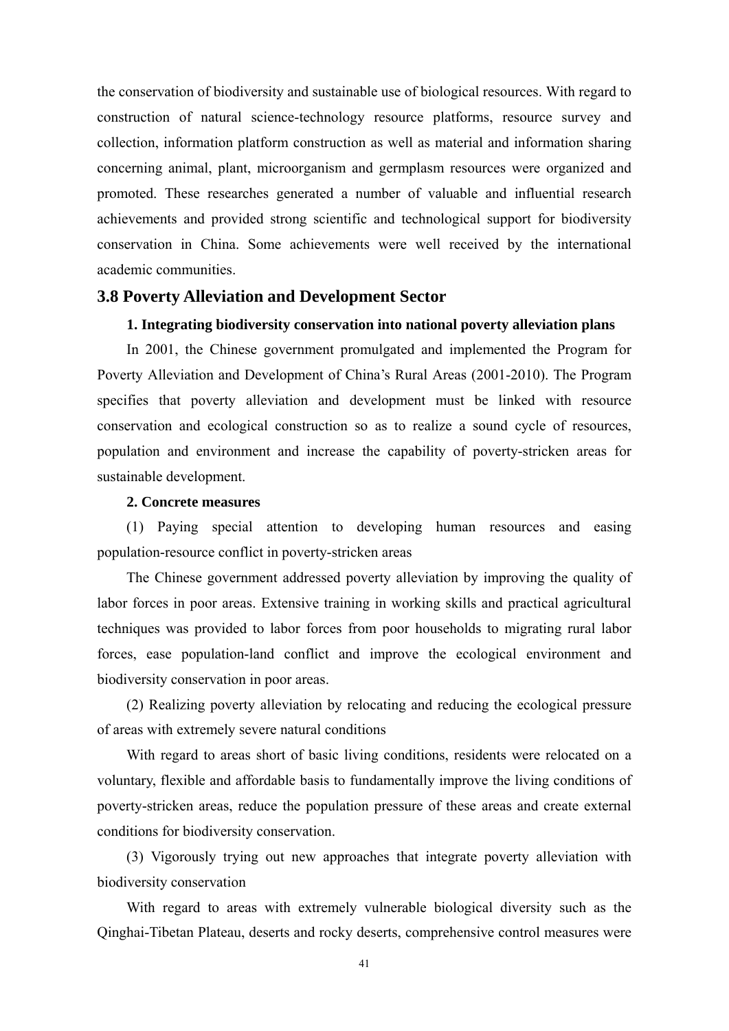the conservation of biodiversity and sustainable use of biological resources. With regard to construction of natural science-technology resource platforms, resource survey and collection, information platform construction as well as material and information sharing concerning animal, plant, microorganism and germplasm resources were organized and promoted. These researches generated a number of valuable and influential research achievements and provided strong scientific and technological support for biodiversity conservation in China. Some achievements were well received by the international academic communities.

## 3.8 Poverty Alleviation and Development Sector

**1. Integrating biodiversity conservation into national poverty alleviation plans**

In 2001, the Chinese government promulgated and implemented the Program for Poverty Alleviation and Development of China's Rural Areas (2001-2010). The Program specifies that poverty alleviation and development must be linked with resource conservation and ecological construction so as to realize a sound cycle of resources, population and environment and increase the capability of poverty-stricken areas for sustainable development.

**2. Concrete measures**

(1) Paying special attention to developing human resources and easing population-resource conflict in poverty-stricken areas

The Chinese government addressed poverty alleviation by improving the quality of labor forces in poor areas. Extensive training in working skills and practical agricultural techniques was provided to labor forces from poor households to migrating rural labor forces, ease population-land conflict and improve the ecological environment and biodiversity conservation in poor areas.

(2) Realizing poverty alleviation by relocating and reducing the ecological pressure of areas with extremely severe natural conditions

With regard to areas short of basic living conditions, residents were relocated on a voluntary, flexible and affordable basis to fundamentally improve the living conditions of poverty-stricken areas, reduce the population pressure of these areas and create external conditions for biodiversity conservation.

(3) Vigorously trying out new approaches that integrate poverty alleviation with biodiversity conservation

With regard to areas with extremely vulnerable biological diversity such as the Qinghai-Tibetan Plateau, deserts and rocky deserts, comprehensive control measures were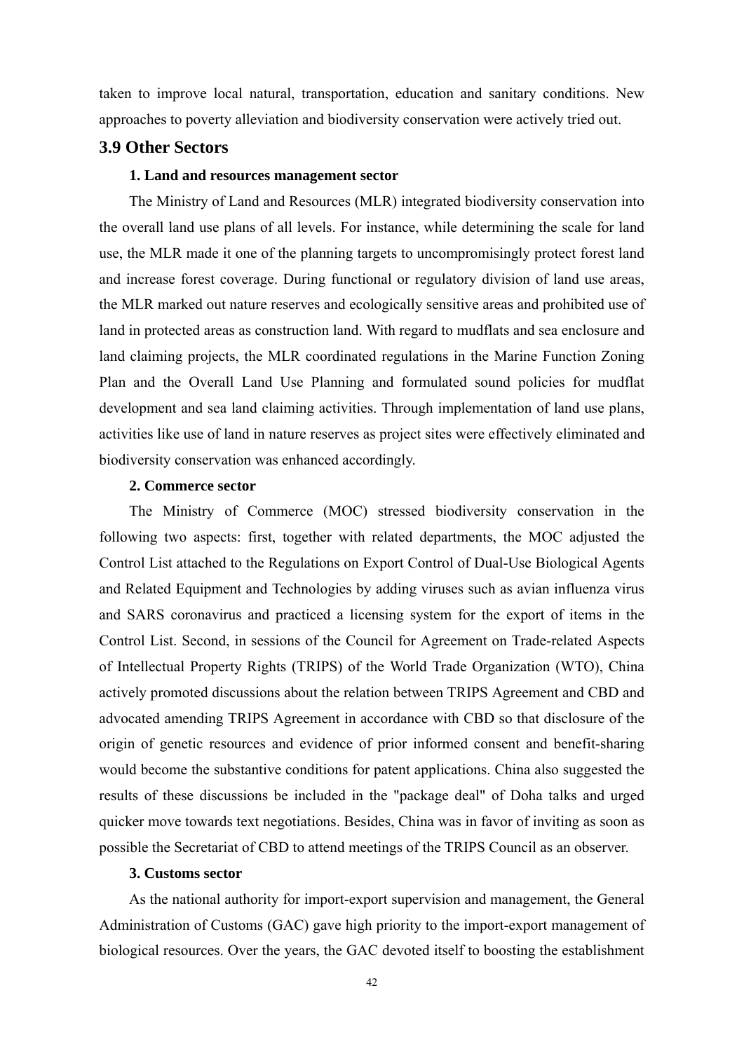taken to improve local natural, transportation, education and sanitary conditions. New approaches to poverty alleviation and biodiversity conservation were actively tried out.

## 3.9 Other Sectors

**1. Land and resources management sector**

The Ministry of Land and Resources (MLR) integrated biodiversity conservation into the overall land use plans of all levels. For instance, while determining the scale for land use, the MLR made it one of the planning targets to uncompromisingly protect forest land and increase forest coverage. During functional or regulatory division of land use areas, the MLR marked out nature reserves and ecologically sensitive areas and prohibited use of land in protected areas as construction land. With regard to mudflats and sea enclosure and land claiming projects, the MLR coordinated regulations in the Marine Function Zoning Plan and the Overall Land Use Planning and formulated sound policies for mudflat development and sea land claiming activities. Through implementation of land use plans, activities like use of land in nature reserves as project sites were effectively eliminated and biodiversity conservation was enhanced accordingly.

**2. Commerce sector**

The Ministry of Commerce (MOC) stressed biodiversity conservation in the following two aspects: first, together with related departments, the MOC adjusted the Control List attached to the Regulations on Export Control of Dual-Use Biological Agents and Related Equipment and Technologies by adding viruses such as avian influenza virus and SARS coronavirus and practiced a licensing system for the export of items in the Control List. Second, in sessions of the Council for Agreement on Trade-related Aspects of Intellectual Property Rights (TRIPS) of the World Trade Organization (WTO), China actively promoted discussions about the relation between TRIPS Agreement and CBD and advocated amending TRIPS Agreement in accordance with CBD so that disclosure of the origin of genetic resources and evidence of prior informed consent and benefit-sharing would become the substantive conditions for patent applications. China also suggested the results of these discussions be included in the "package deal" of Doha talks and urged quicker move towards text negotiations. Besides, China was in favor of inviting as soon as possible the Secretariat of CBD to attend meetings of the TRIPS Council as an observer.

**3. Customs sector**

As the national authority for import-export supervision and management, the General Administration of Customs (GAC) gave high priority to the import-export management of biological resources. Over the years, the GAC devoted itself to boosting the establishment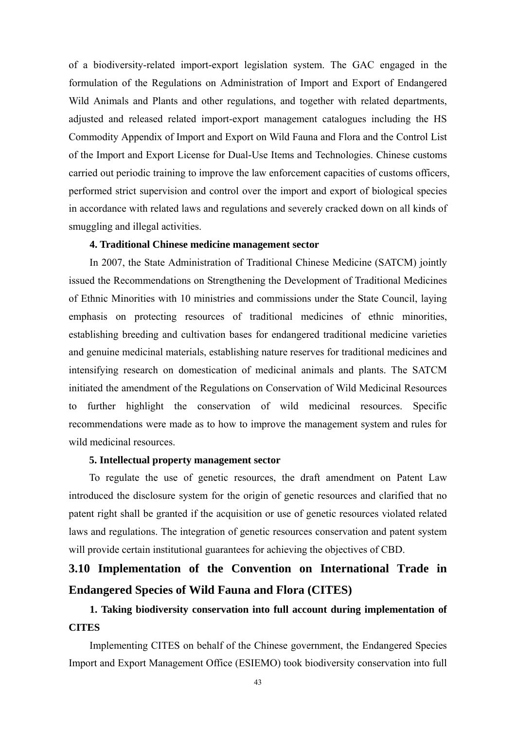of a biodiversity-related import-export legislation system. The GAC engaged in the formulation of the Regulations on Administration of Import and Export of Endangered Wild Animals and Plants and other regulations, and together with related departments, adjusted and released related import-export management catalogues including the HS Commodity Appendix of Import and Export on Wild Fauna and Flora and the Control List of the Import and Export License for Dual-Use Items and Technologies. Chinese customs carried out periodic training to improve the law enforcement capacities of customs officers, performed strict supervision and control over the import and export of biological species in accordance with related laws and regulations and severely cracked down on all kinds of smuggling and illegal activities.

**4. Traditional Chinese medicine management sector**

In 2007, the State Administration of Traditional Chinese Medicine (SATCM) jointly issued the Recommendations on Strengthening the Development of Traditional Medicines of Ethnic Minorities with 10 ministries and commissions under the State Council, laying emphasis on protecting resources of traditional medicines of ethnic minorities, establishing breeding and cultivation bases for endangered traditional medicine varieties and genuine medicinal materials, establishing nature reserves for traditional medicines and intensifying research on domestication of medicinal animals and plants. The SATCM initiated the amendment of the Regulations on Conservation of Wild Medicinal Resources to further highlight the conservation of wild medicinal resources. Specific recommendations were made as to how to improve the management system and rules for wild medicinal resources.

**5. Intellectual property management sector**

To regulate the use of genetic resources, the draft amendment on Patent Law introduced the disclosure system for the origin of genetic resources and clarified that no patent right shall be granted if the acquisition or use of genetic resources violated related laws and regulations. The integration of genetic resources conservation and patent system will provide certain institutional guarantees for achieving the objectives of CBD.

## 3.10 Implementation of the Convention on International Trade in Endangered Species of Wild Fauna and Flora (CITES)

**1. Taking biodiversity conservation into full account during implementation of CITES**

Implementing CITES on behalf of the Chinese government, the Endangered Species Import and Export Management Office (ESIEMO) took biodiversity conservation into full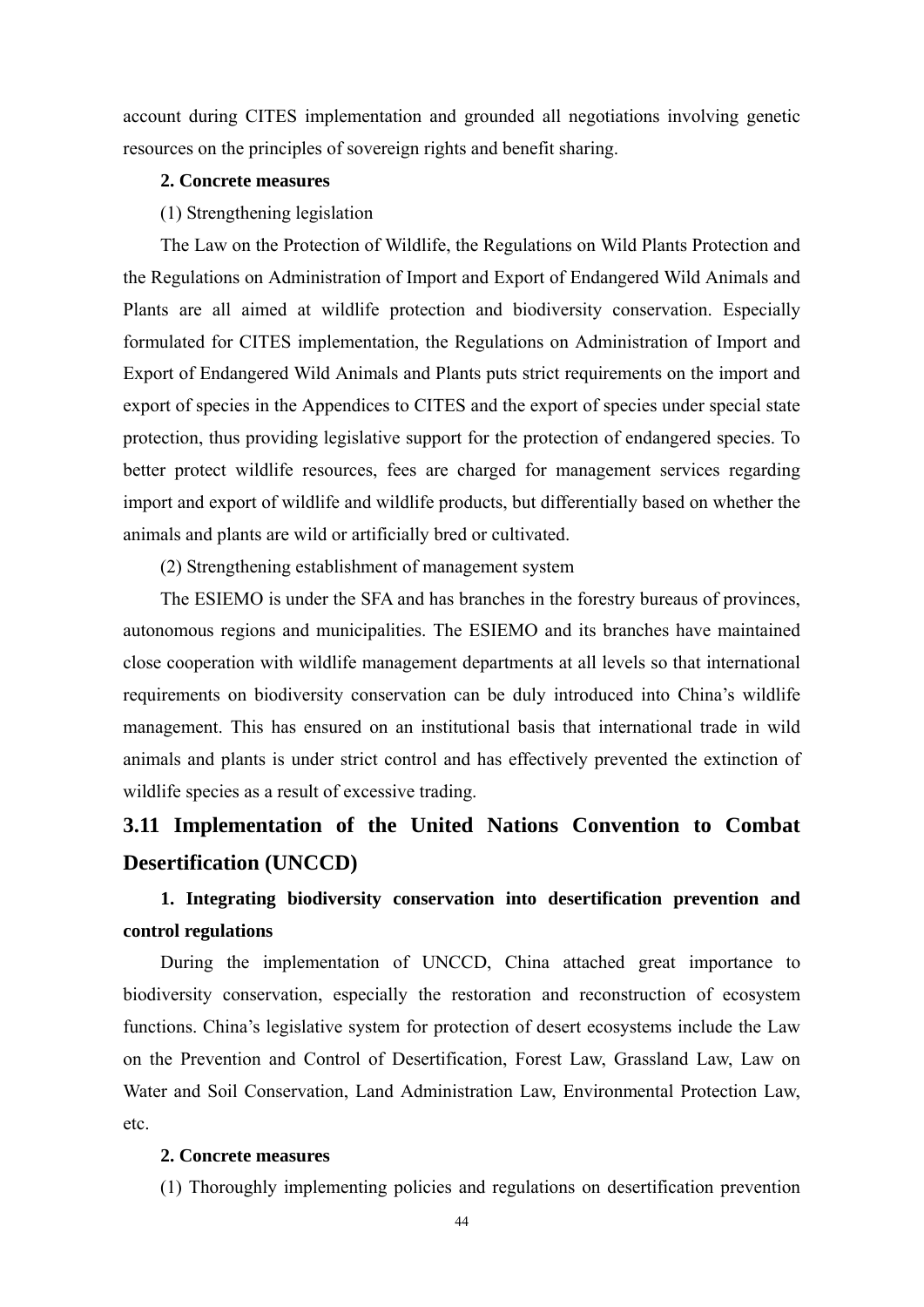account during CITES implementation and grounded all negotiations involving genetic resources on the principles of sovereign rights and benefit sharing.

**2. Concrete measures**

(1) Strengthening legislation

The Law on the Protection of Wildlife, the Regulations on Wild Plants Protection and the Regulations on Administration of Import and Export of Endangered Wild Animals and Plants are all aimed at wildlife protection and biodiversity conservation. Especially formulated for CITES implementation, the Regulations on Administration of Import and Export of Endangered Wild Animals and Plants puts strict requirements on the import and export of species in the Appendices to CITES and the export of species under special state protection, thus providing legislative support for the protection of endangered species. To better protect wildlife resources, fees are charged for management services regarding import and export of wildlife and wildlife products, but differentially based on whether the animals and plants are wild or artificially bred or cultivated.

(2) Strengthening establishment of management system

The ESIEMO is under the SFA and has branches in the forestry bureaus of provinces, autonomous regions and municipalities. The ESIEMO and its branches have maintained close cooperation with wildlife management departments at all levels so that international requirements on biodiversity conservation can be duly introduced into China's wildlife management. This has ensured on an institutional basis that international trade in wild animals and plants is under strict control and has effectively prevented the extinction of wildlife species as a result of excessive trading.

## 3.11 Implementation of the United Nations Convention to Combat Desertification (UNCCD)

**1. Integrating biodiversity conservation into desertification prevention and control regulations**

During the implementation of UNCCD, China attached great importance to biodiversity conservation, especially the restoration and reconstruction of ecosystem functions. China's legislative system for protection of desert ecosystems include the Law on the Prevention and Control of Desertification, Forest Law, Grassland Law, Law on Water and Soil Conservation, Land Administration Law, Environmental Protection Law, etc.

**2. Concrete measures**

(1) Thoroughly implementing policies and regulations on desertification prevention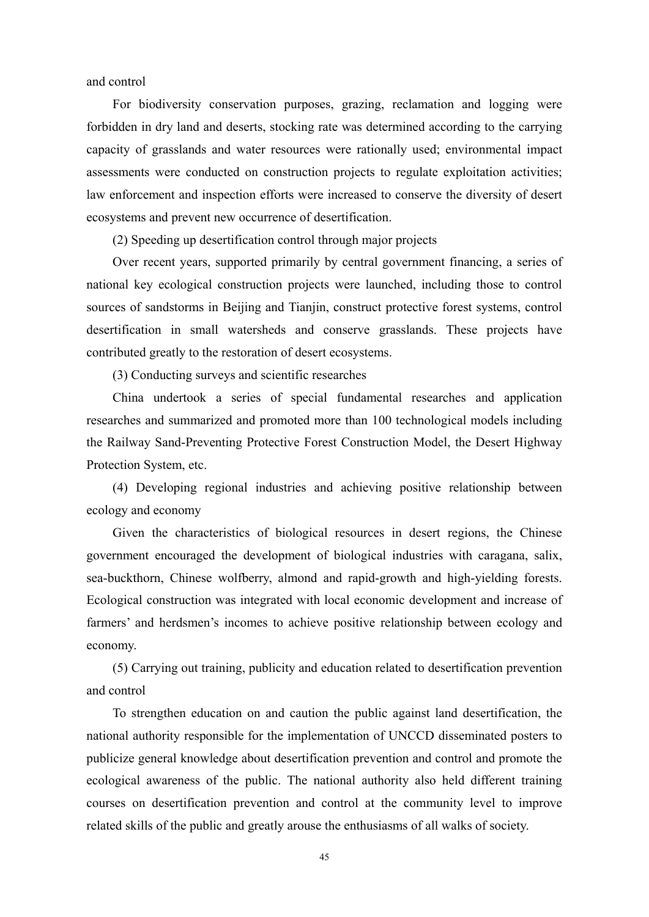and control

For biodiversity conservation purposes, grazing, reclamation and logging were forbidden in dry land and deserts, stocking rate was determined according to the carrying capacity of grasslands and water resources were rationally used; environmental impact assessments were conducted on construction projects to regulate exploitation activities; law enforcement and inspection efforts were increased to conserve the diversity of desert ecosystems and prevent new occurrence of desertification.

(2) Speeding up desertification control through major projects

Over recent years, supported primarily by central government financing, a series of national key ecological construction projects were launched, including those to control sources of sandstorms in Beijing and Tianjin, construct protective forest systems, control desertification in small watersheds and conserve grasslands. These projects have contributed greatly to the restoration of desert ecosystems.

(3) Conducting surveys and scientific researches

China undertook a series of special fundamental researches and application researches and summarized and promoted more than 100 technological models including the Railway Sand-Preventing Protective Forest Construction Model, the Desert Highway Protection System, etc.

(4) Developing regional industries and achieving positive relationship between ecology and economy

Given the characteristics of biological resources in desert regions, the Chinese government encouraged the development of biological industries with caragana, salix, sea-buckthorn, Chinese wolfberry, almond and rapid-growth and high-yielding forests. Ecological construction was integrated with local economic development and increase of farmers' and herdsmen's incomes to achieve positive relationship between ecology and economy.

(5) Carrying out training, publicity and education related to desertification prevention and control

To strengthen education on and caution the public against land desertification, the national authority responsible for the implementation of UNCCD disseminated posters to publicize general knowledge about desertification prevention and control and promote the ecological awareness of the public. The national authority also held different training courses on desertification prevention and control at the community level to improve related skills of the public and greatly arouse the enthusiasms of all walks of society.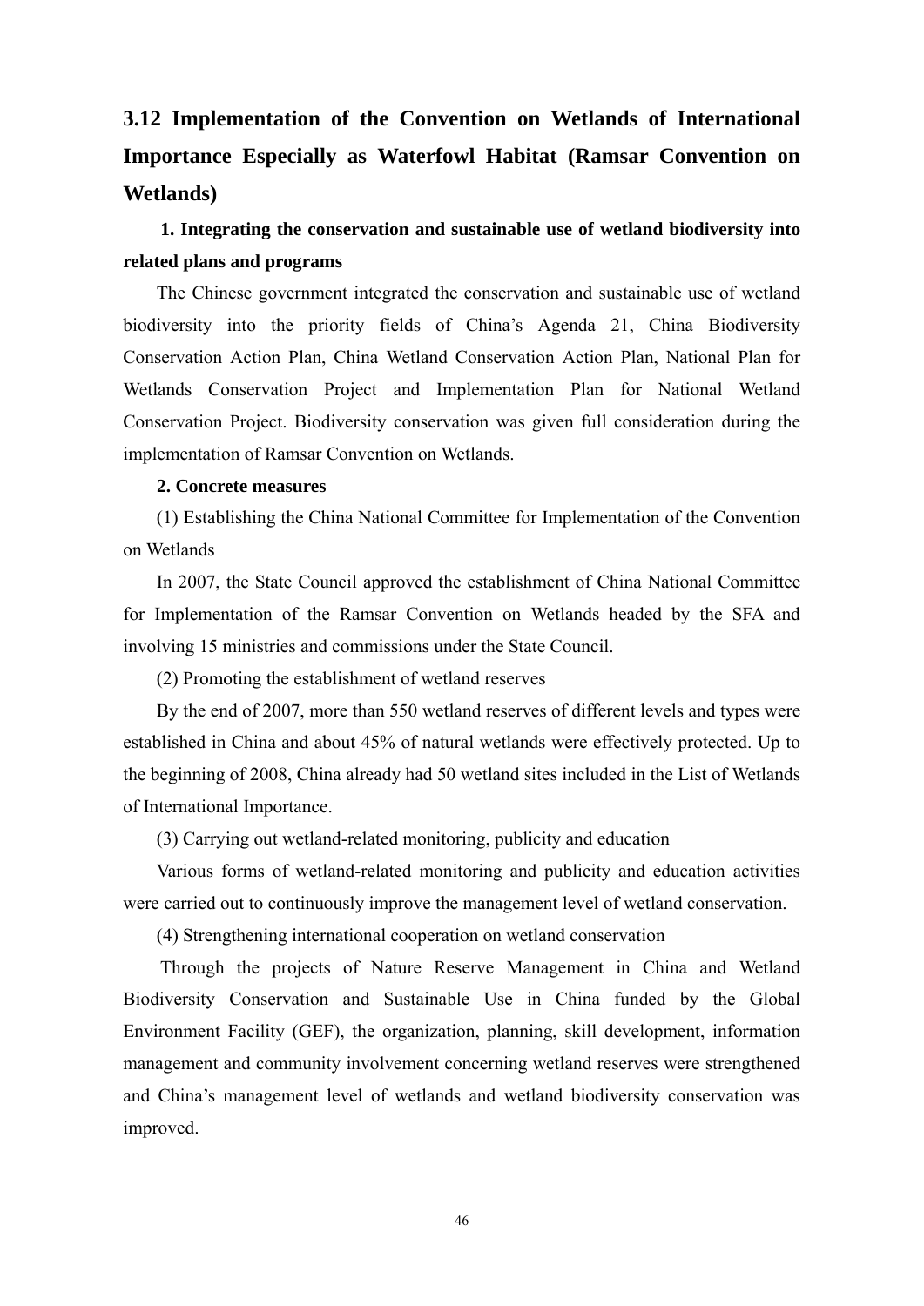## 3.12 Implementation of the Convention on Wetlands of International Importance Especially as Waterfowl Habitat (Ramsar Convention on Wetlands)

**1. Integrating the conservation and sustainable use of wetland biodiversity into related plans and programs**

The Chinese government integrated the conservation and sustainable use of wetland biodiversity into the priority fields of China's Agenda 21, China Biodiversity Conservation Action Plan, China Wetland Conservation Action Plan, National Plan for Wetlands Conservation Project and Implementation Plan for National Wetland Conservation Project. Biodiversity conservation was given full consideration during the implementation of Ramsar Convention on Wetlands.

**2. Concrete measures**

(1) Establishing the China National Committee for Implementation of the Convention on Wetlands

In 2007, the State Council approved the establishment of China National Committee for Implementation of the Ramsar Convention on Wetlands headed by the SFA and involving 15 ministries and commissions under the State Council.

(2) Promoting the establishment of wetland reserves

By the end of 2007, more than 550 wetland reserves of different levels and types were established in China and about 45% of natural wetlands were effectively protected. Up to the beginning of 2008, China already had 50 wetland sites included in the List of Wetlands of International Importance.

(3) Carrying out wetland-related monitoring, publicity and education

Various forms of wetland-related monitoring and publicity and education activities were carried out to continuously improve the management level of wetland conservation.

(4) Strengthening international cooperation on wetland conservation

Through the projects of Nature Reserve Management in China and Wetland Biodiversity Conservation and Sustainable Use in China funded by the Global Environment Facility (GEF), the organization, planning, skill development, information management and community involvement concerning wetland reserves were strengthened and China's management level of wetlands and wetland biodiversity conservation was improved.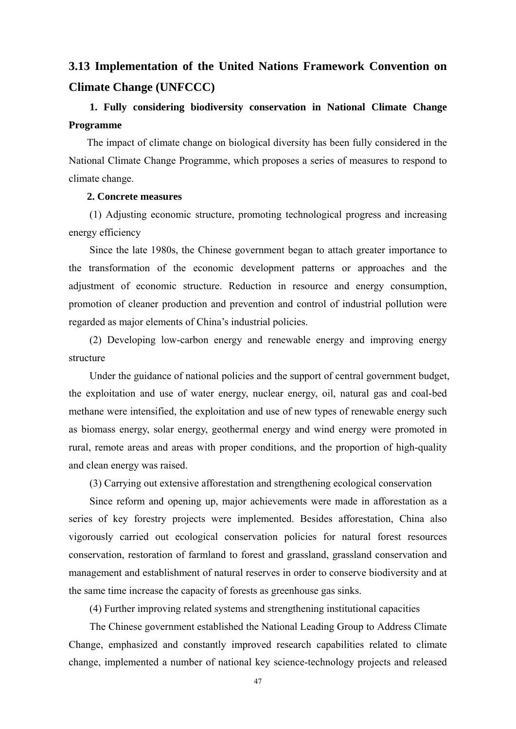## 3.13 Implementation of the United Nations Framework Convention on Climate Change (UNFCCC)

**1. Fully considering biodiversity conservation in National Climate Change Programme**

The impact of climate change on biological diversity has been fully considered in the National Climate Change Programme, which proposes a series of measures to respond to climate change.

**2. Concrete measures**

(1) Adjusting economic structure, promoting technological progress and increasing energy efficiency

Since the late 1980s, the Chinese government began to attach greater importance to the transformation of the economic development patterns or approaches and the adjustment of economic structure. Reduction in resource and energy consumption, promotion of cleaner production and prevention and control of industrial pollution were regarded as major elements of China's industrial policies.

(2) Developing low-carbon energy and renewable energy and improving energy structure

Under the guidance of national policies and the support of central government budget, the exploitation and use of water energy, nuclear energy, oil, natural gas and coal-bed methane were intensified, the exploitation and use of new types of renewable energy such as biomass energy, solar energy, geothermal energy and wind energy were promoted in rural, remote areas and areas with proper conditions, and the proportion of high-quality and clean energy was raised.

(3) Carrying out extensive afforestation and strengthening ecological conservation

Since reform and opening up, major achievements were made in afforestation as a series of key forestry projects were implemented. Besides afforestation, China also vigorously carried out ecological conservation policies for natural forest resources conservation, restoration of farmland to forest and grassland, grassland conservation and management and establishment of natural reserves in order to conserve biodiversity and at the same time increase the capacity of forests as greenhouse gas sinks.

(4) Further improving related systems and strengthening institutional capacities

The Chinese government established the National Leading Group to Address Climate Change, emphasized and constantly improved research capabilities related to climate change, implemented a number of national key science-technology projects and released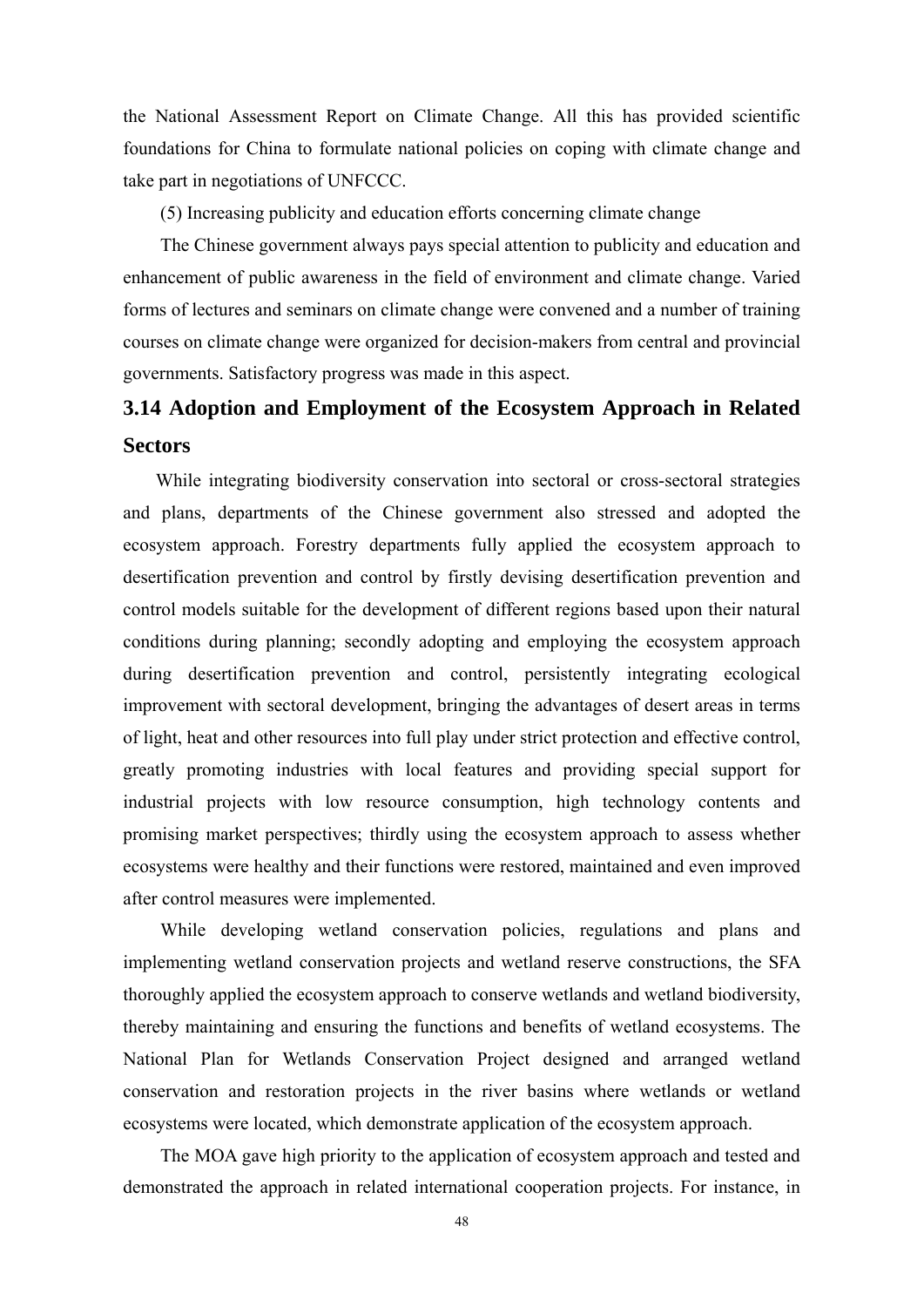the National Assessment Report on Climate Change. All this has provided scientific foundations for China to formulate national policies on coping with climate change and take part in negotiations of UNFCCC.

(5) Increasing publicity and education efforts concerning climate change

The Chinese government always pays special attention to publicity and education and enhancement of public awareness in the field of environment and climate change. Varied forms of lectures and seminars on climate change were convened and a number of training courses on climate change were organized for decision-makers from central and provincial governments. Satisfactory progress was made in this aspect.

## 3.14 Adoption and Employment of the Ecosystem Approach in Related Sectors

While integrating biodiversity conservation into sectoral or cross-sectoral strategies and plans, departments of the Chinese government also stressed and adopted the ecosystem approach. Forestry departments fully applied the ecosystem approach to desertification prevention and control by firstly devising desertification prevention and control models suitable for the development of different regions based upon their natural conditions during planning; secondly adopting and employing the ecosystem approach during desertification prevention and control, persistently integrating ecological improvement with sectoral development, bringing the advantages of desert areas in terms of light, heat and other resources into full play under strict protection and effective control, greatly promoting industries with local features and providing special support for industrial projects with low resource consumption, high technology contents and promising market perspectives; thirdly using the ecosystem approach to assess whether ecosystems were healthy and their functions were restored, maintained and even improved after control measures were implemented.

While developing wetland conservation policies, regulations and plans and implementing wetland conservation projects and wetland reserve constructions, the SFA thoroughly applied the ecosystem approach to conserve wetlands and wetland biodiversity, thereby maintaining and ensuring the functions and benefits of wetland ecosystems. The National Plan for Wetlands Conservation Project designed and arranged wetland conservation and restoration projects in the river basins where wetlands or wetland ecosystems were located, which demonstrate application of the ecosystem approach.

The MOA gave high priority to the application of ecosystem approach and tested and demonstrated the approach in related international cooperation projects. For instance, in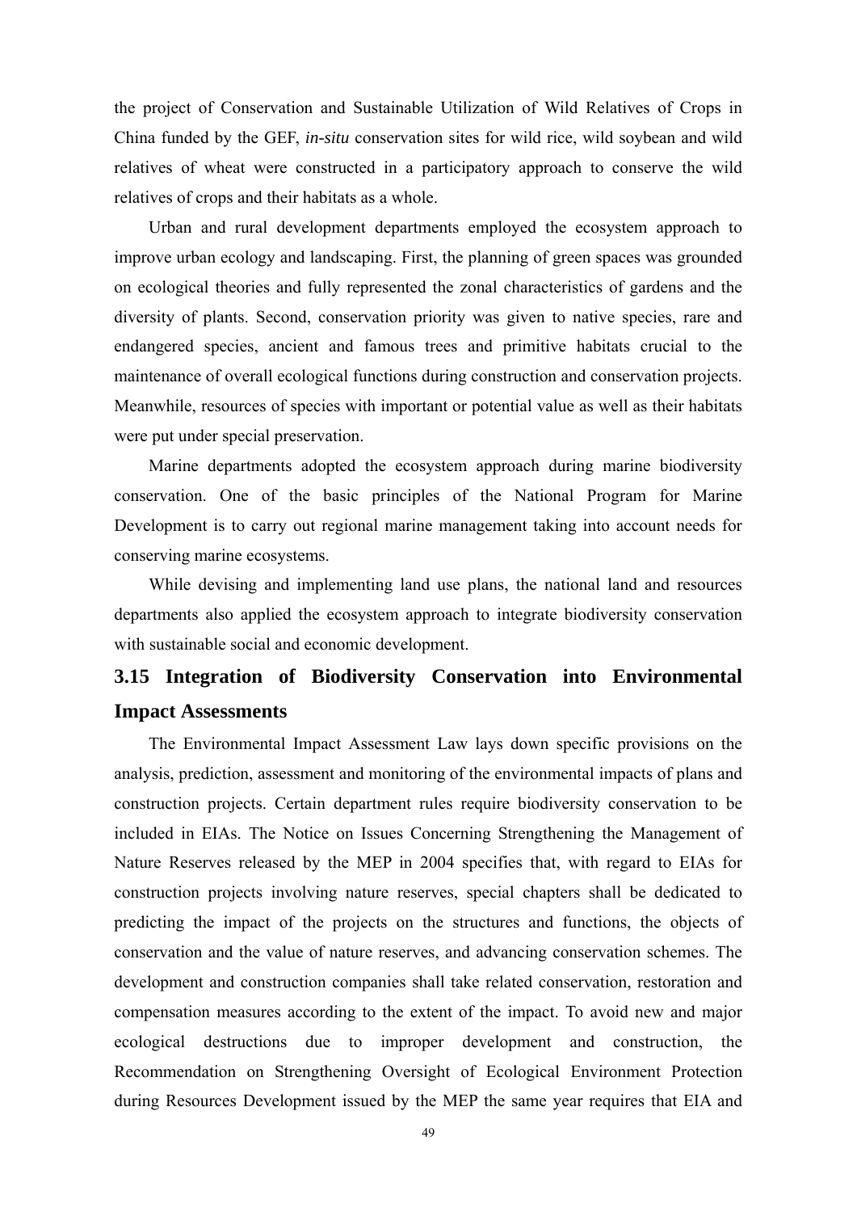the project of Conservation and Sustainable Utilization of Wild Relatives of Crops in China funded by the GEF, *in-situ* conservation sites for wild rice, wild soybean and wild relatives of wheat were constructed in a participatory approach to conserve the wild relatives of crops and their habitats as a whole.

Urban and rural development departments employed the ecosystem approach to improve urban ecology and landscaping. First, the planning of green spaces was grounded on ecological theories and fully represented the zonal characteristics of gardens and the diversity of plants. Second, conservation priority was given to native species, rare and endangered species, ancient and famous trees and primitive habitats crucial to the maintenance of overall ecological functions during construction and conservation projects. Meanwhile, resources of species with important or potential value as well as their habitats were put under special preservation.

Marine departments adopted the ecosystem approach during marine biodiversity conservation. One of the basic principles of the National Program for Marine Development is to carry out regional marine management taking into account needs for conserving marine ecosystems.

While devising and implementing land use plans, the national land and resources departments also applied the ecosystem approach to integrate biodiversity conservation with sustainable social and economic development.

## 3.15 Integration of Biodiversity Conservation into Environmental Impact Assessments

The Environmental Impact Assessment Law lays down specific provisions on the analysis, prediction, assessment and monitoring of the environmental impacts of plans and construction projects. Certain department rules require biodiversity conservation to be included in EIAs. The Notice on Issues Concerning Strengthening the Management of Nature Reserves released by the MEP in 2004 specifies that, with regard to EIAs for construction projects involving nature reserves, special chapters shall be dedicated to predicting the impact of the projects on the structures and functions, the objects of conservation and the value of nature reserves, and advancing conservation schemes. The development and construction companies shall take related conservation, restoration and compensation measures according to the extent of the impact. To avoid new and major ecological destructions due to improper development and construction, the Recommendation on Strengthening Oversight of Ecological Environment Protection during Resources Development issued by the MEP the same year requires that EIA and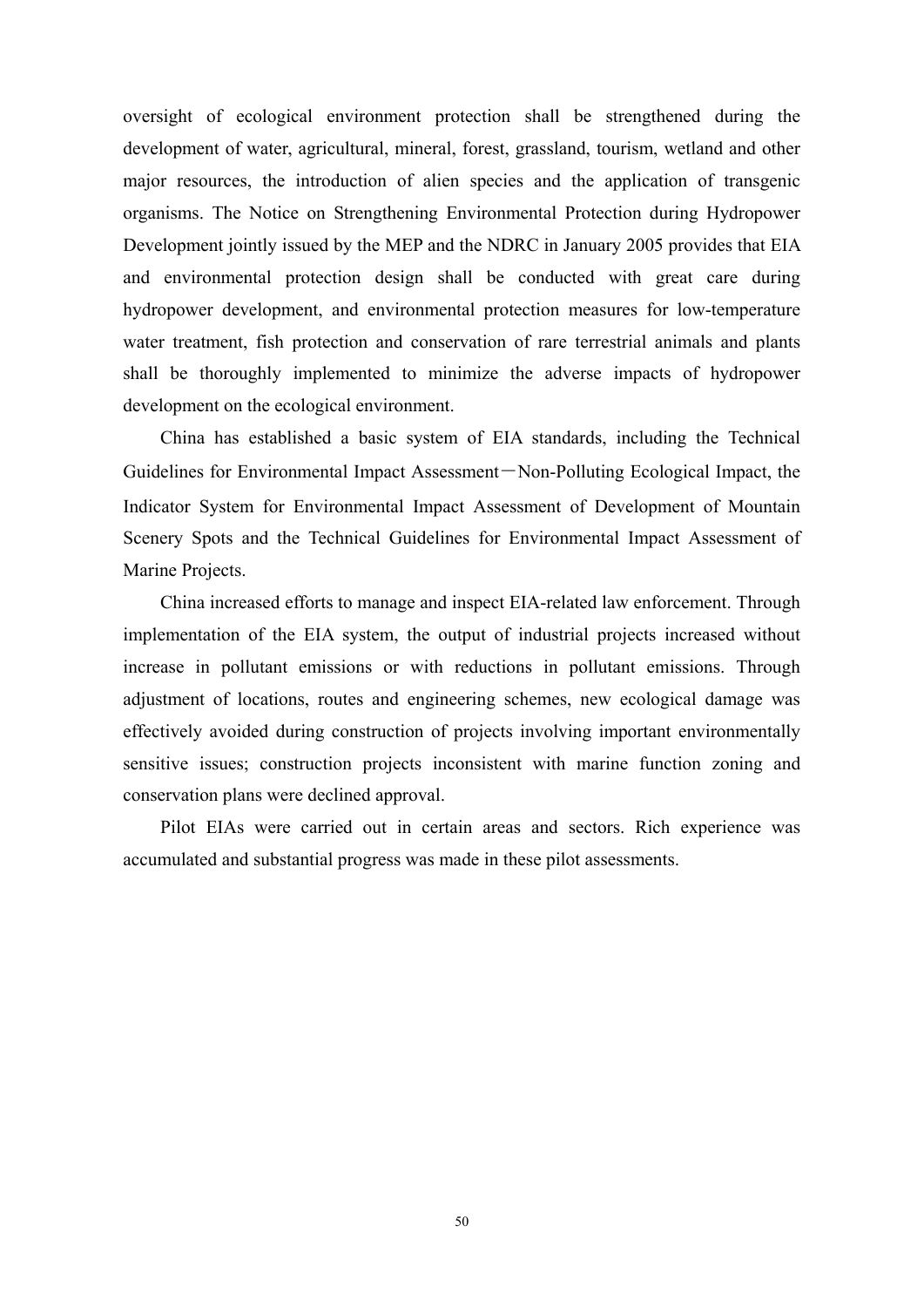oversight of ecological environment protection shall be strengthened during the development of water, agricultural, mineral, forest, grassland, tourism, wetland and other major resources, the introduction of alien species and the application of transgenic organisms. The Notice on Strengthening Environmental Protection during Hydropower Development jointly issued by the MEP and the NDRC in January 2005 provides that EIA and environmental protection design shall be conducted with great care during hydropower development, and environmental protection measures for low-temperature water treatment, fish protection and conservation of rare terrestrial animals and plants shall be thoroughly implemented to minimize the adverse impacts of hydropower development on the ecological environment.

China has established a basic system of EIA standards, including the Technical Guidelines for Environmental Impact Assessment－Non-Polluting Ecological Impact, the Indicator System for Environmental Impact Assessment of Development of Mountain Scenery Spots and the Technical Guidelines for Environmental Impact Assessment of Marine Projects.

China increased efforts to manage and inspect EIA-related law enforcement. Through implementation of the EIA system, the output of industrial projects increased without increase in pollutant emissions or with reductions in pollutant emissions. Through adjustment of locations, routes and engineering schemes, new ecological damage was effectively avoided during construction of projects involving important environmentally sensitive issues; construction projects inconsistent with marine function zoning and conservation plans were declined approval.

Pilot EIAs were carried out in certain areas and sectors. Rich experience was accumulated and substantial progress was made in these pilot assessments.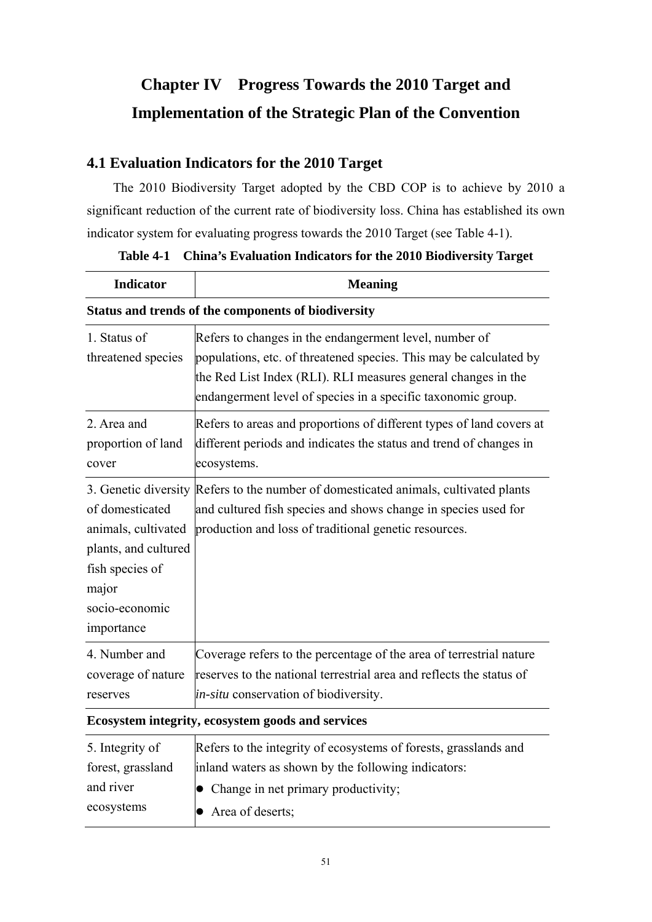# Chapter IV Progress Towards the 2010 Target and Implementation of the Strategic Plan of the Convention

## 4.1 Evaluation Indicators for the 2010 Target

The 2010 Biodiversity Target adopted by the CBD COP is to achieve by 2010 a significant reduction of the current rate of biodiversity loss. China has established its own indicator system for evaluating progress towards the 2010 Target (see Table 4-1).

**Table 4-1 China's Evaluation Indicators for the 2010 Biodiversity Target**

| Indicator | Meaning |
|---|---|
| **Status and trends of the components of biodiversity** | |
| 1. Status of threatened species | Refers to changes in the endangerment level, number of populations, etc. of threatened species. This may be calculated by the Red List Index (RLI). RLI measures general changes in the endangerment level of species in a specific taxonomic group. |
| 2. Area and proportion of land cover | Refers to areas and proportions of different types of land covers at different periods and indicates the status and trend of changes in ecosystems. |
| 3. Genetic diversity of domesticated animals, cultivated plants, and cultured fish species of major socio-economic importance | Refers to the number of domesticated animals, cultivated plants and cultured fish species and shows change in species used for production and loss of traditional genetic resources. |
| 4. Number and coverage of nature reserves | Coverage refers to the percentage of the area of terrestrial nature reserves to the national terrestrial area and reflects the status of *in-situ* conservation of biodiversity. |
| **Ecosystem integrity, ecosystem goods and services** | |
| 5. Integrity of forest, grassland and river ecosystems | Refers to the integrity of ecosystems of forests, grasslands and inland waters as shown by the following indicators:<br>● Change in net primary productivity;<br>● Area of deserts; |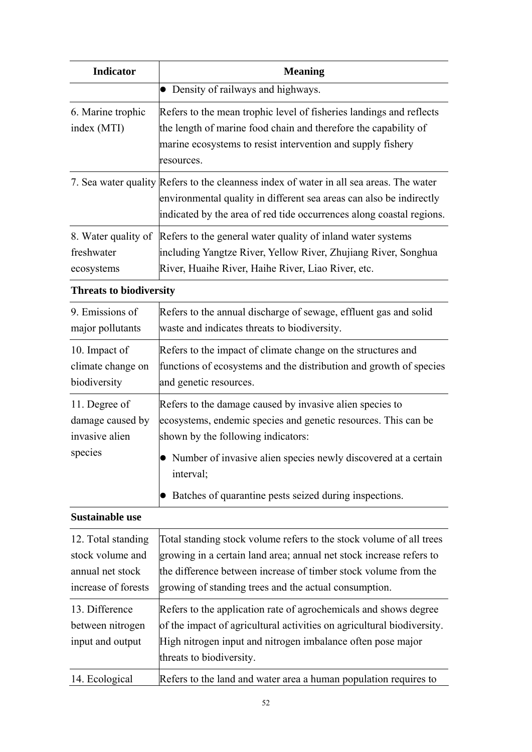| Indicator | Meaning |
| --- | --- |
| | ● Density of railways and highways. |
| 6. Marine trophic index (MTI) | Refers to the mean trophic level of fisheries landings and reflects the length of marine food chain and therefore the capability of marine ecosystems to resist intervention and supply fishery resources. |
| 7. Sea water quality | Refers to the cleanness index of water in all sea areas. The water environmental quality in different sea areas can also be indirectly indicated by the area of red tide occurrences along coastal regions. |
| 8. Water quality of freshwater ecosystems | Refers to the general water quality of inland water systems including Yangtze River, Yellow River, Zhujiang River, Songhua River, Huaihe River, Haihe River, Liao River, etc. |
| **Threats to biodiversity** | |
| 9. Emissions of major pollutants | Refers to the annual discharge of sewage, effluent gas and solid waste and indicates threats to biodiversity. |
| 10. Impact of climate change on biodiversity | Refers to the impact of climate change on the structures and functions of ecosystems and the distribution and growth of species and genetic resources. |
| 11. Degree of damage caused by invasive alien species | Refers to the damage caused by invasive alien species to ecosystems, endemic species and genetic resources. This can be shown by the following indicators: ● Number of invasive alien species newly discovered at a certain interval; ● Batches of quarantine pests seized during inspections. |
| **Sustainable use** | |
| 12. Total standing stock volume and annual net stock increase of forests | Total standing stock volume refers to the stock volume of all trees growing in a certain land area; annual net stock increase refers to the difference between increase of timber stock volume from the growing of standing trees and the actual consumption. |
| 13. Difference between nitrogen input and output | Refers to the application rate of agrochemicals and shows degree of the impact of agricultural activities on agricultural biodiversity. High nitrogen input and nitrogen imbalance often pose major threats to biodiversity. |
| 14. Ecological | Refers to the land and water area a human population requires to |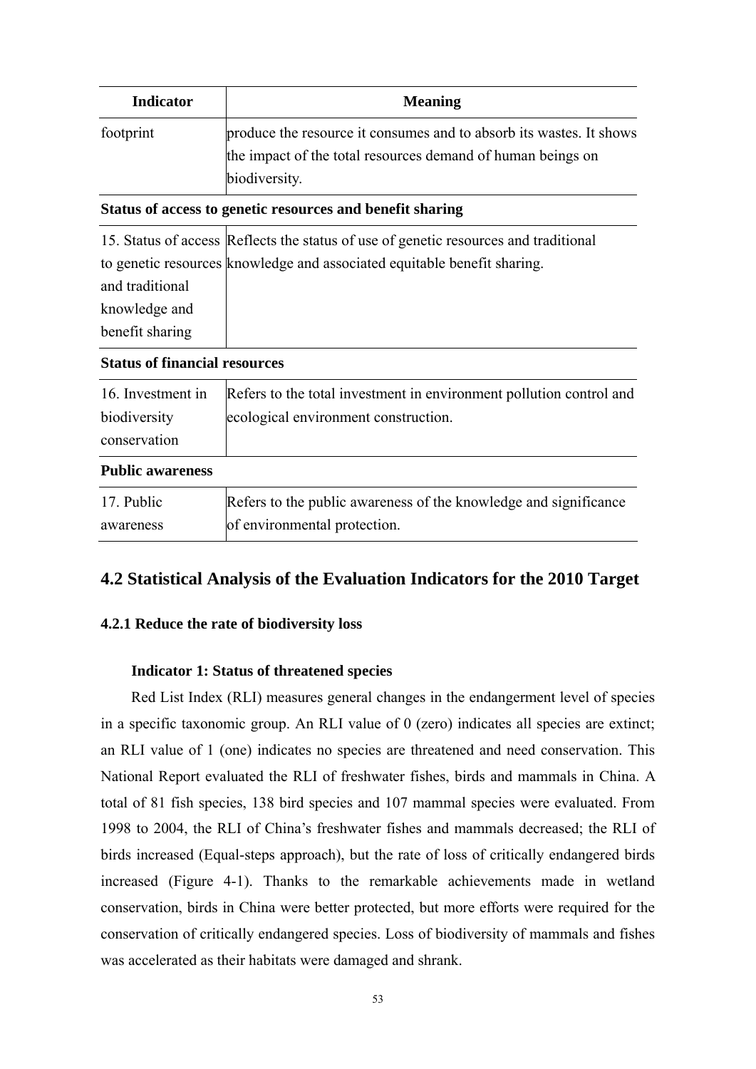| Indicator | Meaning |
|---|---|
| footprint | produce the resource it consumes and to absorb its wastes. It shows the impact of the total resources demand of human beings on biodiversity. |
| **Status of access to genetic resources and benefit sharing** | |
| 15. Status of access to genetic resources and traditional knowledge and benefit sharing | Reflects the status of use of genetic resources and traditional knowledge and associated equitable benefit sharing. |
| **Status of financial resources** | |
| 16. Investment in biodiversity conservation | Refers to the total investment in environment pollution control and ecological environment construction. |
| **Public awareness** | |
| 17. Public awareness | Refers to the public awareness of the knowledge and significance of environmental protection. |

## 4.2 Statistical Analysis of the Evaluation Indicators for the 2010 Target

### 4.2.1 Reduce the rate of biodiversity loss

**Indicator 1: Status of threatened species**

Red List Index (RLI) measures general changes in the endangerment level of species in a specific taxonomic group. An RLI value of 0 (zero) indicates all species are extinct; an RLI value of 1 (one) indicates no species are threatened and need conservation. This National Report evaluated the RLI of freshwater fishes, birds and mammals in China. A total of 81 fish species, 138 bird species and 107 mammal species were evaluated. From 1998 to 2004, the RLI of China's freshwater fishes and mammals decreased; the RLI of birds increased (Equal-steps approach), but the rate of loss of critically endangered birds increased (Figure 4-1). Thanks to the remarkable achievements made in wetland conservation, birds in China were better protected, but more efforts were required for the conservation of critically endangered species. Loss of biodiversity of mammals and fishes was accelerated as their habitats were damaged and shrank.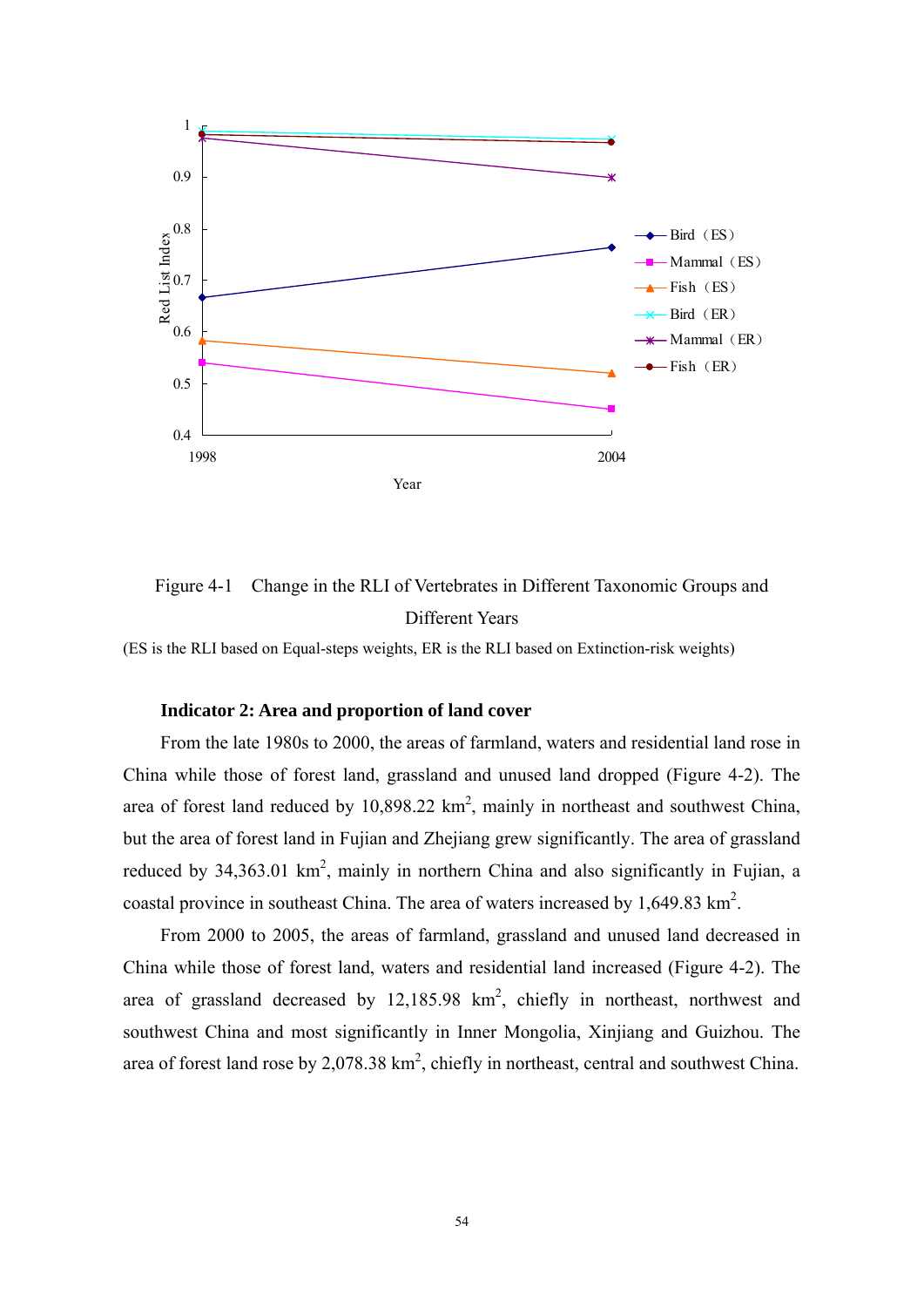Figure 4-1 Change in the RLI of Vertebrates in Different Taxonomic Groups and Different Years

(ES is the RLI based on Equal-steps weights, ER is the RLI based on Extinction-risk weights)

**Indicator 2: Area and proportion of land cover**

From the late 1980s to 2000, the areas of farmland, waters and residential land rose in China while those of forest land, grassland and unused land dropped (Figure 4-2). The area of forest land reduced by 10,898.22 km$^2$, mainly in northeast and southwest China, but the area of forest land in Fujian and Zhejiang grew significantly. The area of grassland reduced by 34,363.01 km$^2$, mainly in northern China and also significantly in Fujian, a coastal province in southeast China. The area of waters increased by 1,649.83 km$^2$.

From 2000 to 2005, the areas of farmland, grassland and unused land decreased in China while those of forest land, waters and residential land increased (Figure 4-2). The area of grassland decreased by 12,185.98 km$^2$, chiefly in northeast, northwest and southwest China and most significantly in Inner Mongolia, Xinjiang and Guizhou. The area of forest land rose by 2,078.38 km$^2$, chiefly in northeast, central and southwest China.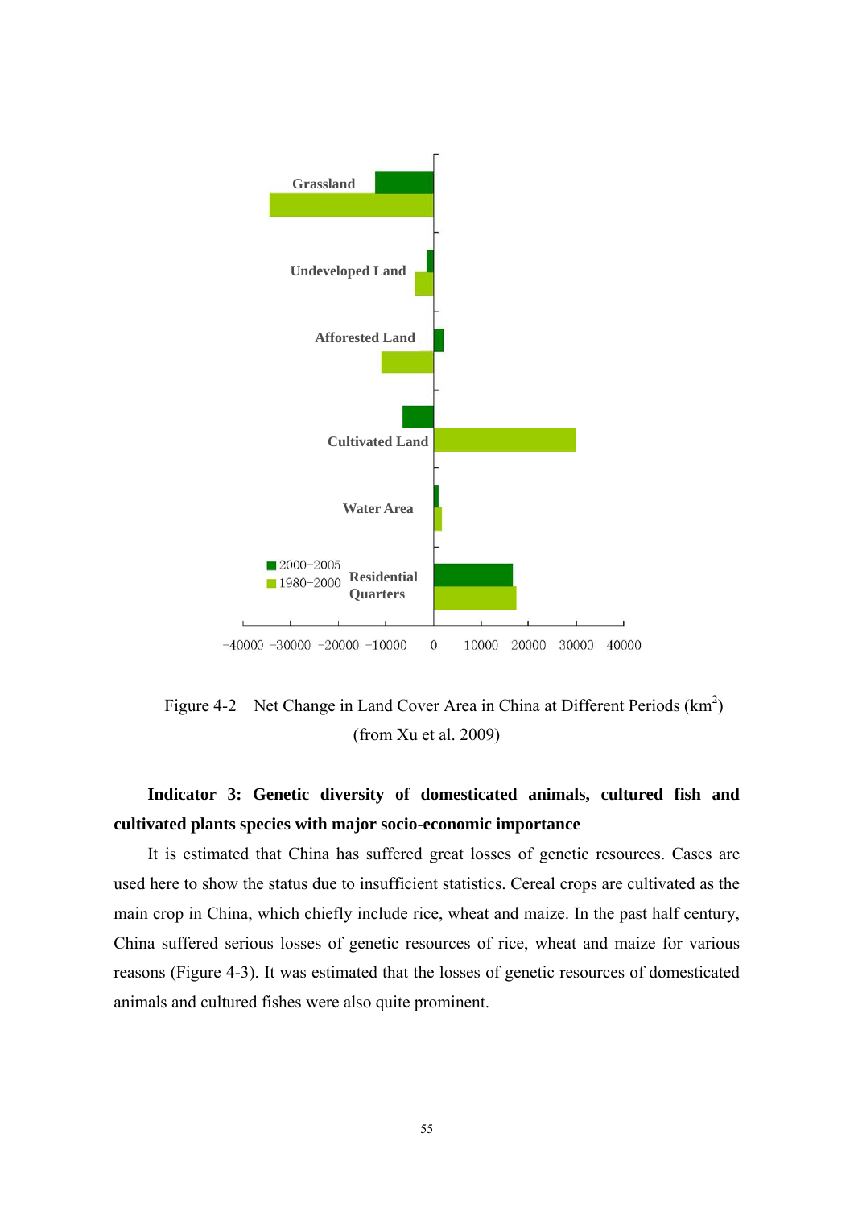Figure 4-2 Net Change in Land Cover Area in China at Different Periods ($km^2$) (from Xu et al. 2009)

**Indicator 3: Genetic diversity of domesticated animals, cultured fish and cultivated plants species with major socio-economic importance**

It is estimated that China has suffered great losses of genetic resources. Cases are used here to show the status due to insufficient statistics. Cereal crops are cultivated as the main crop in China, which chiefly include rice, wheat and maize. In the past half century, China suffered serious losses of genetic resources of rice, wheat and maize for various reasons (Figure 4-3). It was estimated that the losses of genetic resources of domesticated animals and cultured fishes were also quite prominent.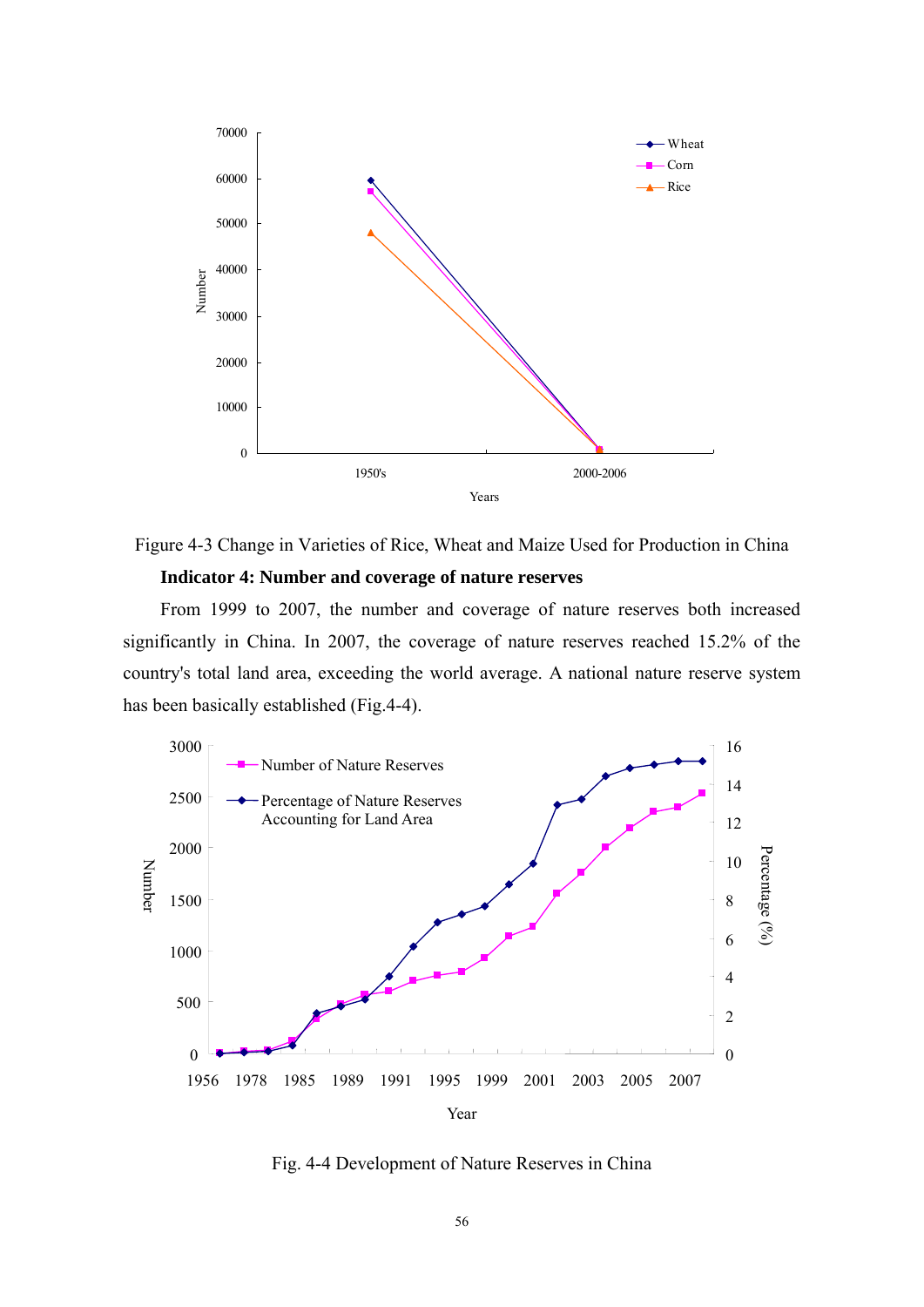Figure 4-3 Change in Varieties of Rice, Wheat and Maize Used for Production in China

**Indicator 4: Number and coverage of nature reserves**

From 1999 to 2007, the number and coverage of nature reserves both increased significantly in China. In 2007, the coverage of nature reserves reached 15.2% of the country's total land area, exceeding the world average. A national nature reserve system has been basically established (Fig.4-4).

Fig. 4-4 Development of Nature Reserves in China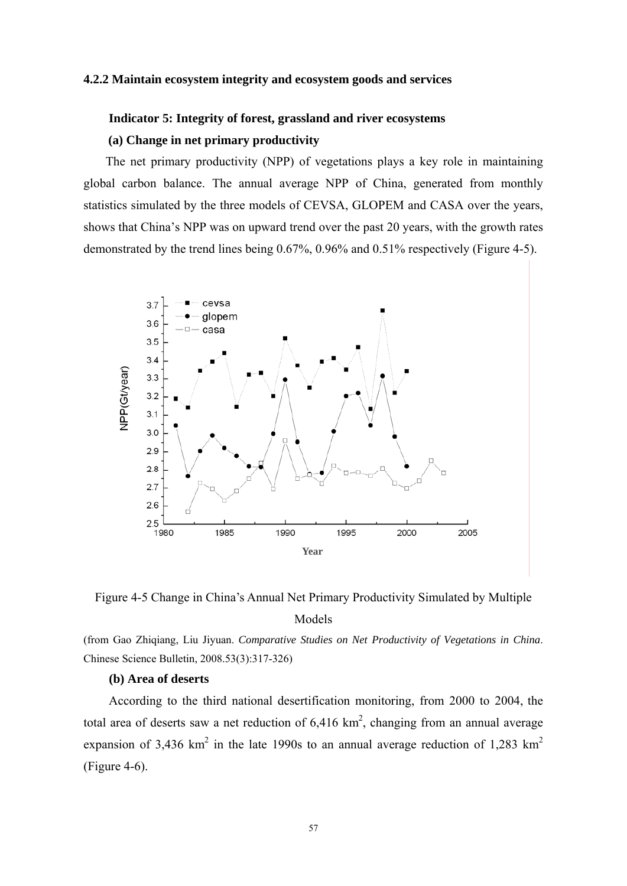### 4.2.2 Maintain ecosystem integrity and ecosystem goods and services

**Indicator 5: Integrity of forest, grassland and river ecosystems**

**(a) Change in net primary productivity**

The net primary productivity (NPP) of vegetations plays a key role in maintaining global carbon balance. The annual average NPP of China, generated from monthly statistics simulated by the three models of CEVSA, GLOPEM and CASA over the years, shows that China's NPP was on upward trend over the past 20 years, with the growth rates demonstrated by the trend lines being 0.67%, 0.96% and 0.51% respectively (Figure 4-5).

Figure 4-5 Change in China's Annual Net Primary Productivity Simulated by Multiple Models

(from Gao Zhiqiang, Liu Jiyuan. *Comparative Studies on Net Productivity of Vegetations in China*. Chinese Science Bulletin, 2008.53(3):317-326)

**(b) Area of deserts**

According to the third national desertification monitoring, from 2000 to 2004, the total area of deserts saw a net reduction of 6,416 $km^2$, changing from an annual average expansion of 3,436 $km^2$ in the late 1990s to an annual average reduction of 1,283 $km^2$ (Figure 4-6).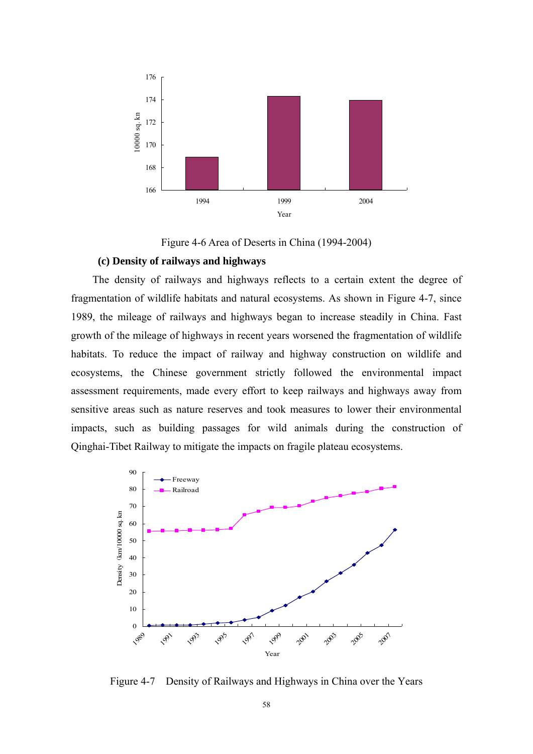Figure 4-6 Area of Deserts in China (1994-2004)

**(c) Density of railways and highways**

The density of railways and highways reflects to a certain extent the degree of fragmentation of wildlife habitats and natural ecosystems. As shown in Figure 4-7, since 1989, the mileage of railways and highways began to increase steadily in China. Fast growth of the mileage of highways in recent years worsened the fragmentation of wildlife habitats. To reduce the impact of railway and highway construction on wildlife and ecosystems, the Chinese government strictly followed the environmental impact assessment requirements, made every effort to keep railways and highways away from sensitive areas such as nature reserves and took measures to lower their environmental impacts, such as building passages for wild animals during the construction of Qinghai-Tibet Railway to mitigate the impacts on fragile plateau ecosystems.

Figure 4-7 Density of Railways and Highways in China over the Years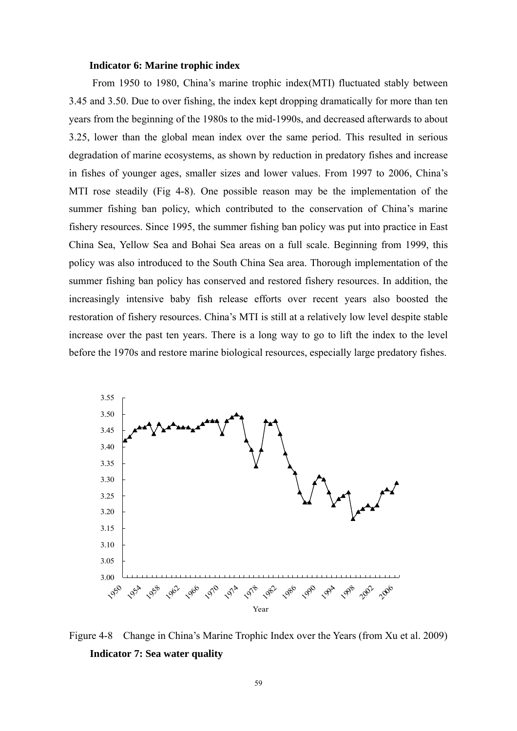**Indicator 6: Marine trophic index**

From 1950 to 1980, China's marine trophic index(MTI) fluctuated stably between 3.45 and 3.50. Due to over fishing, the index kept dropping dramatically for more than ten years from the beginning of the 1980s to the mid-1990s, and decreased afterwards to about 3.25, lower than the global mean index over the same period. This resulted in serious degradation of marine ecosystems, as shown by reduction in predatory fishes and increase in fishes of younger ages, smaller sizes and lower values. From 1997 to 2006, China's MTI rose steadily (Fig 4-8). One possible reason may be the implementation of the summer fishing ban policy, which contributed to the conservation of China's marine fishery resources. Since 1995, the summer fishing ban policy was put into practice in East China Sea, Yellow Sea and Bohai Sea areas on a full scale. Beginning from 1999, this policy was also introduced to the South China Sea area. Thorough implementation of the summer fishing ban policy has conserved and restored fishery resources. In addition, the increasingly intensive baby fish release efforts over recent years also boosted the restoration of fishery resources. China's MTI is still at a relatively low level despite stable increase over the past ten years. There is a long way to go to lift the index to the level before the 1970s and restore marine biological resources, especially large predatory fishes.

Figure 4-8 Change in China's Marine Trophic Index over the Years (from Xu et al. 2009)

**Indicator 7: Sea water quality**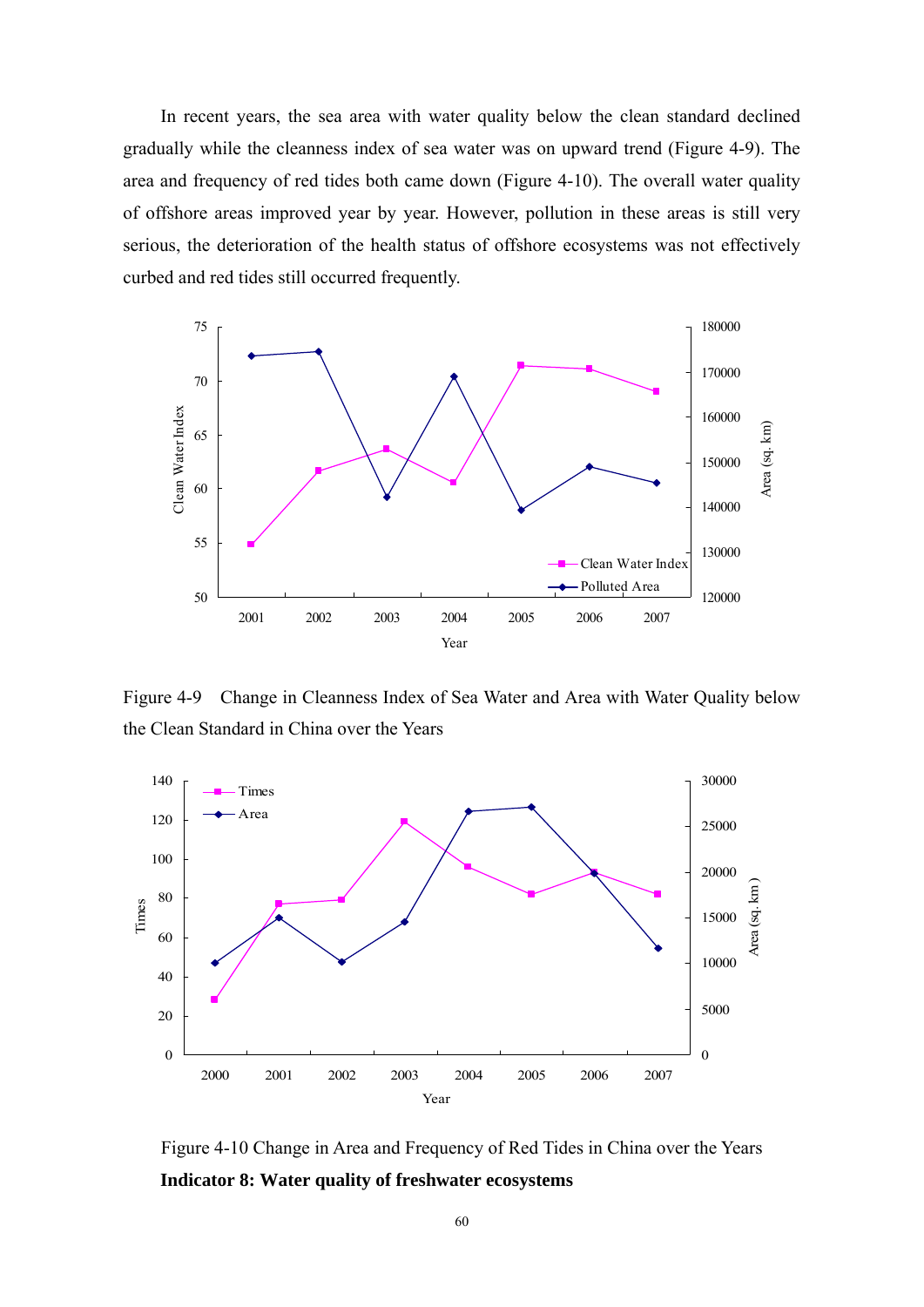In recent years, the sea area with water quality below the clean standard declined gradually while the cleanness index of sea water was on upward trend (Figure 4-9). The area and frequency of red tides both came down (Figure 4-10). The overall water quality of offshore areas improved year by year. However, pollution in these areas is still very serious, the deterioration of the health status of offshore ecosystems was not effectively curbed and red tides still occurred frequently.

Figure 4-9 Change in Cleanness Index of Sea Water and Area with Water Quality below the Clean Standard in China over the Years

Figure 4-10 Change in Area and Frequency of Red Tides in China over the Years

**Indicator 8: Water quality of freshwater ecosystems**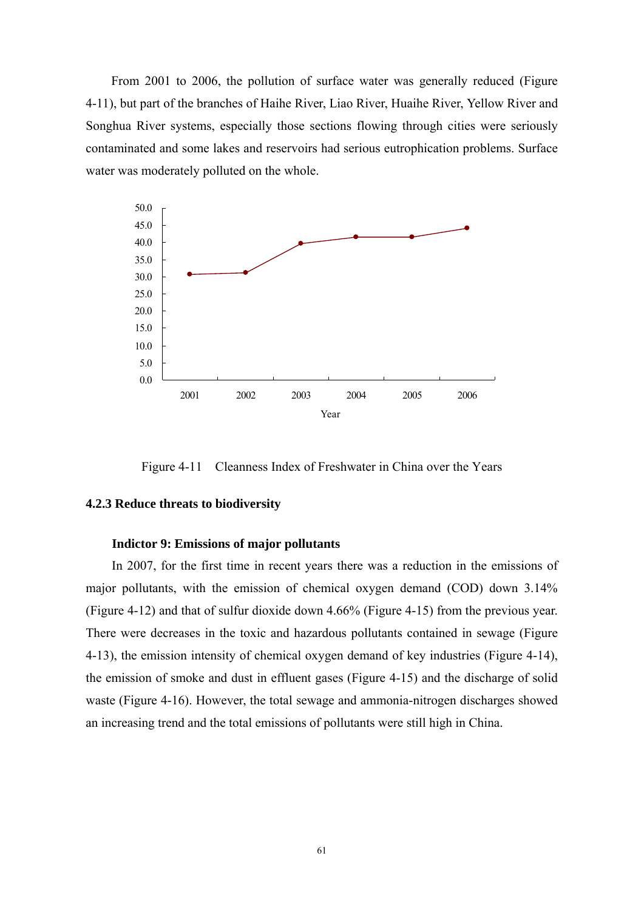From 2001 to 2006, the pollution of surface water was generally reduced (Figure 4-11), but part of the branches of Haihe River, Liao River, Huaihe River, Yellow River and Songhua River systems, especially those sections flowing through cities were seriously contaminated and some lakes and reservoirs had serious eutrophication problems. Surface water was moderately polluted on the whole.

Figure 4-11 Cleanness Index of Freshwater in China over the Years

### 4.2.3 Reduce threats to biodiversity

**Indictor 9: Emissions of major pollutants**

In 2007, for the first time in recent years there was a reduction in the emissions of major pollutants, with the emission of chemical oxygen demand (COD) down 3.14% (Figure 4-12) and that of sulfur dioxide down 4.66% (Figure 4-15) from the previous year. There were decreases in the toxic and hazardous pollutants contained in sewage (Figure 4-13), the emission intensity of chemical oxygen demand of key industries (Figure 4-14), the emission of smoke and dust in effluent gases (Figure 4-15) and the discharge of solid waste (Figure 4-16). However, the total sewage and ammonia-nitrogen discharges showed an increasing trend and the total emissions of pollutants were still high in China.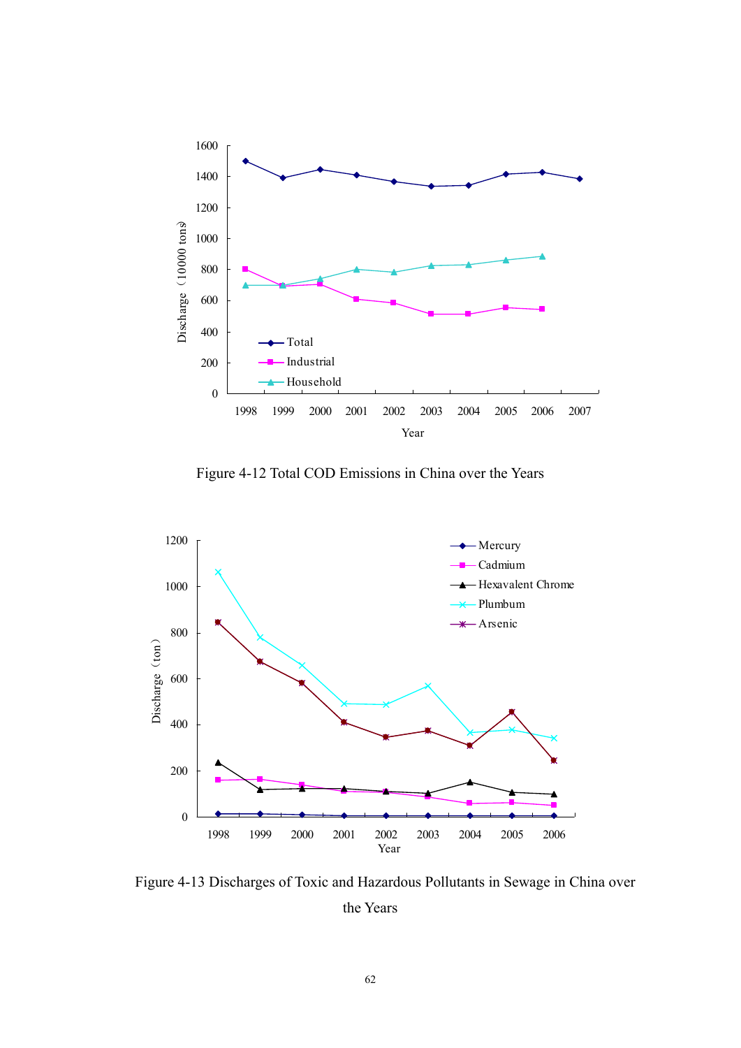Figure 4-12 Total COD Emissions in China over the Years

Figure 4-13 Discharges of Toxic and Hazardous Pollutants in Sewage in China over the Years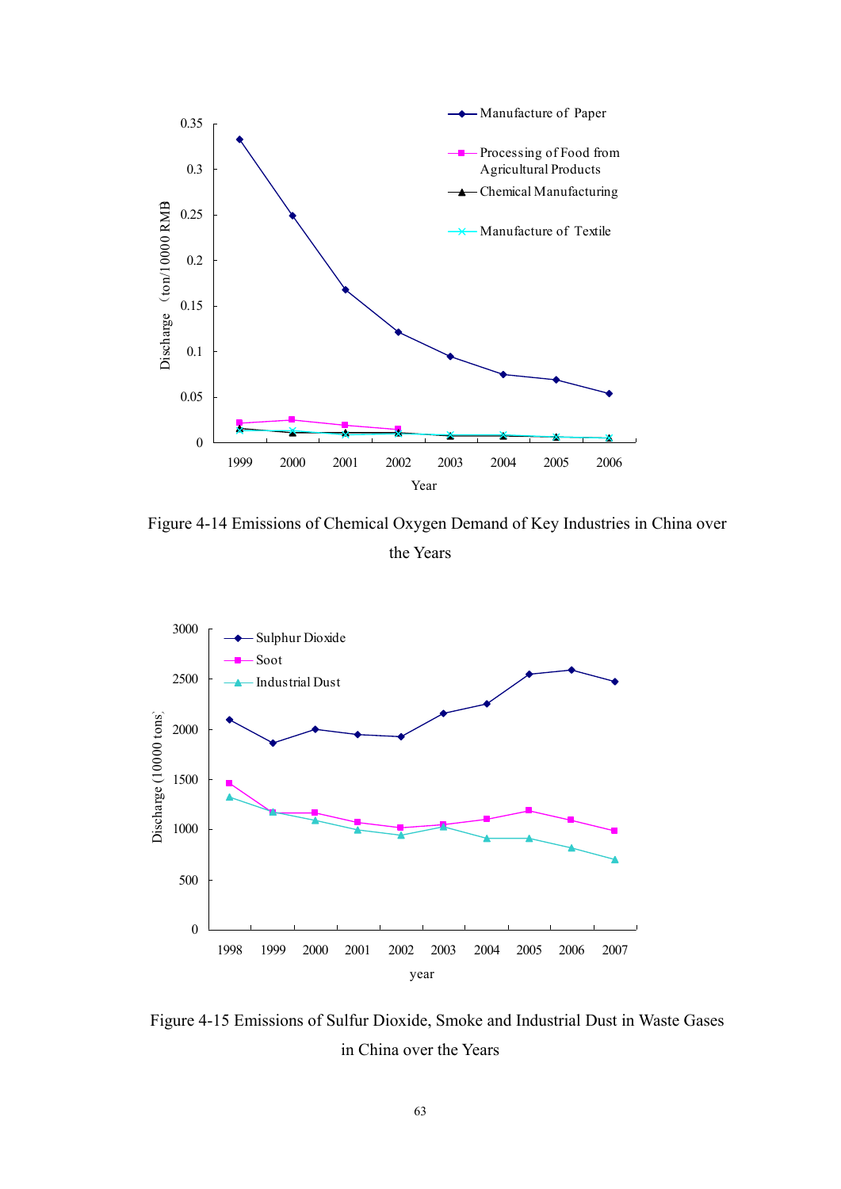Figure 4-14 Emissions of Chemical Oxygen Demand of Key Industries in China over the Years

Figure 4-15 Emissions of Sulfur Dioxide, Smoke and Industrial Dust in Waste Gases in China over the Years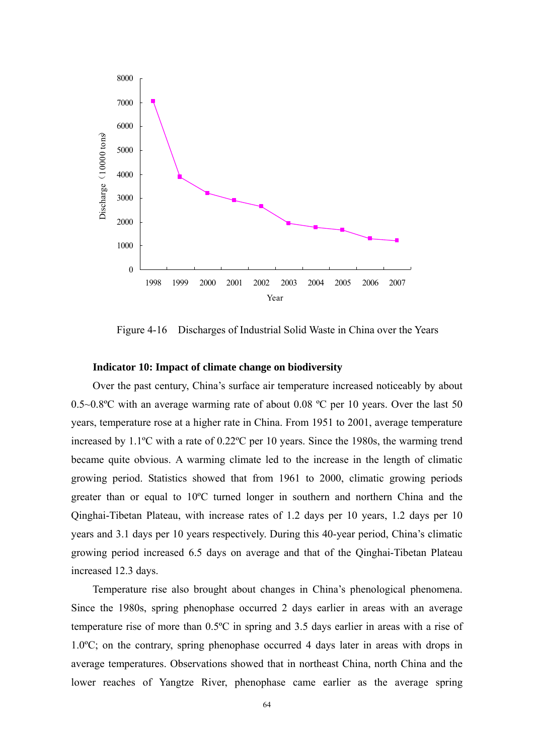Figure 4-16 Discharges of Industrial Solid Waste in China over the Years

**Indicator 10: Impact of climate change on biodiversity**

Over the past century, China's surface air temperature increased noticeably by about 0.5~0.8ºC with an average warming rate of about 0.08 ºC per 10 years. Over the last 50 years, temperature rose at a higher rate in China. From 1951 to 2001, average temperature increased by 1.1ºC with a rate of 0.22ºC per 10 years. Since the 1980s, the warming trend became quite obvious. A warming climate led to the increase in the length of climatic growing period. Statistics showed that from 1961 to 2000, climatic growing periods greater than or equal to 10ºC turned longer in southern and northern China and the Qinghai-Tibetan Plateau, with increase rates of 1.2 days per 10 years, 1.2 days per 10 years and 3.1 days per 10 years respectively. During this 40-year period, China's climatic growing period increased 6.5 days on average and that of the Qinghai-Tibetan Plateau increased 12.3 days.

Temperature rise also brought about changes in China's phenological phenomena. Since the 1980s, spring phenophase occurred 2 days earlier in areas with an average temperature rise of more than 0.5ºC in spring and 3.5 days earlier in areas with a rise of 1.0ºC; on the contrary, spring phenophase occurred 4 days later in areas with drops in average temperatures. Observations showed that in northeast China, north China and the lower reaches of Yangtze River, phenophase came earlier as the average spring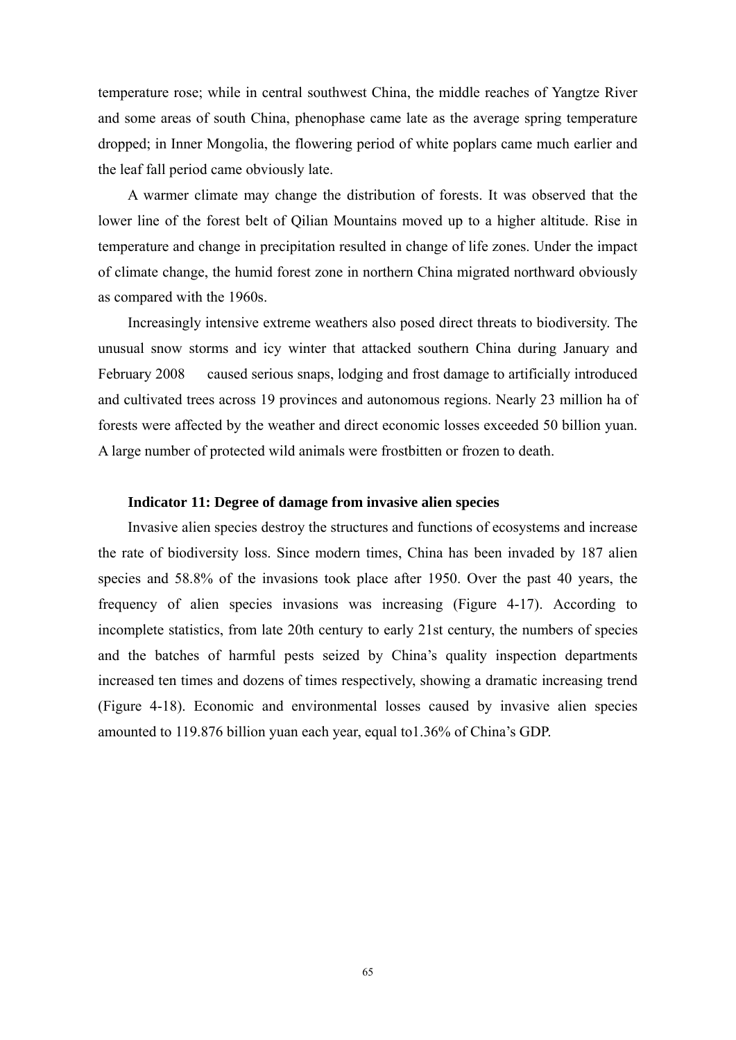temperature rose; while in central southwest China, the middle reaches of Yangtze River and some areas of south China, phenophase came late as the average spring temperature dropped; in Inner Mongolia, the flowering period of white poplars came much earlier and the leaf fall period came obviously late.

A warmer climate may change the distribution of forests. It was observed that the lower line of the forest belt of Qilian Mountains moved up to a higher altitude. Rise in temperature and change in precipitation resulted in change of life zones. Under the impact of climate change, the humid forest zone in northern China migrated northward obviously as compared with the 1960s.

Increasingly intensive extreme weathers also posed direct threats to biodiversity. The unusual snow storms and icy winter that attacked southern China during January and February 2008 caused serious snaps, lodging and frost damage to artificially introduced and cultivated trees across 19 provinces and autonomous regions. Nearly 23 million ha of forests were affected by the weather and direct economic losses exceeded 50 billion yuan. A large number of protected wild animals were frostbitten or frozen to death.

**Indicator 11: Degree of damage from invasive alien species**

Invasive alien species destroy the structures and functions of ecosystems and increase the rate of biodiversity loss. Since modern times, China has been invaded by 187 alien species and 58.8% of the invasions took place after 1950. Over the past 40 years, the frequency of alien species invasions was increasing (Figure 4-17). According to incomplete statistics, from late 20th century to early 21st century, the numbers of species and the batches of harmful pests seized by China's quality inspection departments increased ten times and dozens of times respectively, showing a dramatic increasing trend (Figure 4-18). Economic and environmental losses caused by invasive alien species amounted to 119.876 billion yuan each year, equal to1.36% of China's GDP.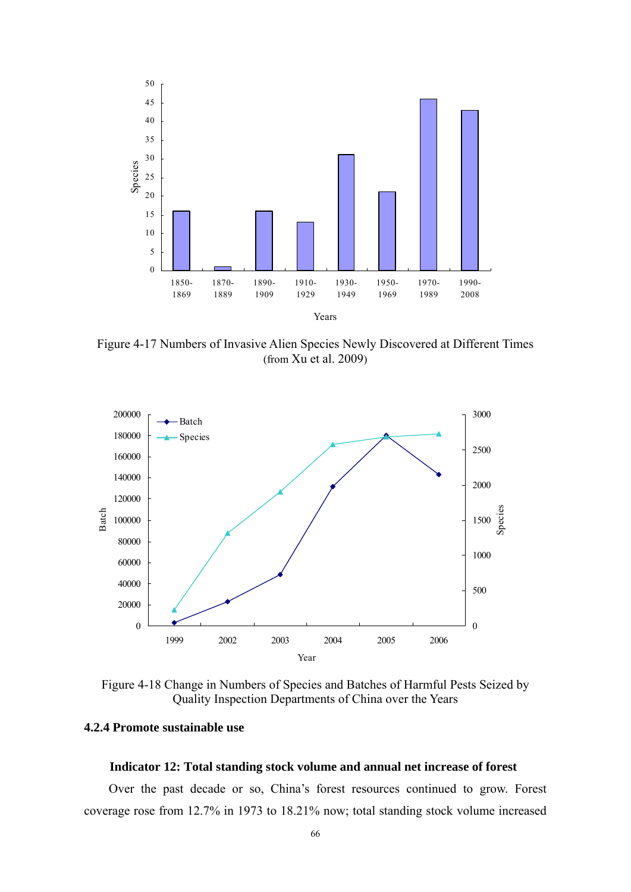Figure 4-17 Numbers of Invasive Alien Species Newly Discovered at Different Times (from Xu et al. 2009)

Figure 4-18 Change in Numbers of Species and Batches of Harmful Pests Seized by Quality Inspection Departments of China over the Years

### 4.2.4 Promote sustainable use

**Indicator 12: Total standing stock volume and annual net increase of forest**

Over the past decade or so, China's forest resources continued to grow. Forest coverage rose from 12.7% in 1973 to 18.21% now; total standing stock volume increased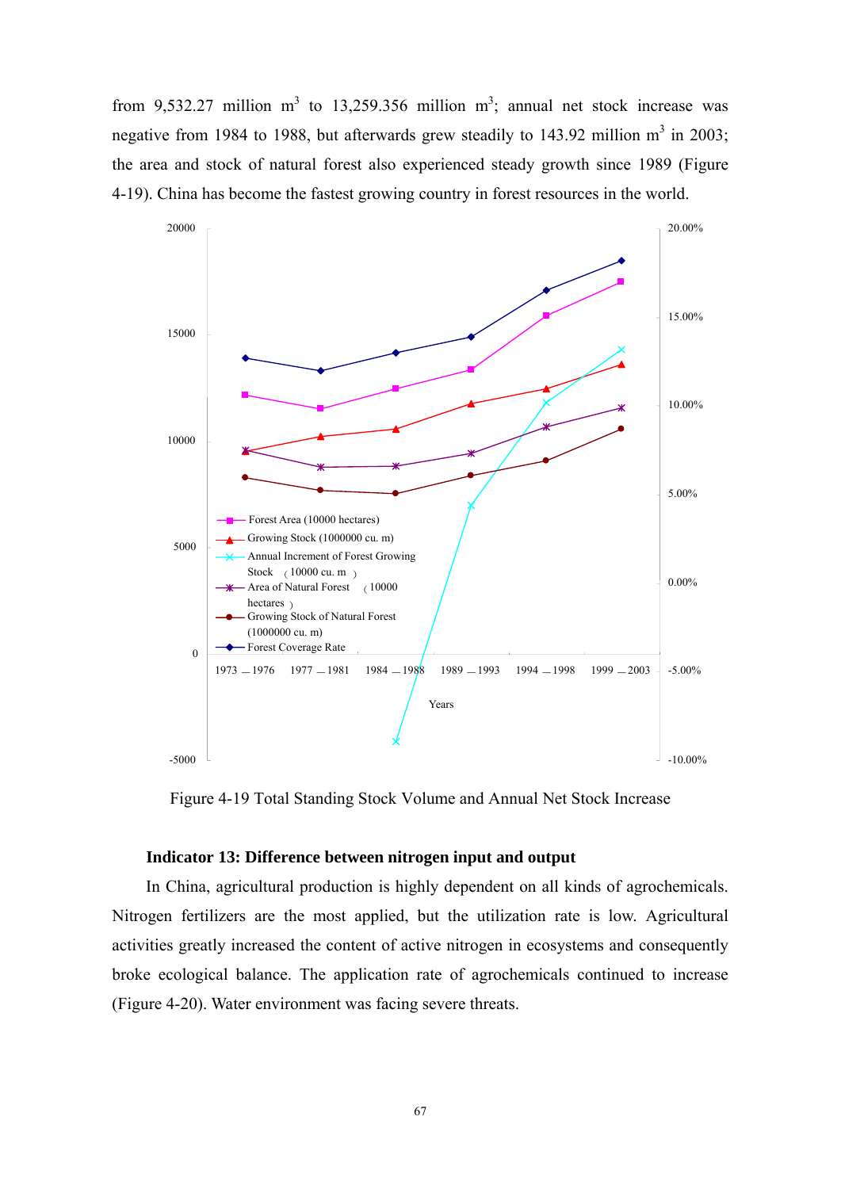from 9,532.27 million $m^3$ to 13,259.356 million $m^3$; annual net stock increase was negative from 1984 to 1988, but afterwards grew steadily to 143.92 million $m^3$ in 2003; the area and stock of natural forest also experienced steady growth since 1989 (Figure 4-19). China has become the fastest growing country in forest resources in the world.

Figure 4-19 Total Standing Stock Volume and Annual Net Stock Increase

**Indicator 13: Difference between nitrogen input and output**

In China, agricultural production is highly dependent on all kinds of agrochemicals. Nitrogen fertilizers are the most applied, but the utilization rate is low. Agricultural activities greatly increased the content of active nitrogen in ecosystems and consequently broke ecological balance. The application rate of agrochemicals continued to increase (Figure 4-20). Water environment was facing severe threats.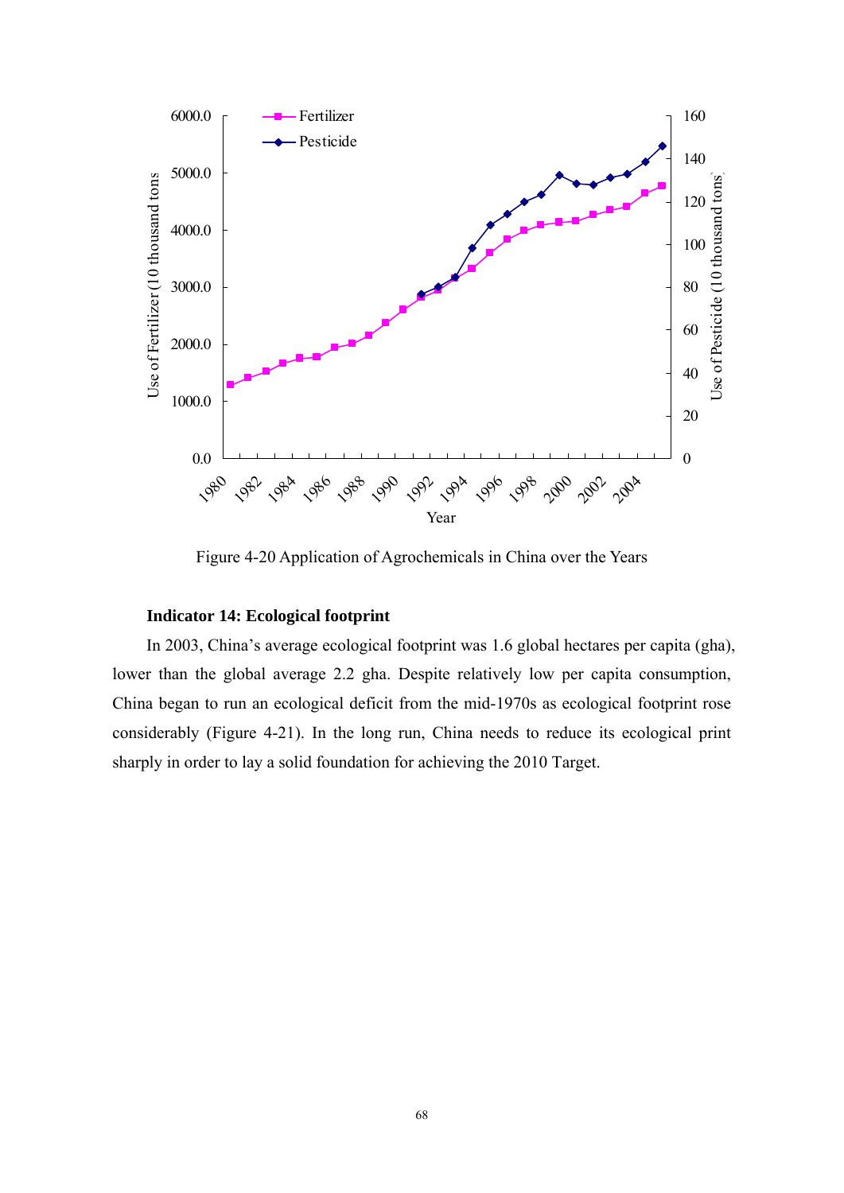Figure 4-20 Application of Agrochemicals in China over the Years

**Indicator 14: Ecological footprint**

In 2003, China's average ecological footprint was 1.6 global hectares per capita (gha), lower than the global average 2.2 gha. Despite relatively low per capita consumption, China began to run an ecological deficit from the mid-1970s as ecological footprint rose considerably (Figure 4-21). In the long run, China needs to reduce its ecological print sharply in order to lay a solid foundation for achieving the 2010 Target.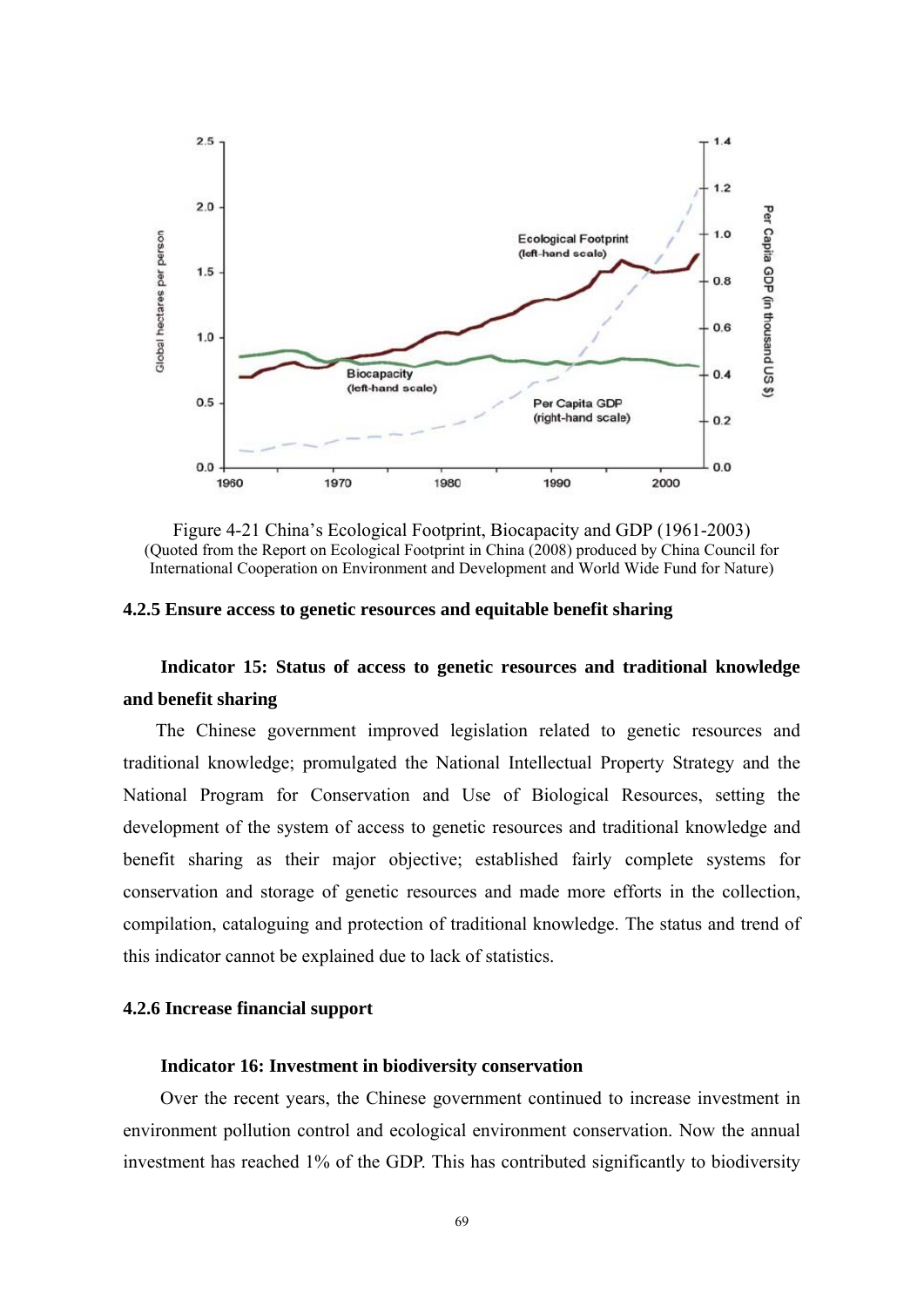Figure 4-21 China's Ecological Footprint, Biocapacity and GDP (1961-2003)
(Quoted from the Report on Ecological Footprint in China (2008) produced by China Council for International Cooperation on Environment and Development and World Wide Fund for Nature)

### 4.2.5 Ensure access to genetic resources and equitable benefit sharing

**Indicator 15: Status of access to genetic resources and traditional knowledge and benefit sharing**

The Chinese government improved legislation related to genetic resources and traditional knowledge; promulgated the National Intellectual Property Strategy and the National Program for Conservation and Use of Biological Resources, setting the development of the system of access to genetic resources and traditional knowledge and benefit sharing as their major objective; established fairly complete systems for conservation and storage of genetic resources and made more efforts in the collection, compilation, cataloguing and protection of traditional knowledge. The status and trend of this indicator cannot be explained due to lack of statistics.

### 4.2.6 Increase financial support

**Indicator 16: Investment in biodiversity conservation**

Over the recent years, the Chinese government continued to increase investment in environment pollution control and ecological environment conservation. Now the annual investment has reached 1% of the GDP. This has contributed significantly to biodiversity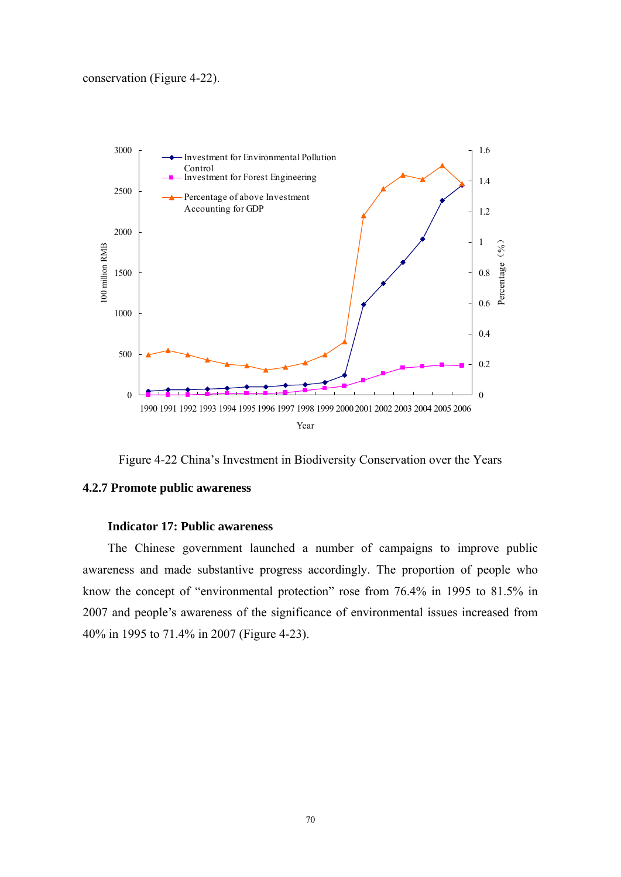conservation (Figure 4-22).

Figure 4-22 China's Investment in Biodiversity Conservation over the Years

### 4.2.7 Promote public awareness

**Indicator 17: Public awareness**

The Chinese government launched a number of campaigns to improve public awareness and made substantive progress accordingly. The proportion of people who know the concept of "environmental protection" rose from 76.4% in 1995 to 81.5% in 2007 and people's awareness of the significance of environmental issues increased from 40% in 1995 to 71.4% in 2007 (Figure 4-23).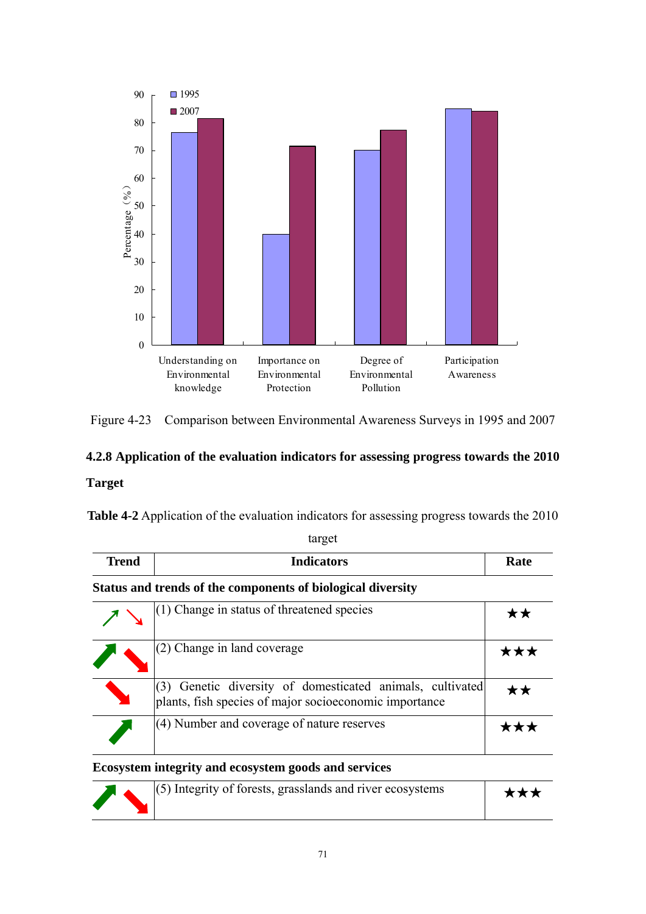Figure 4-23 Comparison between Environmental Awareness Surveys in 1995 and 2007

### 4.2.8 Application of the evaluation indicators for assessing progress towards the 2010 Target

**Table 4-2** Application of the evaluation indicators for assessing progress towards the 2010 target

| Trend | Indicators | Rate |
|---|---|---|
| **Status and trends of the components of biological diversity** | | |
| ↗ ↘ | (1) Change in status of threatened species | ★★ |
| ↗ ↘ | (2) Change in land coverage | ★★★ |
| ↘ | (3) Genetic diversity of domesticated animals, cultivated plants, fish species of major socioeconomic importance | ★★ |
| ↗ | (4) Number and coverage of nature reserves | ★★★ |
| **Ecosystem integrity and ecosystem goods and services** | | |
| ↗ ↘ | (5) Integrity of forests, grasslands and river ecosystems | ★★★ |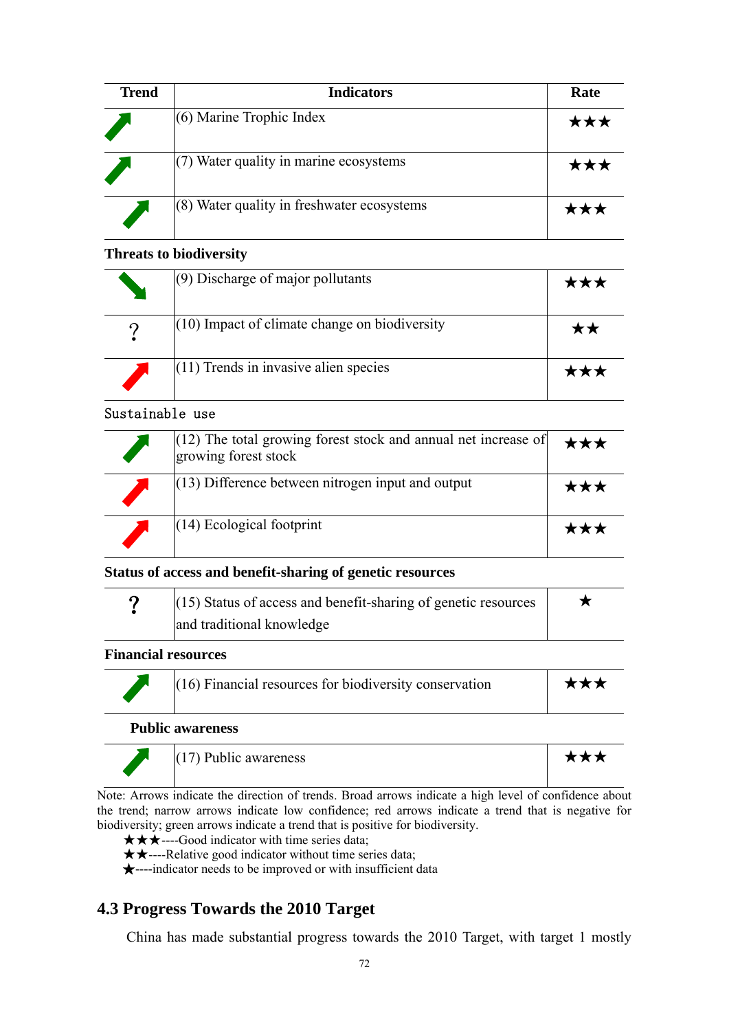| Trend | Indicators | Rate |
|---|---|---|
| ↗ (green) | (6) Marine Trophic Index | ★★★ |
| ↗ (green) | (7) Water quality in marine ecosystems | ★★★ |
| ↗ (green) | (8) Water quality in freshwater ecosystems | ★★★ |
| **Threats to biodiversity** | | |
| ↘ (green) | (9) Discharge of major pollutants | ★★★ |
| ? | (10) Impact of climate change on biodiversity | ★★ |
| ↗ (red) | (11) Trends in invasive alien species | ★★★ |
| Sustainable use | | |
| ↗ (green) | (12) The total growing forest stock and annual net increase of growing forest stock | ★★★ |
| ↗ (red) | (13) Difference between nitrogen input and output | ★★★ |
| ↗ (red) | (14) Ecological footprint | ★★★ |
| **Status of access and benefit-sharing of genetic resources** | | |
| ? | (15) Status of access and benefit-sharing of genetic resources and traditional knowledge | ★ |
| **Financial resources** | | |
| ↗ (green) | (16) Financial resources for biodiversity conservation | ★★★ |
| **Public awareness** | | |
| ↗ (green) | (17) Public awareness | ★★★ |

Note: Arrows indicate the direction of trends. Broad arrows indicate a high level of confidence about the trend; narrow arrows indicate low confidence; red arrows indicate a trend that is negative for biodiversity; green arrows indicate a trend that is positive for biodiversity.

★★★----Good indicator with time series data;

★★----Relative good indicator without time series data;

★----indicator needs to be improved or with insufficient data

## 4.3 Progress Towards the 2010 Target

China has made substantial progress towards the 2010 Target, with target 1 mostly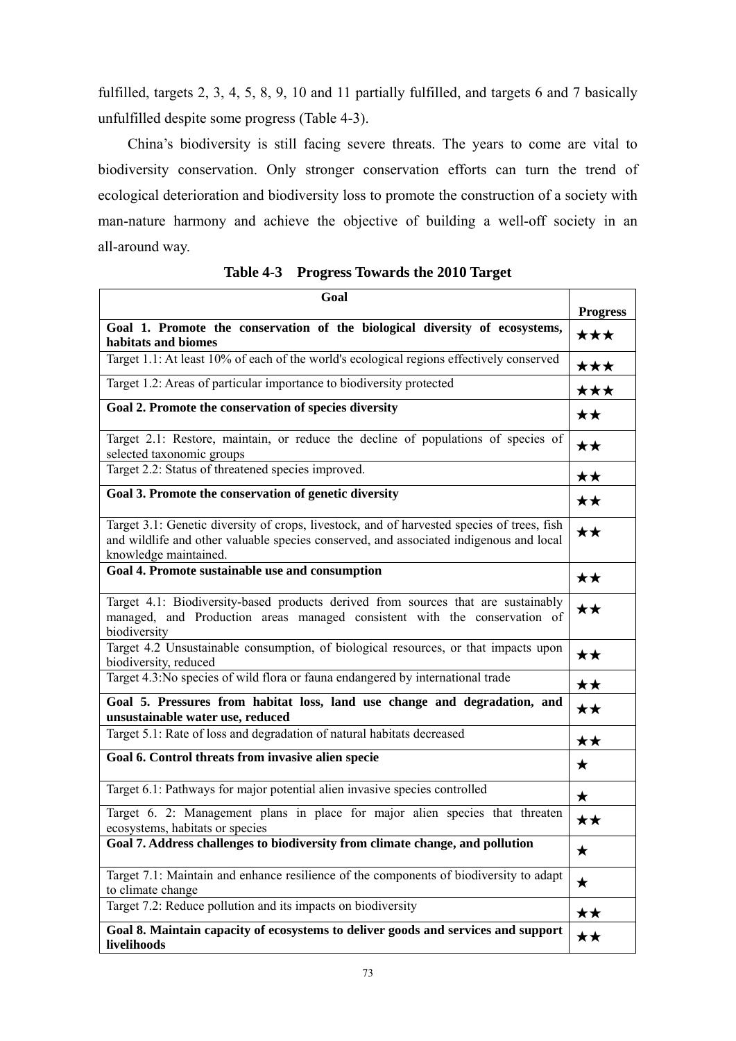fulfilled, targets 2, 3, 4, 5, 8, 9, 10 and 11 partially fulfilled, and targets 6 and 7 basically unfulfilled despite some progress (Table 4-3).

China's biodiversity is still facing severe threats. The years to come are vital to biodiversity conservation. Only stronger conservation efforts can turn the trend of ecological deterioration and biodiversity loss to promote the construction of a society with man-nature harmony and achieve the objective of building a well-off society in an all-around way.

**Table 4-3 Progress Towards the 2010 Target**

| Goal | Progress |
|---|---|
| **Goal 1. Promote the conservation of the biological diversity of ecosystems, habitats and biomes** | ★★★ |
| Target 1.1: At least 10% of each of the world's ecological regions effectively conserved | ★★★ |
| Target 1.2: Areas of particular importance to biodiversity protected | ★★★ |
| **Goal 2. Promote the conservation of species diversity** | ★★ |
| Target 2.1: Restore, maintain, or reduce the decline of populations of species of selected taxonomic groups | ★★ |
| Target 2.2: Status of threatened species improved. | ★★ |
| **Goal 3. Promote the conservation of genetic diversity** | ★★ |
| Target 3.1: Genetic diversity of crops, livestock, and of harvested species of trees, fish and wildlife and other valuable species conserved, and associated indigenous and local knowledge maintained. | ★★ |
| **Goal 4. Promote sustainable use and consumption** | ★★ |
| Target 4.1: Biodiversity-based products derived from sources that are sustainably managed, and Production areas managed consistent with the conservation of biodiversity | ★★ |
| Target 4.2 Unsustainable consumption, of biological resources, or that impacts upon biodiversity, reduced | ★★ |
| Target 4.3:No species of wild flora or fauna endangered by international trade | ★★ |
| **Goal 5. Pressures from habitat loss, land use change and degradation, and unsustainable water use, reduced** | ★★ |
| Target 5.1: Rate of loss and degradation of natural habitats decreased | ★★ |
| **Goal 6. Control threats from invasive alien specie** | ★ |
| Target 6.1: Pathways for major potential alien invasive species controlled | ★ |
| Target 6. 2: Management plans in place for major alien species that threaten ecosystems, habitats or species | ★★ |
| **Goal 7. Address challenges to biodiversity from climate change, and pollution** | ★ |
| Target 7.1: Maintain and enhance resilience of the components of biodiversity to adapt to climate change | ★ |
| Target 7.2: Reduce pollution and its impacts on biodiversity | ★★ |
| **Goal 8. Maintain capacity of ecosystems to deliver goods and services and support livelihoods** | ★★ |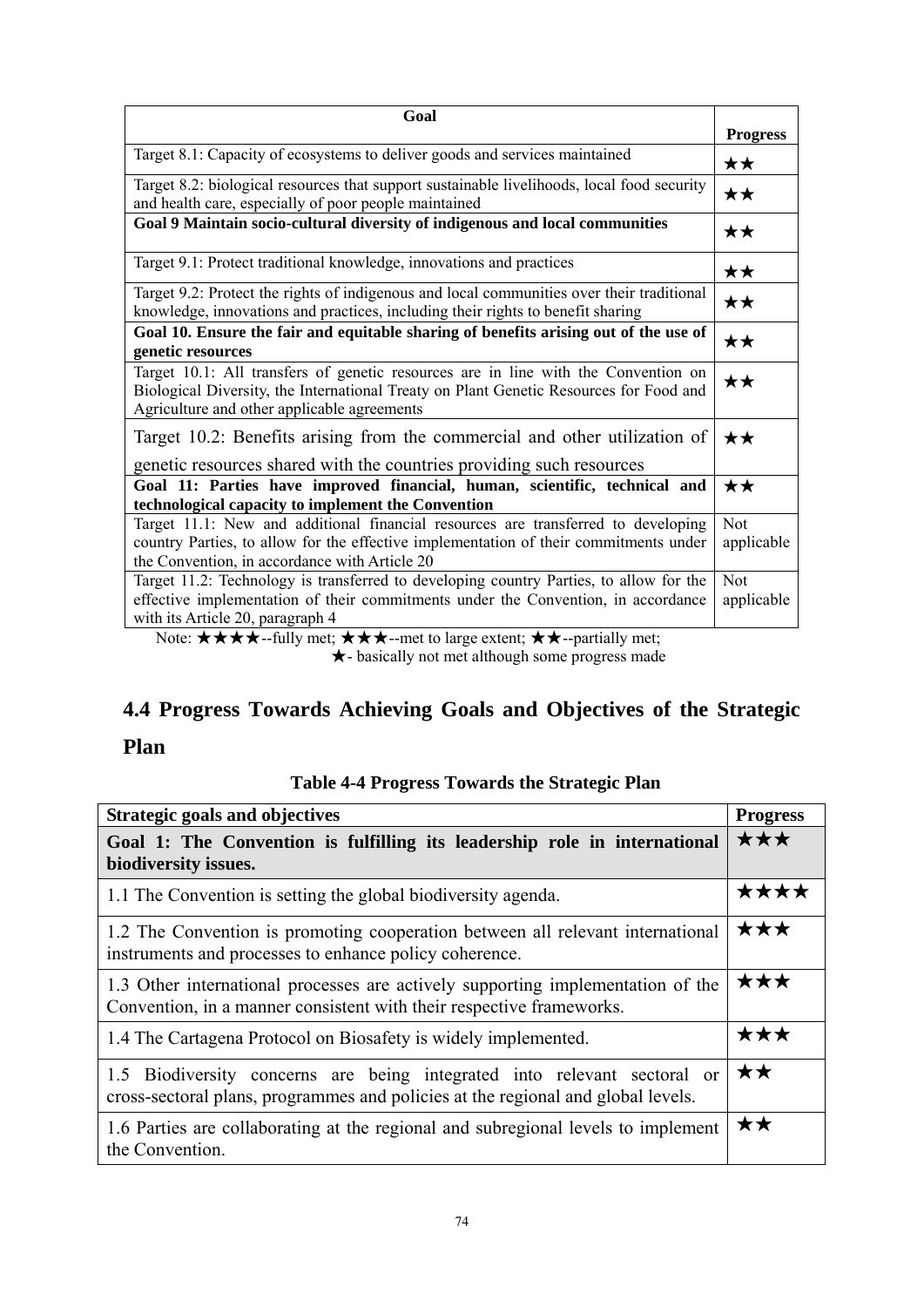| Goal | Progress |
|---|---|
| Target 8.1: Capacity of ecosystems to deliver goods and services maintained | ★★ |
| Target 8.2: biological resources that support sustainable livelihoods, local food security and health care, especially of poor people maintained | ★★ |
| **Goal 9 Maintain socio-cultural diversity of indigenous and local communities** | ★★ |
| Target 9.1: Protect traditional knowledge, innovations and practices | ★★ |
| Target 9.2: Protect the rights of indigenous and local communities over their traditional knowledge, innovations and practices, including their rights to benefit sharing | ★★ |
| **Goal 10. Ensure the fair and equitable sharing of benefits arising out of the use of genetic resources** | ★★ |
| Target 10.1: All transfers of genetic resources are in line with the Convention on Biological Diversity, the International Treaty on Plant Genetic Resources for Food and Agriculture and other applicable agreements | ★★ |
| Target 10.2: Benefits arising from the commercial and other utilization of genetic resources shared with the countries providing such resources | ★★ |
| **Goal 11: Parties have improved financial, human, scientific, technical and technological capacity to implement the Convention** | ★★ |
| Target 11.1: New and additional financial resources are transferred to developing country Parties, to allow for the effective implementation of their commitments under the Convention, in accordance with Article 20 | Not applicable |
| Target 11.2: Technology is transferred to developing country Parties, to allow for the effective implementation of their commitments under the Convention, in accordance with its Article 20, paragraph 4 | Not applicable |

Note: ★★★★--fully met; ★★★--met to large extent; ★★--partially met; ★- basically not met although some progress made

## 4.4 Progress Towards Achieving Goals and Objectives of the Strategic Plan

**Table 4-4 Progress Towards the Strategic Plan**

| Strategic goals and objectives | Progress |
|---|---|
| **Goal 1: The Convention is fulfilling its leadership role in international biodiversity issues.** | ★★★ |
| 1.1 The Convention is setting the global biodiversity agenda. | ★★★★ |
| 1.2 The Convention is promoting cooperation between all relevant international instruments and processes to enhance policy coherence. | ★★★ |
| 1.3 Other international processes are actively supporting implementation of the Convention, in a manner consistent with their respective frameworks. | ★★★ |
| 1.4 The Cartagena Protocol on Biosafety is widely implemented. | ★★★ |
| 1.5 Biodiversity concerns are being integrated into relevant sectoral or cross-sectoral plans, programmes and policies at the regional and global levels. | ★★ |
| 1.6 Parties are collaborating at the regional and subregional levels to implement the Convention. | ★★ |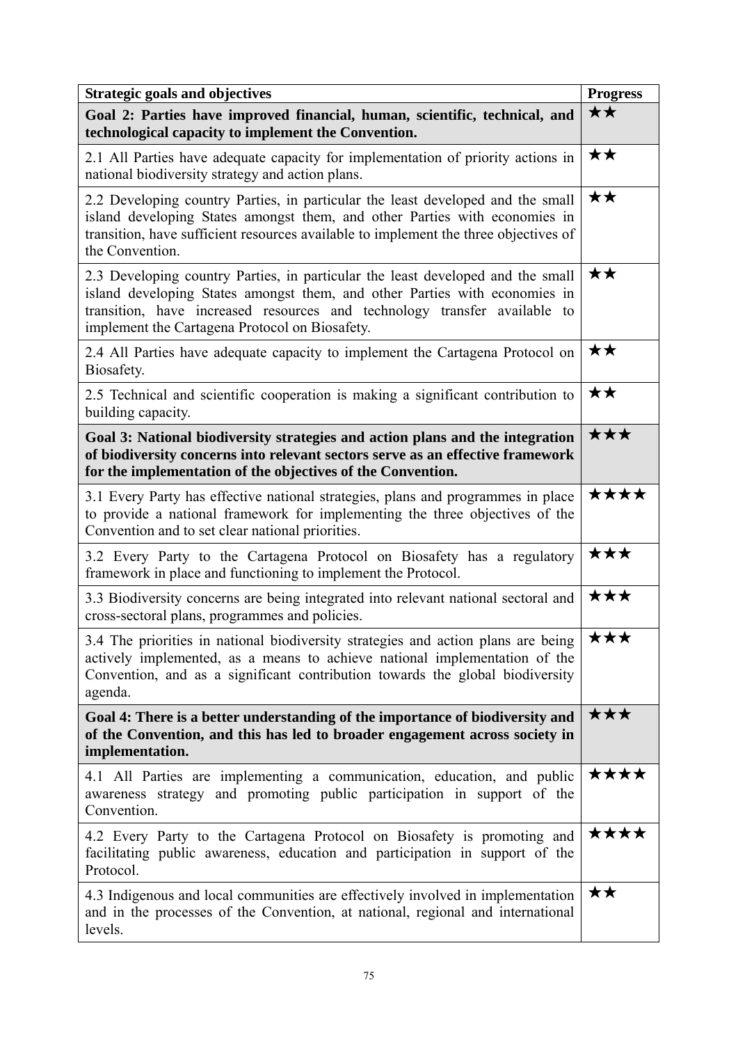| Strategic goals and objectives | Progress |
|---|---|
| **Goal 2: Parties have improved financial, human, scientific, technical, and technological capacity to implement the Convention.** | ★★ |
| 2.1 All Parties have adequate capacity for implementation of priority actions in national biodiversity strategy and action plans. | ★★ |
| 2.2 Developing country Parties, in particular the least developed and the small island developing States amongst them, and other Parties with economies in transition, have sufficient resources available to implement the three objectives of the Convention. | ★★ |
| 2.3 Developing country Parties, in particular the least developed and the small island developing States amongst them, and other Parties with economies in transition, have increased resources and technology transfer available to implement the Cartagena Protocol on Biosafety. | ★★ |
| 2.4 All Parties have adequate capacity to implement the Cartagena Protocol on Biosafety. | ★★ |
| 2.5 Technical and scientific cooperation is making a significant contribution to building capacity. | ★★ |
| **Goal 3: National biodiversity strategies and action plans and the integration of biodiversity concerns into relevant sectors serve as an effective framework for the implementation of the objectives of the Convention.** | ★★★ |
| 3.1 Every Party has effective national strategies, plans and programmes in place to provide a national framework for implementing the three objectives of the Convention and to set clear national priorities. | ★★★★ |
| 3.2 Every Party to the Cartagena Protocol on Biosafety has a regulatory framework in place and functioning to implement the Protocol. | ★★★ |
| 3.3 Biodiversity concerns are being integrated into relevant national sectoral and cross-sectoral plans, programmes and policies. | ★★★ |
| 3.4 The priorities in national biodiversity strategies and action plans are being actively implemented, as a means to achieve national implementation of the Convention, and as a significant contribution towards the global biodiversity agenda. | ★★★ |
| **Goal 4: There is a better understanding of the importance of biodiversity and of the Convention, and this has led to broader engagement across society in implementation.** | ★★★ |
| 4.1 All Parties are implementing a communication, education, and public awareness strategy and promoting public participation in support of the Convention. | ★★★★ |
| 4.2 Every Party to the Cartagena Protocol on Biosafety is promoting and facilitating public awareness, education and participation in support of the Protocol. | ★★★★ |
| 4.3 Indigenous and local communities are effectively involved in implementation and in the processes of the Convention, at national, regional and international levels. | ★★ |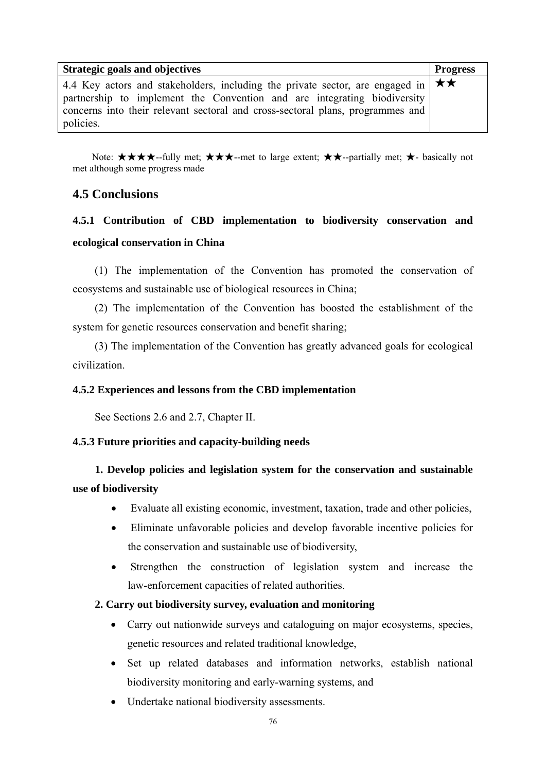| Strategic goals and objectives | Progress |
|---|---|
| 4.4 Key actors and stakeholders, including the private sector, are engaged in partnership to implement the Convention and are integrating biodiversity concerns into their relevant sectoral and cross-sectoral plans, programmes and policies. | ★★ |

Note: ★★★★--fully met; ★★★--met to large extent; ★★--partially met; ★- basically not met although some progress made

## 4.5 Conclusions

### 4.5.1 Contribution of CBD implementation to biodiversity conservation and ecological conservation in China

(1) The implementation of the Convention has promoted the conservation of ecosystems and sustainable use of biological resources in China;

(2) The implementation of the Convention has boosted the establishment of the system for genetic resources conservation and benefit sharing;

(3) The implementation of the Convention has greatly advanced goals for ecological civilization.

### 4.5.2 Experiences and lessons from the CBD implementation

See Sections 2.6 and 2.7, Chapter II.

### 4.5.3 Future priorities and capacity-building needs

**1. Develop policies and legislation system for the conservation and sustainable use of biodiversity**

- Evaluate all existing economic, investment, taxation, trade and other policies,
- Eliminate unfavorable policies and develop favorable incentive policies for the conservation and sustainable use of biodiversity,
- Strengthen the construction of legislation system and increase the law-enforcement capacities of related authorities.

**2. Carry out biodiversity survey, evaluation and monitoring**

- Carry out nationwide surveys and cataloguing on major ecosystems, species, genetic resources and related traditional knowledge,
- Set up related databases and information networks, establish national biodiversity monitoring and early-warning systems, and
- Undertake national biodiversity assessments.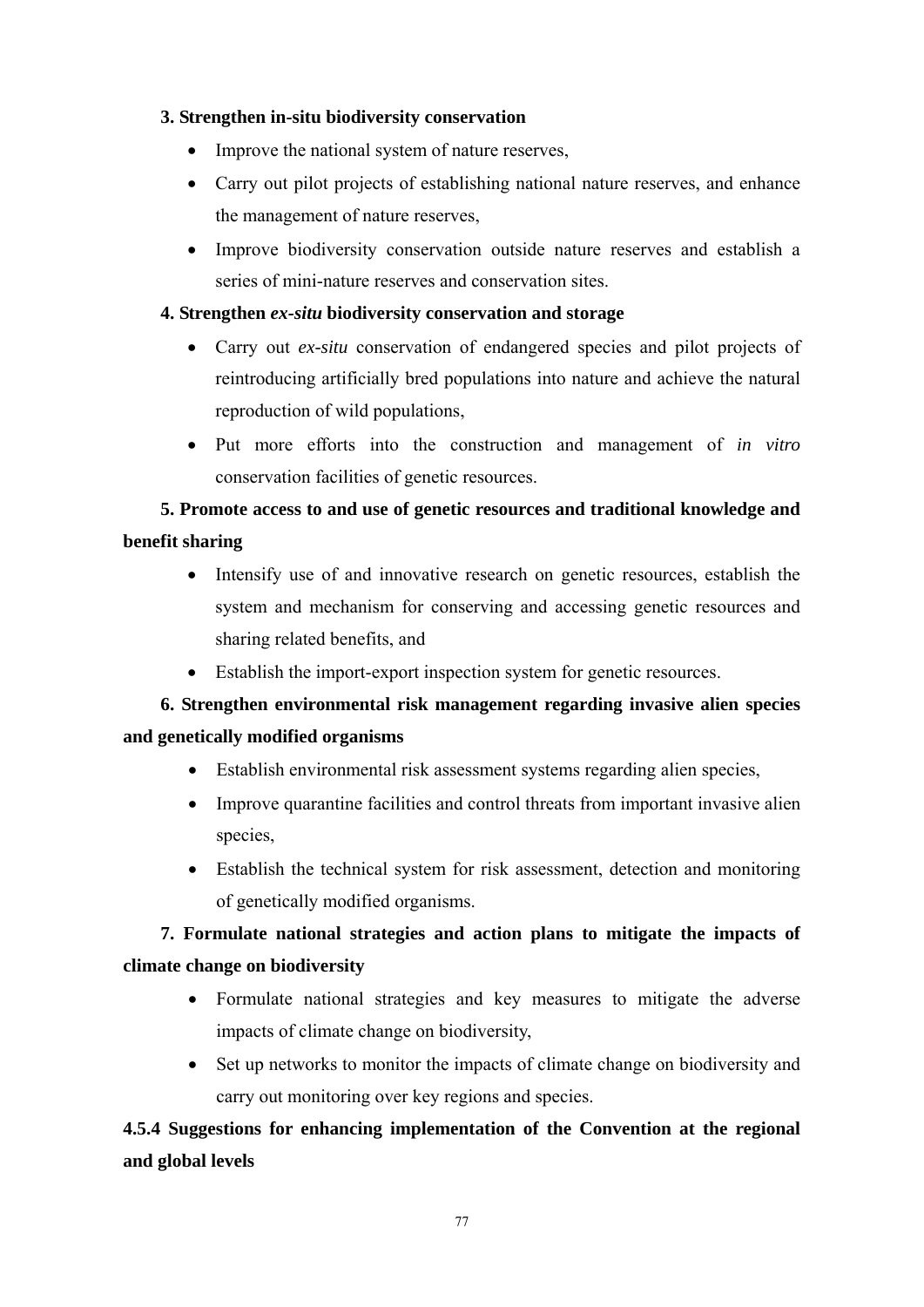**3. Strengthen in-situ biodiversity conservation**

- Improve the national system of nature reserves,
- Carry out pilot projects of establishing national nature reserves, and enhance the management of nature reserves,
- Improve biodiversity conservation outside nature reserves and establish a series of mini-nature reserves and conservation sites.

**4. Strengthen *ex-situ* biodiversity conservation and storage**

- Carry out *ex-situ* conservation of endangered species and pilot projects of reintroducing artificially bred populations into nature and achieve the natural reproduction of wild populations,
- Put more efforts into the construction and management of *in vitro* conservation facilities of genetic resources.

**5. Promote access to and use of genetic resources and traditional knowledge and benefit sharing**

- Intensify use of and innovative research on genetic resources, establish the system and mechanism for conserving and accessing genetic resources and sharing related benefits, and
- Establish the import-export inspection system for genetic resources.

**6. Strengthen environmental risk management regarding invasive alien species and genetically modified organisms**

- Establish environmental risk assessment systems regarding alien species,
- Improve quarantine facilities and control threats from important invasive alien species,
- Establish the technical system for risk assessment, detection and monitoring of genetically modified organisms.

**7. Formulate national strategies and action plans to mitigate the impacts of climate change on biodiversity**

- Formulate national strategies and key measures to mitigate the adverse impacts of climate change on biodiversity,
- Set up networks to monitor the impacts of climate change on biodiversity and carry out monitoring over key regions and species.

### 4.5.4 Suggestions for enhancing implementation of the Convention at the regional and global levels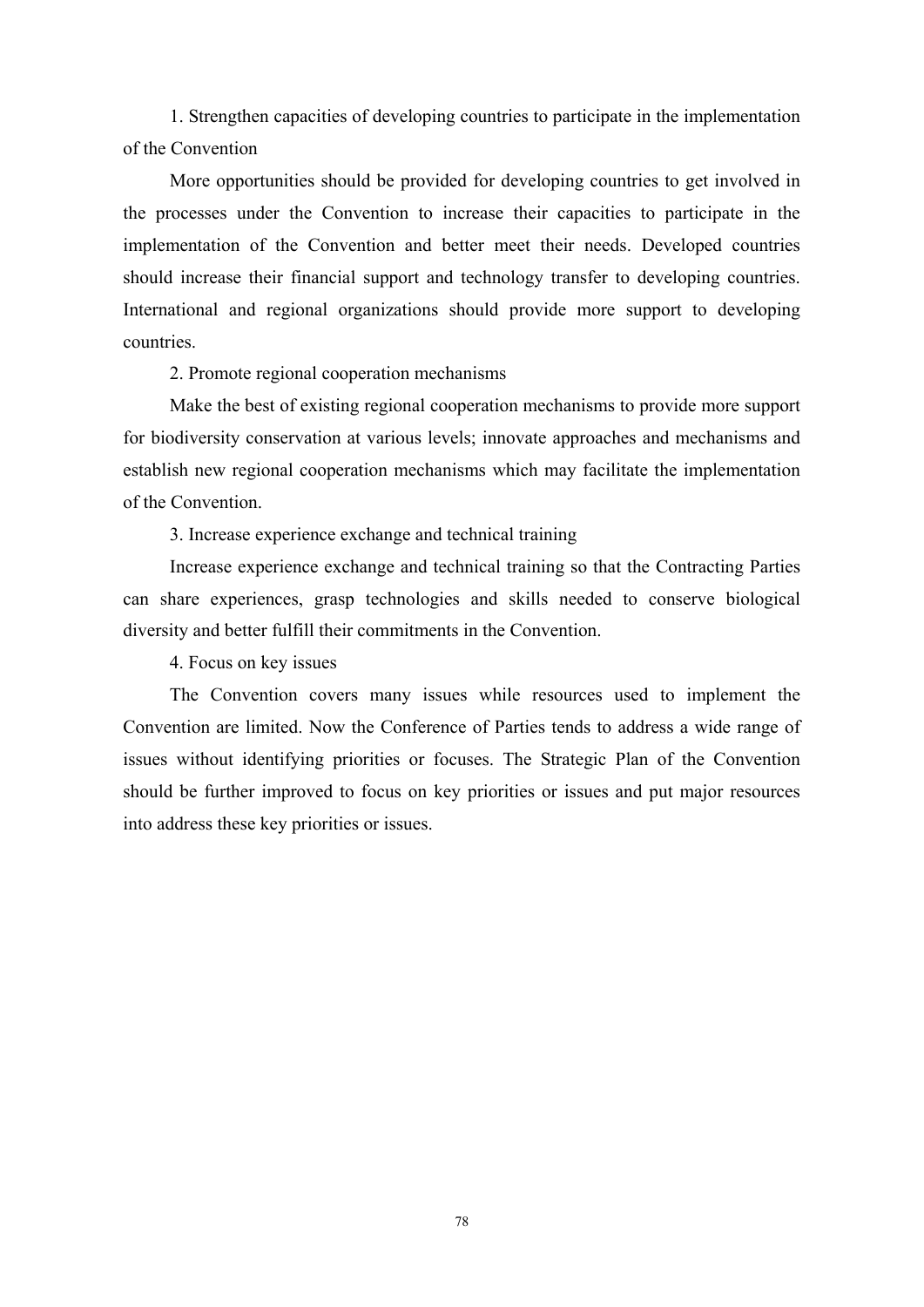1. Strengthen capacities of developing countries to participate in the implementation of the Convention

More opportunities should be provided for developing countries to get involved in the processes under the Convention to increase their capacities to participate in the implementation of the Convention and better meet their needs. Developed countries should increase their financial support and technology transfer to developing countries. International and regional organizations should provide more support to developing countries.

2. Promote regional cooperation mechanisms

Make the best of existing regional cooperation mechanisms to provide more support for biodiversity conservation at various levels; innovate approaches and mechanisms and establish new regional cooperation mechanisms which may facilitate the implementation of the Convention.

3. Increase experience exchange and technical training

Increase experience exchange and technical training so that the Contracting Parties can share experiences, grasp technologies and skills needed to conserve biological diversity and better fulfill their commitments in the Convention.

4. Focus on key issues

The Convention covers many issues while resources used to implement the Convention are limited. Now the Conference of Parties tends to address a wide range of issues without identifying priorities or focuses. The Strategic Plan of the Convention should be further improved to focus on key priorities or issues and put major resources into address these key priorities or issues.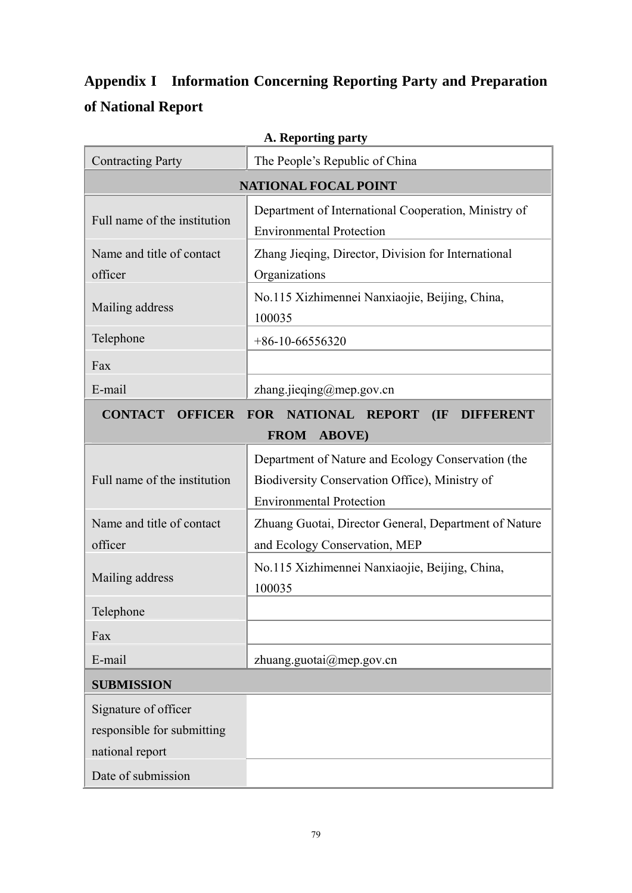# Appendix I Information Concerning Reporting Party and Preparation of National Report

**A. Reporting party**

| Contracting Party | The People's Republic of China |
|---|---|
| **NATIONAL FOCAL POINT** | |
| Full name of the institution | Department of International Cooperation, Ministry of Environmental Protection |
| Name and title of contact officer | Zhang Jieqing, Director, Division for International Organizations |
| Mailing address | No.115 Xizhimennei Nanxiaojie, Beijing, China, 100035 |
| Telephone | +86-10-66556320 |
| Fax | |
| E-mail | zhang.jieqing@mep.gov.cn |
| **CONTACT OFFICER FOR NATIONAL REPORT (IF DIFFERENT FROM ABOVE)** | |
| Full name of the institution | Department of Nature and Ecology Conservation (the Biodiversity Conservation Office), Ministry of Environmental Protection |
| Name and title of contact officer | Zhuang Guotai, Director General, Department of Nature and Ecology Conservation, MEP |
| Mailing address | No.115 Xizhimennei Nanxiaojie, Beijing, China, 100035 |
| Telephone | |
| Fax | |
| E-mail | zhuang.guotai@mep.gov.cn |
| **SUBMISSION** | |
| Signature of officer responsible for submitting national report | |
| Date of submission | |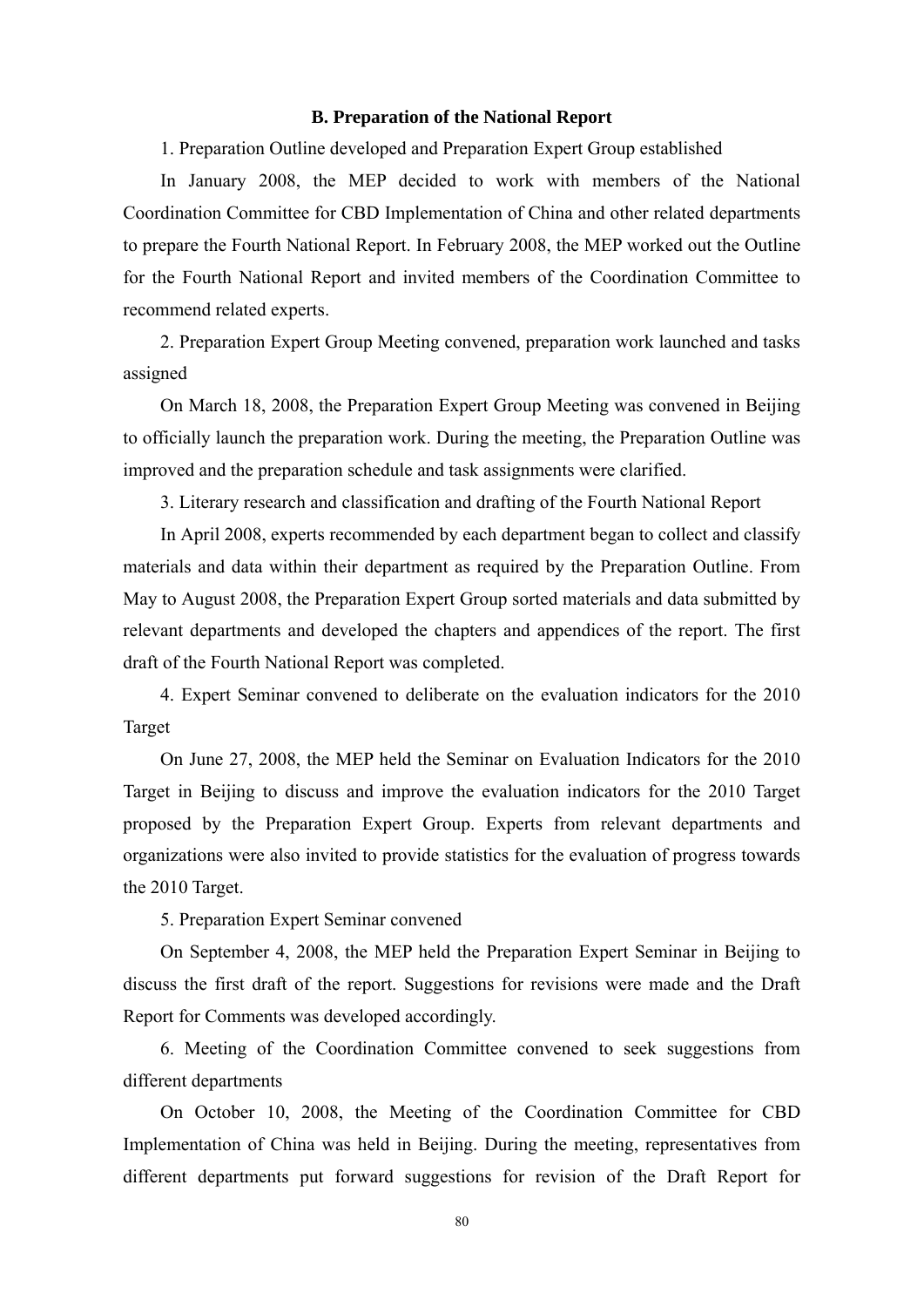### B. Preparation of the National Report

1. Preparation Outline developed and Preparation Expert Group established

In January 2008, the MEP decided to work with members of the National Coordination Committee for CBD Implementation of China and other related departments to prepare the Fourth National Report. In February 2008, the MEP worked out the Outline for the Fourth National Report and invited members of the Coordination Committee to recommend related experts.

2. Preparation Expert Group Meeting convened, preparation work launched and tasks assigned

On March 18, 2008, the Preparation Expert Group Meeting was convened in Beijing to officially launch the preparation work. During the meeting, the Preparation Outline was improved and the preparation schedule and task assignments were clarified.

3. Literary research and classification and drafting of the Fourth National Report

In April 2008, experts recommended by each department began to collect and classify materials and data within their department as required by the Preparation Outline. From May to August 2008, the Preparation Expert Group sorted materials and data submitted by relevant departments and developed the chapters and appendices of the report. The first draft of the Fourth National Report was completed.

4. Expert Seminar convened to deliberate on the evaluation indicators for the 2010 Target

On June 27, 2008, the MEP held the Seminar on Evaluation Indicators for the 2010 Target in Beijing to discuss and improve the evaluation indicators for the 2010 Target proposed by the Preparation Expert Group. Experts from relevant departments and organizations were also invited to provide statistics for the evaluation of progress towards the 2010 Target.

5. Preparation Expert Seminar convened

On September 4, 2008, the MEP held the Preparation Expert Seminar in Beijing to discuss the first draft of the report. Suggestions for revisions were made and the Draft Report for Comments was developed accordingly.

6. Meeting of the Coordination Committee convened to seek suggestions from different departments

On October 10, 2008, the Meeting of the Coordination Committee for CBD Implementation of China was held in Beijing. During the meeting, representatives from different departments put forward suggestions for revision of the Draft Report for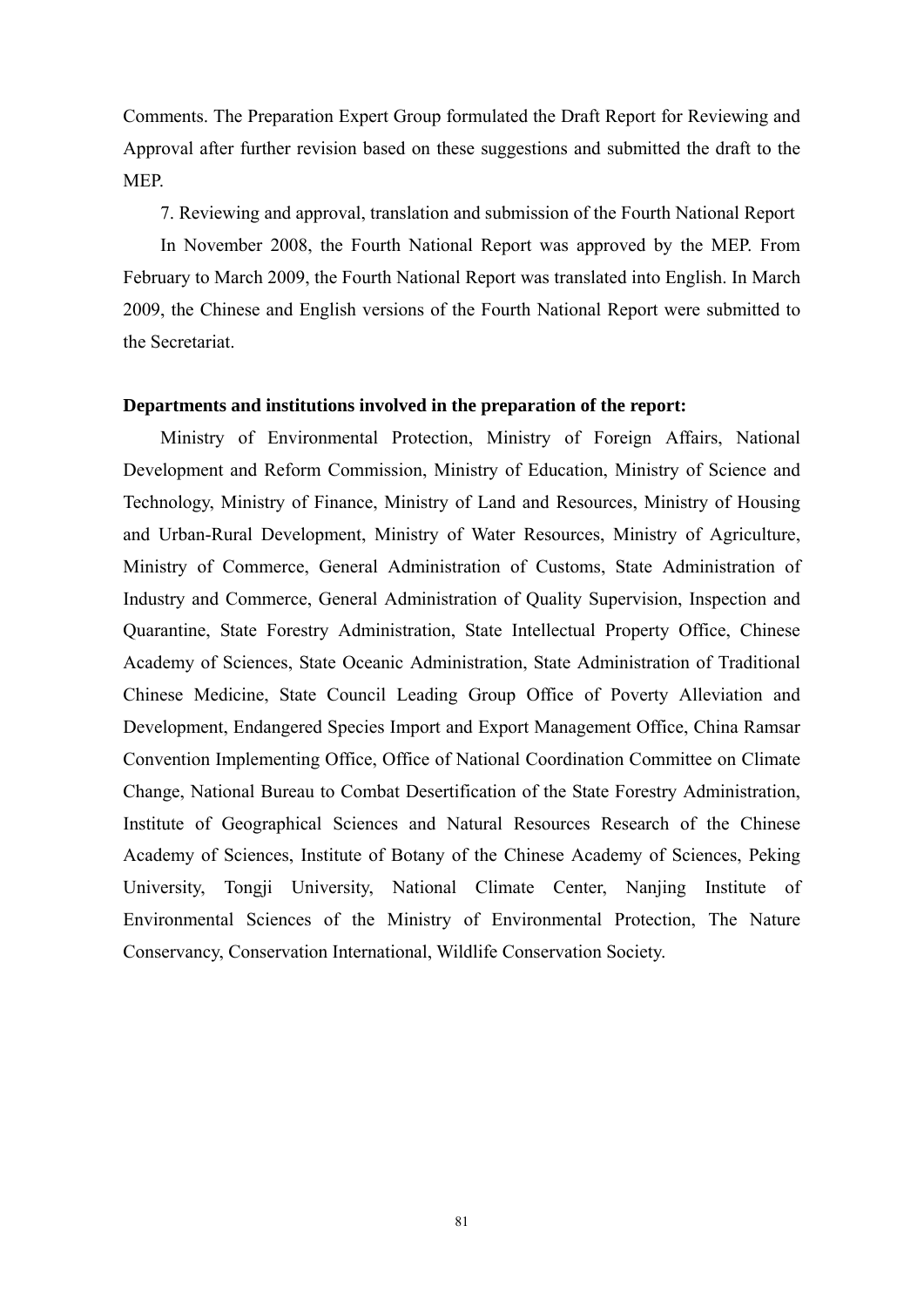Comments. The Preparation Expert Group formulated the Draft Report for Reviewing and Approval after further revision based on these suggestions and submitted the draft to the MEP.

7. Reviewing and approval, translation and submission of the Fourth National Report

In November 2008, the Fourth National Report was approved by the MEP. From February to March 2009, the Fourth National Report was translated into English. In March 2009, the Chinese and English versions of the Fourth National Report were submitted to the Secretariat.

**Departments and institutions involved in the preparation of the report:**

Ministry of Environmental Protection, Ministry of Foreign Affairs, National Development and Reform Commission, Ministry of Education, Ministry of Science and Technology, Ministry of Finance, Ministry of Land and Resources, Ministry of Housing and Urban-Rural Development, Ministry of Water Resources, Ministry of Agriculture, Ministry of Commerce, General Administration of Customs, State Administration of Industry and Commerce, General Administration of Quality Supervision, Inspection and Quarantine, State Forestry Administration, State Intellectual Property Office, Chinese Academy of Sciences, State Oceanic Administration, State Administration of Traditional Chinese Medicine, State Council Leading Group Office of Poverty Alleviation and Development, Endangered Species Import and Export Management Office, China Ramsar Convention Implementing Office, Office of National Coordination Committee on Climate Change, National Bureau to Combat Desertification of the State Forestry Administration, Institute of Geographical Sciences and Natural Resources Research of the Chinese Academy of Sciences, Institute of Botany of the Chinese Academy of Sciences, Peking University, Tongji University, National Climate Center, Nanjing Institute of Environmental Sciences of the Ministry of Environmental Protection, The Nature Conservancy, Conservation International, Wildlife Conservation Society.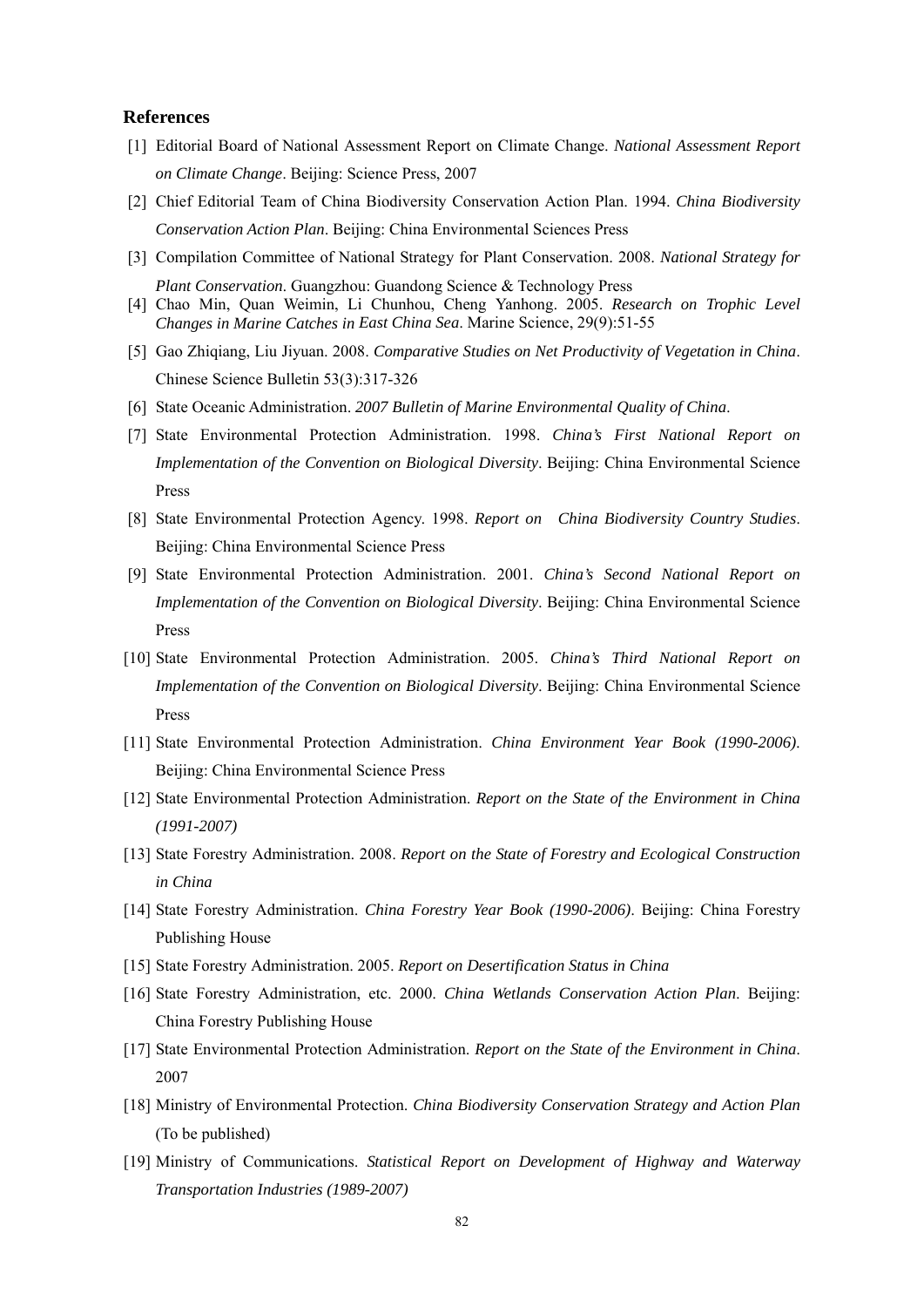## References

[1] Editorial Board of National Assessment Report on Climate Change. *National Assessment Report on Climate Change*. Beijing: Science Press, 2007

[2] Chief Editorial Team of China Biodiversity Conservation Action Plan. 1994. *China Biodiversity Conservation Action Plan*. Beijing: China Environmental Sciences Press

[3] Compilation Committee of National Strategy for Plant Conservation. 2008. *National Strategy for Plant Conservation*. Guangzhou: Guandong Science & Technology Press

[4] Chao Min, Quan Weimin, Li Chunhou, Cheng Yanhong. 2005. *Research on Trophic Level Changes in Marine Catches in East China Sea*. Marine Science, 29(9):51-55

[5] Gao Zhiqiang, Liu Jiyuan. 2008. *Comparative Studies on Net Productivity of Vegetation in China*. Chinese Science Bulletin 53(3):317-326

[6] State Oceanic Administration. *2007 Bulletin of Marine Environmental Quality of China*.

[7] State Environmental Protection Administration. 1998. *China's First National Report on Implementation of the Convention on Biological Diversity*. Beijing: China Environmental Science Press

[8] State Environmental Protection Agency. 1998. *Report on China Biodiversity Country Studies*. Beijing: China Environmental Science Press

[9] State Environmental Protection Administration. 2001. *China's Second National Report on Implementation of the Convention on Biological Diversity*. Beijing: China Environmental Science Press

[10] State Environmental Protection Administration. 2005. *China's Third National Report on Implementation of the Convention on Biological Diversity*. Beijing: China Environmental Science Press

[11] State Environmental Protection Administration. *China Environment Year Book (1990-2006)*. Beijing: China Environmental Science Press

[12] State Environmental Protection Administration. *Report on the State of the Environment in China (1991-2007)*

[13] State Forestry Administration. 2008. *Report on the State of Forestry and Ecological Construction in China*

[14] State Forestry Administration. *China Forestry Year Book (1990-2006)*. Beijing: China Forestry Publishing House

[15] State Forestry Administration. 2005. *Report on Desertification Status in China*

[16] State Forestry Administration, etc. 2000. *China Wetlands Conservation Action Plan*. Beijing: China Forestry Publishing House

[17] State Environmental Protection Administration. *Report on the State of the Environment in China*. 2007

[18] Ministry of Environmental Protection. *China Biodiversity Conservation Strategy and Action Plan* (To be published)

[19] Ministry of Communications. *Statistical Report on Development of Highway and Waterway Transportation Industries (1989-2007)*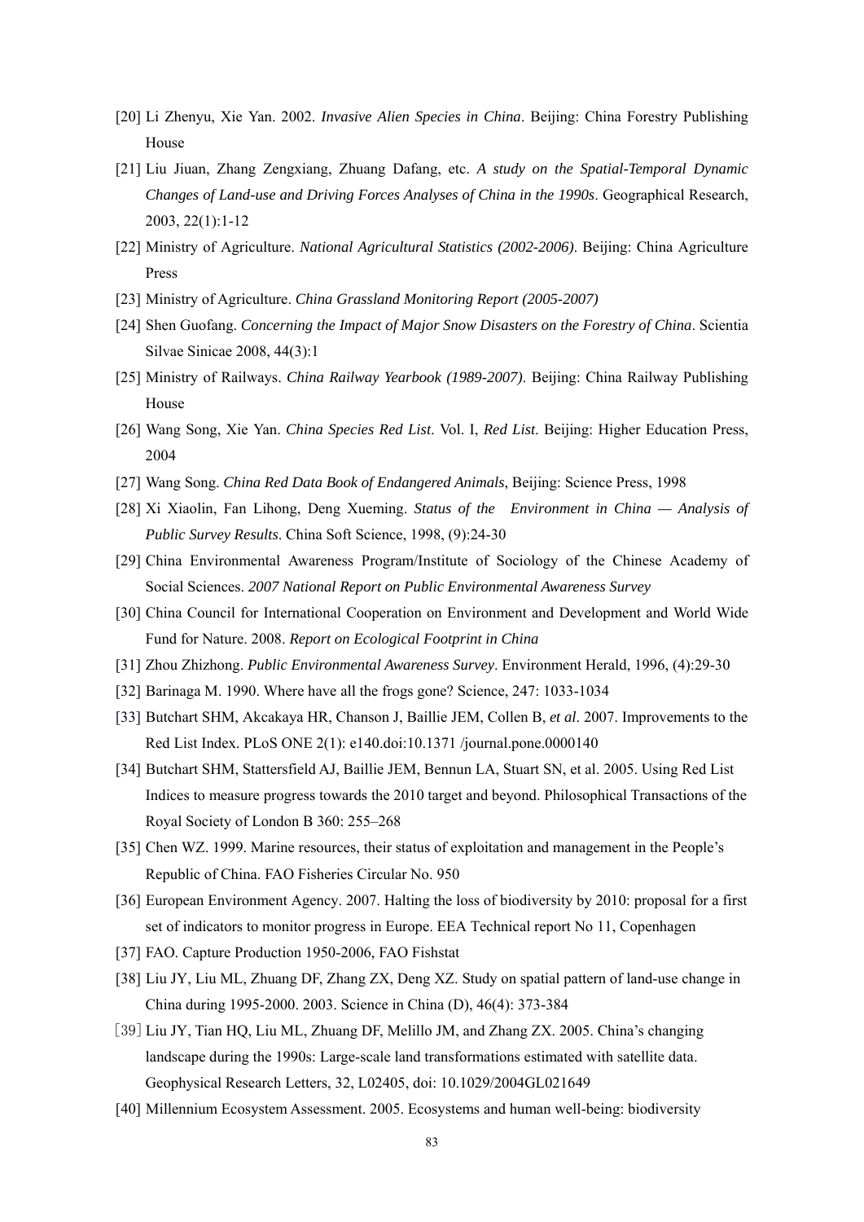[20] Li Zhenyu, Xie Yan. 2002. *Invasive Alien Species in China*. Beijing: China Forestry Publishing House

[21] Liu Jiuan, Zhang Zengxiang, Zhuang Dafang, etc. *A study on the Spatial-Temporal Dynamic Changes of Land-use and Driving Forces Analyses of China in the 1990s*. Geographical Research, 2003, 22(1):1-12

[22] Ministry of Agriculture. *National Agricultural Statistics (2002-2006)*. Beijing: China Agriculture Press

[23] Ministry of Agriculture. *China Grassland Monitoring Report (2005-2007)*

[24] Shen Guofang. *Concerning the Impact of Major Snow Disasters on the Forestry of China*. Scientia Silvae Sinicae 2008, 44(3):1

[25] Ministry of Railways. *China Railway Yearbook (1989-2007)*. Beijing: China Railway Publishing House

[26] Wang Song, Xie Yan. *China Species Red List*. Vol. I, *Red List*. Beijing: Higher Education Press, 2004

[27] Wang Song. *China Red Data Book of Endangered Animals*, Beijing: Science Press, 1998

[28] Xi Xiaolin, Fan Lihong, Deng Xueming. *Status of the Environment in China — Analysis of Public Survey Results*. China Soft Science, 1998, (9):24-30

[29] China Environmental Awareness Program/Institute of Sociology of the Chinese Academy of Social Sciences. *2007 National Report on Public Environmental Awareness Survey*

[30] China Council for International Cooperation on Environment and Development and World Wide Fund for Nature. 2008. *Report on Ecological Footprint in China*

[31] Zhou Zhizhong. *Public Environmental Awareness Survey*. Environment Herald, 1996, (4):29-30

[32] Barinaga M. 1990. Where have all the frogs gone? Science, 247: 1033-1034

[33] Butchart SHM, Akcakaya HR, Chanson J, Baillie JEM, Collen B, *et al*. 2007. Improvements to the Red List Index. PLoS ONE 2(1): e140.doi:10.1371 /journal.pone.0000140

[34] Butchart SHM, Stattersfield AJ, Baillie JEM, Bennun LA, Stuart SN, et al. 2005. Using Red List Indices to measure progress towards the 2010 target and beyond. Philosophical Transactions of the Royal Society of London B 360: 255–268

[35] Chen WZ. 1999. Marine resources, their status of exploitation and management in the People's Republic of China. FAO Fisheries Circular No. 950

[36] European Environment Agency. 2007. Halting the loss of biodiversity by 2010: proposal for a first set of indicators to monitor progress in Europe. EEA Technical report No 11, Copenhagen

[37] FAO. Capture Production 1950-2006, FAO Fishstat

[38] Liu JY, Liu ML, Zhuang DF, Zhang ZX, Deng XZ. Study on spatial pattern of land-use change in China during 1995-2000. 2003. Science in China (D), 46(4): 373-384

[39] Liu JY, Tian HQ, Liu ML, Zhuang DF, Melillo JM, and Zhang ZX. 2005. China's changing landscape during the 1990s: Large-scale land transformations estimated with satellite data. Geophysical Research Letters, 32, L02405, doi: 10.1029/2004GL021649

[40] Millennium Ecosystem Assessment. 2005. Ecosystems and human well-being: biodiversity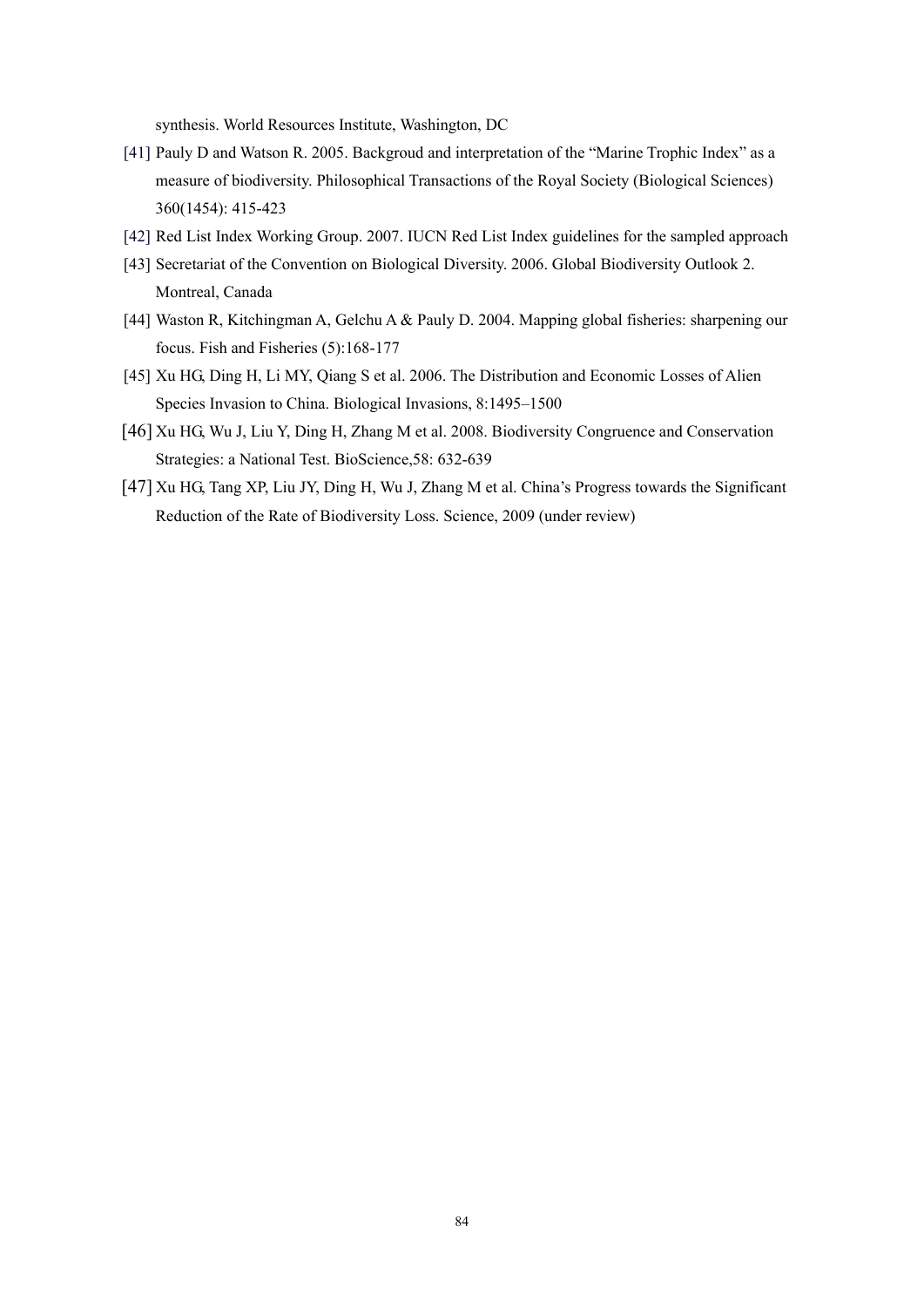synthesis. World Resources Institute, Washington, DC

[41] Pauly D and Watson R. 2005. Backgroud and interpretation of the “Marine Trophic Index” as a measure of biodiversity. Philosophical Transactions of the Royal Society (Biological Sciences) 360(1454): 415-423

[42] Red List Index Working Group. 2007. IUCN Red List Index guidelines for the sampled approach

[43] Secretariat of the Convention on Biological Diversity. 2006. Global Biodiversity Outlook 2. Montreal, Canada

[44] Waston R, Kitchingman A, Gelchu A & Pauly D. 2004. Mapping global fisheries: sharpening our focus. Fish and Fisheries (5):168-177

[45] Xu HG, Ding H, Li MY, Qiang S et al. 2006. The Distribution and Economic Losses of Alien Species Invasion to China. Biological Invasions, 8:1495–1500

[46] Xu HG, Wu J, Liu Y, Ding H, Zhang M et al. 2008. Biodiversity Congruence and Conservation Strategies: a National Test. BioScience,58: 632-639

[47] Xu HG, Tang XP, Liu JY, Ding H, Wu J, Zhang M et al. China’s Progress towards the Significant Reduction of the Rate of Biodiversity Loss. Science, 2009 (under review)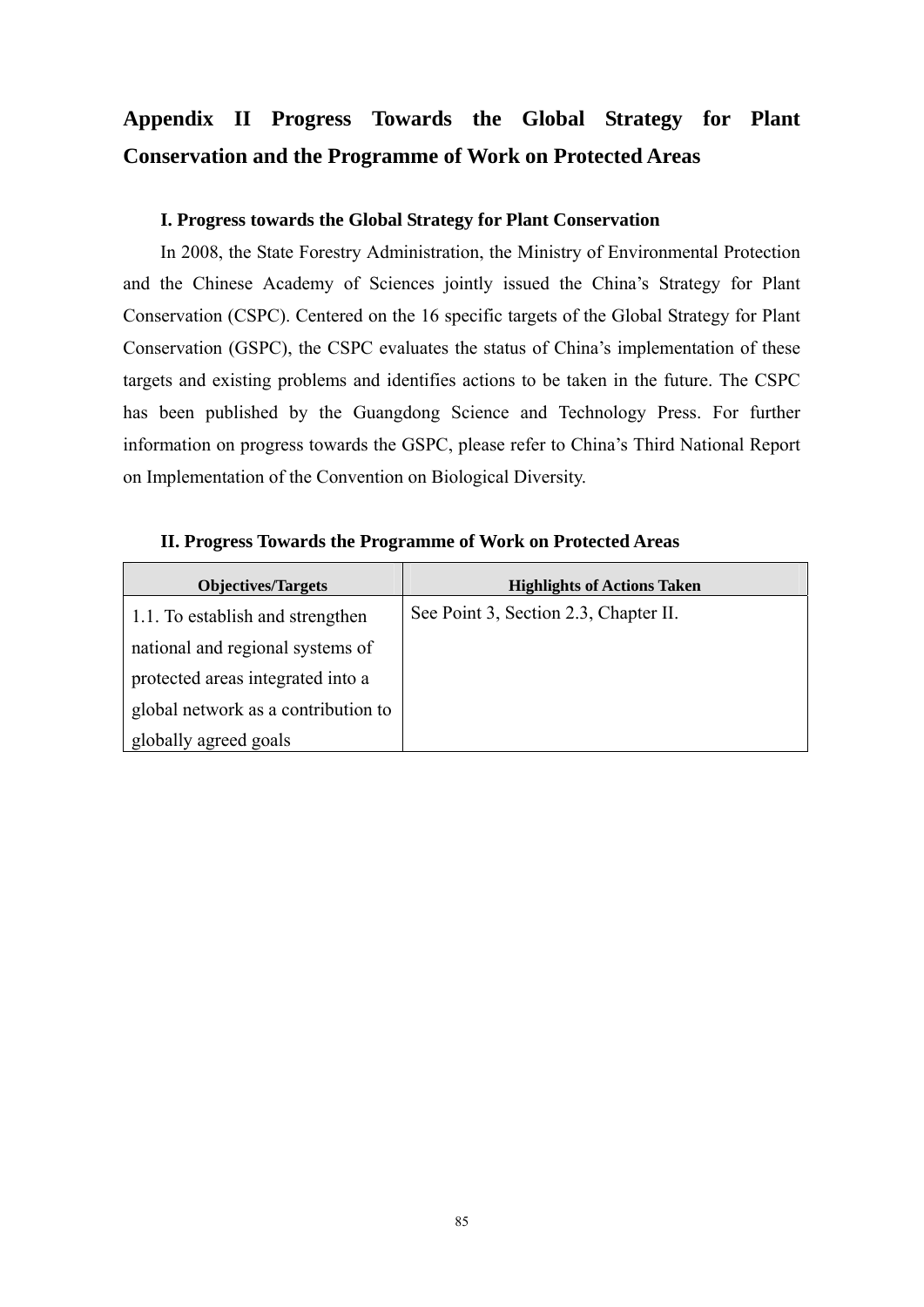# Appendix II Progress Towards the Global Strategy for Plant Conservation and the Programme of Work on Protected Areas

## I. Progress towards the Global Strategy for Plant Conservation

In 2008, the State Forestry Administration, the Ministry of Environmental Protection and the Chinese Academy of Sciences jointly issued the China's Strategy for Plant Conservation (CSPC). Centered on the 16 specific targets of the Global Strategy for Plant Conservation (GSPC), the CSPC evaluates the status of China's implementation of these targets and existing problems and identifies actions to be taken in the future. The CSPC has been published by the Guangdong Science and Technology Press. For further information on progress towards the GSPC, please refer to China's Third National Report on Implementation of the Convention on Biological Diversity.

## II. Progress Towards the Programme of Work on Protected Areas

| Objectives/Targets | Highlights of Actions Taken |
| --- | --- |
| 1.1. To establish and strengthen national and regional systems of protected areas integrated into a global network as a contribution to globally agreed goals | See Point 3, Section 2.3, Chapter II. |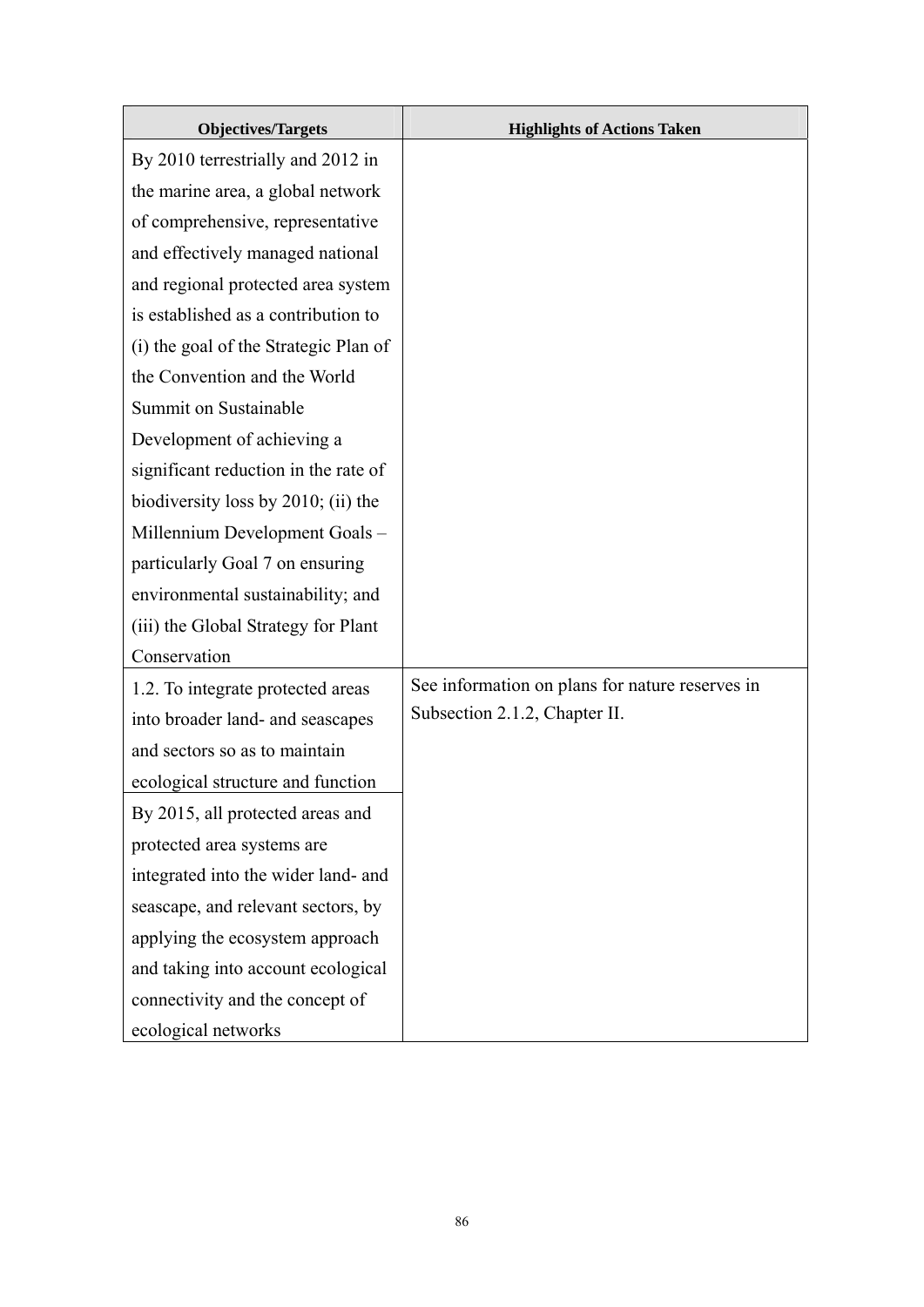| Objectives/Targets | Highlights of Actions Taken |
|---|---|
| By 2010 terrestrially and 2012 in the marine area, a global network of comprehensive, representative and effectively managed national and regional protected area system is established as a contribution to (i) the goal of the Strategic Plan of the Convention and the World Summit on Sustainable Development of achieving a significant reduction in the rate of biodiversity loss by 2010; (ii) the Millennium Development Goals – particularly Goal 7 on ensuring environmental sustainability; and (iii) the Global Strategy for Plant Conservation | |
| 1.2. To integrate protected areas into broader land- and seascapes and sectors so as to maintain ecological structure and function | See information on plans for nature reserves in Subsection 2.1.2, Chapter II. |
| By 2015, all protected areas and protected area systems are integrated into the wider land- and seascape, and relevant sectors, by applying the ecosystem approach and taking into account ecological connectivity and the concept of ecological networks | |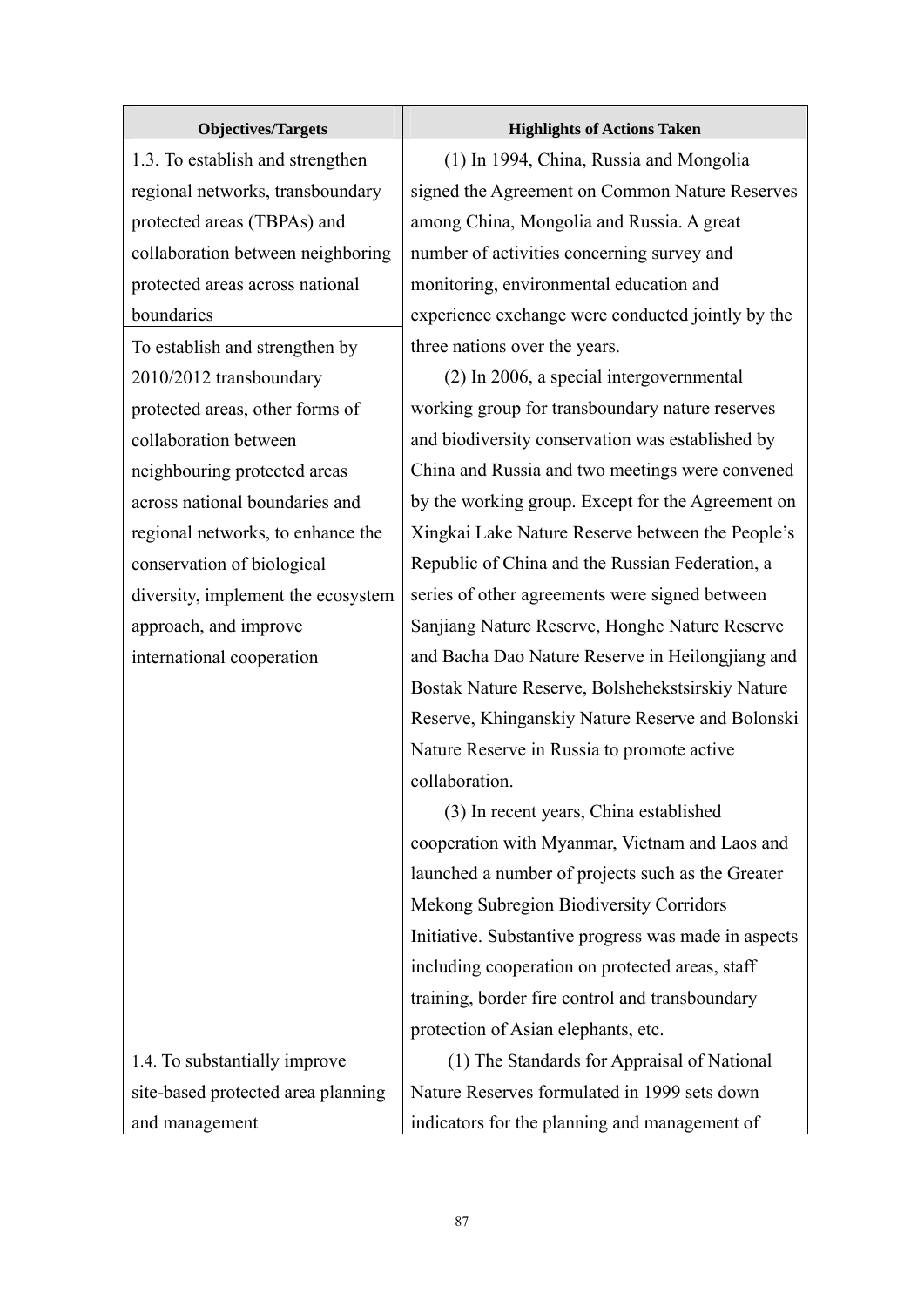| Objectives/Targets | Highlights of Actions Taken |
|---|---|
| 1.3. To establish and strengthen regional networks, transboundary protected areas (TBPAs) and collaboration between neighboring protected areas across national boundaries<br><br>To establish and strengthen by 2010/2012 transboundary protected areas, other forms of collaboration between neighbouring protected areas across national boundaries and regional networks, to enhance the conservation of biological diversity, implement the ecosystem approach, and improve international cooperation | (1) In 1994, China, Russia and Mongolia signed the Agreement on Common Nature Reserves among China, Mongolia and Russia. A great number of activities concerning survey and monitoring, environmental education and experience exchange were conducted jointly by the three nations over the years.<br>(2) In 2006, a special intergovernmental working group for transboundary nature reserves and biodiversity conservation was established by China and Russia and two meetings were convened by the working group. Except for the Agreement on Xingkai Lake Nature Reserve between the People's Republic of China and the Russian Federation, a series of other agreements were signed between Sanjiang Nature Reserve, Honghe Nature Reserve and Bacha Dao Nature Reserve in Heilongjiang and Bostak Nature Reserve, Bolshehekstsirskiy Nature Reserve, Khinganskiy Nature Reserve and Bolonski Nature Reserve in Russia to promote active collaboration.<br>(3) In recent years, China established cooperation with Myanmar, Vietnam and Laos and launched a number of projects such as the Greater Mekong Subregion Biodiversity Corridors Initiative. Substantive progress was made in aspects including cooperation on protected areas, staff training, border fire control and transboundary protection of Asian elephants, etc. |
| 1.4. To substantially improve site-based protected area planning and management | (1) The Standards for Appraisal of National Nature Reserves formulated in 1999 sets down indicators for the planning and management of |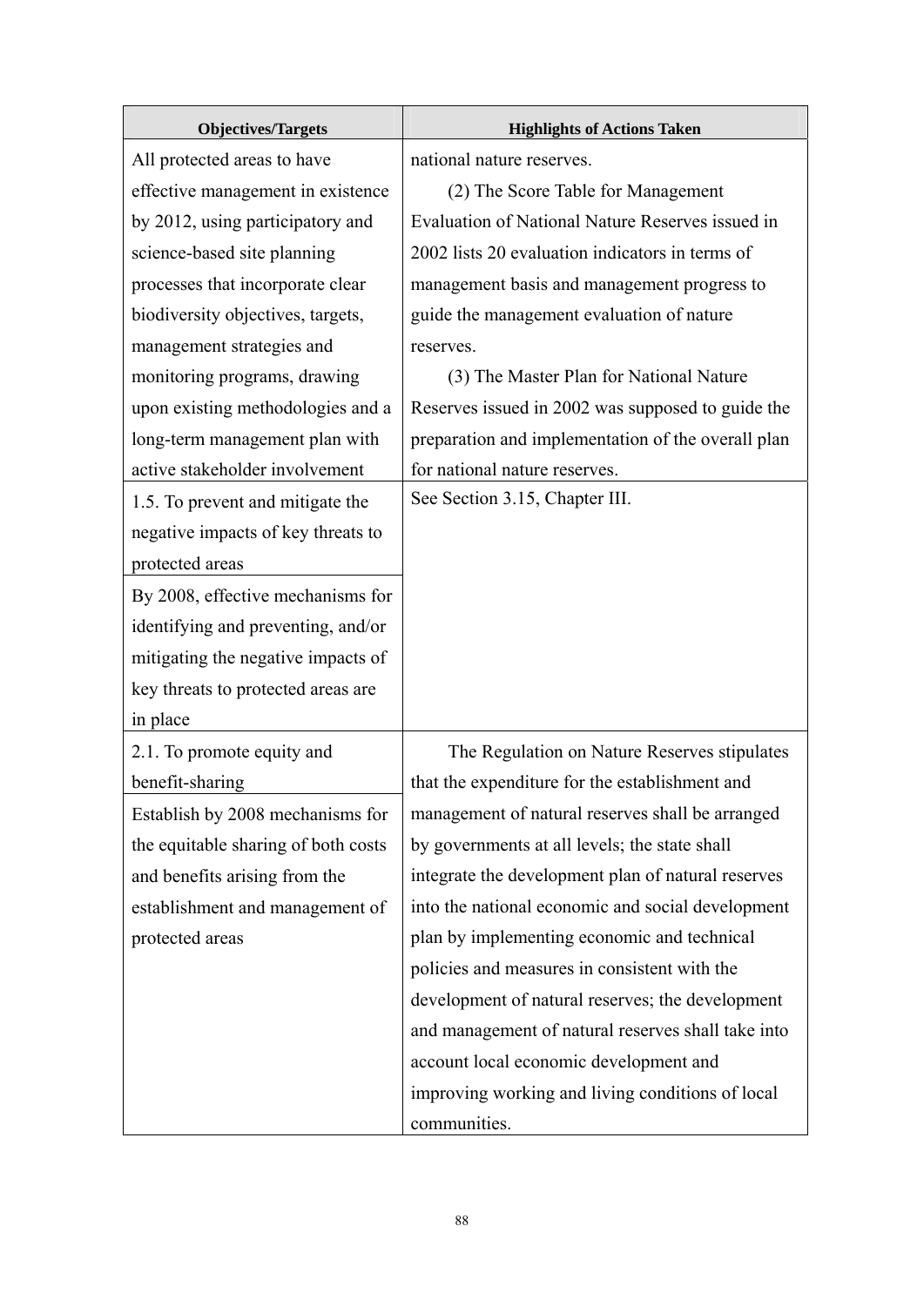| Objectives/Targets | Highlights of Actions Taken |
|---|---|
| All protected areas to have effective management in existence by 2012, using participatory and science-based site planning processes that incorporate clear biodiversity objectives, targets, management strategies and monitoring programs, drawing upon existing methodologies and a long-term management plan with active stakeholder involvement | national nature reserves.<br>(2) The Score Table for Management Evaluation of National Nature Reserves issued in 2002 lists 20 evaluation indicators in terms of management basis and management progress to guide the management evaluation of nature reserves.<br>(3) The Master Plan for National Nature Reserves issued in 2002 was supposed to guide the preparation and implementation of the overall plan for national nature reserves. |
| 1.5. To prevent and mitigate the negative impacts of key threats to protected areas | See Section 3.15, Chapter III. |
| By 2008, effective mechanisms for identifying and preventing, and/or mitigating the negative impacts of key threats to protected areas are in place | |
| 2.1. To promote equity and benefit-sharing | The Regulation on Nature Reserves stipulates that the expenditure for the establishment and management of natural reserves shall be arranged by governments at all levels; the state shall integrate the development plan of natural reserves into the national economic and social development plan by implementing economic and technical policies and measures in consistent with the development of natural reserves; the development and management of natural reserves shall take into account local economic development and improving working and living conditions of local communities. |
| Establish by 2008 mechanisms for the equitable sharing of both costs and benefits arising from the establishment and management of protected areas | |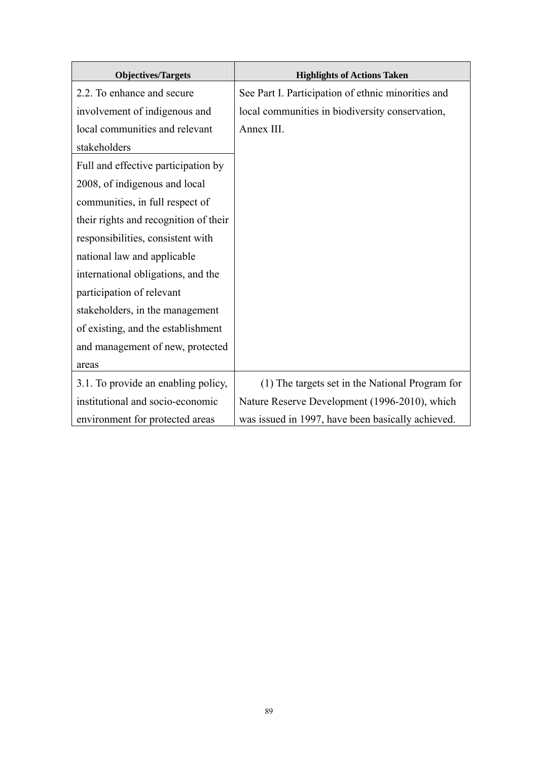| Objectives/Targets | Highlights of Actions Taken |
| --- | --- |
| 2.2. To enhance and secure involvement of indigenous and local communities and relevant stakeholders | See Part I. Participation of ethnic minorities and local communities in biodiversity conservation, Annex III. |
| Full and effective participation by 2008, of indigenous and local communities, in full respect of their rights and recognition of their responsibilities, consistent with national law and applicable international obligations, and the participation of relevant stakeholders, in the management of existing, and the establishment and management of new, protected areas | |
| 3.1. To provide an enabling policy, institutional and socio-economic environment for protected areas | (1) The targets set in the National Program for Nature Reserve Development (1996-2010), which was issued in 1997, have been basically achieved. |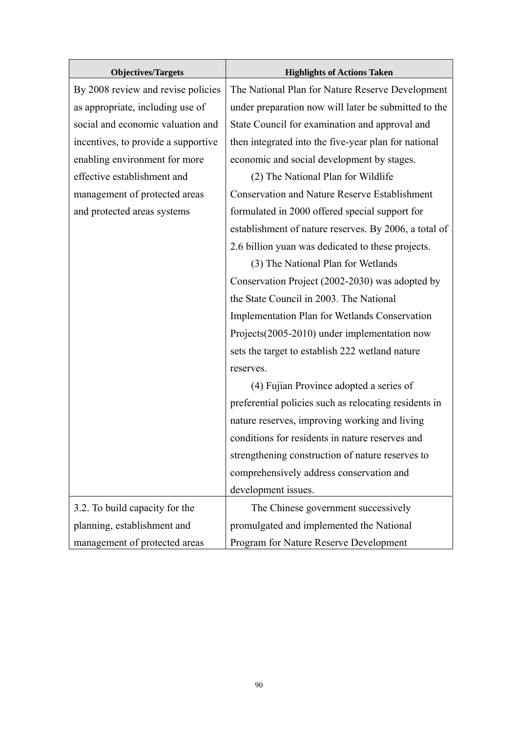| Objectives/Targets | Highlights of Actions Taken |
|---|---|
| By 2008 review and revise policies as appropriate, including use of social and economic valuation and incentives, to provide a supportive enabling environment for more effective establishment and management of protected areas and protected areas systems | The National Plan for Nature Reserve Development under preparation now will later be submitted to the State Council for examination and approval and then integrated into the five-year plan for national economic and social development by stages. (2) The National Plan for Wildlife Conservation and Nature Reserve Establishment formulated in 2000 offered special support for establishment of nature reserves. By 2006, a total of 2.6 billion yuan was dedicated to these projects. (3) The National Plan for Wetlands Conservation Project (2002-2030) was adopted by the State Council in 2003. The National Implementation Plan for Wetlands Conservation Projects(2005-2010) under implementation now sets the target to establish 222 wetland nature reserves. (4) Fujian Province adopted a series of preferential policies such as relocating residents in nature reserves, improving working and living conditions for residents in nature reserves and strengthening construction of nature reserves to comprehensively address conservation and development issues. |
| 3.2. To build capacity for the planning, establishment and management of protected areas | The Chinese government successively promulgated and implemented the National Program for Nature Reserve Development |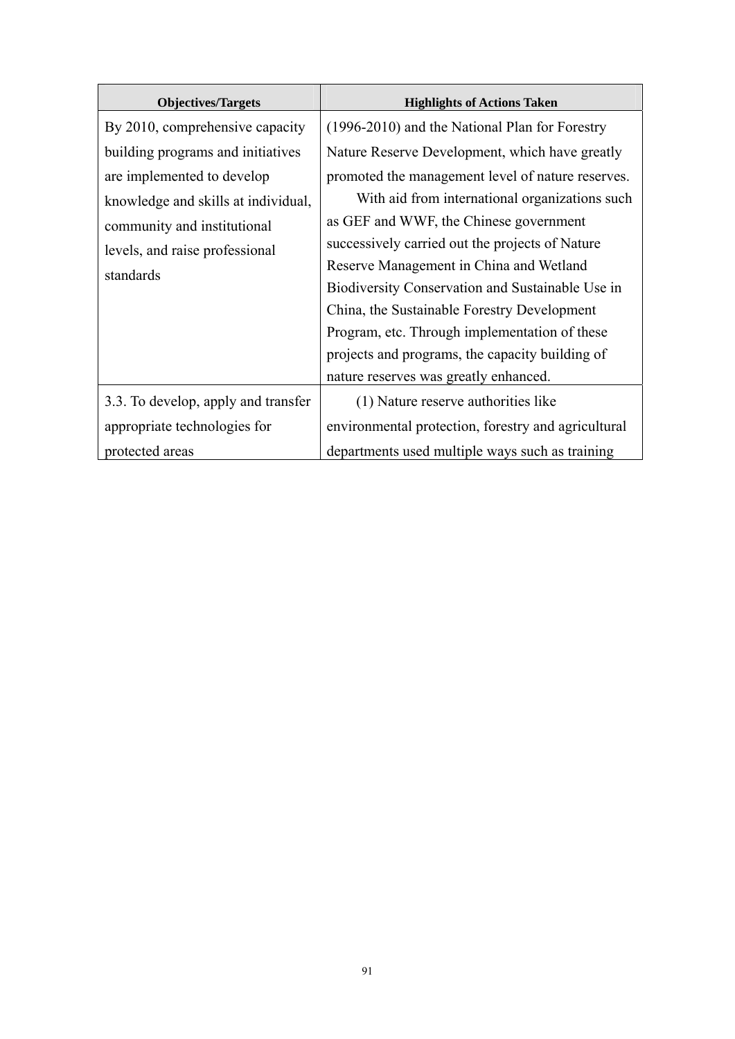| Objectives/Targets | Highlights of Actions Taken |
| --- | --- |
| By 2010, comprehensive capacity building programs and initiatives are implemented to develop knowledge and skills at individual, community and institutional levels, and raise professional standards | (1996-2010) and the National Plan for Forestry Nature Reserve Development, which have greatly promoted the management level of nature reserves.<br>With aid from international organizations such as GEF and WWF, the Chinese government successively carried out the projects of Nature Reserve Management in China and Wetland Biodiversity Conservation and Sustainable Use in China, the Sustainable Forestry Development Program, etc. Through implementation of these projects and programs, the capacity building of nature reserves was greatly enhanced. |
| 3.3. To develop, apply and transfer appropriate technologies for protected areas | (1) Nature reserve authorities like environmental protection, forestry and agricultural departments used multiple ways such as training |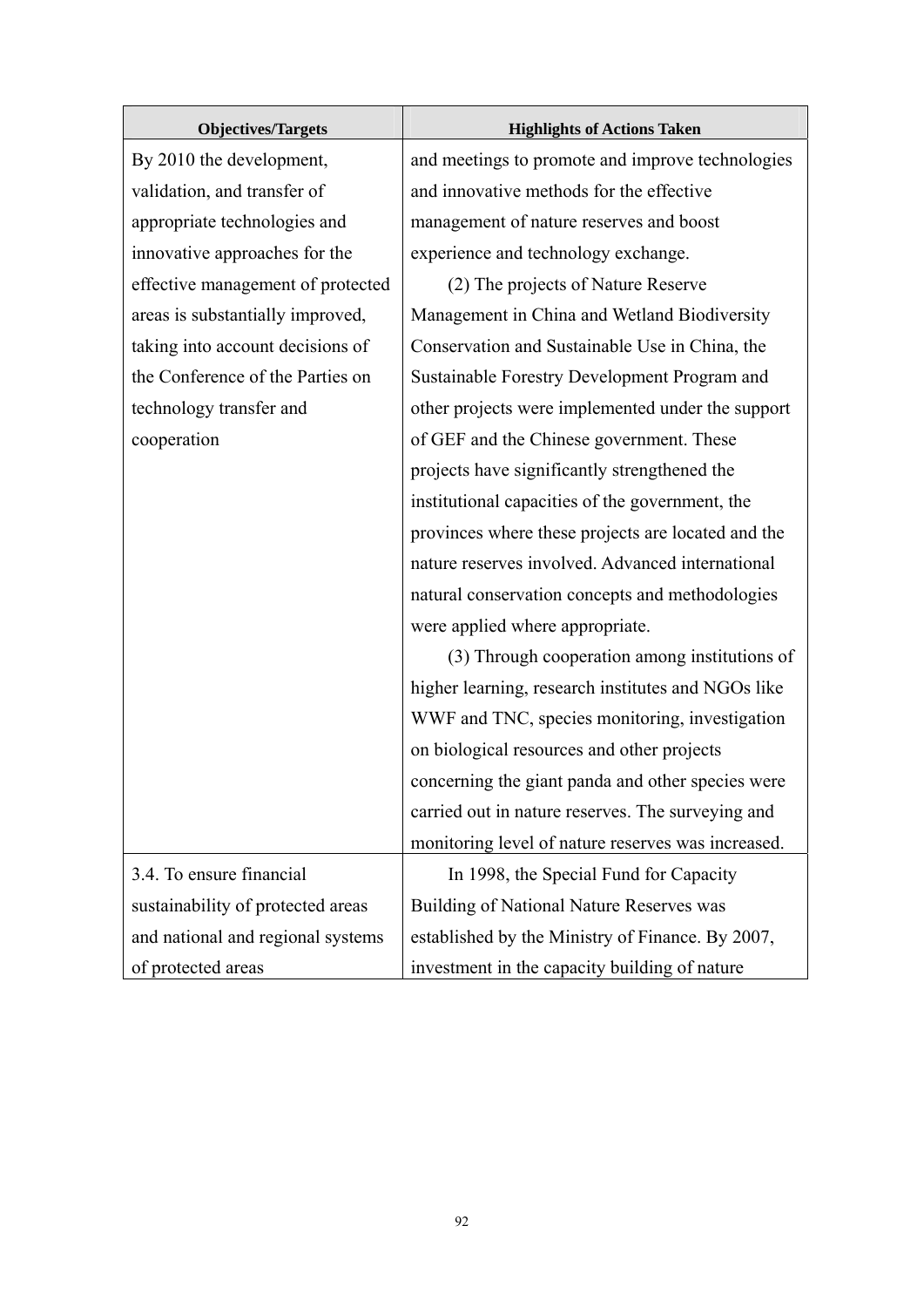| Objectives/Targets | Highlights of Actions Taken |
|---|---|
| By 2010 the development, validation, and transfer of appropriate technologies and innovative approaches for the effective management of protected areas is substantially improved, taking into account decisions of the Conference of the Parties on technology transfer and cooperation | and meetings to promote and improve technologies and innovative methods for the effective management of nature reserves and boost experience and technology exchange.<br>(2) The projects of Nature Reserve Management in China and Wetland Biodiversity Conservation and Sustainable Use in China, the Sustainable Forestry Development Program and other projects were implemented under the support of GEF and the Chinese government. These projects have significantly strengthened the institutional capacities of the government, the provinces where these projects are located and the nature reserves involved. Advanced international natural conservation concepts and methodologies were applied where appropriate.<br>(3) Through cooperation among institutions of higher learning, research institutes and NGOs like WWF and TNC, species monitoring, investigation on biological resources and other projects concerning the giant panda and other species were carried out in nature reserves. The surveying and monitoring level of nature reserves was increased. |
| 3.4. To ensure financial sustainability of protected areas and national and regional systems of protected areas | In 1998, the Special Fund for Capacity Building of National Nature Reserves was established by the Ministry of Finance. By 2007, investment in the capacity building of nature |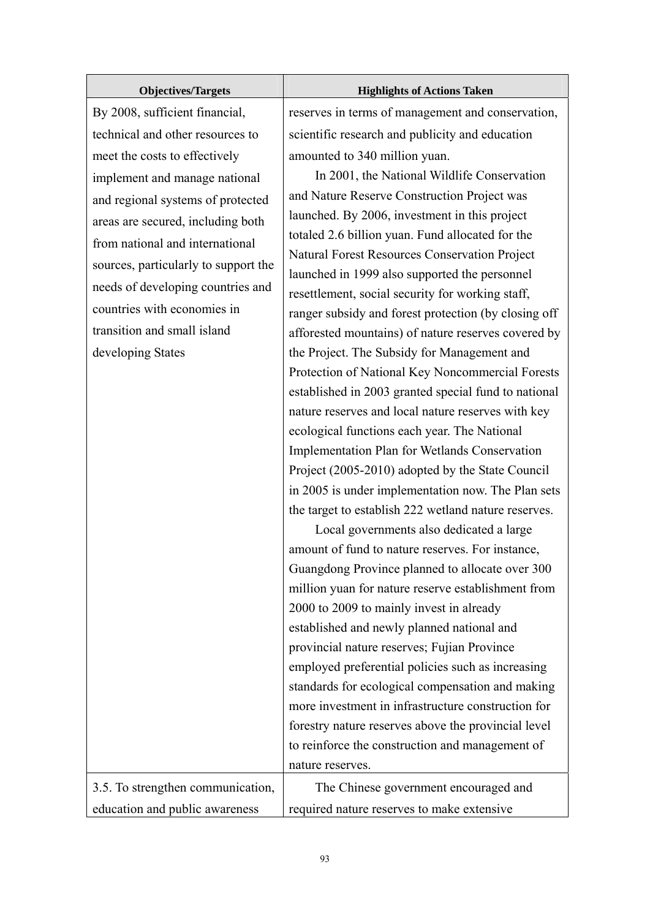| Objectives/Targets | Highlights of Actions Taken |
|---|---|
| By 2008, sufficient financial, technical and other resources to meet the costs to effectively implement and manage national and regional systems of protected areas are secured, including both from national and international sources, particularly to support the needs of developing countries and countries with economies in transition and small island developing States | reserves in terms of management and conservation, scientific research and publicity and education amounted to 340 million yuan.<br>In 2001, the National Wildlife Conservation and Nature Reserve Construction Project was launched. By 2006, investment in this project totaled 2.6 billion yuan. Fund allocated for the Natural Forest Resources Conservation Project launched in 1999 also supported the personnel resettlement, social security for working staff, ranger subsidy and forest protection (by closing off afforested mountains) of nature reserves covered by the Project. The Subsidy for Management and Protection of National Key Noncommercial Forests established in 2003 granted special fund to national nature reserves and local nature reserves with key ecological functions each year. The National Implementation Plan for Wetlands Conservation Project (2005-2010) adopted by the State Council in 2005 is under implementation now. The Plan sets the target to establish 222 wetland nature reserves.<br>Local governments also dedicated a large amount of fund to nature reserves. For instance, Guangdong Province planned to allocate over 300 million yuan for nature reserve establishment from 2000 to 2009 to mainly invest in already established and newly planned national and provincial nature reserves; Fujian Province employed preferential policies such as increasing standards for ecological compensation and making more investment in infrastructure construction for forestry nature reserves above the provincial level to reinforce the construction and management of nature reserves. |
| 3.5. To strengthen communication, education and public awareness | The Chinese government encouraged and required nature reserves to make extensive |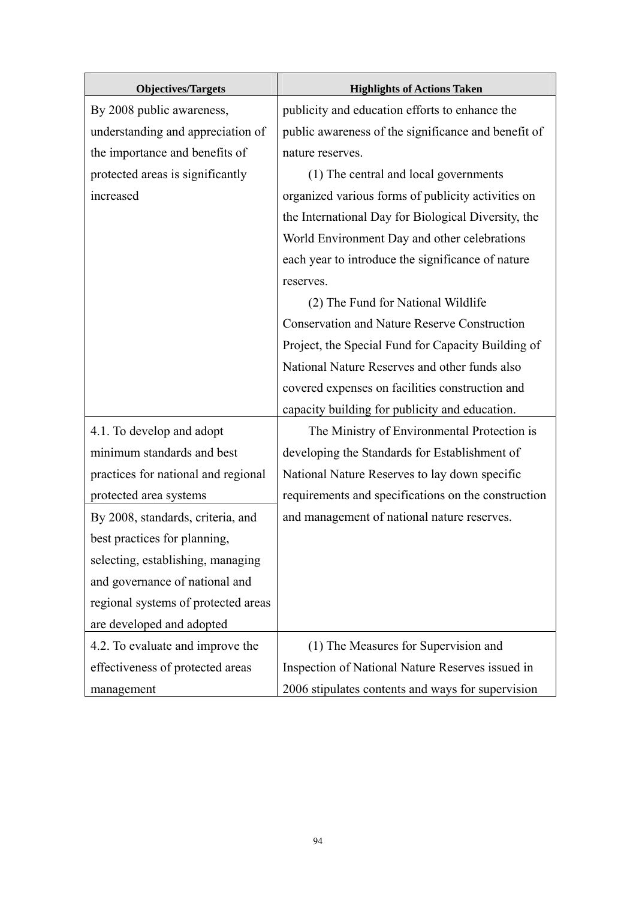| Objectives/Targets | Highlights of Actions Taken |
|---|---|
| By 2008 public awareness, understanding and appreciation of the importance and benefits of protected areas is significantly increased | publicity and education efforts to enhance the public awareness of the significance and benefit of nature reserves.<br>(1) The central and local governments organized various forms of publicity activities on the International Day for Biological Diversity, the World Environment Day and other celebrations each year to introduce the significance of nature reserves.<br>(2) The Fund for National Wildlife Conservation and Nature Reserve Construction Project, the Special Fund for Capacity Building of National Nature Reserves and other funds also covered expenses on facilities construction and capacity building for publicity and education. |
| 4.1. To develop and adopt minimum standards and best practices for national and regional protected area systems | The Ministry of Environmental Protection is developing the Standards for Establishment of National Nature Reserves to lay down specific requirements and specifications on the construction and management of national nature reserves. |
| By 2008, standards, criteria, and best practices for planning, selecting, establishing, managing and governance of national and regional systems of protected areas are developed and adopted | |
| 4.2. To evaluate and improve the effectiveness of protected areas management | (1) The Measures for Supervision and Inspection of National Nature Reserves issued in 2006 stipulates contents and ways for supervision |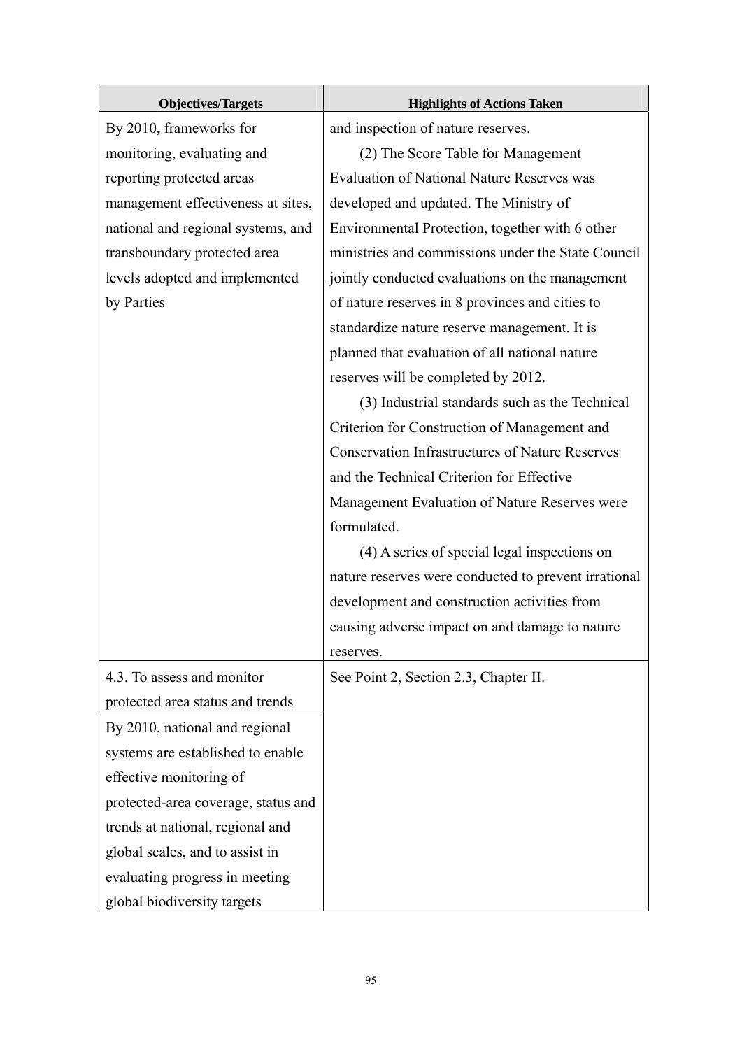| Objectives/Targets | Highlights of Actions Taken |
|---|---|
| By 2010**,** frameworks for monitoring, evaluating and reporting protected areas management effectiveness at sites, national and regional systems, and transboundary protected area levels adopted and implemented by Parties | and inspection of nature reserves.<br>(2) The Score Table for Management Evaluation of National Nature Reserves was developed and updated. The Ministry of Environmental Protection, together with 6 other ministries and commissions under the State Council jointly conducted evaluations on the management of nature reserves in 8 provinces and cities to standardize nature reserve management. It is planned that evaluation of all national nature reserves will be completed by 2012.<br>(3) Industrial standards such as the Technical Criterion for Construction of Management and Conservation Infrastructures of Nature Reserves and the Technical Criterion for Effective Management Evaluation of Nature Reserves were formulated.<br>(4) A series of special legal inspections on nature reserves were conducted to prevent irrational development and construction activities from causing adverse impact on and damage to nature reserves. |
| 4.3. To assess and monitor protected area status and trends<br>By 2010, national and regional systems are established to enable effective monitoring of protected-area coverage, status and trends at national, regional and global scales, and to assist in evaluating progress in meeting global biodiversity targets | See Point 2, Section 2.3, Chapter II. |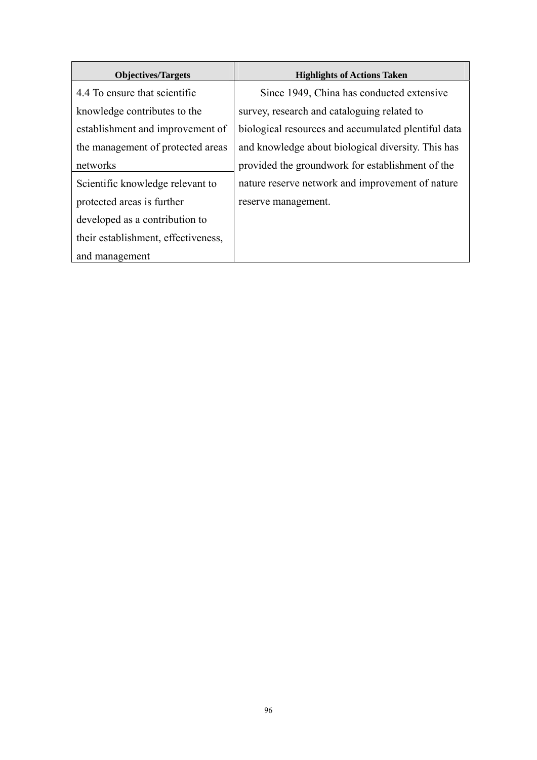| Objectives/Targets | Highlights of Actions Taken |
|---|---|
| 4.4 To ensure that scientific knowledge contributes to the establishment and improvement of the management of protected areas networks | Since 1949, China has conducted extensive survey, research and cataloguing related to biological resources and accumulated plentiful data and knowledge about biological diversity. This has provided the groundwork for establishment of the nature reserve network and improvement of nature reserve management. |
| Scientific knowledge relevant to protected areas is further developed as a contribution to their establishment, effectiveness, and management | |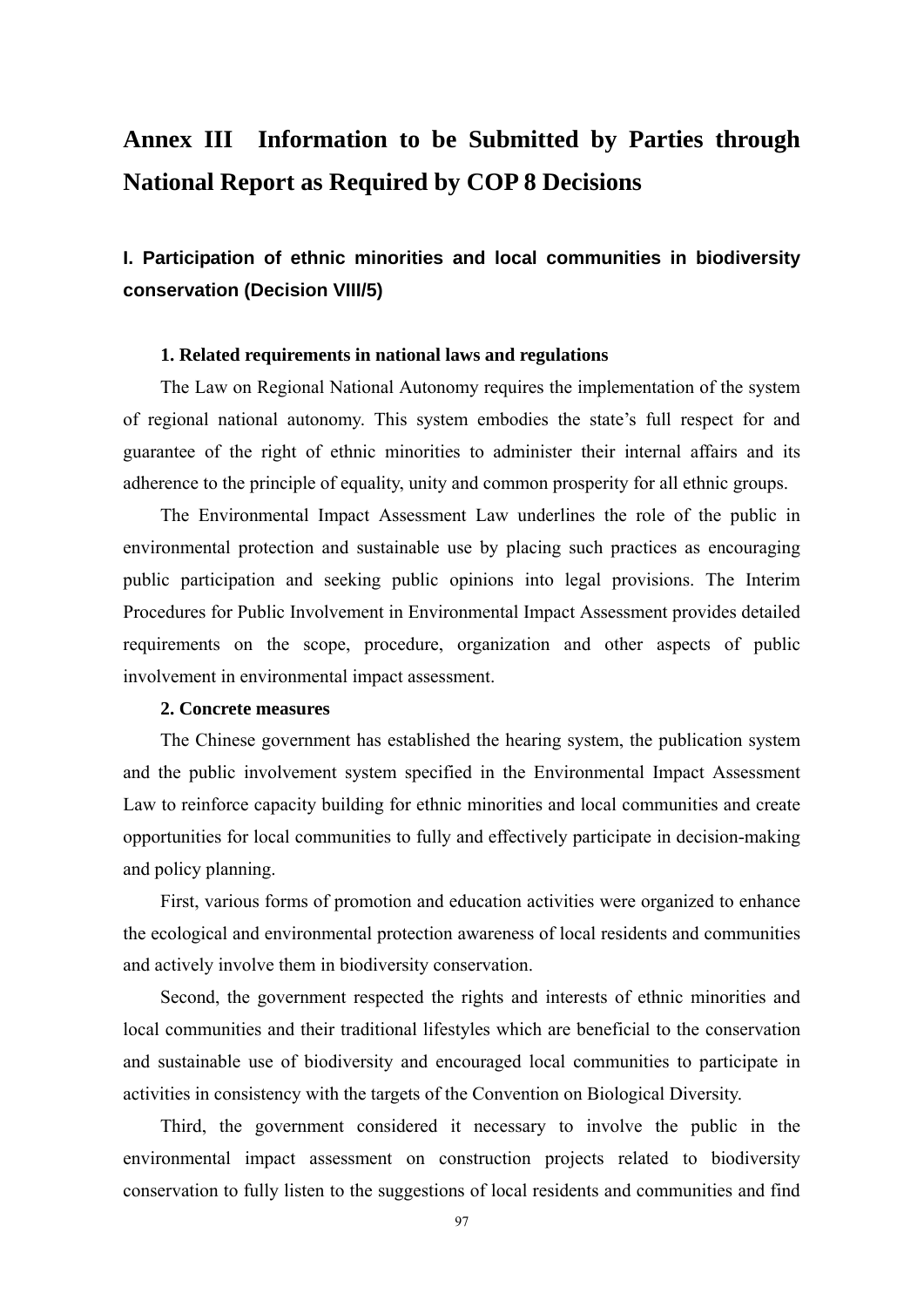# Annex III Information to be Submitted by Parties through National Report as Required by COP 8 Decisions

## I. Participation of ethnic minorities and local communities in biodiversity conservation (Decision VIII/5)

**1. Related requirements in national laws and regulations**

The Law on Regional National Autonomy requires the implementation of the system of regional national autonomy. This system embodies the state's full respect for and guarantee of the right of ethnic minorities to administer their internal affairs and its adherence to the principle of equality, unity and common prosperity for all ethnic groups.

The Environmental Impact Assessment Law underlines the role of the public in environmental protection and sustainable use by placing such practices as encouraging public participation and seeking public opinions into legal provisions. The Interim Procedures for Public Involvement in Environmental Impact Assessment provides detailed requirements on the scope, procedure, organization and other aspects of public involvement in environmental impact assessment.

**2. Concrete measures**

The Chinese government has established the hearing system, the publication system and the public involvement system specified in the Environmental Impact Assessment Law to reinforce capacity building for ethnic minorities and local communities and create opportunities for local communities to fully and effectively participate in decision-making and policy planning.

First, various forms of promotion and education activities were organized to enhance the ecological and environmental protection awareness of local residents and communities and actively involve them in biodiversity conservation.

Second, the government respected the rights and interests of ethnic minorities and local communities and their traditional lifestyles which are beneficial to the conservation and sustainable use of biodiversity and encouraged local communities to participate in activities in consistency with the targets of the Convention on Biological Diversity.

Third, the government considered it necessary to involve the public in the environmental impact assessment on construction projects related to biodiversity conservation to fully listen to the suggestions of local residents and communities and find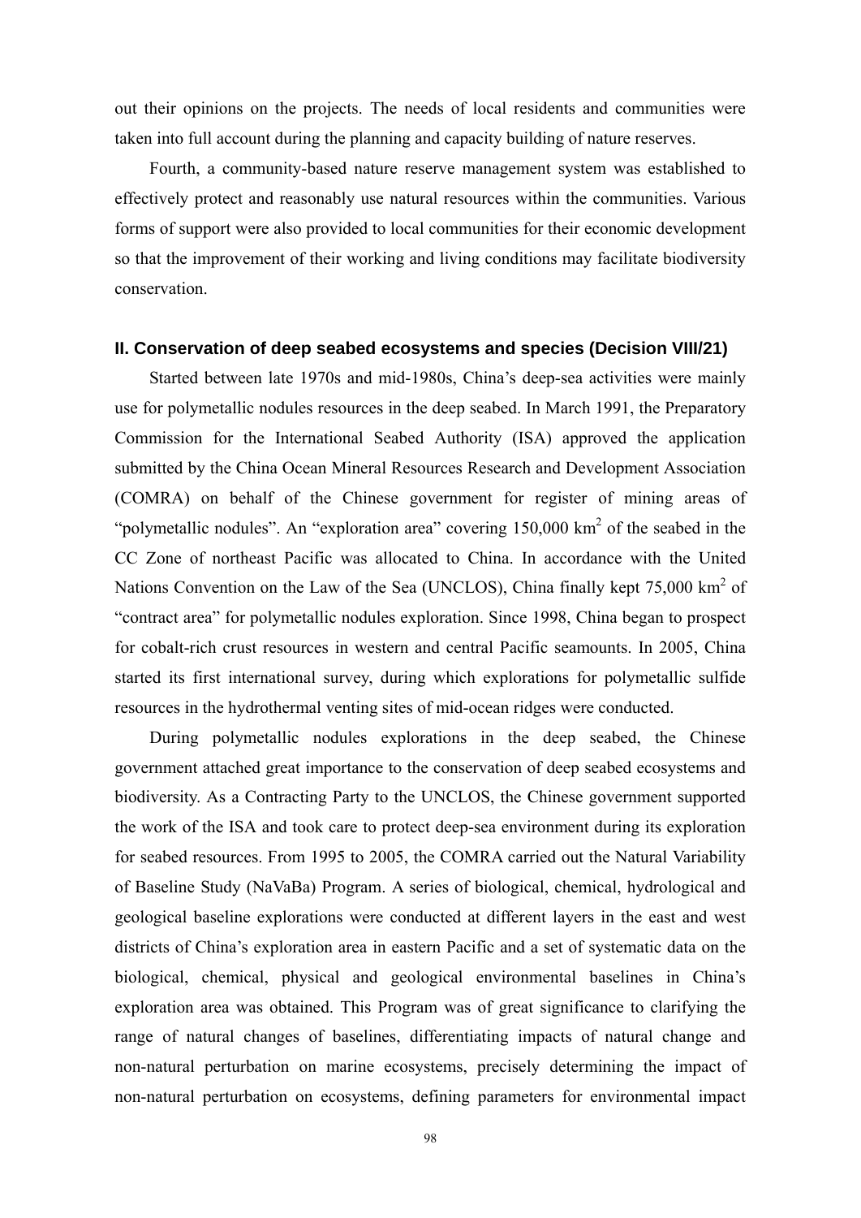out their opinions on the projects. The needs of local residents and communities were taken into full account during the planning and capacity building of nature reserves.

Fourth, a community-based nature reserve management system was established to effectively protect and reasonably use natural resources within the communities. Various forms of support were also provided to local communities for their economic development so that the improvement of their working and living conditions may facilitate biodiversity conservation.

## II. Conservation of deep seabed ecosystems and species (Decision VIII/21)

Started between late 1970s and mid-1980s, China's deep-sea activities were mainly use for polymetallic nodules resources in the deep seabed. In March 1991, the Preparatory Commission for the International Seabed Authority (ISA) approved the application submitted by the China Ocean Mineral Resources Research and Development Association (COMRA) on behalf of the Chinese government for register of mining areas of "polymetallic nodules". An "exploration area" covering 150,000 $km^2$ of the seabed in the CC Zone of northeast Pacific was allocated to China. In accordance with the United Nations Convention on the Law of the Sea (UNCLOS), China finally kept 75,000 $km^2$ of "contract area" for polymetallic nodules exploration. Since 1998, China began to prospect for cobalt-rich crust resources in western and central Pacific seamounts. In 2005, China started its first international survey, during which explorations for polymetallic sulfide resources in the hydrothermal venting sites of mid-ocean ridges were conducted.

During polymetallic nodules explorations in the deep seabed, the Chinese government attached great importance to the conservation of deep seabed ecosystems and biodiversity. As a Contracting Party to the UNCLOS, the Chinese government supported the work of the ISA and took care to protect deep-sea environment during its exploration for seabed resources. From 1995 to 2005, the COMRA carried out the Natural Variability of Baseline Study (NaVaBa) Program. A series of biological, chemical, hydrological and geological baseline explorations were conducted at different layers in the east and west districts of China's exploration area in eastern Pacific and a set of systematic data on the biological, chemical, physical and geological environmental baselines in China's exploration area was obtained. This Program was of great significance to clarifying the range of natural changes of baselines, differentiating impacts of natural change and non-natural perturbation on marine ecosystems, precisely determining the impact of non-natural perturbation on ecosystems, defining parameters for environmental impact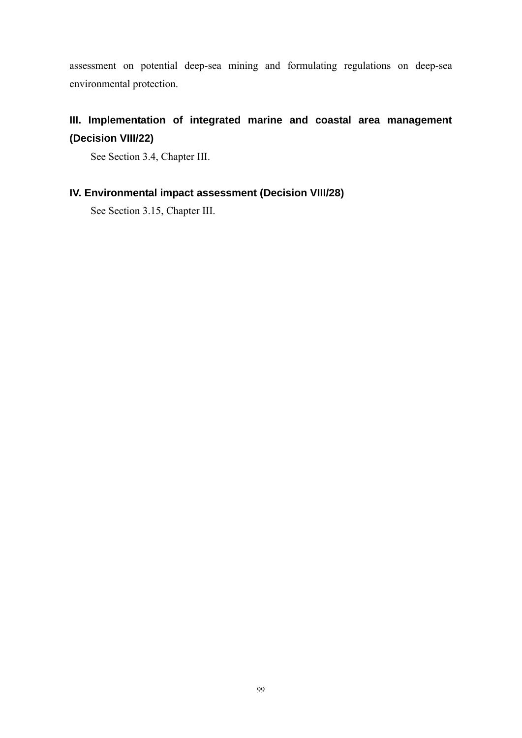assessment on potential deep-sea mining and formulating regulations on deep-sea environmental protection.

## III. Implementation of integrated marine and coastal area management (Decision VIII/22)

See Section 3.4, Chapter III.

## IV. Environmental impact assessment (Decision VIII/28)

See Section 3.15, Chapter III.